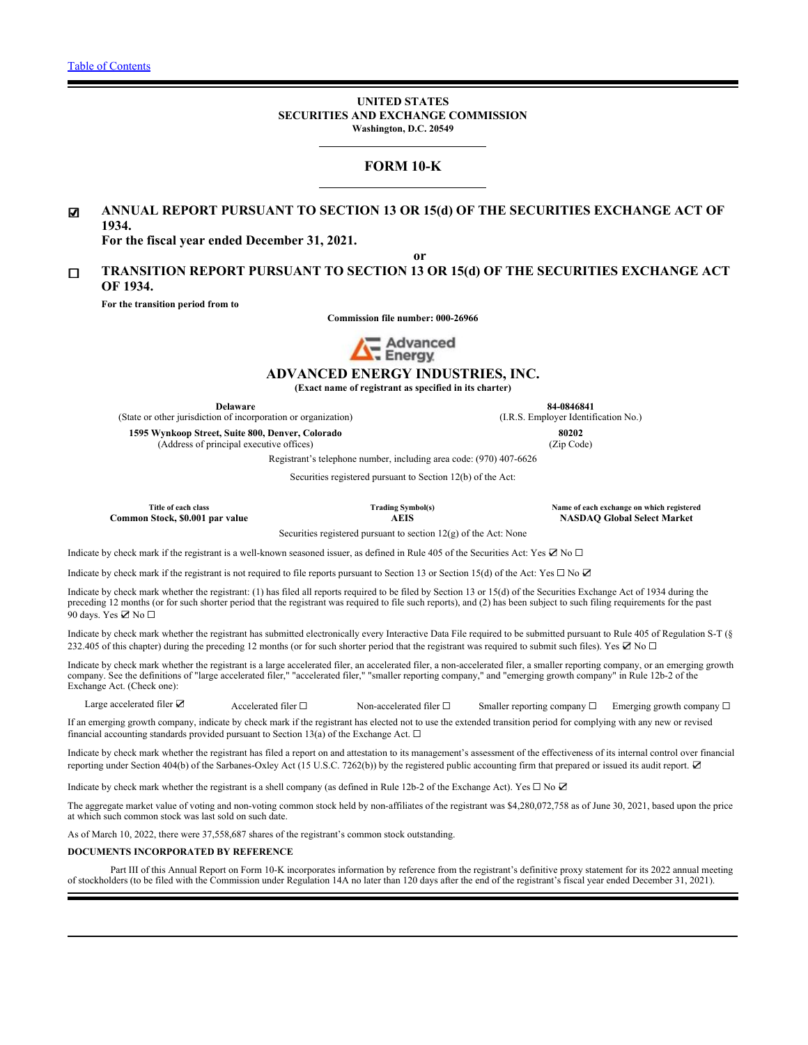[Table of Contents](#)

**UNITED STATES**
**SECURITIES AND EXCHANGE COMMISSION**
**Washington, D.C. 20549**

# FORM 10-K

☑ **ANNUAL REPORT PURSUANT TO SECTION 13 OR 15(d) OF THE SECURITIES EXCHANGE ACT OF 1934.**
**For the fiscal year ended December 31, 2021.**

**or**

☐ **TRANSITION REPORT PURSUANT TO SECTION 13 OR 15(d) OF THE SECURITIES EXCHANGE ACT OF 1934.**

**For the transition period from to**

**Commission file number: 000-26966**

Advanced Energy

# ADVANCED ENERGY INDUSTRIES, INC.

**(Exact name of registrant as specified in its charter)**

| | |
|---|---|
| **Delaware** | **84-0846841** |
| (State or other jurisdiction of incorporation or organization) | (I.R.S. Employer Identification No.) |
| **1595 Wynkoop Street, Suite 800, Denver, Colorado** | **80202** |
| (Address of principal executive offices) | (Zip Code) |

Registrant's telephone number, including area code: (970) 407-6626

Securities registered pursuant to Section 12(b) of the Act:

| Title of each class | Trading Symbol(s) | Name of each exchange on which registered |
|---|---|---|
| **Common Stock, $0.001 par value** | **AEIS** | **NASDAQ Global Select Market** |

Securities registered pursuant to section 12(g) of the Act: None

Indicate by check mark if the registrant is a well-known seasoned issuer, as defined in Rule 405 of the Securities Act: Yes ☑ No ☐

Indicate by check mark if the registrant is not required to file reports pursuant to Section 13 or Section 15(d) of the Act: Yes ☐ No ☑

Indicate by check mark whether the registrant: (1) has filed all reports required to be filed by Section 13 or 15(d) of the Securities Exchange Act of 1934 during the preceding 12 months (or for such shorter period that the registrant was required to file such reports), and (2) has been subject to such filing requirements for the past 90 days. Yes ☑ No ☐

Indicate by check mark whether the registrant has submitted electronically every Interactive Data File required to be submitted pursuant to Rule 405 of Regulation S-T (§ 232.405 of this chapter) during the preceding 12 months (or for such shorter period that the registrant was required to submit such files). Yes ☑ No ☐

Indicate by check mark whether the registrant is a large accelerated filer, an accelerated filer, a non-accelerated filer, a smaller reporting company, or an emerging growth company. See the definitions of "large accelerated filer," "accelerated filer," "smaller reporting company," and "emerging growth company" in Rule 12b-2 of the Exchange Act. (Check one):

Large accelerated filer ☑ Accelerated filer ☐ Non-accelerated filer ☐ Smaller reporting company ☐ Emerging growth company ☐

If an emerging growth company, indicate by check mark if the registrant has elected not to use the extended transition period for complying with any new or revised financial accounting standards provided pursuant to Section 13(a) of the Exchange Act. ☐

Indicate by check mark whether the registrant has filed a report on and attestation to its management's assessment of the effectiveness of its internal control over financial reporting under Section 404(b) of the Sarbanes-Oxley Act (15 U.S.C. 7262(b)) by the registered public accounting firm that prepared or issued its audit report. ☑

Indicate by check mark whether the registrant is a shell company (as defined in Rule 12b-2 of the Exchange Act). Yes ☐ No ☑

The aggregate market value of voting and non-voting common stock held by non-affiliates of the registrant was $4,280,072,758 as of June 30, 2021, based upon the price at which such common stock was last sold on such date.

As of March 10, 2022, there were 37,558,687 shares of the registrant's common stock outstanding.

**DOCUMENTS INCORPORATED BY REFERENCE**

Part III of this Annual Report on Form 10-K incorporates information by reference from the registrant's definitive proxy statement for its 2022 annual meeting of stockholders (to be filed with the Commission under Regulation 14A no later than 120 days after the end of the registrant's fiscal year ended December 31, 2021).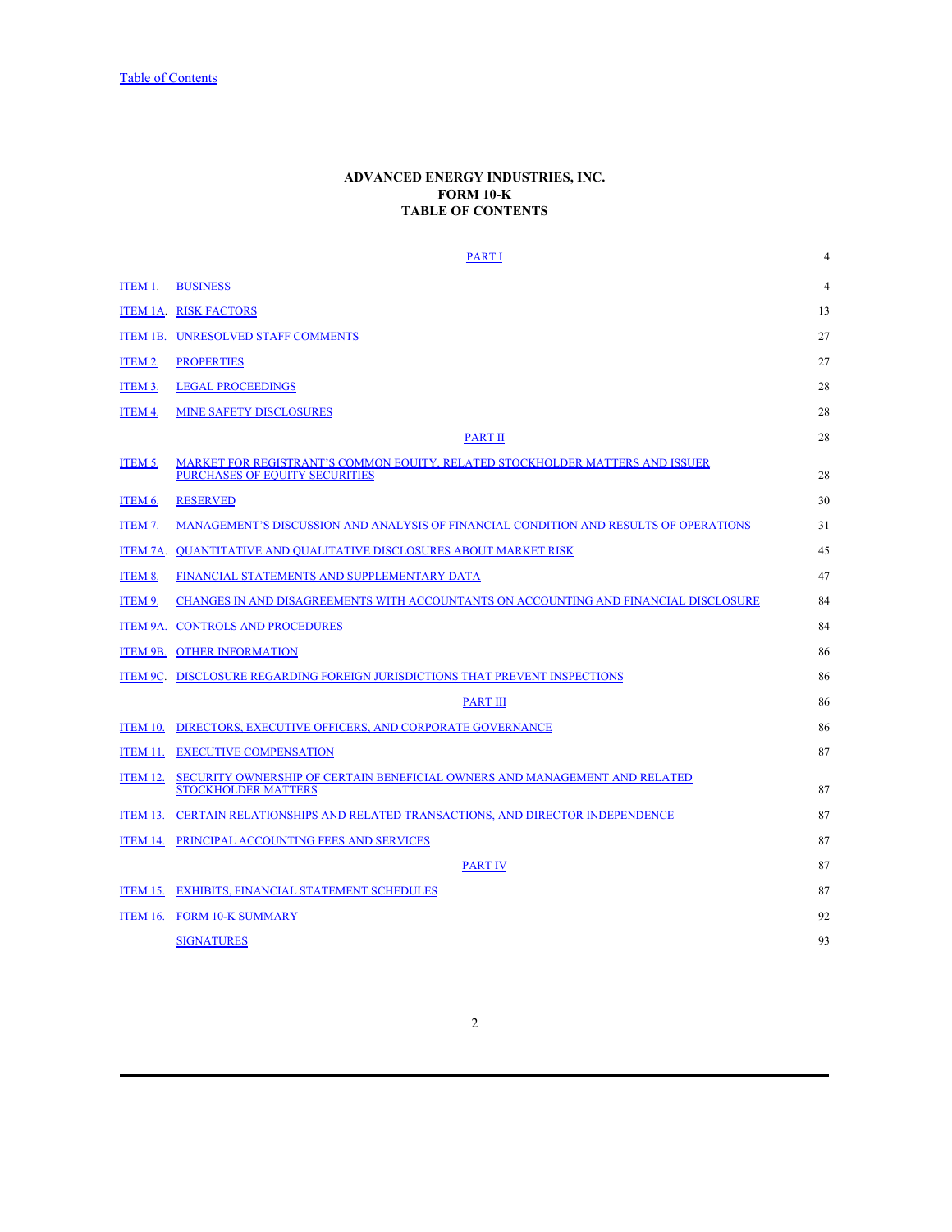# ADVANCED ENERGY INDUSTRIES, INC.
# FORM 10-K
# TABLE OF CONTENTS

| | | |
|---|---|---|
| | PART I | 4 |
| ITEM 1. | BUSINESS | 4 |
| ITEM 1A. | RISK FACTORS | 13 |
| ITEM 1B. | UNRESOLVED STAFF COMMENTS | 27 |
| ITEM 2. | PROPERTIES | 27 |
| ITEM 3. | LEGAL PROCEEDINGS | 28 |
| ITEM 4. | MINE SAFETY DISCLOSURES | 28 |
| | PART II | 28 |
| ITEM 5. | MARKET FOR REGISTRANT'S COMMON EQUITY, RELATED STOCKHOLDER MATTERS AND ISSUER PURCHASES OF EQUITY SECURITIES | 28 |
| ITEM 6. | RESERVED | 30 |
| ITEM 7. | MANAGEMENT'S DISCUSSION AND ANALYSIS OF FINANCIAL CONDITION AND RESULTS OF OPERATIONS | 31 |
| ITEM 7A. | QUANTITATIVE AND QUALITATIVE DISCLOSURES ABOUT MARKET RISK | 45 |
| ITEM 8. | FINANCIAL STATEMENTS AND SUPPLEMENTARY DATA | 47 |
| ITEM 9. | CHANGES IN AND DISAGREEMENTS WITH ACCOUNTANTS ON ACCOUNTING AND FINANCIAL DISCLOSURE | 84 |
| ITEM 9A. | CONTROLS AND PROCEDURES | 84 |
| ITEM 9B. | OTHER INFORMATION | 86 |
| ITEM 9C. | DISCLOSURE REGARDING FOREIGN JURISDICTIONS THAT PREVENT INSPECTIONS | 86 |
| | PART III | 86 |
| ITEM 10. | DIRECTORS, EXECUTIVE OFFICERS, AND CORPORATE GOVERNANCE | 86 |
| ITEM 11. | EXECUTIVE COMPENSATION | 87 |
| ITEM 12. | SECURITY OWNERSHIP OF CERTAIN BENEFICIAL OWNERS AND MANAGEMENT AND RELATED STOCKHOLDER MATTERS | 87 |
| ITEM 13. | CERTAIN RELATIONSHIPS AND RELATED TRANSACTIONS, AND DIRECTOR INDEPENDENCE | 87 |
| ITEM 14. | PRINCIPAL ACCOUNTING FEES AND SERVICES | 87 |
| | PART IV | 87 |
| ITEM 15. | EXHIBITS, FINANCIAL STATEMENT SCHEDULES | 87 |
| ITEM 16. | FORM 10-K SUMMARY | 92 |
| | SIGNATURES | 93 |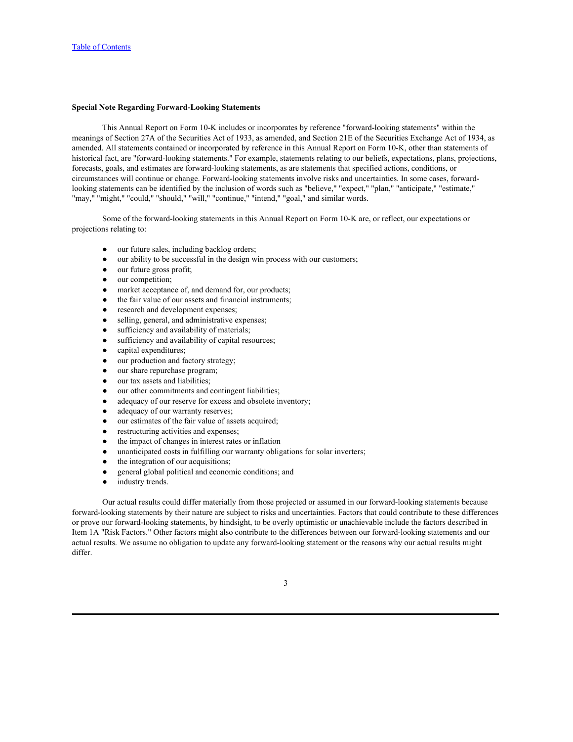**Special Note Regarding Forward-Looking Statements**

This Annual Report on Form 10-K includes or incorporates by reference "forward-looking statements" within the meanings of Section 27A of the Securities Act of 1933, as amended, and Section 21E of the Securities Exchange Act of 1934, as amended. All statements contained or incorporated by reference in this Annual Report on Form 10-K, other than statements of historical fact, are "forward-looking statements." For example, statements relating to our beliefs, expectations, plans, projections, forecasts, goals, and estimates are forward-looking statements, as are statements that specified actions, conditions, or circumstances will continue or change. Forward-looking statements involve risks and uncertainties. In some cases, forward-looking statements can be identified by the inclusion of words such as "believe," "expect," "plan," "anticipate," "estimate," "may," "might," "could," "should," "will," "continue," "intend," "goal," and similar words.

Some of the forward-looking statements in this Annual Report on Form 10-K are, or reflect, our expectations or projections relating to:

- our future sales, including backlog orders;
- our ability to be successful in the design win process with our customers;
- our future gross profit;
- our competition;
- market acceptance of, and demand for, our products;
- the fair value of our assets and financial instruments;
- research and development expenses;
- selling, general, and administrative expenses;
- sufficiency and availability of materials;
- sufficiency and availability of capital resources;
- capital expenditures;
- our production and factory strategy;
- our share repurchase program;
- our tax assets and liabilities;
- our other commitments and contingent liabilities;
- adequacy of our reserve for excess and obsolete inventory;
- adequacy of our warranty reserves;
- our estimates of the fair value of assets acquired;
- restructuring activities and expenses;
- the impact of changes in interest rates or inflation
- unanticipated costs in fulfilling our warranty obligations for solar inverters;
- the integration of our acquisitions;
- general global political and economic conditions; and
- industry trends.

Our actual results could differ materially from those projected or assumed in our forward-looking statements because forward-looking statements by their nature are subject to risks and uncertainties. Factors that could contribute to these differences or prove our forward-looking statements, by hindsight, to be overly optimistic or unachievable include the factors described in Item 1A "Risk Factors." Other factors might also contribute to the differences between our forward-looking statements and our actual results. We assume no obligation to update any forward-looking statement or the reasons why our actual results might differ.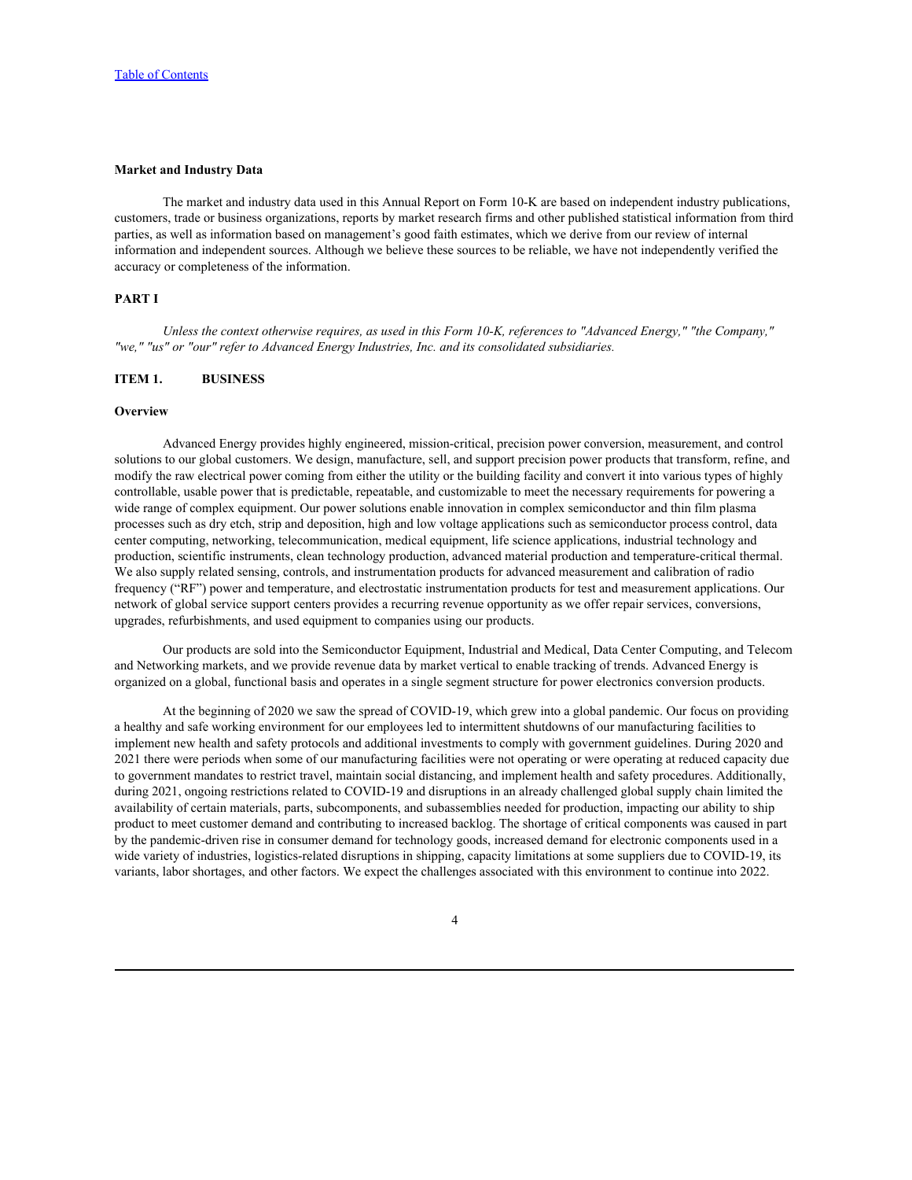**Market and Industry Data**

The market and industry data used in this Annual Report on Form 10-K are based on independent industry publications, customers, trade or business organizations, reports by market research firms and other published statistical information from third parties, as well as information based on management's good faith estimates, which we derive from our review of internal information and independent sources. Although we believe these sources to be reliable, we have not independently verified the accuracy or completeness of the information.

## PART I

*Unless the context otherwise requires, as used in this Form 10-K, references to "Advanced Energy," "the Company," "we," "us" or "our" refer to Advanced Energy Industries, Inc. and its consolidated subsidiaries.*

## ITEM 1. BUSINESS

### Overview

Advanced Energy provides highly engineered, mission-critical, precision power conversion, measurement, and control solutions to our global customers. We design, manufacture, sell, and support precision power products that transform, refine, and modify the raw electrical power coming from either the utility or the building facility and convert it into various types of highly controllable, usable power that is predictable, repeatable, and customizable to meet the necessary requirements for powering a wide range of complex equipment. Our power solutions enable innovation in complex semiconductor and thin film plasma processes such as dry etch, strip and deposition, high and low voltage applications such as semiconductor process control, data center computing, networking, telecommunication, medical equipment, life science applications, industrial technology and production, scientific instruments, clean technology production, advanced material production and temperature-critical thermal. We also supply related sensing, controls, and instrumentation products for advanced measurement and calibration of radio frequency ("RF") power and temperature, and electrostatic instrumentation products for test and measurement applications. Our network of global service support centers provides a recurring revenue opportunity as we offer repair services, conversions, upgrades, refurbishments, and used equipment to companies using our products.

Our products are sold into the Semiconductor Equipment, Industrial and Medical, Data Center Computing, and Telecom and Networking markets, and we provide revenue data by market vertical to enable tracking of trends. Advanced Energy is organized on a global, functional basis and operates in a single segment structure for power electronics conversion products.

At the beginning of 2020 we saw the spread of COVID-19, which grew into a global pandemic. Our focus on providing a healthy and safe working environment for our employees led to intermittent shutdowns of our manufacturing facilities to implement new health and safety protocols and additional investments to comply with government guidelines. During 2020 and 2021 there were periods when some of our manufacturing facilities were not operating or were operating at reduced capacity due to government mandates to restrict travel, maintain social distancing, and implement health and safety procedures. Additionally, during 2021, ongoing restrictions related to COVID-19 and disruptions in an already challenged global supply chain limited the availability of certain materials, parts, subcomponents, and subassemblies needed for production, impacting our ability to ship product to meet customer demand and contributing to increased backlog. The shortage of critical components was caused in part by the pandemic-driven rise in consumer demand for technology goods, increased demand for electronic components used in a wide variety of industries, logistics-related disruptions in shipping, capacity limitations at some suppliers due to COVID-19, its variants, labor shortages, and other factors. We expect the challenges associated with this environment to continue into 2022.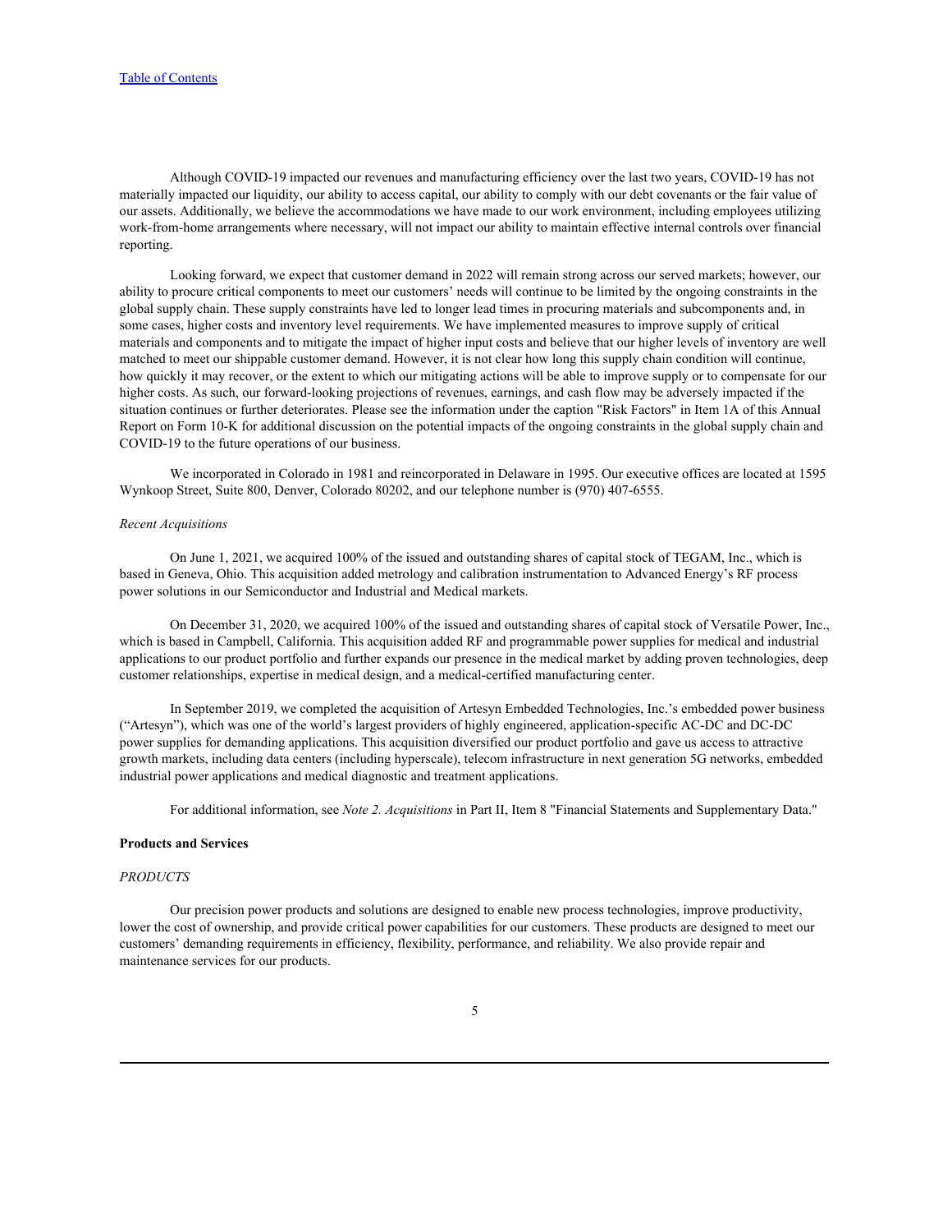Although COVID-19 impacted our revenues and manufacturing efficiency over the last two years, COVID-19 has not materially impacted our liquidity, our ability to access capital, our ability to comply with our debt covenants or the fair value of our assets. Additionally, we believe the accommodations we have made to our work environment, including employees utilizing work-from-home arrangements where necessary, will not impact our ability to maintain effective internal controls over financial reporting.

Looking forward, we expect that customer demand in 2022 will remain strong across our served markets; however, our ability to procure critical components to meet our customers' needs will continue to be limited by the ongoing constraints in the global supply chain. These supply constraints have led to longer lead times in procuring materials and subcomponents and, in some cases, higher costs and inventory level requirements. We have implemented measures to improve supply of critical materials and components and to mitigate the impact of higher input costs and believe that our higher levels of inventory are well matched to meet our shippable customer demand. However, it is not clear how long this supply chain condition will continue, how quickly it may recover, or the extent to which our mitigating actions will be able to improve supply or to compensate for our higher costs. As such, our forward-looking projections of revenues, earnings, and cash flow may be adversely impacted if the situation continues or further deteriorates. Please see the information under the caption "Risk Factors" in Item 1A of this Annual Report on Form 10-K for additional discussion on the potential impacts of the ongoing constraints in the global supply chain and COVID-19 to the future operations of our business.

We incorporated in Colorado in 1981 and reincorporated in Delaware in 1995. Our executive offices are located at 1595 Wynkoop Street, Suite 800, Denver, Colorado 80202, and our telephone number is (970) 407-6555.

*Recent Acquisitions*

On June 1, 2021, we acquired 100% of the issued and outstanding shares of capital stock of TEGAM, Inc., which is based in Geneva, Ohio. This acquisition added metrology and calibration instrumentation to Advanced Energy's RF process power solutions in our Semiconductor and Industrial and Medical markets.

On December 31, 2020, we acquired 100% of the issued and outstanding shares of capital stock of Versatile Power, Inc., which is based in Campbell, California. This acquisition added RF and programmable power supplies for medical and industrial applications to our product portfolio and further expands our presence in the medical market by adding proven technologies, deep customer relationships, expertise in medical design, and a medical-certified manufacturing center.

In September 2019, we completed the acquisition of Artesyn Embedded Technologies, Inc.'s embedded power business ("Artesyn"), which was one of the world's largest providers of highly engineered, application-specific AC-DC and DC-DC power supplies for demanding applications. This acquisition diversified our product portfolio and gave us access to attractive growth markets, including data centers (including hyperscale), telecom infrastructure in next generation 5G networks, embedded industrial power applications and medical diagnostic and treatment applications.

For additional information, see *Note 2. Acquisitions* in Part II, Item 8 "Financial Statements and Supplementary Data."

**Products and Services**

*PRODUCTS*

Our precision power products and solutions are designed to enable new process technologies, improve productivity, lower the cost of ownership, and provide critical power capabilities for our customers. These products are designed to meet our customers' demanding requirements in efficiency, flexibility, performance, and reliability. We also provide repair and maintenance services for our products.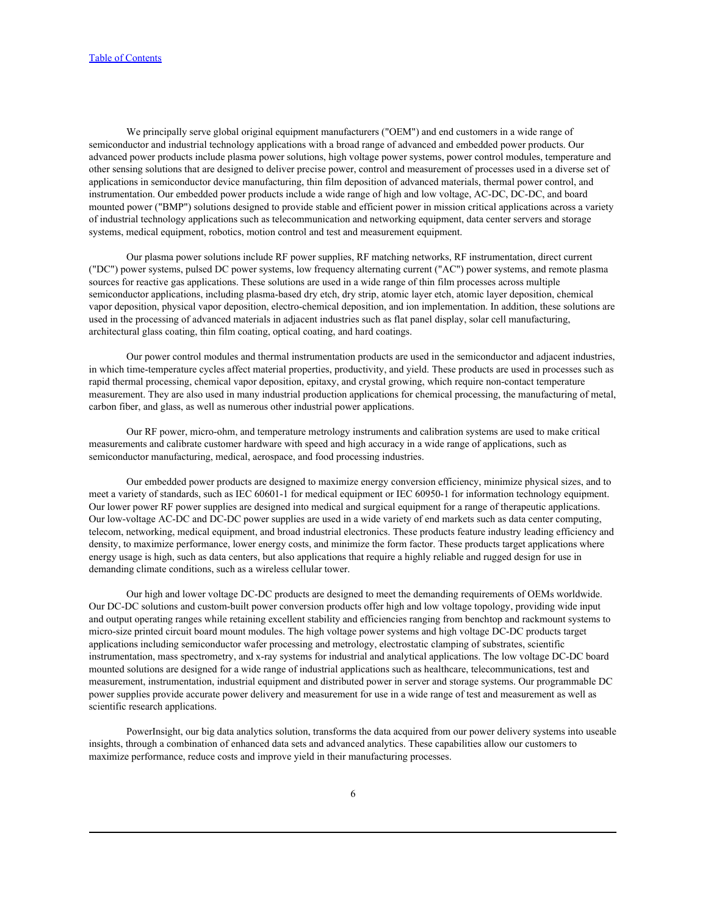We principally serve global original equipment manufacturers ("OEM") and end customers in a wide range of semiconductor and industrial technology applications with a broad range of advanced and embedded power products. Our advanced power products include plasma power solutions, high voltage power systems, power control modules, temperature and other sensing solutions that are designed to deliver precise power, control and measurement of processes used in a diverse set of applications in semiconductor device manufacturing, thin film deposition of advanced materials, thermal power control, and instrumentation. Our embedded power products include a wide range of high and low voltage, AC-DC, DC-DC, and board mounted power ("BMP") solutions designed to provide stable and efficient power in mission critical applications across a variety of industrial technology applications such as telecommunication and networking equipment, data center servers and storage systems, medical equipment, robotics, motion control and test and measurement equipment.

Our plasma power solutions include RF power supplies, RF matching networks, RF instrumentation, direct current ("DC") power systems, pulsed DC power systems, low frequency alternating current ("AC") power systems, and remote plasma sources for reactive gas applications. These solutions are used in a wide range of thin film processes across multiple semiconductor applications, including plasma-based dry etch, dry strip, atomic layer etch, atomic layer deposition, chemical vapor deposition, physical vapor deposition, electro-chemical deposition, and ion implementation. In addition, these solutions are used in the processing of advanced materials in adjacent industries such as flat panel display, solar cell manufacturing, architectural glass coating, thin film coating, optical coating, and hard coatings.

Our power control modules and thermal instrumentation products are used in the semiconductor and adjacent industries, in which time-temperature cycles affect material properties, productivity, and yield. These products are used in processes such as rapid thermal processing, chemical vapor deposition, epitaxy, and crystal growing, which require non-contact temperature measurement. They are also used in many industrial production applications for chemical processing, the manufacturing of metal, carbon fiber, and glass, as well as numerous other industrial power applications.

Our RF power, micro-ohm, and temperature metrology instruments and calibration systems are used to make critical measurements and calibrate customer hardware with speed and high accuracy in a wide range of applications, such as semiconductor manufacturing, medical, aerospace, and food processing industries.

Our embedded power products are designed to maximize energy conversion efficiency, minimize physical sizes, and to meet a variety of standards, such as IEC 60601-1 for medical equipment or IEC 60950-1 for information technology equipment. Our lower power RF power supplies are designed into medical and surgical equipment for a range of therapeutic applications. Our low-voltage AC-DC and DC-DC power supplies are used in a wide variety of end markets such as data center computing, telecom, networking, medical equipment, and broad industrial electronics. These products feature industry leading efficiency and density, to maximize performance, lower energy costs, and minimize the form factor. These products target applications where energy usage is high, such as data centers, but also applications that require a highly reliable and rugged design for use in demanding climate conditions, such as a wireless cellular tower.

Our high and lower voltage DC-DC products are designed to meet the demanding requirements of OEMs worldwide. Our DC-DC solutions and custom-built power conversion products offer high and low voltage topology, providing wide input and output operating ranges while retaining excellent stability and efficiencies ranging from benchtop and rackmount systems to micro-size printed circuit board mount modules. The high voltage power systems and high voltage DC-DC products target applications including semiconductor wafer processing and metrology, electrostatic clamping of substrates, scientific instrumentation, mass spectrometry, and x-ray systems for industrial and analytical applications. The low voltage DC-DC board mounted solutions are designed for a wide range of industrial applications such as healthcare, telecommunications, test and measurement, instrumentation, industrial equipment and distributed power in server and storage systems. Our programmable DC power supplies provide accurate power delivery and measurement for use in a wide range of test and measurement as well as scientific research applications.

PowerInsight, our big data analytics solution, transforms the data acquired from our power delivery systems into useable insights, through a combination of enhanced data sets and advanced analytics. These capabilities allow our customers to maximize performance, reduce costs and improve yield in their manufacturing processes.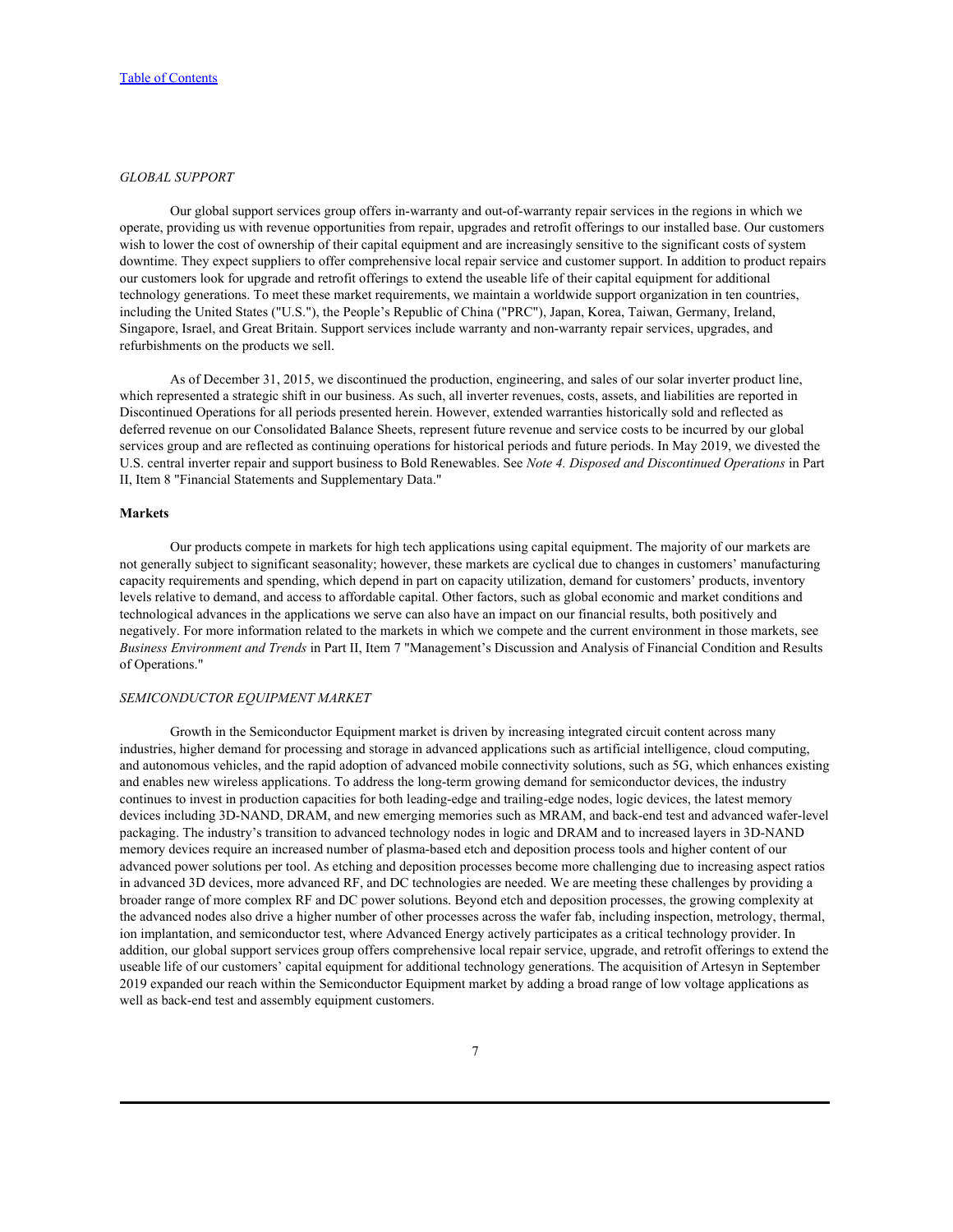*GLOBAL SUPPORT*

Our global support services group offers in-warranty and out-of-warranty repair services in the regions in which we operate, providing us with revenue opportunities from repair, upgrades and retrofit offerings to our installed base. Our customers wish to lower the cost of ownership of their capital equipment and are increasingly sensitive to the significant costs of system downtime. They expect suppliers to offer comprehensive local repair service and customer support. In addition to product repairs our customers look for upgrade and retrofit offerings to extend the useable life of their capital equipment for additional technology generations. To meet these market requirements, we maintain a worldwide support organization in ten countries, including the United States ("U.S."), the People's Republic of China ("PRC"), Japan, Korea, Taiwan, Germany, Ireland, Singapore, Israel, and Great Britain. Support services include warranty and non-warranty repair services, upgrades, and refurbishments on the products we sell.

As of December 31, 2015, we discontinued the production, engineering, and sales of our solar inverter product line, which represented a strategic shift in our business. As such, all inverter revenues, costs, assets, and liabilities are reported in Discontinued Operations for all periods presented herein. However, extended warranties historically sold and reflected as deferred revenue on our Consolidated Balance Sheets, represent future revenue and service costs to be incurred by our global services group and are reflected as continuing operations for historical periods and future periods. In May 2019, we divested the U.S. central inverter repair and support business to Bold Renewables. See *Note 4. Disposed and Discontinued Operations* in Part II, Item 8 "Financial Statements and Supplementary Data."

**Markets**

Our products compete in markets for high tech applications using capital equipment. The majority of our markets are not generally subject to significant seasonality; however, these markets are cyclical due to changes in customers' manufacturing capacity requirements and spending, which depend in part on capacity utilization, demand for customers' products, inventory levels relative to demand, and access to affordable capital. Other factors, such as global economic and market conditions and technological advances in the applications we serve can also have an impact on our financial results, both positively and negatively. For more information related to the markets in which we compete and the current environment in those markets, see *Business Environment and Trends* in Part II, Item 7 "Management's Discussion and Analysis of Financial Condition and Results of Operations."

*SEMICONDUCTOR EQUIPMENT MARKET*

Growth in the Semiconductor Equipment market is driven by increasing integrated circuit content across many industries, higher demand for processing and storage in advanced applications such as artificial intelligence, cloud computing, and autonomous vehicles, and the rapid adoption of advanced mobile connectivity solutions, such as 5G, which enhances existing and enables new wireless applications. To address the long-term growing demand for semiconductor devices, the industry continues to invest in production capacities for both leading-edge and trailing-edge nodes, logic devices, the latest memory devices including 3D-NAND, DRAM, and new emerging memories such as MRAM, and back-end test and advanced wafer-level packaging. The industry's transition to advanced technology nodes in logic and DRAM and to increased layers in 3D-NAND memory devices require an increased number of plasma-based etch and deposition process tools and higher content of our advanced power solutions per tool. As etching and deposition processes become more challenging due to increasing aspect ratios in advanced 3D devices, more advanced RF, and DC technologies are needed. We are meeting these challenges by providing a broader range of more complex RF and DC power solutions. Beyond etch and deposition processes, the growing complexity at the advanced nodes also drive a higher number of other processes across the wafer fab, including inspection, metrology, thermal, ion implantation, and semiconductor test, where Advanced Energy actively participates as a critical technology provider. In addition, our global support services group offers comprehensive local repair service, upgrade, and retrofit offerings to extend the useable life of our customers' capital equipment for additional technology generations. The acquisition of Artesyn in September 2019 expanded our reach within the Semiconductor Equipment market by adding a broad range of low voltage applications as well as back-end test and assembly equipment customers.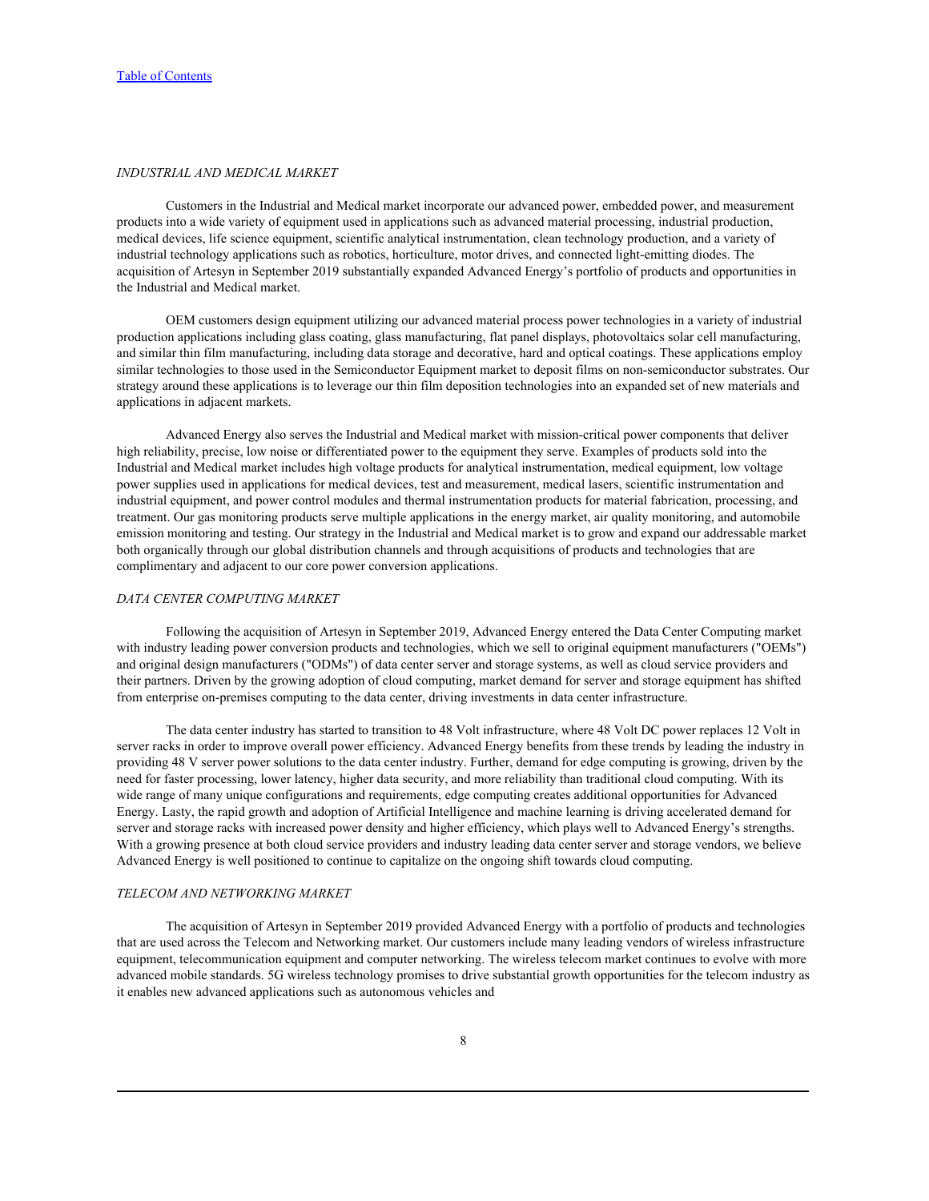*INDUSTRIAL AND MEDICAL MARKET*

Customers in the Industrial and Medical market incorporate our advanced power, embedded power, and measurement products into a wide variety of equipment used in applications such as advanced material processing, industrial production, medical devices, life science equipment, scientific analytical instrumentation, clean technology production, and a variety of industrial technology applications such as robotics, horticulture, motor drives, and connected light-emitting diodes. The acquisition of Artesyn in September 2019 substantially expanded Advanced Energy's portfolio of products and opportunities in the Industrial and Medical market.

OEM customers design equipment utilizing our advanced material process power technologies in a variety of industrial production applications including glass coating, glass manufacturing, flat panel displays, photovoltaics solar cell manufacturing, and similar thin film manufacturing, including data storage and decorative, hard and optical coatings. These applications employ similar technologies to those used in the Semiconductor Equipment market to deposit films on non-semiconductor substrates. Our strategy around these applications is to leverage our thin film deposition technologies into an expanded set of new materials and applications in adjacent markets.

Advanced Energy also serves the Industrial and Medical market with mission-critical power components that deliver high reliability, precise, low noise or differentiated power to the equipment they serve. Examples of products sold into the Industrial and Medical market includes high voltage products for analytical instrumentation, medical equipment, low voltage power supplies used in applications for medical devices, test and measurement, medical lasers, scientific instrumentation and industrial equipment, and power control modules and thermal instrumentation products for material fabrication, processing, and treatment. Our gas monitoring products serve multiple applications in the energy market, air quality monitoring, and automobile emission monitoring and testing. Our strategy in the Industrial and Medical market is to grow and expand our addressable market both organically through our global distribution channels and through acquisitions of products and technologies that are complimentary and adjacent to our core power conversion applications.

*DATA CENTER COMPUTING MARKET*

Following the acquisition of Artesyn in September 2019, Advanced Energy entered the Data Center Computing market with industry leading power conversion products and technologies, which we sell to original equipment manufacturers ("OEMs") and original design manufacturers ("ODMs") of data center server and storage systems, as well as cloud service providers and their partners. Driven by the growing adoption of cloud computing, market demand for server and storage equipment has shifted from enterprise on-premises computing to the data center, driving investments in data center infrastructure.

The data center industry has started to transition to 48 Volt infrastructure, where 48 Volt DC power replaces 12 Volt in server racks in order to improve overall power efficiency. Advanced Energy benefits from these trends by leading the industry in providing 48 V server power solutions to the data center industry. Further, demand for edge computing is growing, driven by the need for faster processing, lower latency, higher data security, and more reliability than traditional cloud computing. With its wide range of many unique configurations and requirements, edge computing creates additional opportunities for Advanced Energy. Lasty, the rapid growth and adoption of Artificial Intelligence and machine learning is driving accelerated demand for server and storage racks with increased power density and higher efficiency, which plays well to Advanced Energy's strengths. With a growing presence at both cloud service providers and industry leading data center server and storage vendors, we believe Advanced Energy is well positioned to continue to capitalize on the ongoing shift towards cloud computing.

*TELECOM AND NETWORKING MARKET*

The acquisition of Artesyn in September 2019 provided Advanced Energy with a portfolio of products and technologies that are used across the Telecom and Networking market. Our customers include many leading vendors of wireless infrastructure equipment, telecommunication equipment and computer networking. The wireless telecom market continues to evolve with more advanced mobile standards. 5G wireless technology promises to drive substantial growth opportunities for the telecom industry as it enables new advanced applications such as autonomous vehicles and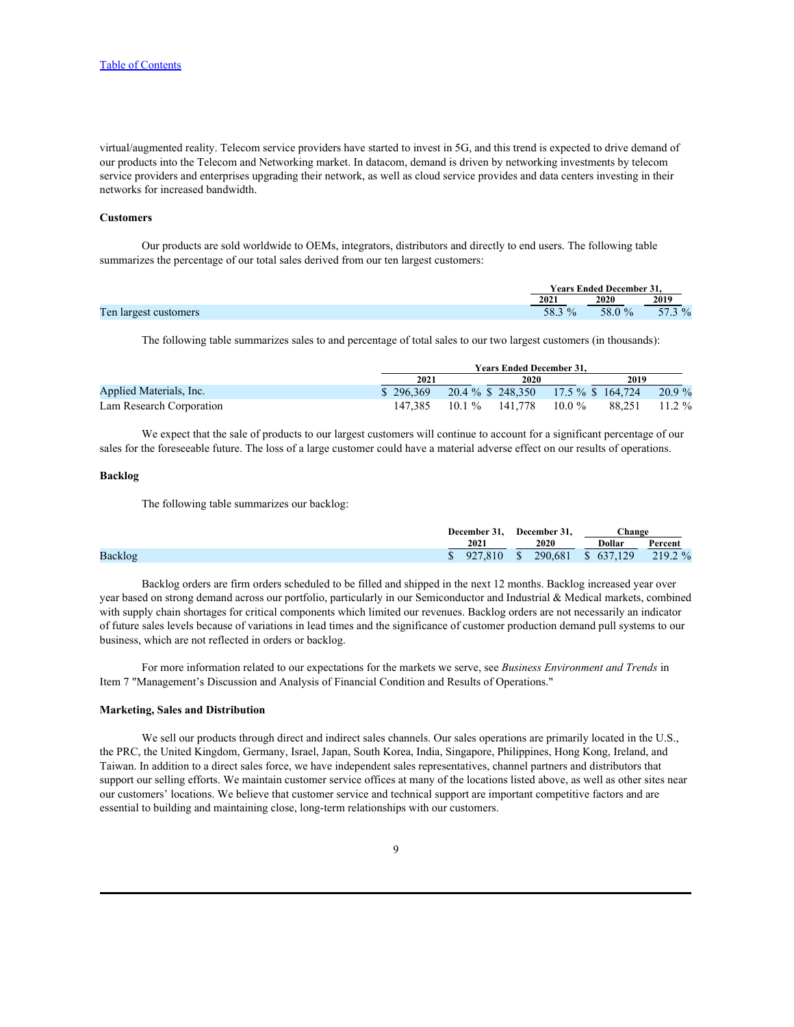virtual/augmented reality. Telecom service providers have started to invest in 5G, and this trend is expected to drive demand of our products into the Telecom and Networking market. In datacom, demand is driven by networking investments by telecom service providers and enterprises upgrading their network, as well as cloud service provides and data centers investing in their networks for increased bandwidth.

**Customers**

Our products are sold worldwide to OEMs, integrators, distributors and directly to end users. The following table summarizes the percentage of our total sales derived from our ten largest customers:

| | Years Ended December 31, | | |
|---|---|---|---|
| | 2021 | 2020 | 2019 |
| Ten largest customers | 58.3 % | 58.0 % | 57.3 % |

The following table summarizes sales to and percentage of total sales to our two largest customers (in thousands):

| | Years Ended December 31, | | | | | |
|---|---|---|---|---|---|---|
| | 2021 | | 2020 | | 2019 | |
| Applied Materials, Inc. | $ 296,369 | 20.4 % | $ 248,350 | 17.5 % | $ 164,724 | 20.9 % |
| Lam Research Corporation | 147,385 | 10.1 % | 141,778 | 10.0 % | 88,251 | 11.2 % |

We expect that the sale of products to our largest customers will continue to account for a significant percentage of our sales for the foreseeable future. The loss of a large customer could have a material adverse effect on our results of operations.

**Backlog**

The following table summarizes our backlog:

| | December 31, 2021 | December 31, 2020 | Change | |
|---|---|---|---|---|
| | | | Dollar | Percent |
| Backlog | $ 927,810 | $ 290,681 | $ 637,129 | 219.2 % |

Backlog orders are firm orders scheduled to be filled and shipped in the next 12 months. Backlog increased year over year based on strong demand across our portfolio, particularly in our Semiconductor and Industrial & Medical markets, combined with supply chain shortages for critical components which limited our revenues. Backlog orders are not necessarily an indicator of future sales levels because of variations in lead times and the significance of customer production demand pull systems to our business, which are not reflected in orders or backlog.

For more information related to our expectations for the markets we serve, see *Business Environment and Trends* in Item 7 "Management's Discussion and Analysis of Financial Condition and Results of Operations."

**Marketing, Sales and Distribution**

We sell our products through direct and indirect sales channels. Our sales operations are primarily located in the U.S., the PRC, the United Kingdom, Germany, Israel, Japan, South Korea, India, Singapore, Philippines, Hong Kong, Ireland, and Taiwan. In addition to a direct sales force, we have independent sales representatives, channel partners and distributors that support our selling efforts. We maintain customer service offices at many of the locations listed above, as well as other sites near our customers' locations. We believe that customer service and technical support are important competitive factors and are essential to building and maintaining close, long-term relationships with our customers.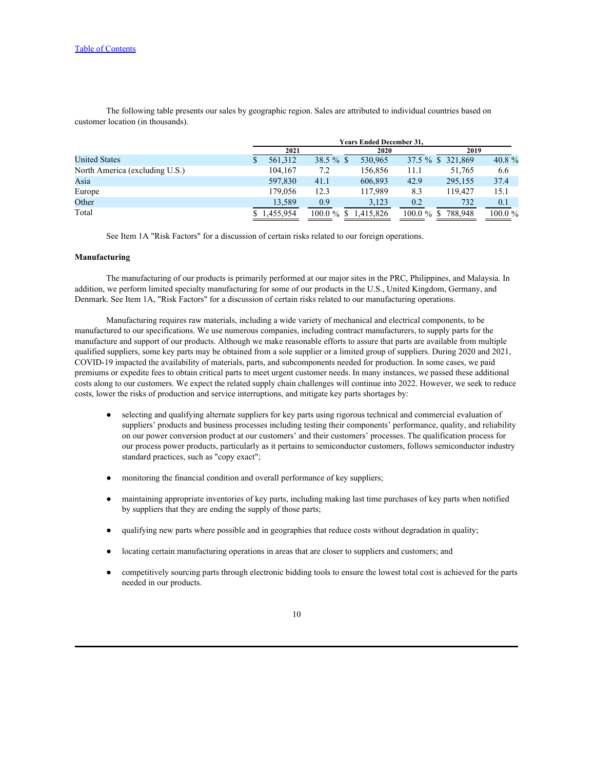The following table presents our sales by geographic region. Sales are attributed to individual countries based on customer location (in thousands).

| | Years Ended December 31, | | | | | |
|---|---|---|---|---|---|---|
| | 2021 | | 2020 | | 2019 | |
| United States | $ 561,312 | 38.5 % | $ 530,965 | 37.5 % | $ 321,869 | 40.8 % |
| North America (excluding U.S.) | 104,167 | 7.2 | 156,856 | 11.1 | 51,765 | 6.6 |
| Asia | 597,830 | 41.1 | 606,893 | 42.9 | 295,155 | 37.4 |
| Europe | 179,056 | 12.3 | 117,989 | 8.3 | 119,427 | 15.1 |
| Other | 13,589 | 0.9 | 3,123 | 0.2 | 732 | 0.1 |
| Total | $ 1,455,954 | 100.0 % | $ 1,415,826 | 100.0 % | $ 788,948 | 100.0 % |

See Item 1A "Risk Factors" for a discussion of certain risks related to our foreign operations.

**Manufacturing**

The manufacturing of our products is primarily performed at our major sites in the PRC, Philippines, and Malaysia. In addition, we perform limited specialty manufacturing for some of our products in the U.S., United Kingdom, Germany, and Denmark. See Item 1A, "Risk Factors" for a discussion of certain risks related to our manufacturing operations.

Manufacturing requires raw materials, including a wide variety of mechanical and electrical components, to be manufactured to our specifications. We use numerous companies, including contract manufacturers, to supply parts for the manufacture and support of our products. Although we make reasonable efforts to assure that parts are available from multiple qualified suppliers, some key parts may be obtained from a sole supplier or a limited group of suppliers. During 2020 and 2021, COVID-19 impacted the availability of materials, parts, and subcomponents needed for production. In some cases, we paid premiums or expedite fees to obtain critical parts to meet urgent customer needs. In many instances, we passed these additional costs along to our customers. We expect the related supply chain challenges will continue into 2022. However, we seek to reduce costs, lower the risks of production and service interruptions, and mitigate key parts shortages by:

- selecting and qualifying alternate suppliers for key parts using rigorous technical and commercial evaluation of suppliers' products and business processes including testing their components' performance, quality, and reliability on our power conversion product at our customers' and their customers' processes. The qualification process for our process power products, particularly as it pertains to semiconductor customers, follows semiconductor industry standard practices, such as "copy exact";
- monitoring the financial condition and overall performance of key suppliers;
- maintaining appropriate inventories of key parts, including making last time purchases of key parts when notified by suppliers that they are ending the supply of those parts;
- qualifying new parts where possible and in geographies that reduce costs without degradation in quality;
- locating certain manufacturing operations in areas that are closer to suppliers and customers; and
- competitively sourcing parts through electronic bidding tools to ensure the lowest total cost is achieved for the parts needed in our products.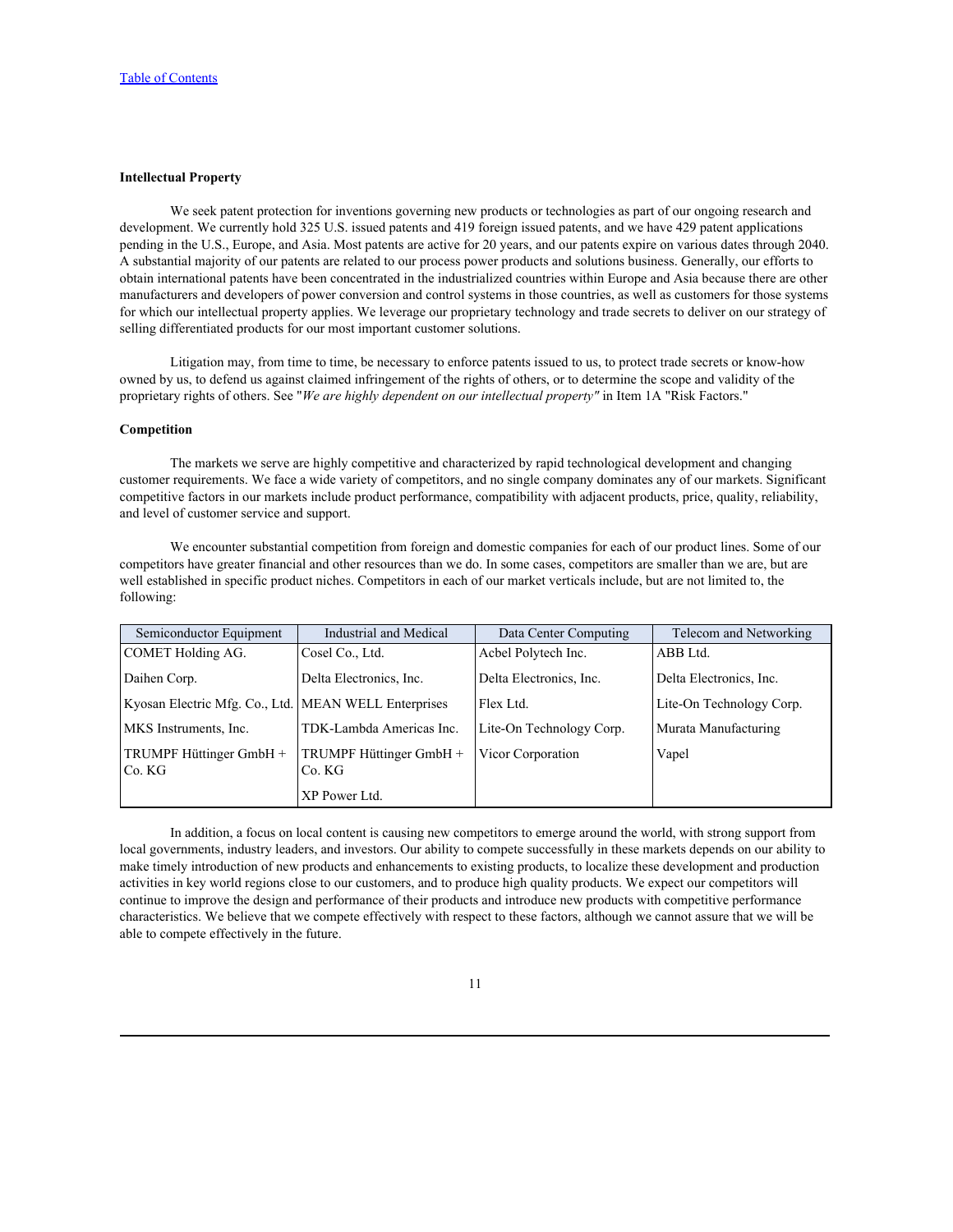[Table of Contents](#)

### Intellectual Property

We seek patent protection for inventions governing new products or technologies as part of our ongoing research and development. We currently hold 325 U.S. issued patents and 419 foreign issued patents, and we have 429 patent applications pending in the U.S., Europe, and Asia. Most patents are active for 20 years, and our patents expire on various dates through 2040. A substantial majority of our patents are related to our process power products and solutions business. Generally, our efforts to obtain international patents have been concentrated in the industrialized countries within Europe and Asia because there are other manufacturers and developers of power conversion and control systems in those countries, as well as customers for those systems for which our intellectual property applies. We leverage our proprietary technology and trade secrets to deliver on our strategy of selling differentiated products for our most important customer solutions.

Litigation may, from time to time, be necessary to enforce patents issued to us, to protect trade secrets or know-how owned by us, to defend us against claimed infringement of the rights of others, or to determine the scope and validity of the proprietary rights of others. See "*We are highly dependent on our intellectual property"* in Item 1A "Risk Factors."

### Competition

The markets we serve are highly competitive and characterized by rapid technological development and changing customer requirements. We face a wide variety of competitors, and no single company dominates any of our markets. Significant competitive factors in our markets include product performance, compatibility with adjacent products, price, quality, reliability, and level of customer service and support.

We encounter substantial competition from foreign and domestic companies for each of our product lines. Some of our competitors have greater financial and other resources than we do. In some cases, competitors are smaller than we are, but are well established in specific product niches. Competitors in each of our market verticals include, but are not limited to, the following:

| Semiconductor Equipment | Industrial and Medical | Data Center Computing | Telecom and Networking |
|---|---|---|---|
| COMET Holding AG. | Cosel Co., Ltd. | Acbel Polytech Inc. | ABB Ltd. |
| Daihen Corp. | Delta Electronics, Inc. | Delta Electronics, Inc. | Delta Electronics, Inc. |
| Kyosan Electric Mfg. Co., Ltd. | MEAN WELL Enterprises | Flex Ltd. | Lite-On Technology Corp. |
| MKS Instruments, Inc. | TDK-Lambda Americas Inc. | Lite-On Technology Corp. | Murata Manufacturing |
| TRUMPF Hüttinger GmbH + Co. KG | TRUMPF Hüttinger GmbH + Co. KG | Vicor Corporation | Vapel |
| | XP Power Ltd. | | |

In addition, a focus on local content is causing new competitors to emerge around the world, with strong support from local governments, industry leaders, and investors. Our ability to compete successfully in these markets depends on our ability to make timely introduction of new products and enhancements to existing products, to localize these development and production activities in key world regions close to our customers, and to produce high quality products. We expect our competitors will continue to improve the design and performance of their products and introduce new products with competitive performance characteristics. We believe that we compete effectively with respect to these factors, although we cannot assure that we will be able to compete effectively in the future.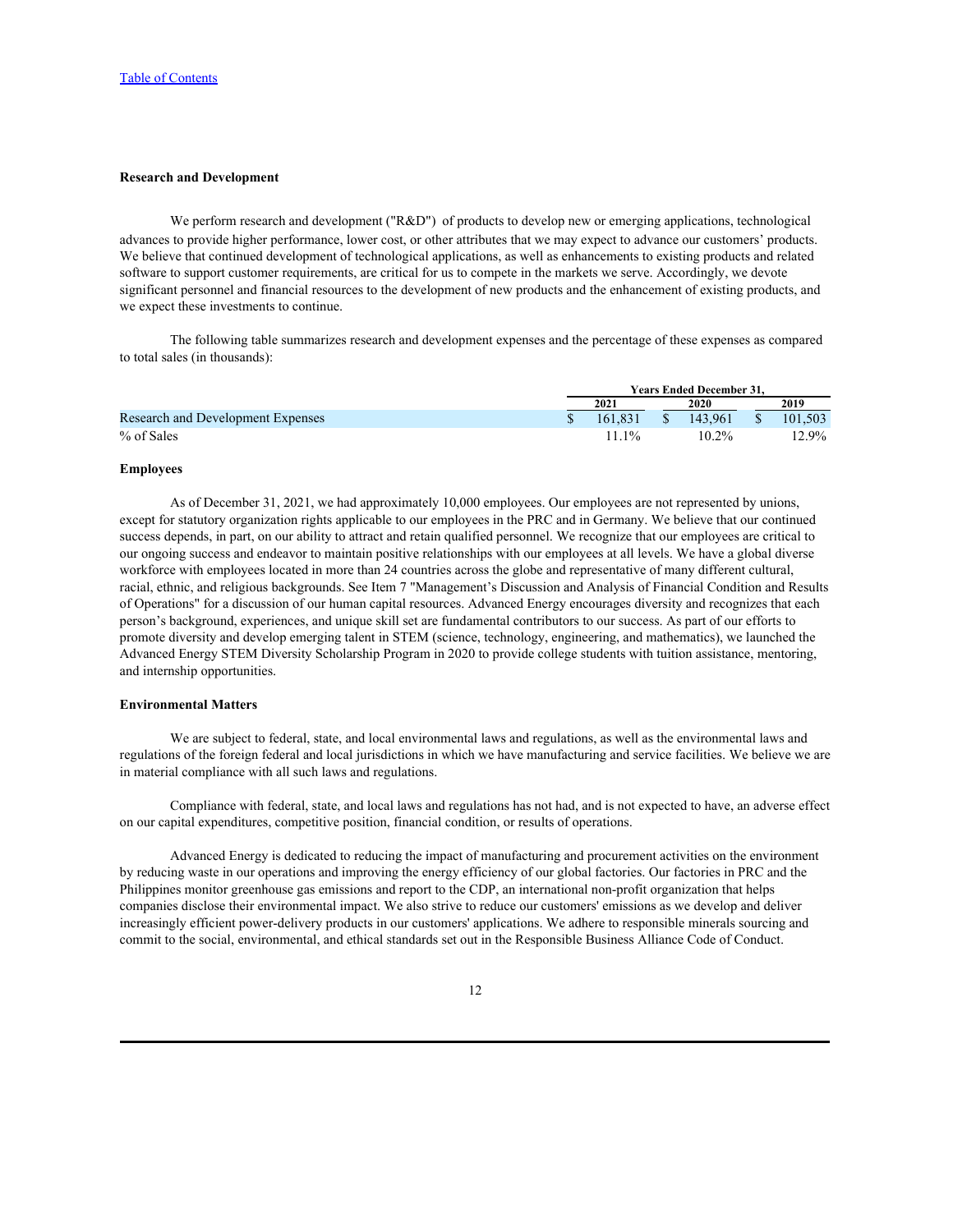Table of Contents

### Research and Development

We perform research and development ("R&D") of products to develop new or emerging applications, technological advances to provide higher performance, lower cost, or other attributes that we may expect to advance our customers' products. We believe that continued development of technological applications, as well as enhancements to existing products and related software to support customer requirements, are critical for us to compete in the markets we serve. Accordingly, we devote significant personnel and financial resources to the development of new products and the enhancement of existing products, and we expect these investments to continue.

The following table summarizes research and development expenses and the percentage of these expenses as compared to total sales (in thousands):

| | Years Ended December 31, | | |
|---|---|---|---|
| | 2021 | 2020 | 2019 |
| Research and Development Expenses | $ 161,831 | $ 143,961 | $ 101,503 |
| % of Sales | 11.1% | 10.2% | 12.9% |

### Employees

As of December 31, 2021, we had approximately 10,000 employees. Our employees are not represented by unions, except for statutory organization rights applicable to our employees in the PRC and in Germany. We believe that our continued success depends, in part, on our ability to attract and retain qualified personnel. We recognize that our employees are critical to our ongoing success and endeavor to maintain positive relationships with our employees at all levels. We have a global diverse workforce with employees located in more than 24 countries across the globe and representative of many different cultural, racial, ethnic, and religious backgrounds. See Item 7 "Management's Discussion and Analysis of Financial Condition and Results of Operations" for a discussion of our human capital resources. Advanced Energy encourages diversity and recognizes that each person's background, experiences, and unique skill set are fundamental contributors to our success. As part of our efforts to promote diversity and develop emerging talent in STEM (science, technology, engineering, and mathematics), we launched the Advanced Energy STEM Diversity Scholarship Program in 2020 to provide college students with tuition assistance, mentoring, and internship opportunities.

### Environmental Matters

We are subject to federal, state, and local environmental laws and regulations, as well as the environmental laws and regulations of the foreign federal and local jurisdictions in which we have manufacturing and service facilities. We believe we are in material compliance with all such laws and regulations.

Compliance with federal, state, and local laws and regulations has not had, and is not expected to have, an adverse effect on our capital expenditures, competitive position, financial condition, or results of operations.

Advanced Energy is dedicated to reducing the impact of manufacturing and procurement activities on the environment by reducing waste in our operations and improving the energy efficiency of our global factories. Our factories in PRC and the Philippines monitor greenhouse gas emissions and report to the CDP, an international non-profit organization that helps companies disclose their environmental impact. We also strive to reduce our customers' emissions as we develop and deliver increasingly efficient power-delivery products in our customers' applications. We adhere to responsible minerals sourcing and commit to the social, environmental, and ethical standards set out in the Responsible Business Alliance Code of Conduct.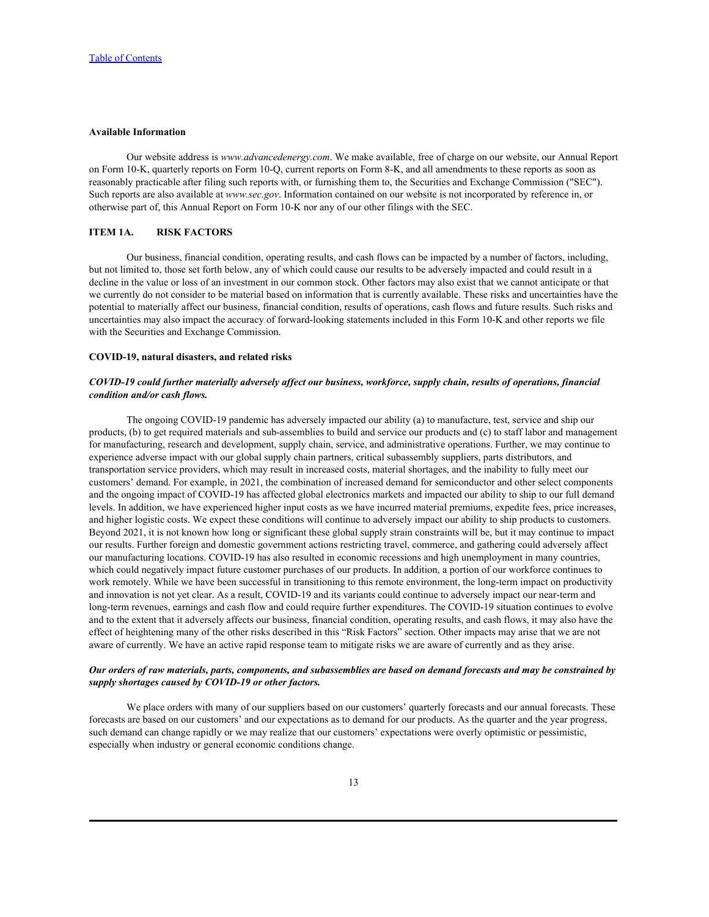### Available Information

Our website address is *www.advancedenergy.com*. We make available, free of charge on our website, our Annual Report on Form 10-K, quarterly reports on Form 10-Q, current reports on Form 8-K, and all amendments to these reports as soon as reasonably practicable after filing such reports with, or furnishing them to, the Securities and Exchange Commission ("SEC"). Such reports are also available at *www.sec.gov*. Information contained on our website is not incorporated by reference in, or otherwise part of, this Annual Report on Form 10-K nor any of our other filings with the SEC.

## ITEM 1A. RISK FACTORS

Our business, financial condition, operating results, and cash flows can be impacted by a number of factors, including, but not limited to, those set forth below, any of which could cause our results to be adversely impacted and could result in a decline in the value or loss of an investment in our common stock. Other factors may also exist that we cannot anticipate or that we currently do not consider to be material based on information that is currently available. These risks and uncertainties have the potential to materially affect our business, financial condition, results of operations, cash flows and future results. Such risks and uncertainties may also impact the accuracy of forward-looking statements included in this Form 10-K and other reports we file with the Securities and Exchange Commission.

### COVID-19, natural disasters, and related risks

***COVID-19 could further materially adversely affect our business, workforce, supply chain, results of operations, financial condition and/or cash flows.***

The ongoing COVID-19 pandemic has adversely impacted our ability (a) to manufacture, test, service and ship our products, (b) to get required materials and sub-assemblies to build and service our products and (c) to staff labor and management for manufacturing, research and development, supply chain, service, and administrative operations. Further, we may continue to experience adverse impact with our global supply chain partners, critical subassembly suppliers, parts distributors, and transportation service providers, which may result in increased costs, material shortages, and the inability to fully meet our customers' demand. For example, in 2021, the combination of increased demand for semiconductor and other select components and the ongoing impact of COVID-19 has affected global electronics markets and impacted our ability to ship to our full demand levels. In addition, we have experienced higher input costs as we have incurred material premiums, expedite fees, price increases, and higher logistic costs. We expect these conditions will continue to adversely impact our ability to ship products to customers. Beyond 2021, it is not known how long or significant these global supply strain constraints will be, but it may continue to impact our results. Further foreign and domestic government actions restricting travel, commerce, and gathering could adversely affect our manufacturing locations. COVID-19 has also resulted in economic recessions and high unemployment in many countries, which could negatively impact future customer purchases of our products. In addition, a portion of our workforce continues to work remotely. While we have been successful in transitioning to this remote environment, the long-term impact on productivity and innovation is not yet clear. As a result, COVID-19 and its variants could continue to adversely impact our near-term and long-term revenues, earnings and cash flow and could require further expenditures. The COVID-19 situation continues to evolve and to the extent that it adversely affects our business, financial condition, operating results, and cash flows, it may also have the effect of heightening many of the other risks described in this "Risk Factors" section. Other impacts may arise that we are not aware of currently. We have an active rapid response team to mitigate risks we are aware of currently and as they arise.

***Our orders of raw materials, parts, components, and subassemblies are based on demand forecasts and may be constrained by supply shortages caused by COVID-19 or other factors.***

We place orders with many of our suppliers based on our customers' quarterly forecasts and our annual forecasts. These forecasts are based on our customers' and our expectations as to demand for our products. As the quarter and the year progress, such demand can change rapidly or we may realize that our customers' expectations were overly optimistic or pessimistic, especially when industry or general economic conditions change.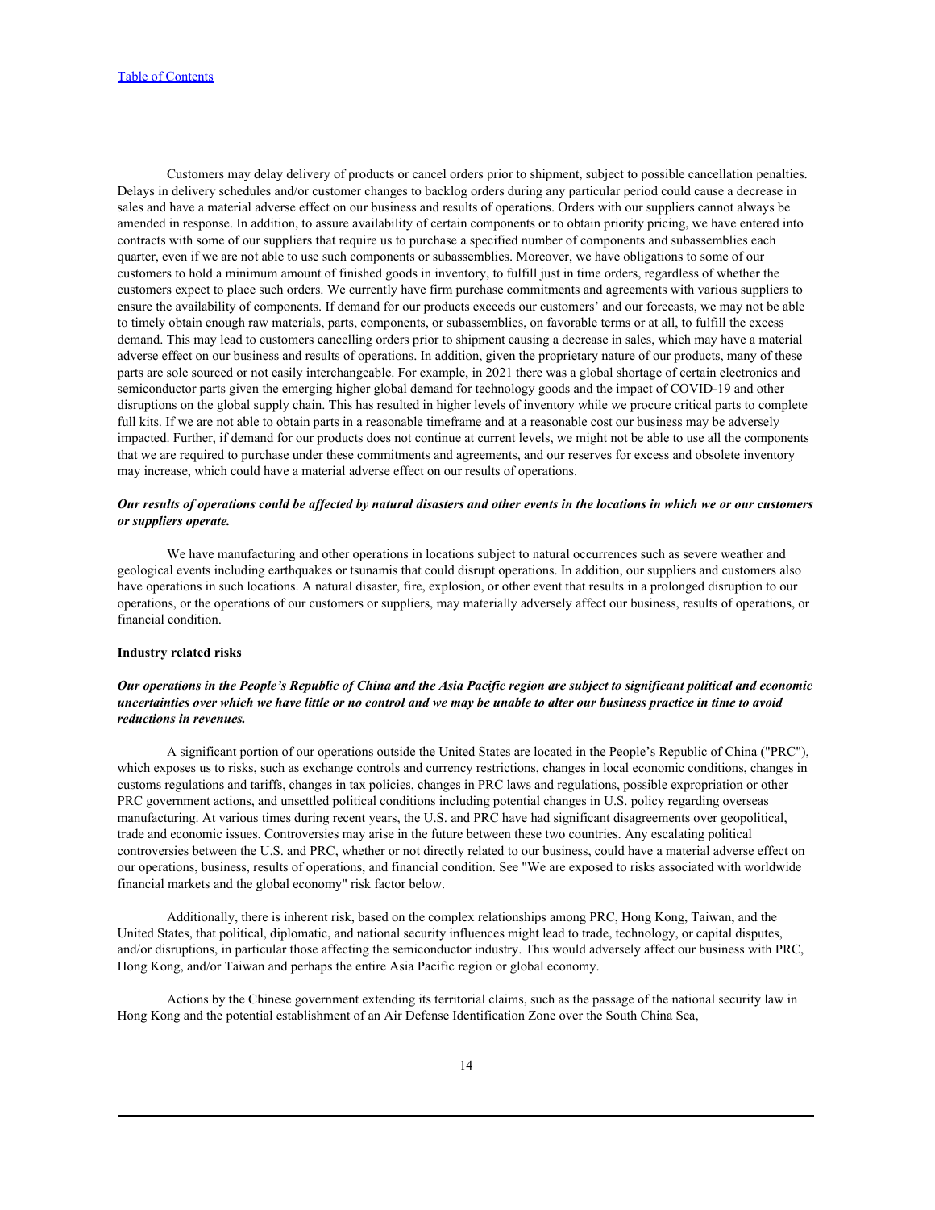Customers may delay delivery of products or cancel orders prior to shipment, subject to possible cancellation penalties. Delays in delivery schedules and/or customer changes to backlog orders during any particular period could cause a decrease in sales and have a material adverse effect on our business and results of operations. Orders with our suppliers cannot always be amended in response. In addition, to assure availability of certain components or to obtain priority pricing, we have entered into contracts with some of our suppliers that require us to purchase a specified number of components and subassemblies each quarter, even if we are not able to use such components or subassemblies. Moreover, we have obligations to some of our customers to hold a minimum amount of finished goods in inventory, to fulfill just in time orders, regardless of whether the customers expect to place such orders. We currently have firm purchase commitments and agreements with various suppliers to ensure the availability of components. If demand for our products exceeds our customers' and our forecasts, we may not be able to timely obtain enough raw materials, parts, components, or subassemblies, on favorable terms or at all, to fulfill the excess demand. This may lead to customers cancelling orders prior to shipment causing a decrease in sales, which may have a material adverse effect on our business and results of operations. In addition, given the proprietary nature of our products, many of these parts are sole sourced or not easily interchangeable. For example, in 2021 there was a global shortage of certain electronics and semiconductor parts given the emerging higher global demand for technology goods and the impact of COVID-19 and other disruptions on the global supply chain. This has resulted in higher levels of inventory while we procure critical parts to complete full kits. If we are not able to obtain parts in a reasonable timeframe and at a reasonable cost our business may be adversely impacted. Further, if demand for our products does not continue at current levels, we might not be able to use all the components that we are required to purchase under these commitments and agreements, and our reserves for excess and obsolete inventory may increase, which could have a material adverse effect on our results of operations.

***Our results of operations could be affected by natural disasters and other events in the locations in which we or our customers or suppliers operate.***

We have manufacturing and other operations in locations subject to natural occurrences such as severe weather and geological events including earthquakes or tsunamis that could disrupt operations. In addition, our suppliers and customers also have operations in such locations. A natural disaster, fire, explosion, or other event that results in a prolonged disruption to our operations, or the operations of our customers or suppliers, may materially adversely affect our business, results of operations, or financial condition.

**Industry related risks**

***Our operations in the People's Republic of China and the Asia Pacific region are subject to significant political and economic uncertainties over which we have little or no control and we may be unable to alter our business practice in time to avoid reductions in revenues.***

A significant portion of our operations outside the United States are located in the People's Republic of China ("PRC"), which exposes us to risks, such as exchange controls and currency restrictions, changes in local economic conditions, changes in customs regulations and tariffs, changes in tax policies, changes in PRC laws and regulations, possible expropriation or other PRC government actions, and unsettled political conditions including potential changes in U.S. policy regarding overseas manufacturing. At various times during recent years, the U.S. and PRC have had significant disagreements over geopolitical, trade and economic issues. Controversies may arise in the future between these two countries. Any escalating political controversies between the U.S. and PRC, whether or not directly related to our business, could have a material adverse effect on our operations, business, results of operations, and financial condition. See "We are exposed to risks associated with worldwide financial markets and the global economy" risk factor below.

Additionally, there is inherent risk, based on the complex relationships among PRC, Hong Kong, Taiwan, and the United States, that political, diplomatic, and national security influences might lead to trade, technology, or capital disputes, and/or disruptions, in particular those affecting the semiconductor industry. This would adversely affect our business with PRC, Hong Kong, and/or Taiwan and perhaps the entire Asia Pacific region or global economy.

Actions by the Chinese government extending its territorial claims, such as the passage of the national security law in Hong Kong and the potential establishment of an Air Defense Identification Zone over the South China Sea,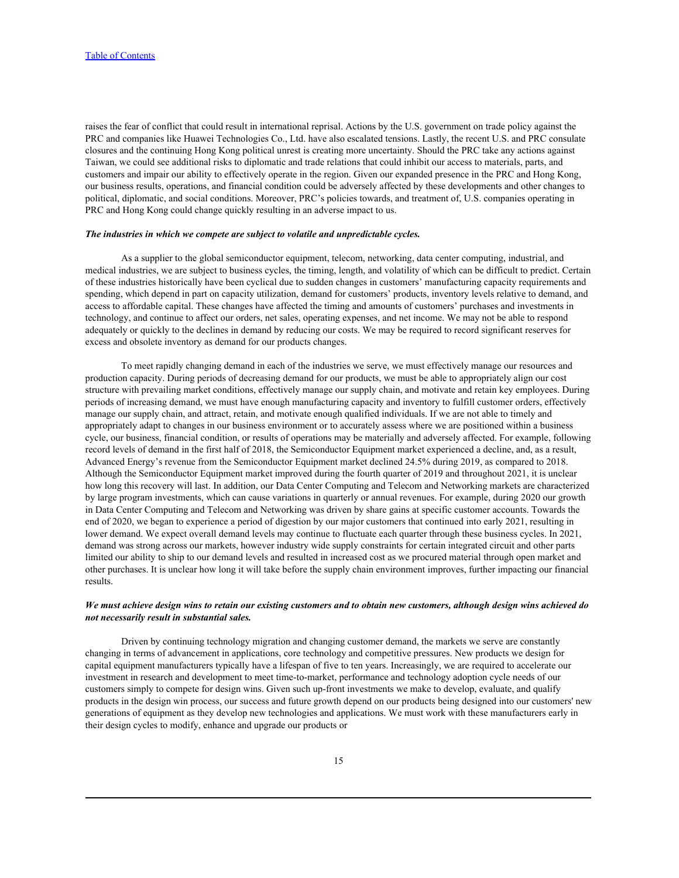raises the fear of conflict that could result in international reprisal. Actions by the U.S. government on trade policy against the PRC and companies like Huawei Technologies Co., Ltd. have also escalated tensions. Lastly, the recent U.S. and PRC consulate closures and the continuing Hong Kong political unrest is creating more uncertainty. Should the PRC take any actions against Taiwan, we could see additional risks to diplomatic and trade relations that could inhibit our access to materials, parts, and customers and impair our ability to effectively operate in the region. Given our expanded presence in the PRC and Hong Kong, our business results, operations, and financial condition could be adversely affected by these developments and other changes to political, diplomatic, and social conditions. Moreover, PRC's policies towards, and treatment of, U.S. companies operating in PRC and Hong Kong could change quickly resulting in an adverse impact to us.

***The industries in which we compete are subject to volatile and unpredictable cycles.***

As a supplier to the global semiconductor equipment, telecom, networking, data center computing, industrial, and medical industries, we are subject to business cycles, the timing, length, and volatility of which can be difficult to predict. Certain of these industries historically have been cyclical due to sudden changes in customers' manufacturing capacity requirements and spending, which depend in part on capacity utilization, demand for customers' products, inventory levels relative to demand, and access to affordable capital. These changes have affected the timing and amounts of customers' purchases and investments in technology, and continue to affect our orders, net sales, operating expenses, and net income. We may not be able to respond adequately or quickly to the declines in demand by reducing our costs. We may be required to record significant reserves for excess and obsolete inventory as demand for our products changes.

To meet rapidly changing demand in each of the industries we serve, we must effectively manage our resources and production capacity. During periods of decreasing demand for our products, we must be able to appropriately align our cost structure with prevailing market conditions, effectively manage our supply chain, and motivate and retain key employees. During periods of increasing demand, we must have enough manufacturing capacity and inventory to fulfill customer orders, effectively manage our supply chain, and attract, retain, and motivate enough qualified individuals. If we are not able to timely and appropriately adapt to changes in our business environment or to accurately assess where we are positioned within a business cycle, our business, financial condition, or results of operations may be materially and adversely affected. For example, following record levels of demand in the first half of 2018, the Semiconductor Equipment market experienced a decline, and, as a result, Advanced Energy's revenue from the Semiconductor Equipment market declined 24.5% during 2019, as compared to 2018. Although the Semiconductor Equipment market improved during the fourth quarter of 2019 and throughout 2021, it is unclear how long this recovery will last. In addition, our Data Center Computing and Telecom and Networking markets are characterized by large program investments, which can cause variations in quarterly or annual revenues. For example, during 2020 our growth in Data Center Computing and Telecom and Networking was driven by share gains at specific customer accounts. Towards the end of 2020, we began to experience a period of digestion by our major customers that continued into early 2021, resulting in lower demand. We expect overall demand levels may continue to fluctuate each quarter through these business cycles. In 2021, demand was strong across our markets, however industry wide supply constraints for certain integrated circuit and other parts limited our ability to ship to our demand levels and resulted in increased cost as we procured material through open market and other purchases. It is unclear how long it will take before the supply chain environment improves, further impacting our financial results.

***We must achieve design wins to retain our existing customers and to obtain new customers, although design wins achieved do not necessarily result in substantial sales.***

Driven by continuing technology migration and changing customer demand, the markets we serve are constantly changing in terms of advancement in applications, core technology and competitive pressures. New products we design for capital equipment manufacturers typically have a lifespan of five to ten years. Increasingly, we are required to accelerate our investment in research and development to meet time-to-market, performance and technology adoption cycle needs of our customers simply to compete for design wins. Given such up-front investments we make to develop, evaluate, and qualify products in the design win process, our success and future growth depend on our products being designed into our customers' new generations of equipment as they develop new technologies and applications. We must work with these manufacturers early in their design cycles to modify, enhance and upgrade our products or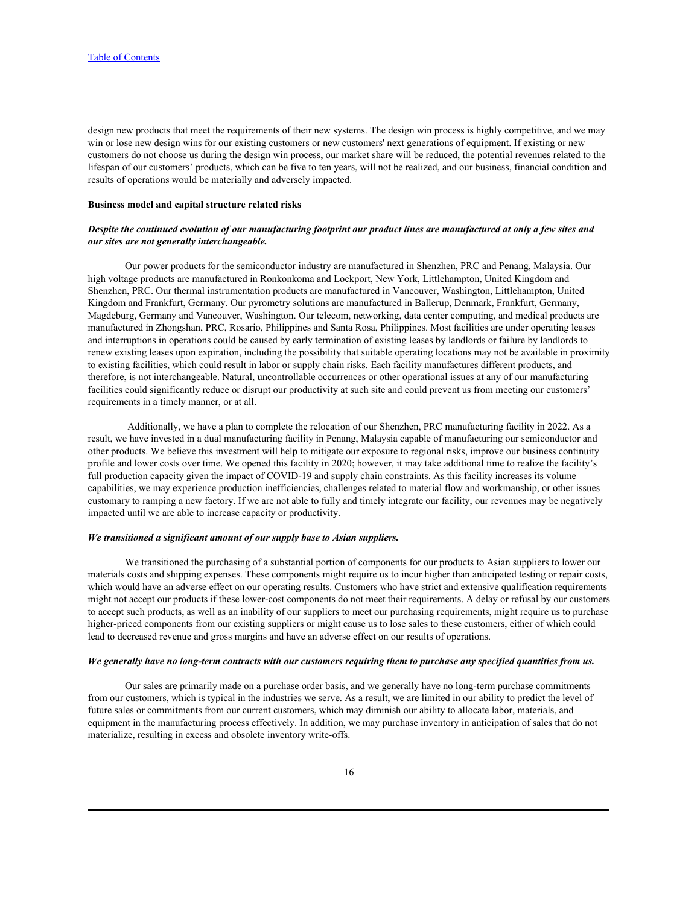design new products that meet the requirements of their new systems. The design win process is highly competitive, and we may win or lose new design wins for our existing customers or new customers' next generations of equipment. If existing or new customers do not choose us during the design win process, our market share will be reduced, the potential revenues related to the lifespan of our customers' products, which can be five to ten years, will not be realized, and our business, financial condition and results of operations would be materially and adversely impacted.

**Business model and capital structure related risks**

***Despite the continued evolution of our manufacturing footprint our product lines are manufactured at only a few sites and our sites are not generally interchangeable.***

Our power products for the semiconductor industry are manufactured in Shenzhen, PRC and Penang, Malaysia. Our high voltage products are manufactured in Ronkonkoma and Lockport, New York, Littlehampton, United Kingdom and Shenzhen, PRC. Our thermal instrumentation products are manufactured in Vancouver, Washington, Littlehampton, United Kingdom and Frankfurt, Germany. Our pyrometry solutions are manufactured in Ballerup, Denmark, Frankfurt, Germany, Magdeburg, Germany and Vancouver, Washington. Our telecom, networking, data center computing, and medical products are manufactured in Zhongshan, PRC, Rosario, Philippines and Santa Rosa, Philippines. Most facilities are under operating leases and interruptions in operations could be caused by early termination of existing leases by landlords or failure by landlords to renew existing leases upon expiration, including the possibility that suitable operating locations may not be available in proximity to existing facilities, which could result in labor or supply chain risks. Each facility manufactures different products, and therefore, is not interchangeable. Natural, uncontrollable occurrences or other operational issues at any of our manufacturing facilities could significantly reduce or disrupt our productivity at such site and could prevent us from meeting our customers' requirements in a timely manner, or at all.

Additionally, we have a plan to complete the relocation of our Shenzhen, PRC manufacturing facility in 2022. As a result, we have invested in a dual manufacturing facility in Penang, Malaysia capable of manufacturing our semiconductor and other products. We believe this investment will help to mitigate our exposure to regional risks, improve our business continuity profile and lower costs over time. We opened this facility in 2020; however, it may take additional time to realize the facility's full production capacity given the impact of COVID-19 and supply chain constraints. As this facility increases its volume capabilities, we may experience production inefficiencies, challenges related to material flow and workmanship, or other issues customary to ramping a new factory. If we are not able to fully and timely integrate our facility, our revenues may be negatively impacted until we are able to increase capacity or productivity.

***We transitioned a significant amount of our supply base to Asian suppliers.***

We transitioned the purchasing of a substantial portion of components for our products to Asian suppliers to lower our materials costs and shipping expenses. These components might require us to incur higher than anticipated testing or repair costs, which would have an adverse effect on our operating results. Customers who have strict and extensive qualification requirements might not accept our products if these lower-cost components do not meet their requirements. A delay or refusal by our customers to accept such products, as well as an inability of our suppliers to meet our purchasing requirements, might require us to purchase higher-priced components from our existing suppliers or might cause us to lose sales to these customers, either of which could lead to decreased revenue and gross margins and have an adverse effect on our results of operations.

***We generally have no long-term contracts with our customers requiring them to purchase any specified quantities from us.***

Our sales are primarily made on a purchase order basis, and we generally have no long-term purchase commitments from our customers, which is typical in the industries we serve. As a result, we are limited in our ability to predict the level of future sales or commitments from our current customers, which may diminish our ability to allocate labor, materials, and equipment in the manufacturing process effectively. In addition, we may purchase inventory in anticipation of sales that do not materialize, resulting in excess and obsolete inventory write-offs.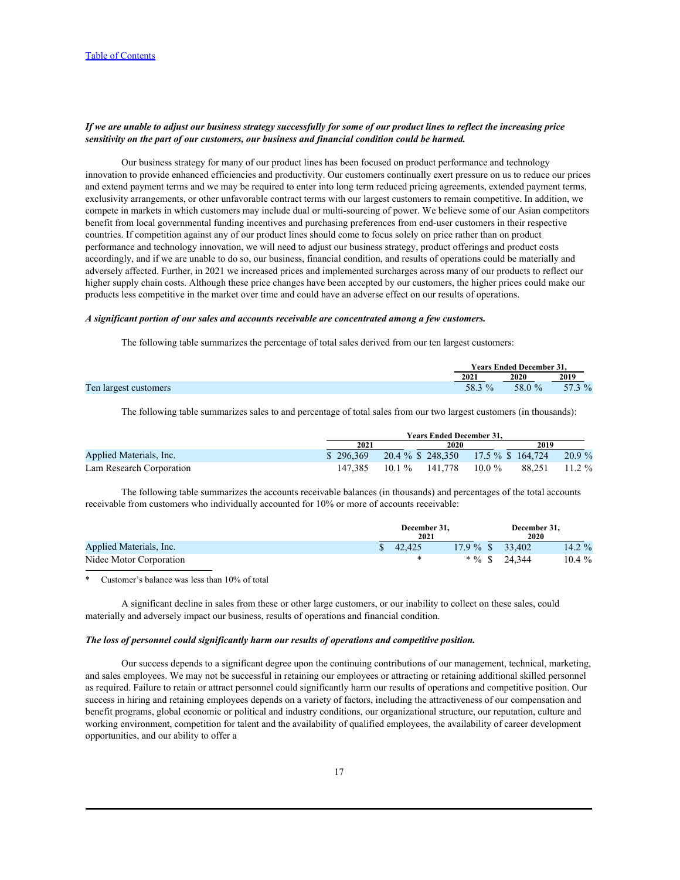***If we are unable to adjust our business strategy successfully for some of our product lines to reflect the increasing price sensitivity on the part of our customers, our business and financial condition could be harmed.***

Our business strategy for many of our product lines has been focused on product performance and technology innovation to provide enhanced efficiencies and productivity. Our customers continually exert pressure on us to reduce our prices and extend payment terms and we may be required to enter into long term reduced pricing agreements, extended payment terms, exclusivity arrangements, or other unfavorable contract terms with our largest customers to remain competitive. In addition, we compete in markets in which customers may include dual or multi-sourcing of power. We believe some of our Asian competitors benefit from local governmental funding incentives and purchasing preferences from end-user customers in their respective countries. If competition against any of our product lines should come to focus solely on price rather than on product performance and technology innovation, we will need to adjust our business strategy, product offerings and product costs accordingly, and if we are unable to do so, our business, financial condition, and results of operations could be materially and adversely affected. Further, in 2021 we increased prices and implemented surcharges across many of our products to reflect our higher supply chain costs. Although these price changes have been accepted by our customers, the higher prices could make our products less competitive in the market over time and could have an adverse effect on our results of operations.

***A significant portion of our sales and accounts receivable are concentrated among a few customers.***

The following table summarizes the percentage of total sales derived from our ten largest customers:

| | Years Ended December 31, | | |
|---|---|---|---|
| | 2021 | 2020 | 2019 |
| Ten largest customers | 58.3 % | 58.0 % | 57.3 % |

The following table summarizes sales to and percentage of total sales from our two largest customers (in thousands):

| | Years Ended December 31, | | | | | |
|---|---|---|---|---|---|---|
| | 2021 | | 2020 | | 2019 | |
| Applied Materials, Inc. | $ 296,369 | 20.4 % | $ 248,350 | 17.5 % | $ 164,724 | 20.9 % |
| Lam Research Corporation | 147,385 | 10.1 % | 141,778 | 10.0 % | 88,251 | 11.2 % |

The following table summarizes the accounts receivable balances (in thousands) and percentages of the total accounts receivable from customers who individually accounted for 10% or more of accounts receivable:

| | December 31, 2021 | | December 31, 2020 | |
|---|---|---|---|---|
| Applied Materials, Inc. | $ 42,425 | 17.9 % | $ 33,402 | 14.2 % |
| Nidec Motor Corporation | * | * % | $ 24,344 | 10.4 % |

\* Customer's balance was less than 10% of total

A significant decline in sales from these or other large customers, or our inability to collect on these sales, could materially and adversely impact our business, results of operations and financial condition.

***The loss of personnel could significantly harm our results of operations and competitive position.***

Our success depends to a significant degree upon the continuing contributions of our management, technical, marketing, and sales employees. We may not be successful in retaining our employees or attracting or retaining additional skilled personnel as required. Failure to retain or attract personnel could significantly harm our results of operations and competitive position. Our success in hiring and retaining employees depends on a variety of factors, including the attractiveness of our compensation and benefit programs, global economic or political and industry conditions, our organizational structure, our reputation, culture and working environment, competition for talent and the availability of qualified employees, the availability of career development opportunities, and our ability to offer a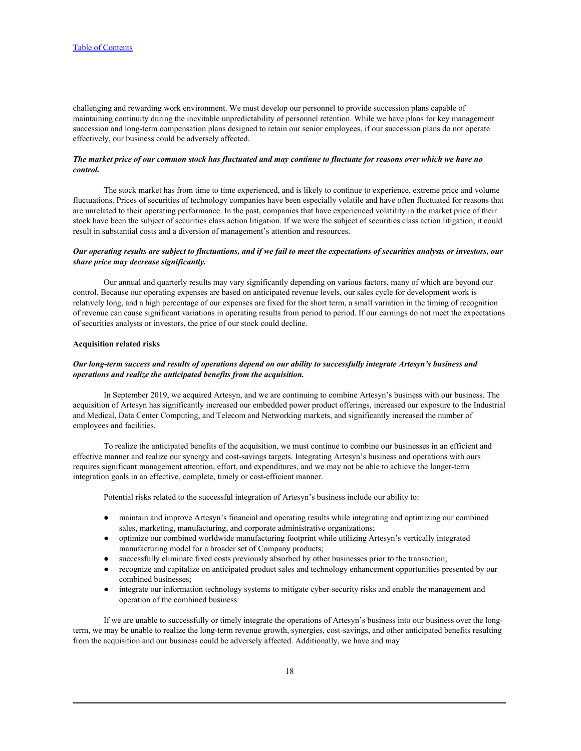challenging and rewarding work environment. We must develop our personnel to provide succession plans capable of maintaining continuity during the inevitable unpredictability of personnel retention. While we have plans for key management succession and long-term compensation plans designed to retain our senior employees, if our succession plans do not operate effectively, our business could be adversely affected.

***The market price of our common stock has fluctuated and may continue to fluctuate for reasons over which we have no control.***

The stock market has from time to time experienced, and is likely to continue to experience, extreme price and volume fluctuations. Prices of securities of technology companies have been especially volatile and have often fluctuated for reasons that are unrelated to their operating performance. In the past, companies that have experienced volatility in the market price of their stock have been the subject of securities class action litigation. If we were the subject of securities class action litigation, it could result in substantial costs and a diversion of management's attention and resources.

***Our operating results are subject to fluctuations, and if we fail to meet the expectations of securities analysts or investors, our share price may decrease significantly.***

Our annual and quarterly results may vary significantly depending on various factors, many of which are beyond our control. Because our operating expenses are based on anticipated revenue levels, our sales cycle for development work is relatively long, and a high percentage of our expenses are fixed for the short term, a small variation in the timing of recognition of revenue can cause significant variations in operating results from period to period. If our earnings do not meet the expectations of securities analysts or investors, the price of our stock could decline.

**Acquisition related risks**

***Our long-term success and results of operations depend on our ability to successfully integrate Artesyn's business and operations and realize the anticipated benefits from the acquisition.***

In September 2019, we acquired Artesyn, and we are continuing to combine Artesyn's business with our business. The acquisition of Artesyn has significantly increased our embedded power product offerings, increased our exposure to the Industrial and Medical, Data Center Computing, and Telecom and Networking markets, and significantly increased the number of employees and facilities.

To realize the anticipated benefits of the acquisition, we must continue to combine our businesses in an efficient and effective manner and realize our synergy and cost-savings targets. Integrating Artesyn's business and operations with ours requires significant management attention, effort, and expenditures, and we may not be able to achieve the longer-term integration goals in an effective, complete, timely or cost-efficient manner.

Potential risks related to the successful integration of Artesyn's business include our ability to:

- maintain and improve Artesyn's financial and operating results while integrating and optimizing our combined sales, marketing, manufacturing, and corporate administrative organizations;
- optimize our combined worldwide manufacturing footprint while utilizing Artesyn's vertically integrated manufacturing model for a broader set of Company products;
- successfully eliminate fixed costs previously absorbed by other businesses prior to the transaction;
- recognize and capitalize on anticipated product sales and technology enhancement opportunities presented by our combined businesses;
- integrate our information technology systems to mitigate cyber-security risks and enable the management and operation of the combined business.

If we are unable to successfully or timely integrate the operations of Artesyn's business into our business over the long-term, we may be unable to realize the long-term revenue growth, synergies, cost-savings, and other anticipated benefits resulting from the acquisition and our business could be adversely affected. Additionally, we have and may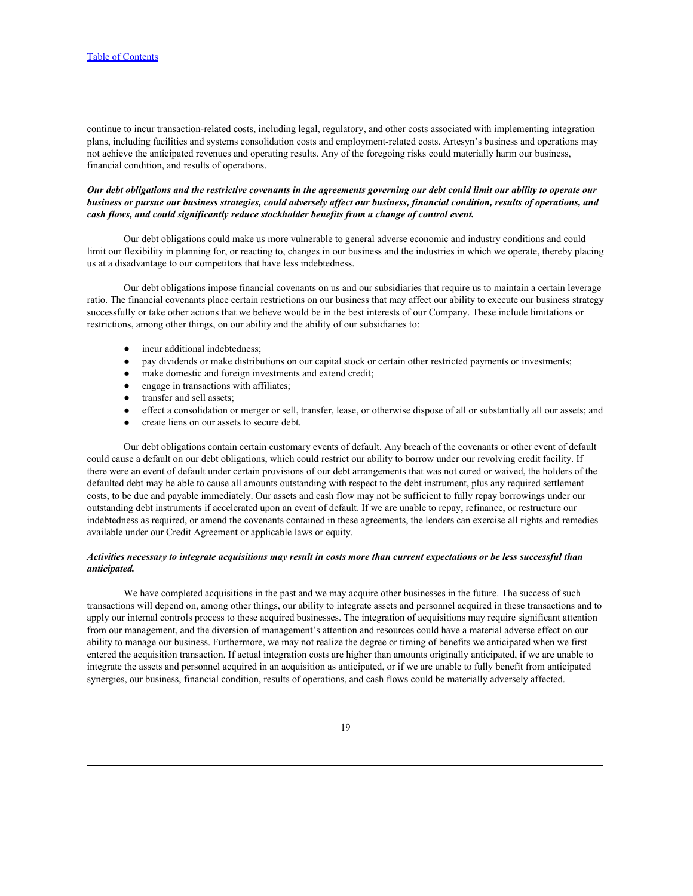continue to incur transaction-related costs, including legal, regulatory, and other costs associated with implementing integration plans, including facilities and systems consolidation costs and employment-related costs. Artesyn's business and operations may not achieve the anticipated revenues and operating results. Any of the foregoing risks could materially harm our business, financial condition, and results of operations.

***Our debt obligations and the restrictive covenants in the agreements governing our debt could limit our ability to operate our business or pursue our business strategies, could adversely affect our business, financial condition, results of operations, and cash flows, and could significantly reduce stockholder benefits from a change of control event.***

Our debt obligations could make us more vulnerable to general adverse economic and industry conditions and could limit our flexibility in planning for, or reacting to, changes in our business and the industries in which we operate, thereby placing us at a disadvantage to our competitors that have less indebtedness.

Our debt obligations impose financial covenants on us and our subsidiaries that require us to maintain a certain leverage ratio. The financial covenants place certain restrictions on our business that may affect our ability to execute our business strategy successfully or take other actions that we believe would be in the best interests of our Company. These include limitations or restrictions, among other things, on our ability and the ability of our subsidiaries to:

- incur additional indebtedness;
- pay dividends or make distributions on our capital stock or certain other restricted payments or investments;
- make domestic and foreign investments and extend credit;
- engage in transactions with affiliates;
- transfer and sell assets;
- effect a consolidation or merger or sell, transfer, lease, or otherwise dispose of all or substantially all our assets; and
- create liens on our assets to secure debt.

Our debt obligations contain certain customary events of default. Any breach of the covenants or other event of default could cause a default on our debt obligations, which could restrict our ability to borrow under our revolving credit facility. If there were an event of default under certain provisions of our debt arrangements that was not cured or waived, the holders of the defaulted debt may be able to cause all amounts outstanding with respect to the debt instrument, plus any required settlement costs, to be due and payable immediately. Our assets and cash flow may not be sufficient to fully repay borrowings under our outstanding debt instruments if accelerated upon an event of default. If we are unable to repay, refinance, or restructure our indebtedness as required, or amend the covenants contained in these agreements, the lenders can exercise all rights and remedies available under our Credit Agreement or applicable laws or equity.

***Activities necessary to integrate acquisitions may result in costs more than current expectations or be less successful than anticipated.***

We have completed acquisitions in the past and we may acquire other businesses in the future. The success of such transactions will depend on, among other things, our ability to integrate assets and personnel acquired in these transactions and to apply our internal controls process to these acquired businesses. The integration of acquisitions may require significant attention from our management, and the diversion of management's attention and resources could have a material adverse effect on our ability to manage our business. Furthermore, we may not realize the degree or timing of benefits we anticipated when we first entered the acquisition transaction. If actual integration costs are higher than amounts originally anticipated, if we are unable to integrate the assets and personnel acquired in an acquisition as anticipated, or if we are unable to fully benefit from anticipated synergies, our business, financial condition, results of operations, and cash flows could be materially adversely affected.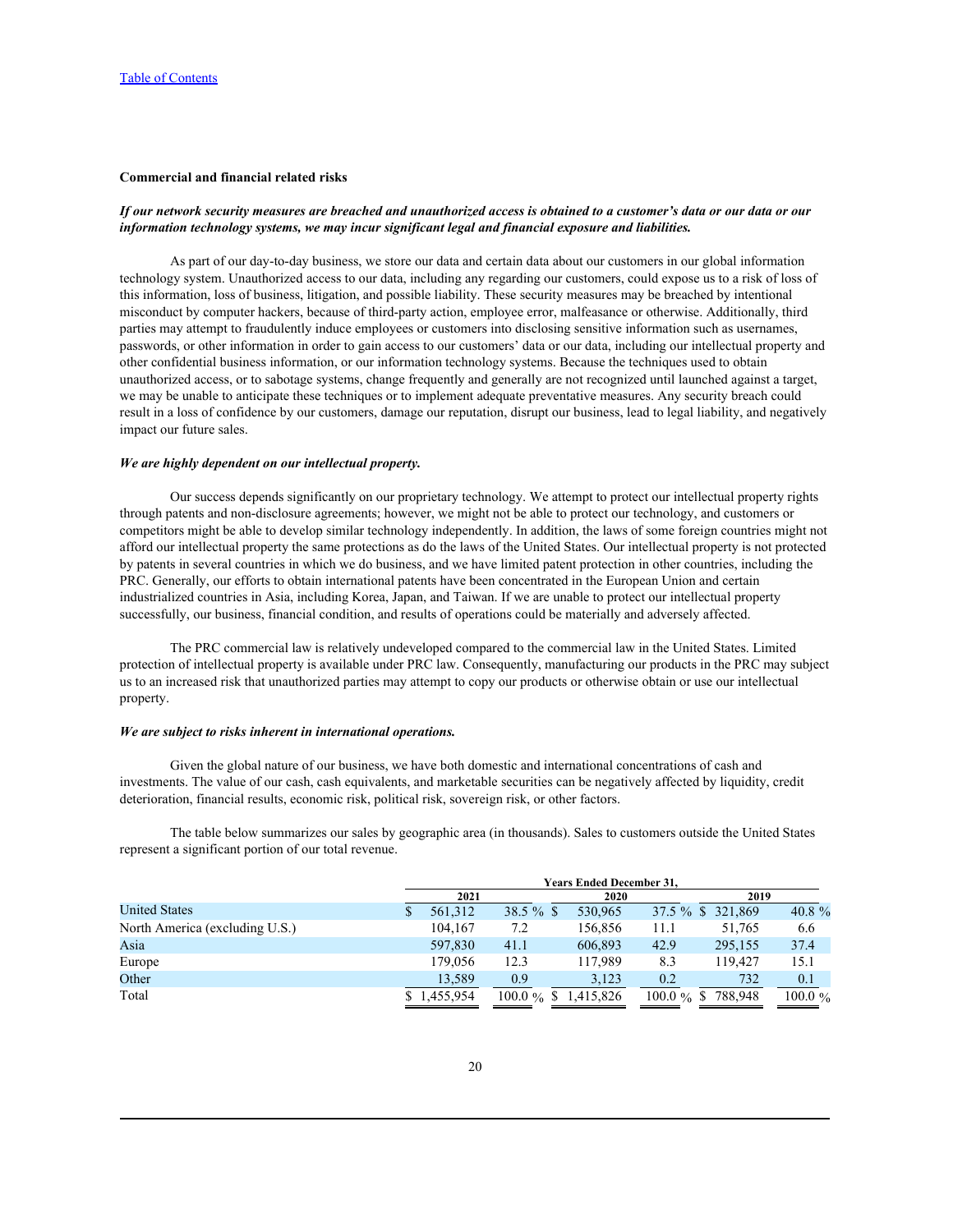**Commercial and financial related risks**

***If our network security measures are breached and unauthorized access is obtained to a customer's data or our data or our information technology systems, we may incur significant legal and financial exposure and liabilities.***

As part of our day-to-day business, we store our data and certain data about our customers in our global information technology system. Unauthorized access to our data, including any regarding our customers, could expose us to a risk of loss of this information, loss of business, litigation, and possible liability. These security measures may be breached by intentional misconduct by computer hackers, because of third-party action, employee error, malfeasance or otherwise. Additionally, third parties may attempt to fraudulently induce employees or customers into disclosing sensitive information such as usernames, passwords, or other information in order to gain access to our customers' data or our data, including our intellectual property and other confidential business information, or our information technology systems. Because the techniques used to obtain unauthorized access, or to sabotage systems, change frequently and generally are not recognized until launched against a target, we may be unable to anticipate these techniques or to implement adequate preventative measures. Any security breach could result in a loss of confidence by our customers, damage our reputation, disrupt our business, lead to legal liability, and negatively impact our future sales.

***We are highly dependent on our intellectual property.***

Our success depends significantly on our proprietary technology. We attempt to protect our intellectual property rights through patents and non-disclosure agreements; however, we might not be able to protect our technology, and customers or competitors might be able to develop similar technology independently. In addition, the laws of some foreign countries might not afford our intellectual property the same protections as do the laws of the United States. Our intellectual property is not protected by patents in several countries in which we do business, and we have limited patent protection in other countries, including the PRC. Generally, our efforts to obtain international patents have been concentrated in the European Union and certain industrialized countries in Asia, including Korea, Japan, and Taiwan. If we are unable to protect our intellectual property successfully, our business, financial condition, and results of operations could be materially and adversely affected.

The PRC commercial law is relatively undeveloped compared to the commercial law in the United States. Limited protection of intellectual property is available under PRC law. Consequently, manufacturing our products in the PRC may subject us to an increased risk that unauthorized parties may attempt to copy our products or otherwise obtain or use our intellectual property.

***We are subject to risks inherent in international operations.***

Given the global nature of our business, we have both domestic and international concentrations of cash and investments. The value of our cash, cash equivalents, and marketable securities can be negatively affected by liquidity, credit deterioration, financial results, economic risk, political risk, sovereign risk, or other factors.

The table below summarizes our sales by geographic area (in thousands). Sales to customers outside the United States represent a significant portion of our total revenue.

| | Years Ended December 31, | | | | | |
|---|---|---|---|---|---|---|
| | 2021 | | 2020 | | 2019 | |
| United States | $ 561,312 | 38.5 % | $ 530,965 | 37.5 % | $ 321,869 | 40.8 % |
| North America (excluding U.S.) | 104,167 | 7.2 | 156,856 | 11.1 | 51,765 | 6.6 |
| Asia | 597,830 | 41.1 | 606,893 | 42.9 | 295,155 | 37.4 |
| Europe | 179,056 | 12.3 | 117,989 | 8.3 | 119,427 | 15.1 |
| Other | 13,589 | 0.9 | 3,123 | 0.2 | 732 | 0.1 |
| Total | $ 1,455,954 | 100.0 % | $ 1,415,826 | 100.0 % | $ 788,948 | 100.0 % |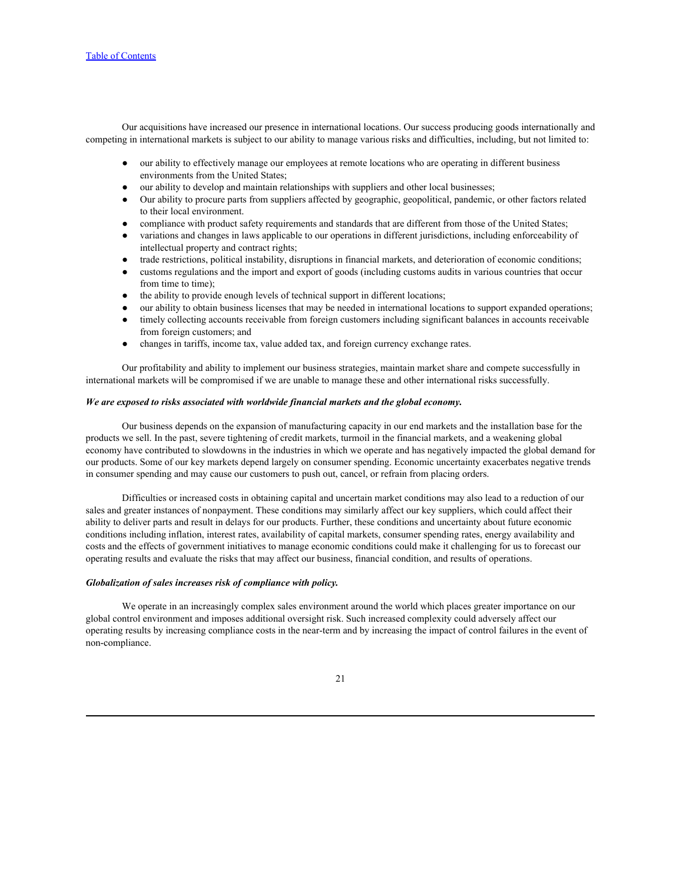Our acquisitions have increased our presence in international locations. Our success producing goods internationally and competing in international markets is subject to our ability to manage various risks and difficulties, including, but not limited to:

- our ability to effectively manage our employees at remote locations who are operating in different business environments from the United States;
- our ability to develop and maintain relationships with suppliers and other local businesses;
- Our ability to procure parts from suppliers affected by geographic, geopolitical, pandemic, or other factors related to their local environment.
- compliance with product safety requirements and standards that are different from those of the United States;
- variations and changes in laws applicable to our operations in different jurisdictions, including enforceability of intellectual property and contract rights;
- trade restrictions, political instability, disruptions in financial markets, and deterioration of economic conditions;
- customs regulations and the import and export of goods (including customs audits in various countries that occur from time to time);
- the ability to provide enough levels of technical support in different locations;
- our ability to obtain business licenses that may be needed in international locations to support expanded operations;
- timely collecting accounts receivable from foreign customers including significant balances in accounts receivable from foreign customers; and
- changes in tariffs, income tax, value added tax, and foreign currency exchange rates.

Our profitability and ability to implement our business strategies, maintain market share and compete successfully in international markets will be compromised if we are unable to manage these and other international risks successfully.

***We are exposed to risks associated with worldwide financial markets and the global economy.***

Our business depends on the expansion of manufacturing capacity in our end markets and the installation base for the products we sell. In the past, severe tightening of credit markets, turmoil in the financial markets, and a weakening global economy have contributed to slowdowns in the industries in which we operate and has negatively impacted the global demand for our products. Some of our key markets depend largely on consumer spending. Economic uncertainty exacerbates negative trends in consumer spending and may cause our customers to push out, cancel, or refrain from placing orders.

Difficulties or increased costs in obtaining capital and uncertain market conditions may also lead to a reduction of our sales and greater instances of nonpayment. These conditions may similarly affect our key suppliers, which could affect their ability to deliver parts and result in delays for our products. Further, these conditions and uncertainty about future economic conditions including inflation, interest rates, availability of capital markets, consumer spending rates, energy availability and costs and the effects of government initiatives to manage economic conditions could make it challenging for us to forecast our operating results and evaluate the risks that may affect our business, financial condition, and results of operations.

***Globalization of sales increases risk of compliance with policy.***

We operate in an increasingly complex sales environment around the world which places greater importance on our global control environment and imposes additional oversight risk. Such increased complexity could adversely affect our operating results by increasing compliance costs in the near-term and by increasing the impact of control failures in the event of non-compliance.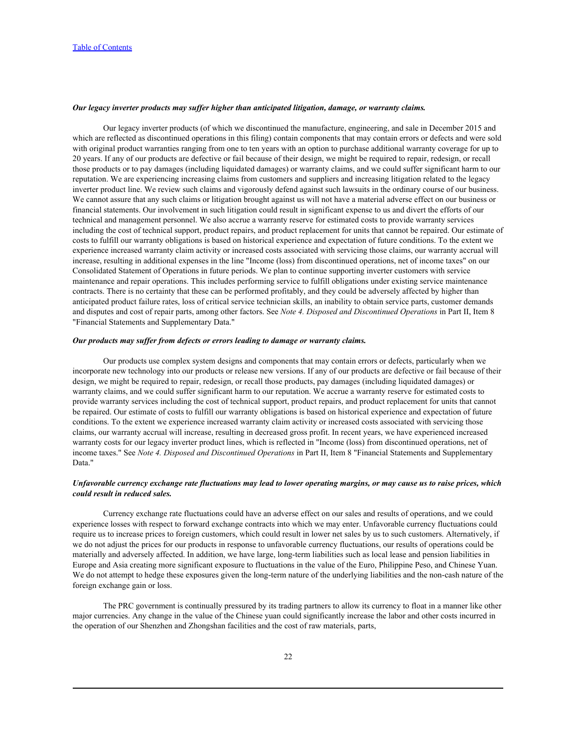*Our legacy inverter products may suffer higher than anticipated litigation, damage, or warranty claims.*

Our legacy inverter products (of which we discontinued the manufacture, engineering, and sale in December 2015 and which are reflected as discontinued operations in this filing) contain components that may contain errors or defects and were sold with original product warranties ranging from one to ten years with an option to purchase additional warranty coverage for up to 20 years. If any of our products are defective or fail because of their design, we might be required to repair, redesign, or recall those products or to pay damages (including liquidated damages) or warranty claims, and we could suffer significant harm to our reputation. We are experiencing increasing claims from customers and suppliers and increasing litigation related to the legacy inverter product line. We review such claims and vigorously defend against such lawsuits in the ordinary course of our business. We cannot assure that any such claims or litigation brought against us will not have a material adverse effect on our business or financial statements. Our involvement in such litigation could result in significant expense to us and divert the efforts of our technical and management personnel. We also accrue a warranty reserve for estimated costs to provide warranty services including the cost of technical support, product repairs, and product replacement for units that cannot be repaired. Our estimate of costs to fulfill our warranty obligations is based on historical experience and expectation of future conditions. To the extent we experience increased warranty claim activity or increased costs associated with servicing those claims, our warranty accrual will increase, resulting in additional expenses in the line "Income (loss) from discontinued operations, net of income taxes" on our Consolidated Statement of Operations in future periods. We plan to continue supporting inverter customers with service maintenance and repair operations. This includes performing service to fulfill obligations under existing service maintenance contracts. There is no certainty that these can be performed profitably, and they could be adversely affected by higher than anticipated product failure rates, loss of critical service technician skills, an inability to obtain service parts, customer demands and disputes and cost of repair parts, among other factors. See *Note 4. Disposed and Discontinued Operations* in Part II, Item 8 "Financial Statements and Supplementary Data."

*Our products may suffer from defects or errors leading to damage or warranty claims.*

Our products use complex system designs and components that may contain errors or defects, particularly when we incorporate new technology into our products or release new versions. If any of our products are defective or fail because of their design, we might be required to repair, redesign, or recall those products, pay damages (including liquidated damages) or warranty claims, and we could suffer significant harm to our reputation. We accrue a warranty reserve for estimated costs to provide warranty services including the cost of technical support, product repairs, and product replacement for units that cannot be repaired. Our estimate of costs to fulfill our warranty obligations is based on historical experience and expectation of future conditions. To the extent we experience increased warranty claim activity or increased costs associated with servicing those claims, our warranty accrual will increase, resulting in decreased gross profit. In recent years, we have experienced increased warranty costs for our legacy inverter product lines, which is reflected in "Income (loss) from discontinued operations, net of income taxes." See *Note 4. Disposed and Discontinued Operations* in Part II, Item 8 "Financial Statements and Supplementary Data."

*Unfavorable currency exchange rate fluctuations may lead to lower operating margins, or may cause us to raise prices, which could result in reduced sales.*

Currency exchange rate fluctuations could have an adverse effect on our sales and results of operations, and we could experience losses with respect to forward exchange contracts into which we may enter. Unfavorable currency fluctuations could require us to increase prices to foreign customers, which could result in lower net sales by us to such customers. Alternatively, if we do not adjust the prices for our products in response to unfavorable currency fluctuations, our results of operations could be materially and adversely affected. In addition, we have large, long-term liabilities such as local lease and pension liabilities in Europe and Asia creating more significant exposure to fluctuations in the value of the Euro, Philippine Peso, and Chinese Yuan. We do not attempt to hedge these exposures given the long-term nature of the underlying liabilities and the non-cash nature of the foreign exchange gain or loss.

The PRC government is continually pressured by its trading partners to allow its currency to float in a manner like other major currencies. Any change in the value of the Chinese yuan could significantly increase the labor and other costs incurred in the operation of our Shenzhen and Zhongshan facilities and the cost of raw materials, parts,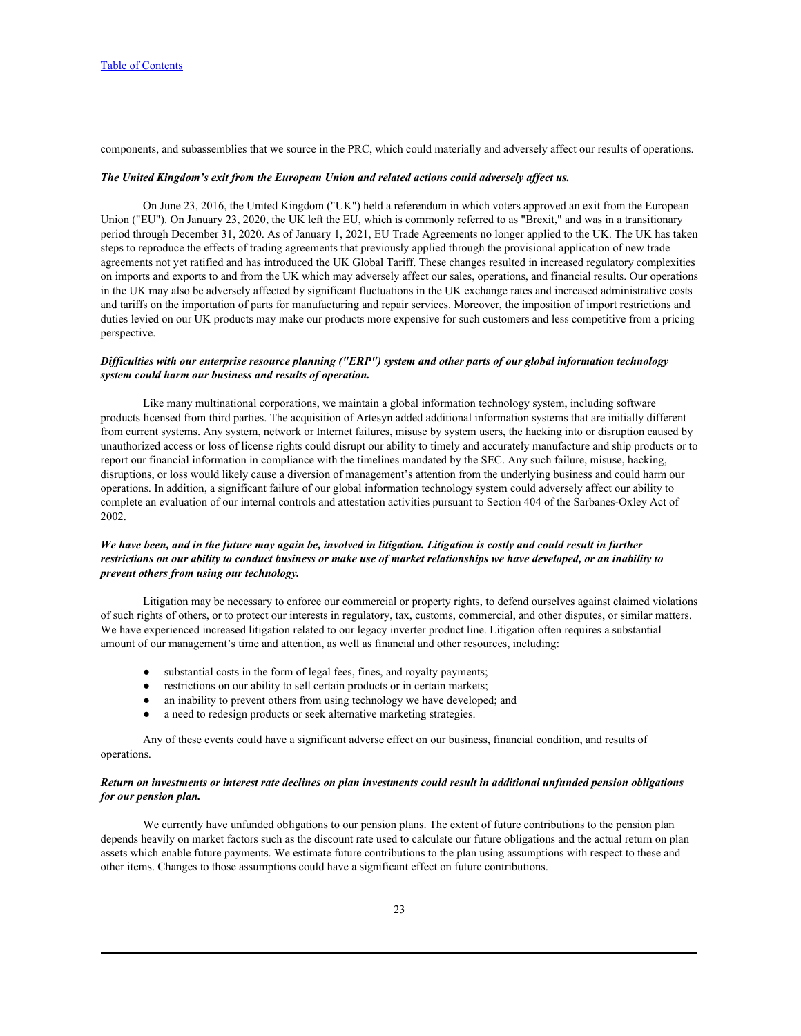components, and subassemblies that we source in the PRC, which could materially and adversely affect our results of operations.

***The United Kingdom's exit from the European Union and related actions could adversely affect us.***

On June 23, 2016, the United Kingdom ("UK") held a referendum in which voters approved an exit from the European Union ("EU"). On January 23, 2020, the UK left the EU, which is commonly referred to as "Brexit," and was in a transitionary period through December 31, 2020. As of January 1, 2021, EU Trade Agreements no longer applied to the UK. The UK has taken steps to reproduce the effects of trading agreements that previously applied through the provisional application of new trade agreements not yet ratified and has introduced the UK Global Tariff. These changes resulted in increased regulatory complexities on imports and exports to and from the UK which may adversely affect our sales, operations, and financial results. Our operations in the UK may also be adversely affected by significant fluctuations in the UK exchange rates and increased administrative costs and tariffs on the importation of parts for manufacturing and repair services. Moreover, the imposition of import restrictions and duties levied on our UK products may make our products more expensive for such customers and less competitive from a pricing perspective.

***Difficulties with our enterprise resource planning ("ERP") system and other parts of our global information technology system could harm our business and results of operation.***

Like many multinational corporations, we maintain a global information technology system, including software products licensed from third parties. The acquisition of Artesyn added additional information systems that are initially different from current systems. Any system, network or Internet failures, misuse by system users, the hacking into or disruption caused by unauthorized access or loss of license rights could disrupt our ability to timely and accurately manufacture and ship products or to report our financial information in compliance with the timelines mandated by the SEC. Any such failure, misuse, hacking, disruptions, or loss would likely cause a diversion of management's attention from the underlying business and could harm our operations. In addition, a significant failure of our global information technology system could adversely affect our ability to complete an evaluation of our internal controls and attestation activities pursuant to Section 404 of the Sarbanes-Oxley Act of 2002.

***We have been, and in the future may again be, involved in litigation. Litigation is costly and could result in further restrictions on our ability to conduct business or make use of market relationships we have developed, or an inability to prevent others from using our technology.***

Litigation may be necessary to enforce our commercial or property rights, to defend ourselves against claimed violations of such rights of others, or to protect our interests in regulatory, tax, customs, commercial, and other disputes, or similar matters. We have experienced increased litigation related to our legacy inverter product line. Litigation often requires a substantial amount of our management's time and attention, as well as financial and other resources, including:

- substantial costs in the form of legal fees, fines, and royalty payments;
- restrictions on our ability to sell certain products or in certain markets;
- an inability to prevent others from using technology we have developed; and
- a need to redesign products or seek alternative marketing strategies.

Any of these events could have a significant adverse effect on our business, financial condition, and results of operations.

***Return on investments or interest rate declines on plan investments could result in additional unfunded pension obligations for our pension plan.***

We currently have unfunded obligations to our pension plans. The extent of future contributions to the pension plan depends heavily on market factors such as the discount rate used to calculate our future obligations and the actual return on plan assets which enable future payments. We estimate future contributions to the plan using assumptions with respect to these and other items. Changes to those assumptions could have a significant effect on future contributions.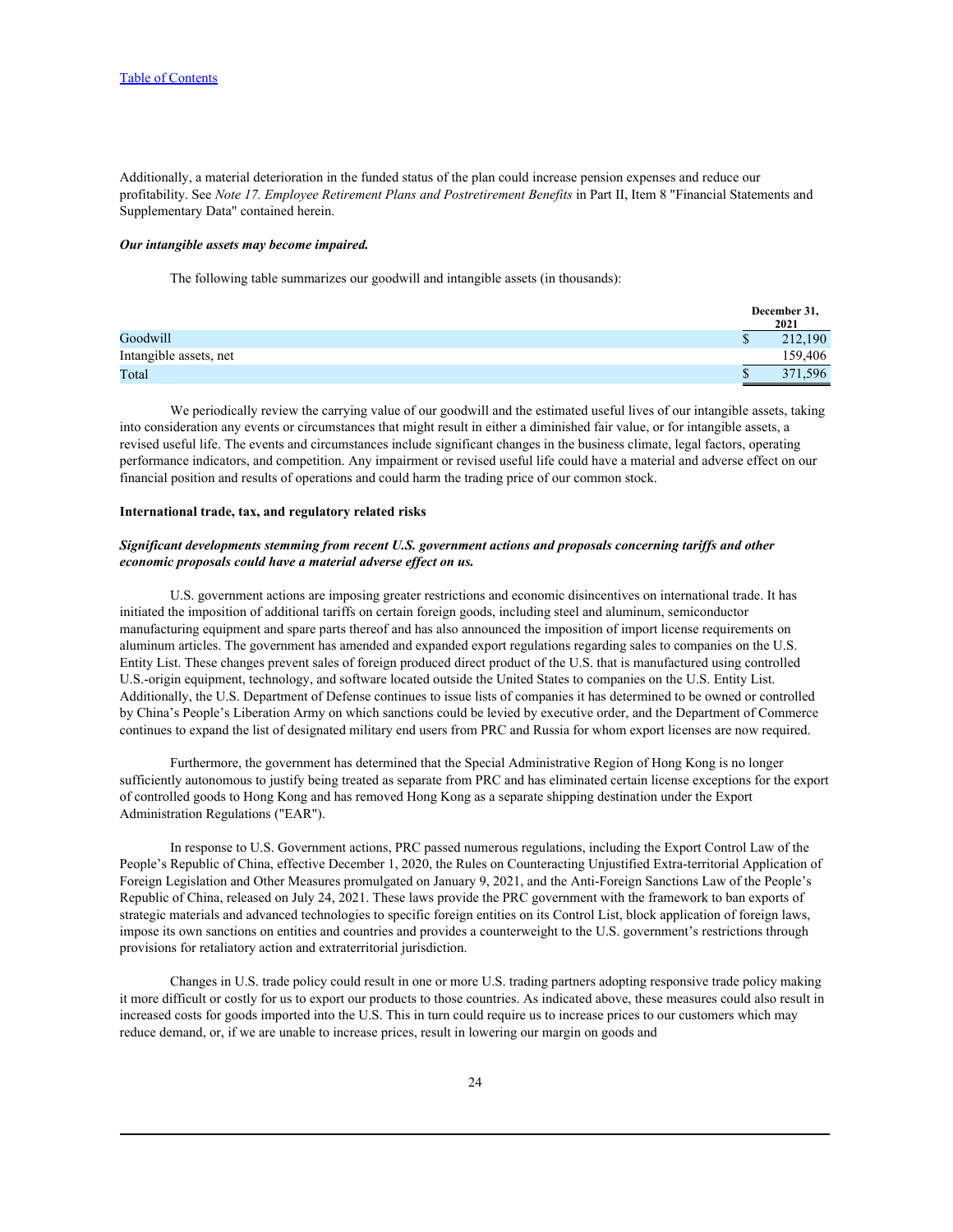Additionally, a material deterioration in the funded status of the plan could increase pension expenses and reduce our profitability. See *Note 17. Employee Retirement Plans and Postretirement Benefits* in Part II, Item 8 "Financial Statements and Supplementary Data" contained herein.

***Our intangible assets may become impaired.***

The following table summarizes our goodwill and intangible assets (in thousands):

| | December 31, 2021 |
|---|---|
| Goodwill | $ 212,190 |
| Intangible assets, net | 159,406 |
| Total | $ 371,596 |

We periodically review the carrying value of our goodwill and the estimated useful lives of our intangible assets, taking into consideration any events or circumstances that might result in either a diminished fair value, or for intangible assets, a revised useful life. The events and circumstances include significant changes in the business climate, legal factors, operating performance indicators, and competition. Any impairment or revised useful life could have a material and adverse effect on our financial position and results of operations and could harm the trading price of our common stock.

**International trade, tax, and regulatory related risks**

***Significant developments stemming from recent U.S. government actions and proposals concerning tariffs and other economic proposals could have a material adverse effect on us.***

U.S. government actions are imposing greater restrictions and economic disincentives on international trade. It has initiated the imposition of additional tariffs on certain foreign goods, including steel and aluminum, semiconductor manufacturing equipment and spare parts thereof and has also announced the imposition of import license requirements on aluminum articles. The government has amended and expanded export regulations regarding sales to companies on the U.S. Entity List. These changes prevent sales of foreign produced direct product of the U.S. that is manufactured using controlled U.S.-origin equipment, technology, and software located outside the United States to companies on the U.S. Entity List. Additionally, the U.S. Department of Defense continues to issue lists of companies it has determined to be owned or controlled by China's People's Liberation Army on which sanctions could be levied by executive order, and the Department of Commerce continues to expand the list of designated military end users from PRC and Russia for whom export licenses are now required.

Furthermore, the government has determined that the Special Administrative Region of Hong Kong is no longer sufficiently autonomous to justify being treated as separate from PRC and has eliminated certain license exceptions for the export of controlled goods to Hong Kong and has removed Hong Kong as a separate shipping destination under the Export Administration Regulations ("EAR").

In response to U.S. Government actions, PRC passed numerous regulations, including the Export Control Law of the People's Republic of China, effective December 1, 2020, the Rules on Counteracting Unjustified Extra-territorial Application of Foreign Legislation and Other Measures promulgated on January 9, 2021, and the Anti-Foreign Sanctions Law of the People's Republic of China, released on July 24, 2021. These laws provide the PRC government with the framework to ban exports of strategic materials and advanced technologies to specific foreign entities on its Control List, block application of foreign laws, impose its own sanctions on entities and countries and provides a counterweight to the U.S. government's restrictions through provisions for retaliatory action and extraterritorial jurisdiction.

Changes in U.S. trade policy could result in one or more U.S. trading partners adopting responsive trade policy making it more difficult or costly for us to export our products to those countries. As indicated above, these measures could also result in increased costs for goods imported into the U.S. This in turn could require us to increase prices to our customers which may reduce demand, or, if we are unable to increase prices, result in lowering our margin on goods and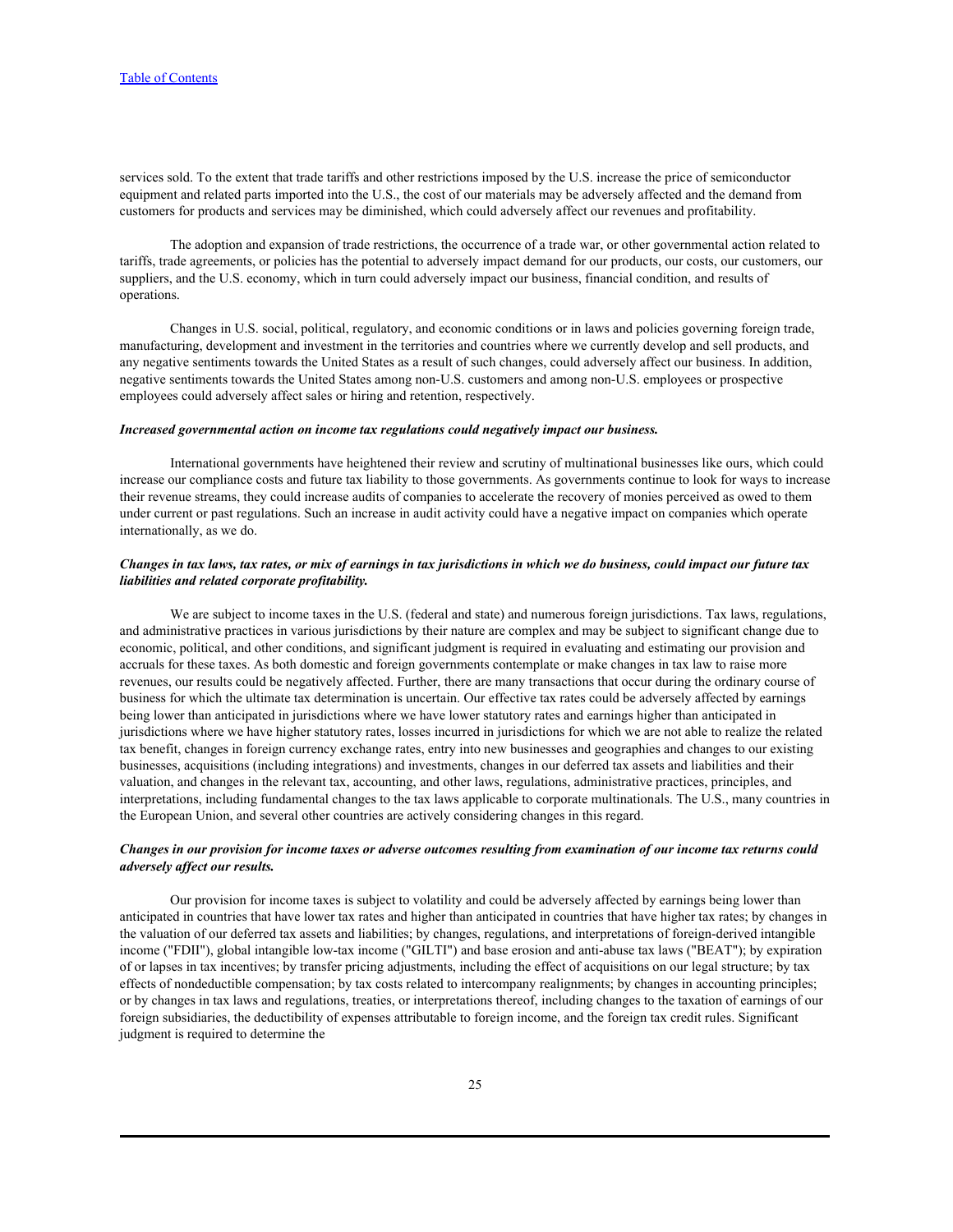services sold. To the extent that trade tariffs and other restrictions imposed by the U.S. increase the price of semiconductor equipment and related parts imported into the U.S., the cost of our materials may be adversely affected and the demand from customers for products and services may be diminished, which could adversely affect our revenues and profitability.

The adoption and expansion of trade restrictions, the occurrence of a trade war, or other governmental action related to tariffs, trade agreements, or policies has the potential to adversely impact demand for our products, our costs, our customers, our suppliers, and the U.S. economy, which in turn could adversely impact our business, financial condition, and results of operations.

Changes in U.S. social, political, regulatory, and economic conditions or in laws and policies governing foreign trade, manufacturing, development and investment in the territories and countries where we currently develop and sell products, and any negative sentiments towards the United States as a result of such changes, could adversely affect our business. In addition, negative sentiments towards the United States among non-U.S. customers and among non-U.S. employees or prospective employees could adversely affect sales or hiring and retention, respectively.

***Increased governmental action on income tax regulations could negatively impact our business.***

International governments have heightened their review and scrutiny of multinational businesses like ours, which could increase our compliance costs and future tax liability to those governments. As governments continue to look for ways to increase their revenue streams, they could increase audits of companies to accelerate the recovery of monies perceived as owed to them under current or past regulations. Such an increase in audit activity could have a negative impact on companies which operate internationally, as we do.

***Changes in tax laws, tax rates, or mix of earnings in tax jurisdictions in which we do business, could impact our future tax liabilities and related corporate profitability.***

We are subject to income taxes in the U.S. (federal and state) and numerous foreign jurisdictions. Tax laws, regulations, and administrative practices in various jurisdictions by their nature are complex and may be subject to significant change due to economic, political, and other conditions, and significant judgment is required in evaluating and estimating our provision and accruals for these taxes. As both domestic and foreign governments contemplate or make changes in tax law to raise more revenues, our results could be negatively affected. Further, there are many transactions that occur during the ordinary course of business for which the ultimate tax determination is uncertain. Our effective tax rates could be adversely affected by earnings being lower than anticipated in jurisdictions where we have lower statutory rates and earnings higher than anticipated in jurisdictions where we have higher statutory rates, losses incurred in jurisdictions for which we are not able to realize the related tax benefit, changes in foreign currency exchange rates, entry into new businesses and geographies and changes to our existing businesses, acquisitions (including integrations) and investments, changes in our deferred tax assets and liabilities and their valuation, and changes in the relevant tax, accounting, and other laws, regulations, administrative practices, principles, and interpretations, including fundamental changes to the tax laws applicable to corporate multinationals. The U.S., many countries in the European Union, and several other countries are actively considering changes in this regard.

***Changes in our provision for income taxes or adverse outcomes resulting from examination of our income tax returns could adversely affect our results.***

Our provision for income taxes is subject to volatility and could be adversely affected by earnings being lower than anticipated in countries that have lower tax rates and higher than anticipated in countries that have higher tax rates; by changes in the valuation of our deferred tax assets and liabilities; by changes, regulations, and interpretations of foreign-derived intangible income ("FDII"), global intangible low-tax income ("GILTI") and base erosion and anti-abuse tax laws ("BEAT"); by expiration of or lapses in tax incentives; by transfer pricing adjustments, including the effect of acquisitions on our legal structure; by tax effects of nondeductible compensation; by tax costs related to intercompany realignments; by changes in accounting principles; or by changes in tax laws and regulations, treaties, or interpretations thereof, including changes to the taxation of earnings of our foreign subsidiaries, the deductibility of expenses attributable to foreign income, and the foreign tax credit rules. Significant judgment is required to determine the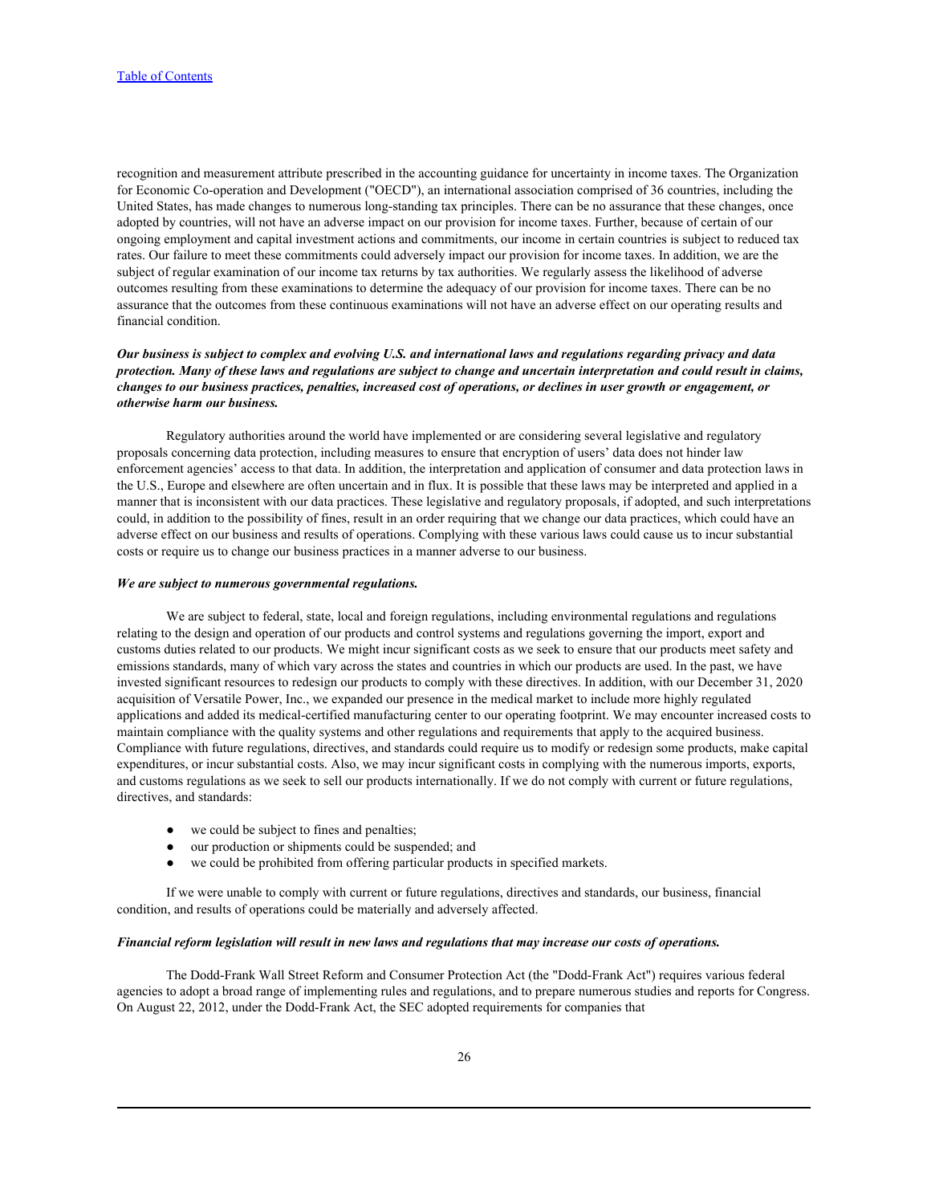recognition and measurement attribute prescribed in the accounting guidance for uncertainty in income taxes. The Organization for Economic Co-operation and Development ("OECD"), an international association comprised of 36 countries, including the United States, has made changes to numerous long-standing tax principles. There can be no assurance that these changes, once adopted by countries, will not have an adverse impact on our provision for income taxes. Further, because of certain of our ongoing employment and capital investment actions and commitments, our income in certain countries is subject to reduced tax rates. Our failure to meet these commitments could adversely impact our provision for income taxes. In addition, we are the subject of regular examination of our income tax returns by tax authorities. We regularly assess the likelihood of adverse outcomes resulting from these examinations to determine the adequacy of our provision for income taxes. There can be no assurance that the outcomes from these continuous examinations will not have an adverse effect on our operating results and financial condition.

***Our business is subject to complex and evolving U.S. and international laws and regulations regarding privacy and data protection. Many of these laws and regulations are subject to change and uncertain interpretation and could result in claims, changes to our business practices, penalties, increased cost of operations, or declines in user growth or engagement, or otherwise harm our business.***

Regulatory authorities around the world have implemented or are considering several legislative and regulatory proposals concerning data protection, including measures to ensure that encryption of users' data does not hinder law enforcement agencies' access to that data. In addition, the interpretation and application of consumer and data protection laws in the U.S., Europe and elsewhere are often uncertain and in flux. It is possible that these laws may be interpreted and applied in a manner that is inconsistent with our data practices. These legislative and regulatory proposals, if adopted, and such interpretations could, in addition to the possibility of fines, result in an order requiring that we change our data practices, which could have an adverse effect on our business and results of operations. Complying with these various laws could cause us to incur substantial costs or require us to change our business practices in a manner adverse to our business.

***We are subject to numerous governmental regulations.***

We are subject to federal, state, local and foreign regulations, including environmental regulations and regulations relating to the design and operation of our products and control systems and regulations governing the import, export and customs duties related to our products. We might incur significant costs as we seek to ensure that our products meet safety and emissions standards, many of which vary across the states and countries in which our products are used. In the past, we have invested significant resources to redesign our products to comply with these directives. In addition, with our December 31, 2020 acquisition of Versatile Power, Inc., we expanded our presence in the medical market to include more highly regulated applications and added its medical-certified manufacturing center to our operating footprint. We may encounter increased costs to maintain compliance with the quality systems and other regulations and requirements that apply to the acquired business. Compliance with future regulations, directives, and standards could require us to modify or redesign some products, make capital expenditures, or incur substantial costs. Also, we may incur significant costs in complying with the numerous imports, exports, and customs regulations as we seek to sell our products internationally. If we do not comply with current or future regulations, directives, and standards:

- we could be subject to fines and penalties;
- our production or shipments could be suspended; and
- we could be prohibited from offering particular products in specified markets.

If we were unable to comply with current or future regulations, directives and standards, our business, financial condition, and results of operations could be materially and adversely affected.

***Financial reform legislation will result in new laws and regulations that may increase our costs of operations.***

The Dodd-Frank Wall Street Reform and Consumer Protection Act (the "Dodd-Frank Act") requires various federal agencies to adopt a broad range of implementing rules and regulations, and to prepare numerous studies and reports for Congress. On August 22, 2012, under the Dodd-Frank Act, the SEC adopted requirements for companies that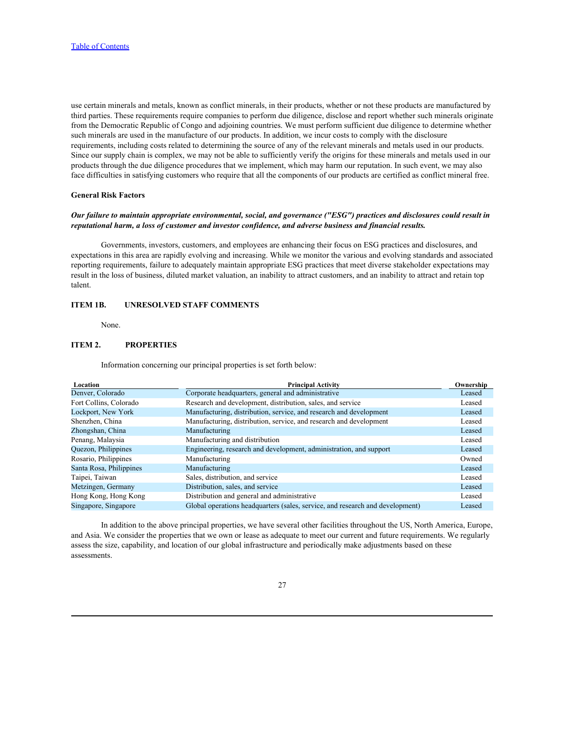use certain minerals and metals, known as conflict minerals, in their products, whether or not these products are manufactured by third parties. These requirements require companies to perform due diligence, disclose and report whether such minerals originate from the Democratic Republic of Congo and adjoining countries. We must perform sufficient due diligence to determine whether such minerals are used in the manufacture of our products. In addition, we incur costs to comply with the disclosure requirements, including costs related to determining the source of any of the relevant minerals and metals used in our products. Since our supply chain is complex, we may not be able to sufficiently verify the origins for these minerals and metals used in our products through the due diligence procedures that we implement, which may harm our reputation. In such event, we may also face difficulties in satisfying customers who require that all the components of our products are certified as conflict mineral free.

**General Risk Factors**

***Our failure to maintain appropriate environmental, social, and governance ("ESG") practices and disclosures could result in reputational harm, a loss of customer and investor confidence, and adverse business and financial results.***

Governments, investors, customers, and employees are enhancing their focus on ESG practices and disclosures, and expectations in this area are rapidly evolving and increasing. While we monitor the various and evolving standards and associated reporting requirements, failure to adequately maintain appropriate ESG practices that meet diverse stakeholder expectations may result in the loss of business, diluted market valuation, an inability to attract customers, and an inability to attract and retain top talent.

## ITEM 1B. UNRESOLVED STAFF COMMENTS

None.

## ITEM 2. PROPERTIES

Information concerning our principal properties is set forth below:

| Location | Principal Activity | Ownership |
|---|---|---|
| Denver, Colorado | Corporate headquarters, general and administrative | Leased |
| Fort Collins, Colorado | Research and development, distribution, sales, and service | Leased |
| Lockport, New York | Manufacturing, distribution, service, and research and development | Leased |
| Shenzhen, China | Manufacturing, distribution, service, and research and development | Leased |
| Zhongshan, China | Manufacturing | Leased |
| Penang, Malaysia | Manufacturing and distribution | Leased |
| Quezon, Philippines | Engineering, research and development, administration, and support | Leased |
| Rosario, Philippines | Manufacturing | Owned |
| Santa Rosa, Philippines | Manufacturing | Leased |
| Taipei, Taiwan | Sales, distribution, and service | Leased |
| Metzingen, Germany | Distribution, sales, and service | Leased |
| Hong Kong, Hong Kong | Distribution and general and administrative | Leased |
| Singapore, Singapore | Global operations headquarters (sales, service, and research and development) | Leased |

In addition to the above principal properties, we have several other facilities throughout the US, North America, Europe, and Asia. We consider the properties that we own or lease as adequate to meet our current and future requirements. We regularly assess the size, capability, and location of our global infrastructure and periodically make adjustments based on these assessments.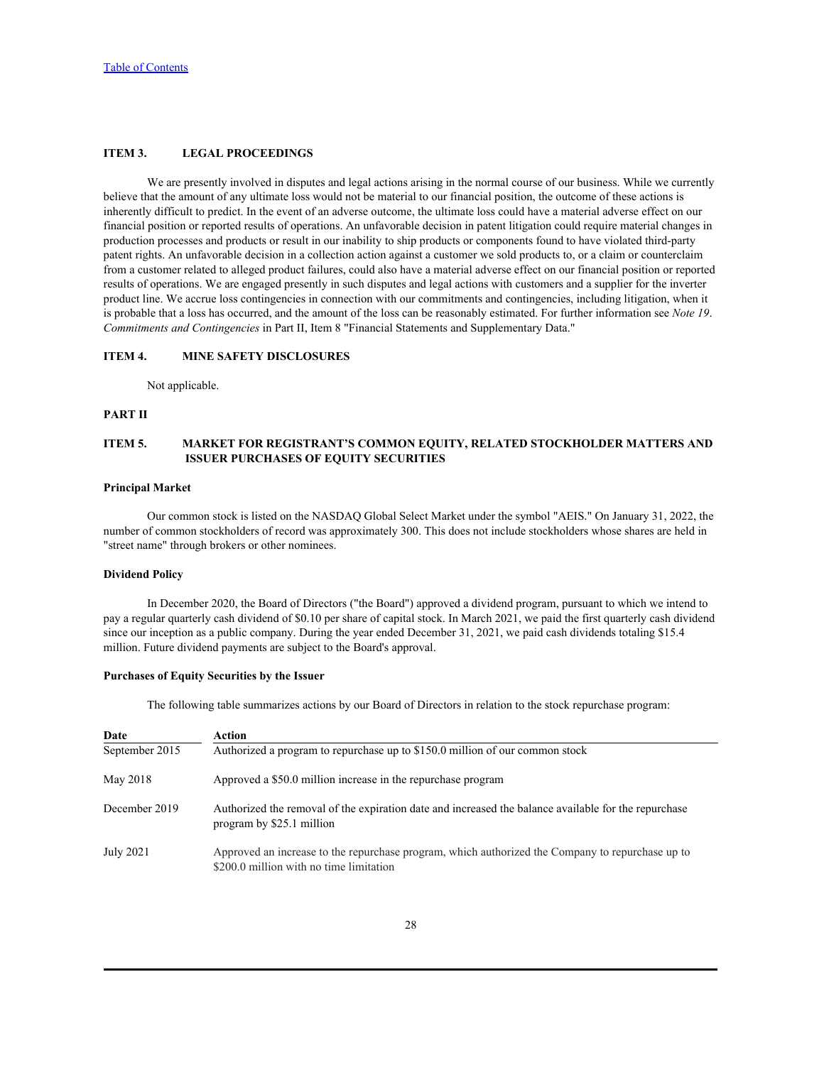## ITEM 3. LEGAL PROCEEDINGS

We are presently involved in disputes and legal actions arising in the normal course of our business. While we currently believe that the amount of any ultimate loss would not be material to our financial position, the outcome of these actions is inherently difficult to predict. In the event of an adverse outcome, the ultimate loss could have a material adverse effect on our financial position or reported results of operations. An unfavorable decision in patent litigation could require material changes in production processes and products or result in our inability to ship products or components found to have violated third-party patent rights. An unfavorable decision in a collection action against a customer we sold products to, or a claim or counterclaim from a customer related to alleged product failures, could also have a material adverse effect on our financial position or reported results of operations. We are engaged presently in such disputes and legal actions with customers and a supplier for the inverter product line. We accrue loss contingencies in connection with our commitments and contingencies, including litigation, when it is probable that a loss has occurred, and the amount of the loss can be reasonably estimated. For further information see *Note 19. Commitments and Contingencies* in Part II, Item 8 "Financial Statements and Supplementary Data."

## ITEM 4. MINE SAFETY DISCLOSURES

Not applicable.

# PART II

## ITEM 5. MARKET FOR REGISTRANT'S COMMON EQUITY, RELATED STOCKHOLDER MATTERS AND ISSUER PURCHASES OF EQUITY SECURITIES

### Principal Market

Our common stock is listed on the NASDAQ Global Select Market under the symbol "AEIS." On January 31, 2022, the number of common stockholders of record was approximately 300. This does not include stockholders whose shares are held in "street name" through brokers or other nominees.

### Dividend Policy

In December 2020, the Board of Directors ("the Board") approved a dividend program, pursuant to which we intend to pay a regular quarterly cash dividend of $0.10 per share of capital stock. In March 2021, we paid the first quarterly cash dividend since our inception as a public company. During the year ended December 31, 2021, we paid cash dividends totaling $15.4 million. Future dividend payments are subject to the Board's approval.

### Purchases of Equity Securities by the Issuer

The following table summarizes actions by our Board of Directors in relation to the stock repurchase program:

| Date | Action |
|---|---|
| September 2015 | Authorized a program to repurchase up to $150.0 million of our common stock |
| May 2018 | Approved a $50.0 million increase in the repurchase program |
| December 2019 | Authorized the removal of the expiration date and increased the balance available for the repurchase program by $25.1 million |
| July 2021 | Approved an increase to the repurchase program, which authorized the Company to repurchase up to $200.0 million with no time limitation |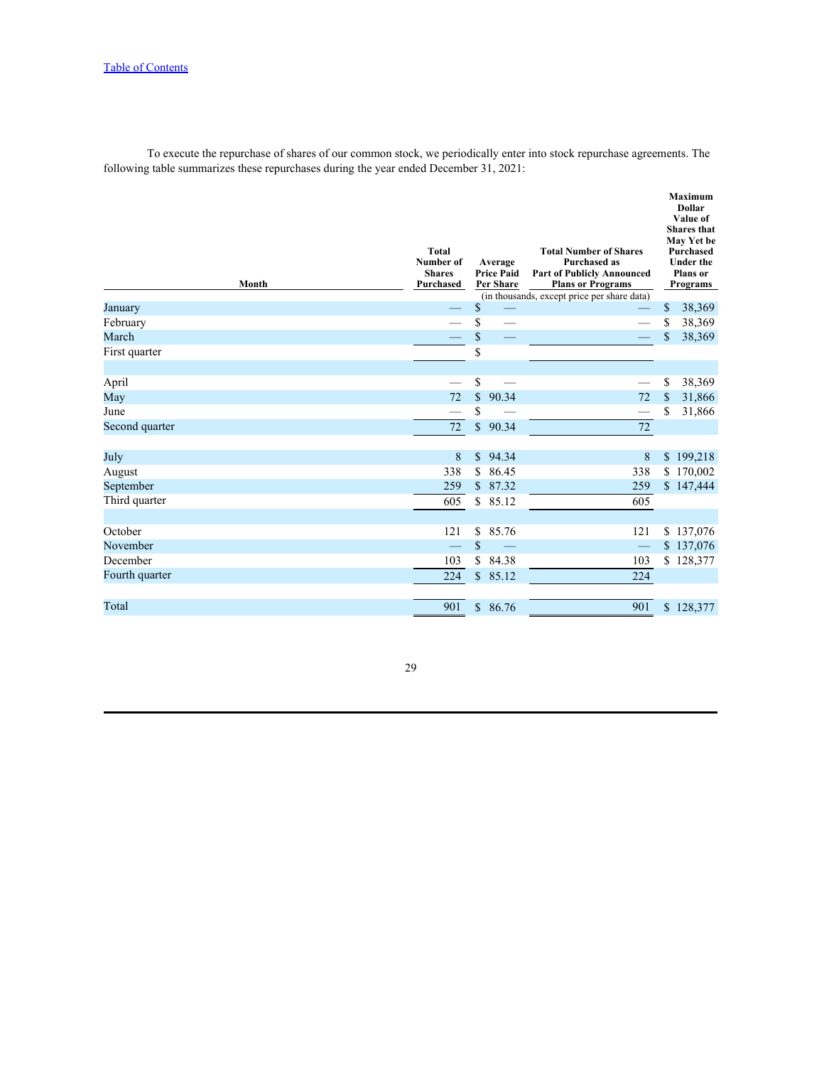To execute the repurchase of shares of our common stock, we periodically enter into stock repurchase agreements. The following table summarizes these repurchases during the year ended December 31, 2021:

| Month | Total Number of Shares Purchased | Average Price Paid Per Share | Total Number of Shares Purchased as Part of Publicly Announced Plans or Programs | Maximum Dollar Value of Shares that May Yet be Purchased Under the Plans or Programs |
|---|---|---|---|---|
| | (in thousands, except price per share data) | | | |
| January | — | $ — | — | $ 38,369 |
| February | — | $ — | — | $ 38,369 |
| March | — | $ — | — | $ 38,369 |
| First quarter | | $ | | |
| | | | | |
| April | — | $ — | — | $ 38,369 |
| May | 72 | $ 90.34 | 72 | $ 31,866 |
| June | — | $ — | — | $ 31,866 |
| Second quarter | 72 | $ 90.34 | 72 | |
| | | | | |
| July | 8 | $ 94.34 | 8 | $ 199,218 |
| August | 338 | $ 86.45 | 338 | $ 170,002 |
| September | 259 | $ 87.32 | 259 | $ 147,444 |
| Third quarter | 605 | $ 85.12 | 605 | |
| | | | | |
| October | 121 | $ 85.76 | 121 | $ 137,076 |
| November | — | $ — | — | $ 137,076 |
| December | 103 | $ 84.38 | 103 | $ 128,377 |
| Fourth quarter | 224 | $ 85.12 | 224 | |
| | | | | |
| Total | 901 | $ 86.76 | 901 | $ 128,377 |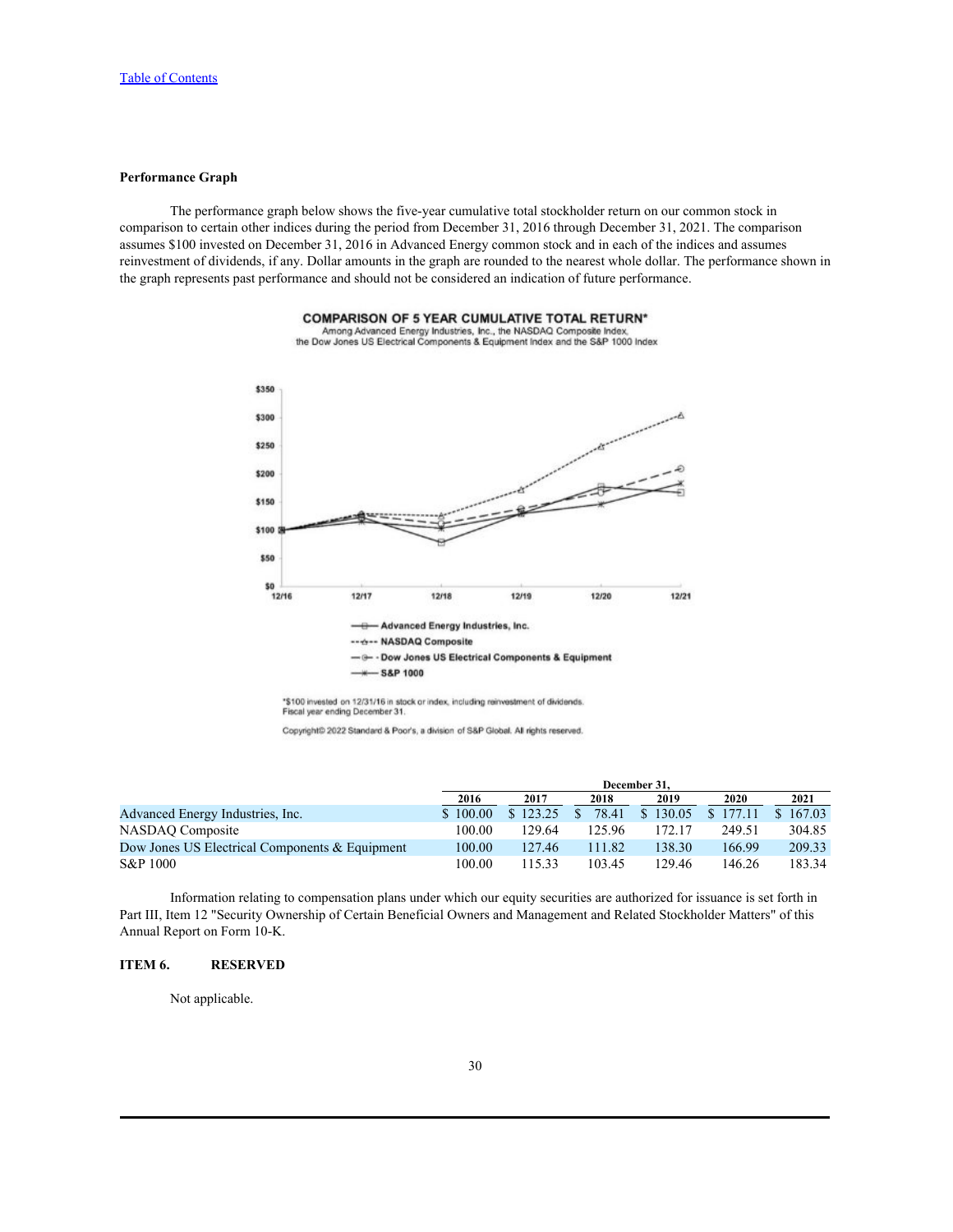[Table of Contents](#)

**Performance Graph**

The performance graph below shows the five-year cumulative total stockholder return on our common stock in comparison to certain other indices during the period from December 31, 2016 through December 31, 2021. The comparison assumes $100 invested on December 31, 2016 in Advanced Energy common stock and in each of the indices and assumes reinvestment of dividends, if any. Dollar amounts in the graph are rounded to the nearest whole dollar. The performance shown in the graph represents past performance and should not be considered an indication of future performance.

**COMPARISON OF 5 YEAR CUMULATIVE TOTAL RETURN***

Among Advanced Energy Industries, Inc., the NASDAQ Composite Index, the Dow Jones US Electrical Components & Equipment Index and the S&P 1000 Index

*$100 invested on 12/31/16 in stock or index, including reinvestment of dividends. Fiscal year ending December 31.

Copyright© 2022 Standard & Poor's, a division of S&P Global. All rights reserved.

| | December 31, | | | | | |
|---|---|---|---|---|---|---|
| | 2016 | 2017 | 2018 | 2019 | 2020 | 2021 |
| Advanced Energy Industries, Inc. | $ 100.00 | $ 123.25 | $ 78.41 | $ 130.05 | $ 177.11 | $ 167.03 |
| NASDAQ Composite | 100.00 | 129.64 | 125.96 | 172.17 | 249.51 | 304.85 |
| Dow Jones US Electrical Components & Equipment | 100.00 | 127.46 | 111.82 | 138.30 | 166.99 | 209.33 |
| S&P 1000 | 100.00 | 115.33 | 103.45 | 129.46 | 146.26 | 183.34 |

Information relating to compensation plans under which our equity securities are authorized for issuance is set forth in Part III, Item 12 "Security Ownership of Certain Beneficial Owners and Management and Related Stockholder Matters" of this Annual Report on Form 10-K.

**ITEM 6. RESERVED**

Not applicable.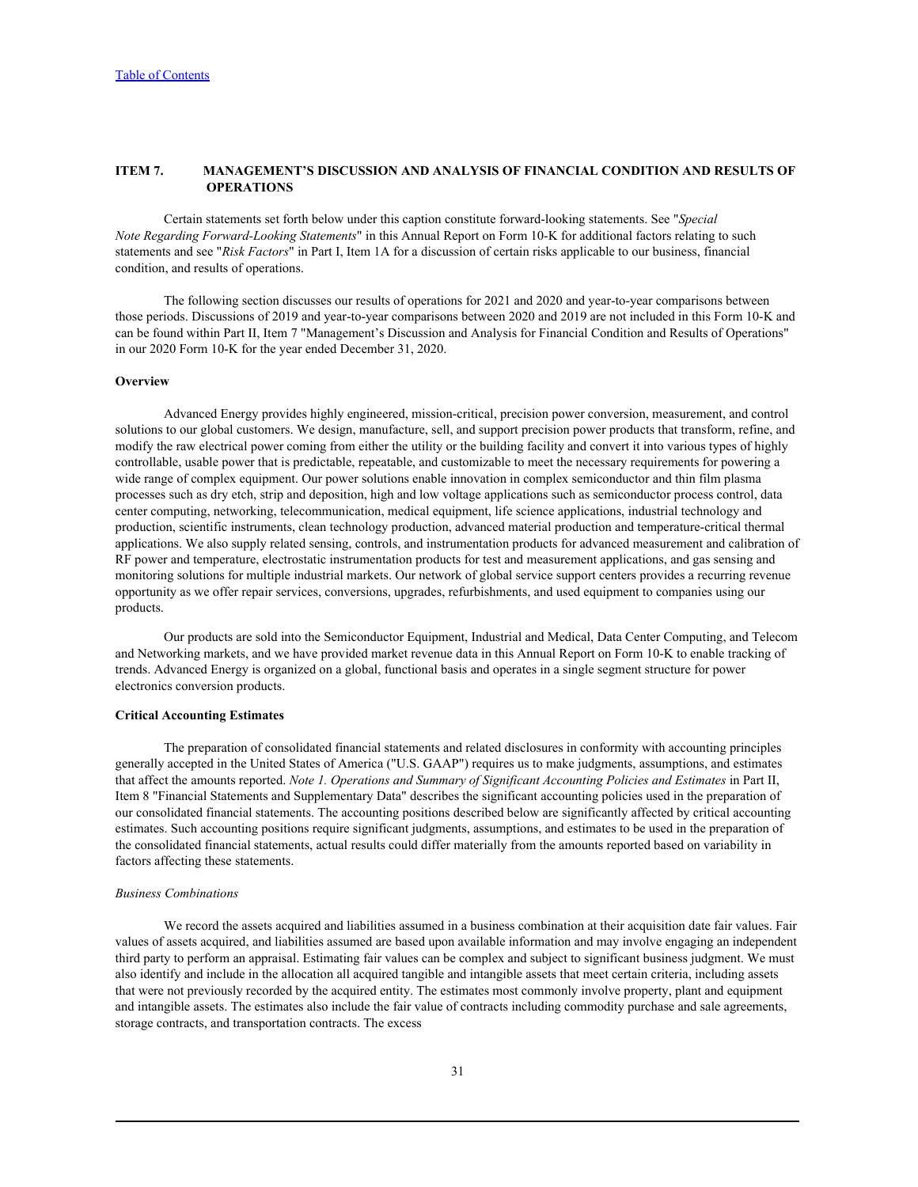## ITEM 7. MANAGEMENT'S DISCUSSION AND ANALYSIS OF FINANCIAL CONDITION AND RESULTS OF OPERATIONS

Certain statements set forth below under this caption constitute forward-looking statements. See "*Special Note Regarding Forward-Looking Statements*" in this Annual Report on Form 10-K for additional factors relating to such statements and see "*Risk Factors*" in Part I, Item 1A for a discussion of certain risks applicable to our business, financial condition, and results of operations.

The following section discusses our results of operations for 2021 and 2020 and year-to-year comparisons between those periods. Discussions of 2019 and year-to-year comparisons between 2020 and 2019 are not included in this Form 10-K and can be found within Part II, Item 7 "Management's Discussion and Analysis for Financial Condition and Results of Operations" in our 2020 Form 10-K for the year ended December 31, 2020.

### Overview

Advanced Energy provides highly engineered, mission-critical, precision power conversion, measurement, and control solutions to our global customers. We design, manufacture, sell, and support precision power products that transform, refine, and modify the raw electrical power coming from either the utility or the building facility and convert it into various types of highly controllable, usable power that is predictable, repeatable, and customizable to meet the necessary requirements for powering a wide range of complex equipment. Our power solutions enable innovation in complex semiconductor and thin film plasma processes such as dry etch, strip and deposition, high and low voltage applications such as semiconductor process control, data center computing, networking, telecommunication, medical equipment, life science applications, industrial technology and production, scientific instruments, clean technology production, advanced material production and temperature-critical thermal applications. We also supply related sensing, controls, and instrumentation products for advanced measurement and calibration of RF power and temperature, electrostatic instrumentation products for test and measurement applications, and gas sensing and monitoring solutions for multiple industrial markets. Our network of global service support centers provides a recurring revenue opportunity as we offer repair services, conversions, upgrades, refurbishments, and used equipment to companies using our products.

Our products are sold into the Semiconductor Equipment, Industrial and Medical, Data Center Computing, and Telecom and Networking markets, and we have provided market revenue data in this Annual Report on Form 10-K to enable tracking of trends. Advanced Energy is organized on a global, functional basis and operates in a single segment structure for power electronics conversion products.

### Critical Accounting Estimates

The preparation of consolidated financial statements and related disclosures in conformity with accounting principles generally accepted in the United States of America ("U.S. GAAP") requires us to make judgments, assumptions, and estimates that affect the amounts reported. *Note 1. Operations and Summary of Significant Accounting Policies and Estimates* in Part II, Item 8 "Financial Statements and Supplementary Data" describes the significant accounting policies used in the preparation of our consolidated financial statements. The accounting positions described below are significantly affected by critical accounting estimates. Such accounting positions require significant judgments, assumptions, and estimates to be used in the preparation of the consolidated financial statements, actual results could differ materially from the amounts reported based on variability in factors affecting these statements.

*Business Combinations*

We record the assets acquired and liabilities assumed in a business combination at their acquisition date fair values. Fair values of assets acquired, and liabilities assumed are based upon available information and may involve engaging an independent third party to perform an appraisal. Estimating fair values can be complex and subject to significant business judgment. We must also identify and include in the allocation all acquired tangible and intangible assets that meet certain criteria, including assets that were not previously recorded by the acquired entity. The estimates most commonly involve property, plant and equipment and intangible assets. The estimates also include the fair value of contracts including commodity purchase and sale agreements, storage contracts, and transportation contracts. The excess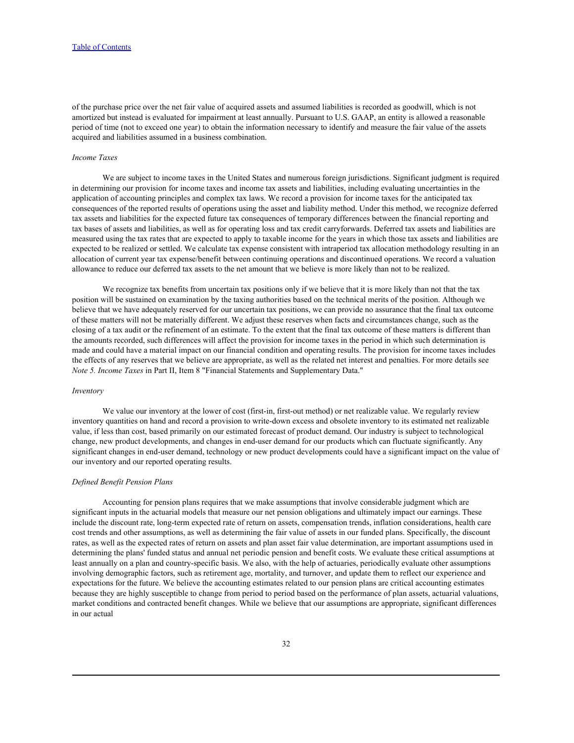of the purchase price over the net fair value of acquired assets and assumed liabilities is recorded as goodwill, which is not amortized but instead is evaluated for impairment at least annually. Pursuant to U.S. GAAP, an entity is allowed a reasonable period of time (not to exceed one year) to obtain the information necessary to identify and measure the fair value of the assets acquired and liabilities assumed in a business combination.

*Income Taxes*

We are subject to income taxes in the United States and numerous foreign jurisdictions. Significant judgment is required in determining our provision for income taxes and income tax assets and liabilities, including evaluating uncertainties in the application of accounting principles and complex tax laws. We record a provision for income taxes for the anticipated tax consequences of the reported results of operations using the asset and liability method. Under this method, we recognize deferred tax assets and liabilities for the expected future tax consequences of temporary differences between the financial reporting and tax bases of assets and liabilities, as well as for operating loss and tax credit carryforwards. Deferred tax assets and liabilities are measured using the tax rates that are expected to apply to taxable income for the years in which those tax assets and liabilities are expected to be realized or settled. We calculate tax expense consistent with intraperiod tax allocation methodology resulting in an allocation of current year tax expense/benefit between continuing operations and discontinued operations. We record a valuation allowance to reduce our deferred tax assets to the net amount that we believe is more likely than not to be realized.

We recognize tax benefits from uncertain tax positions only if we believe that it is more likely than not that the tax position will be sustained on examination by the taxing authorities based on the technical merits of the position. Although we believe that we have adequately reserved for our uncertain tax positions, we can provide no assurance that the final tax outcome of these matters will not be materially different. We adjust these reserves when facts and circumstances change, such as the closing of a tax audit or the refinement of an estimate. To the extent that the final tax outcome of these matters is different than the amounts recorded, such differences will affect the provision for income taxes in the period in which such determination is made and could have a material impact on our financial condition and operating results. The provision for income taxes includes the effects of any reserves that we believe are appropriate, as well as the related net interest and penalties. For more details see *Note 5. Income Taxes* in Part II, Item 8 "Financial Statements and Supplementary Data."

*Inventory*

We value our inventory at the lower of cost (first-in, first-out method) or net realizable value. We regularly review inventory quantities on hand and record a provision to write-down excess and obsolete inventory to its estimated net realizable value, if less than cost, based primarily on our estimated forecast of product demand. Our industry is subject to technological change, new product developments, and changes in end-user demand for our products which can fluctuate significantly. Any significant changes in end-user demand, technology or new product developments could have a significant impact on the value of our inventory and our reported operating results.

*Defined Benefit Pension Plans*

Accounting for pension plans requires that we make assumptions that involve considerable judgment which are significant inputs in the actuarial models that measure our net pension obligations and ultimately impact our earnings. These include the discount rate, long-term expected rate of return on assets, compensation trends, inflation considerations, health care cost trends and other assumptions, as well as determining the fair value of assets in our funded plans. Specifically, the discount rates, as well as the expected rates of return on assets and plan asset fair value determination, are important assumptions used in determining the plans' funded status and annual net periodic pension and benefit costs. We evaluate these critical assumptions at least annually on a plan and country-specific basis. We also, with the help of actuaries, periodically evaluate other assumptions involving demographic factors, such as retirement age, mortality, and turnover, and update them to reflect our experience and expectations for the future. We believe the accounting estimates related to our pension plans are critical accounting estimates because they are highly susceptible to change from period to period based on the performance of plan assets, actuarial valuations, market conditions and contracted benefit changes. While we believe that our assumptions are appropriate, significant differences in our actual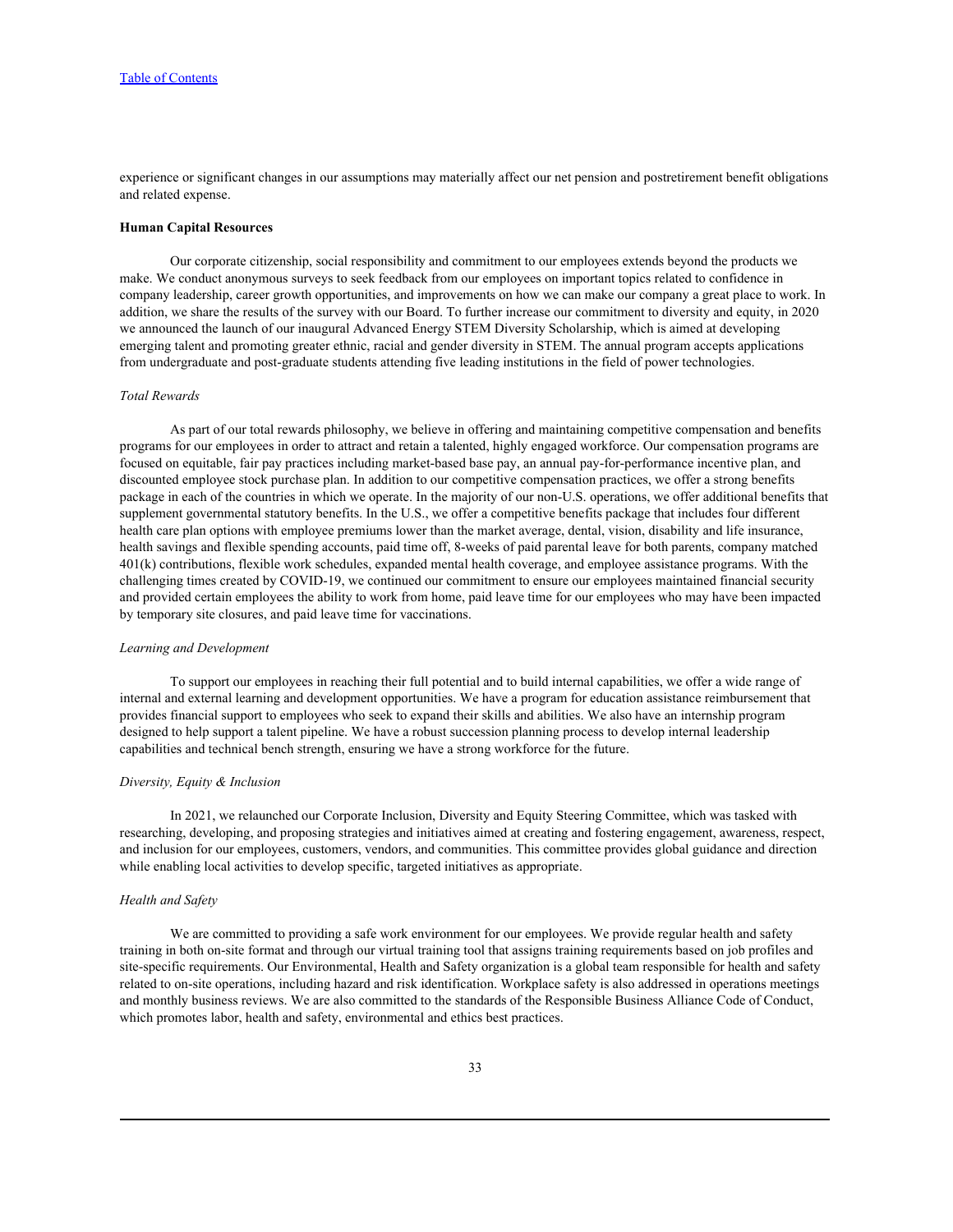experience or significant changes in our assumptions may materially affect our net pension and postretirement benefit obligations and related expense.

**Human Capital Resources**

Our corporate citizenship, social responsibility and commitment to our employees extends beyond the products we make. We conduct anonymous surveys to seek feedback from our employees on important topics related to confidence in company leadership, career growth opportunities, and improvements on how we can make our company a great place to work. In addition, we share the results of the survey with our Board. To further increase our commitment to diversity and equity, in 2020 we announced the launch of our inaugural Advanced Energy STEM Diversity Scholarship, which is aimed at developing emerging talent and promoting greater ethnic, racial and gender diversity in STEM. The annual program accepts applications from undergraduate and post-graduate students attending five leading institutions in the field of power technologies.

*Total Rewards*

As part of our total rewards philosophy, we believe in offering and maintaining competitive compensation and benefits programs for our employees in order to attract and retain a talented, highly engaged workforce. Our compensation programs are focused on equitable, fair pay practices including market-based base pay, an annual pay-for-performance incentive plan, and discounted employee stock purchase plan. In addition to our competitive compensation practices, we offer a strong benefits package in each of the countries in which we operate. In the majority of our non-U.S. operations, we offer additional benefits that supplement governmental statutory benefits. In the U.S., we offer a competitive benefits package that includes four different health care plan options with employee premiums lower than the market average, dental, vision, disability and life insurance, health savings and flexible spending accounts, paid time off, 8-weeks of paid parental leave for both parents, company matched 401(k) contributions, flexible work schedules, expanded mental health coverage, and employee assistance programs. With the challenging times created by COVID-19, we continued our commitment to ensure our employees maintained financial security and provided certain employees the ability to work from home, paid leave time for our employees who may have been impacted by temporary site closures, and paid leave time for vaccinations.

*Learning and Development*

To support our employees in reaching their full potential and to build internal capabilities, we offer a wide range of internal and external learning and development opportunities. We have a program for education assistance reimbursement that provides financial support to employees who seek to expand their skills and abilities. We also have an internship program designed to help support a talent pipeline. We have a robust succession planning process to develop internal leadership capabilities and technical bench strength, ensuring we have a strong workforce for the future.

*Diversity, Equity & Inclusion*

In 2021, we relaunched our Corporate Inclusion, Diversity and Equity Steering Committee, which was tasked with researching, developing, and proposing strategies and initiatives aimed at creating and fostering engagement, awareness, respect, and inclusion for our employees, customers, vendors, and communities. This committee provides global guidance and direction while enabling local activities to develop specific, targeted initiatives as appropriate.

*Health and Safety*

We are committed to providing a safe work environment for our employees. We provide regular health and safety training in both on-site format and through our virtual training tool that assigns training requirements based on job profiles and site-specific requirements. Our Environmental, Health and Safety organization is a global team responsible for health and safety related to on-site operations, including hazard and risk identification. Workplace safety is also addressed in operations meetings and monthly business reviews. We are also committed to the standards of the Responsible Business Alliance Code of Conduct, which promotes labor, health and safety, environmental and ethics best practices.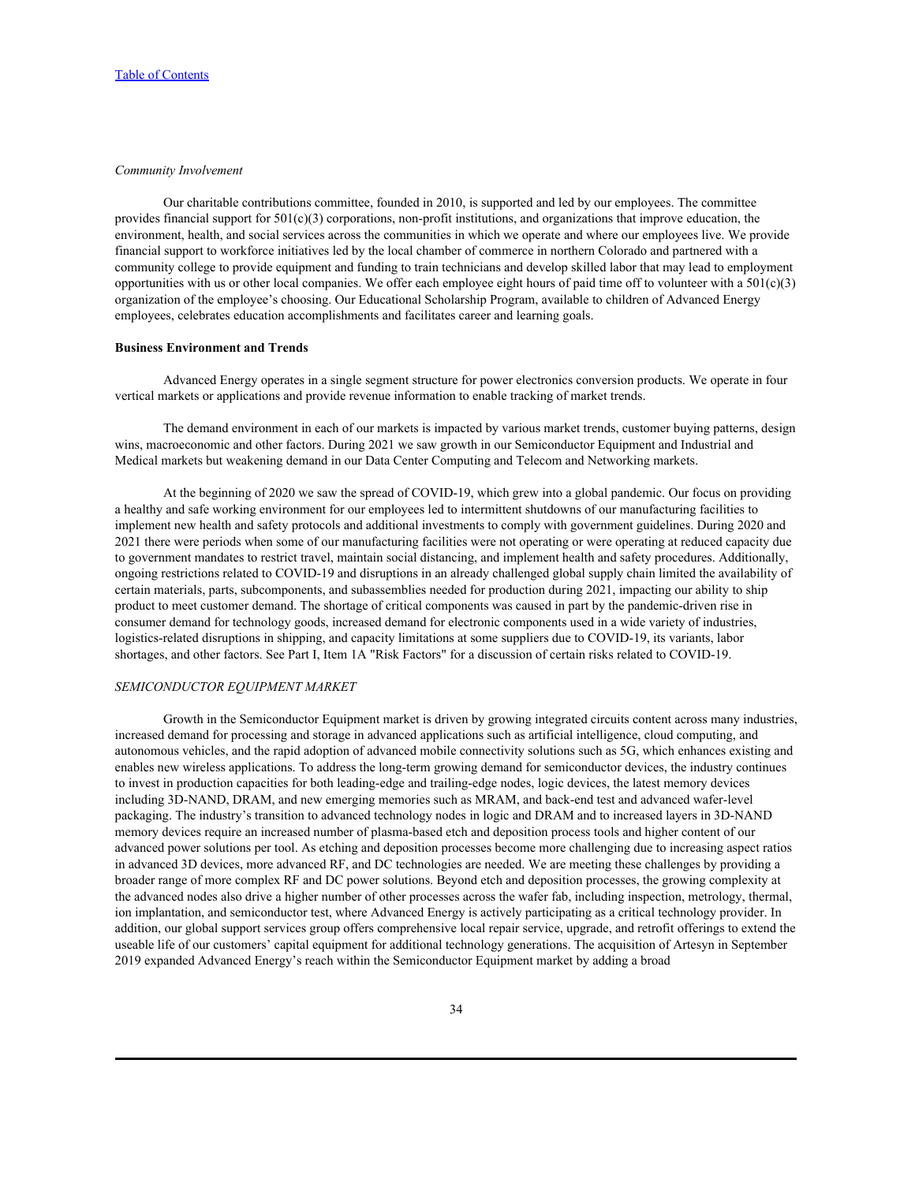*Community Involvement*

Our charitable contributions committee, founded in 2010, is supported and led by our employees. The committee provides financial support for 501(c)(3) corporations, non-profit institutions, and organizations that improve education, the environment, health, and social services across the communities in which we operate and where our employees live. We provide financial support to workforce initiatives led by the local chamber of commerce in northern Colorado and partnered with a community college to provide equipment and funding to train technicians and develop skilled labor that may lead to employment opportunities with us or other local companies. We offer each employee eight hours of paid time off to volunteer with a 501(c)(3) organization of the employee's choosing. Our Educational Scholarship Program, available to children of Advanced Energy employees, celebrates education accomplishments and facilitates career and learning goals.

**Business Environment and Trends**

Advanced Energy operates in a single segment structure for power electronics conversion products. We operate in four vertical markets or applications and provide revenue information to enable tracking of market trends.

The demand environment in each of our markets is impacted by various market trends, customer buying patterns, design wins, macroeconomic and other factors. During 2021 we saw growth in our Semiconductor Equipment and Industrial and Medical markets but weakening demand in our Data Center Computing and Telecom and Networking markets.

At the beginning of 2020 we saw the spread of COVID-19, which grew into a global pandemic. Our focus on providing a healthy and safe working environment for our employees led to intermittent shutdowns of our manufacturing facilities to implement new health and safety protocols and additional investments to comply with government guidelines. During 2020 and 2021 there were periods when some of our manufacturing facilities were not operating or were operating at reduced capacity due to government mandates to restrict travel, maintain social distancing, and implement health and safety procedures. Additionally, ongoing restrictions related to COVID-19 and disruptions in an already challenged global supply chain limited the availability of certain materials, parts, subcomponents, and subassemblies needed for production during 2021, impacting our ability to ship product to meet customer demand. The shortage of critical components was caused in part by the pandemic-driven rise in consumer demand for technology goods, increased demand for electronic components used in a wide variety of industries, logistics-related disruptions in shipping, and capacity limitations at some suppliers due to COVID-19, its variants, labor shortages, and other factors. See Part I, Item 1A "Risk Factors" for a discussion of certain risks related to COVID-19.

*SEMICONDUCTOR EQUIPMENT MARKET*

Growth in the Semiconductor Equipment market is driven by growing integrated circuits content across many industries, increased demand for processing and storage in advanced applications such as artificial intelligence, cloud computing, and autonomous vehicles, and the rapid adoption of advanced mobile connectivity solutions such as 5G, which enhances existing and enables new wireless applications. To address the long-term growing demand for semiconductor devices, the industry continues to invest in production capacities for both leading-edge and trailing-edge nodes, logic devices, the latest memory devices including 3D-NAND, DRAM, and new emerging memories such as MRAM, and back-end test and advanced wafer-level packaging. The industry's transition to advanced technology nodes in logic and DRAM and to increased layers in 3D-NAND memory devices require an increased number of plasma-based etch and deposition process tools and higher content of our advanced power solutions per tool. As etching and deposition processes become more challenging due to increasing aspect ratios in advanced 3D devices, more advanced RF, and DC technologies are needed. We are meeting these challenges by providing a broader range of more complex RF and DC power solutions. Beyond etch and deposition processes, the growing complexity at the advanced nodes also drive a higher number of other processes across the wafer fab, including inspection, metrology, thermal, ion implantation, and semiconductor test, where Advanced Energy is actively participating as a critical technology provider. In addition, our global support services group offers comprehensive local repair service, upgrade, and retrofit offerings to extend the useable life of our customers' capital equipment for additional technology generations. The acquisition of Artesyn in September 2019 expanded Advanced Energy's reach within the Semiconductor Equipment market by adding a broad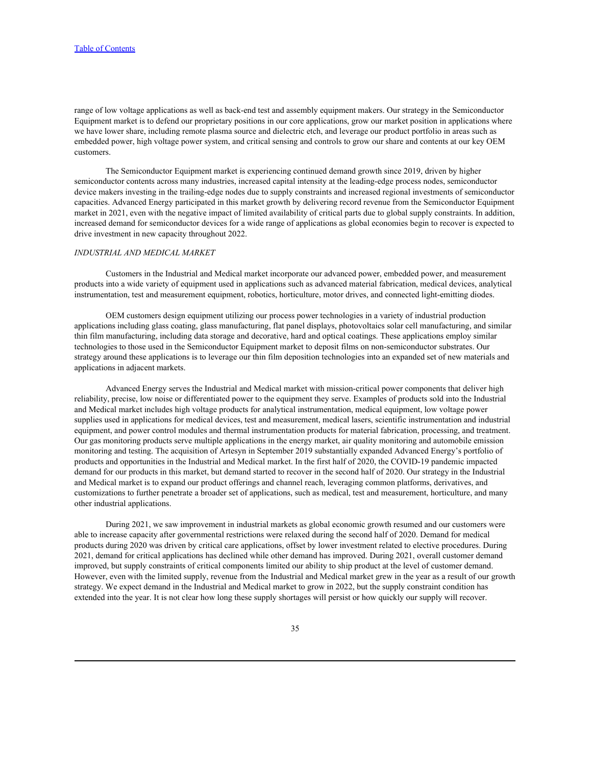range of low voltage applications as well as back-end test and assembly equipment makers. Our strategy in the Semiconductor Equipment market is to defend our proprietary positions in our core applications, grow our market position in applications where we have lower share, including remote plasma source and dielectric etch, and leverage our product portfolio in areas such as embedded power, high voltage power system, and critical sensing and controls to grow our share and contents at our key OEM customers.

The Semiconductor Equipment market is experiencing continued demand growth since 2019, driven by higher semiconductor contents across many industries, increased capital intensity at the leading-edge process nodes, semiconductor device makers investing in the trailing-edge nodes due to supply constraints and increased regional investments of semiconductor capacities. Advanced Energy participated in this market growth by delivering record revenue from the Semiconductor Equipment market in 2021, even with the negative impact of limited availability of critical parts due to global supply constraints. In addition, increased demand for semiconductor devices for a wide range of applications as global economies begin to recover is expected to drive investment in new capacity throughout 2022.

*INDUSTRIAL AND MEDICAL MARKET*

Customers in the Industrial and Medical market incorporate our advanced power, embedded power, and measurement products into a wide variety of equipment used in applications such as advanced material fabrication, medical devices, analytical instrumentation, test and measurement equipment, robotics, horticulture, motor drives, and connected light-emitting diodes.

OEM customers design equipment utilizing our process power technologies in a variety of industrial production applications including glass coating, glass manufacturing, flat panel displays, photovoltaics solar cell manufacturing, and similar thin film manufacturing, including data storage and decorative, hard and optical coatings. These applications employ similar technologies to those used in the Semiconductor Equipment market to deposit films on non-semiconductor substrates. Our strategy around these applications is to leverage our thin film deposition technologies into an expanded set of new materials and applications in adjacent markets.

Advanced Energy serves the Industrial and Medical market with mission-critical power components that deliver high reliability, precise, low noise or differentiated power to the equipment they serve. Examples of products sold into the Industrial and Medical market includes high voltage products for analytical instrumentation, medical equipment, low voltage power supplies used in applications for medical devices, test and measurement, medical lasers, scientific instrumentation and industrial equipment, and power control modules and thermal instrumentation products for material fabrication, processing, and treatment. Our gas monitoring products serve multiple applications in the energy market, air quality monitoring and automobile emission monitoring and testing. The acquisition of Artesyn in September 2019 substantially expanded Advanced Energy's portfolio of products and opportunities in the Industrial and Medical market. In the first half of 2020, the COVID-19 pandemic impacted demand for our products in this market, but demand started to recover in the second half of 2020. Our strategy in the Industrial and Medical market is to expand our product offerings and channel reach, leveraging common platforms, derivatives, and customizations to further penetrate a broader set of applications, such as medical, test and measurement, horticulture, and many other industrial applications.

During 2021, we saw improvement in industrial markets as global economic growth resumed and our customers were able to increase capacity after governmental restrictions were relaxed during the second half of 2020. Demand for medical products during 2020 was driven by critical care applications, offset by lower investment related to elective procedures. During 2021, demand for critical applications has declined while other demand has improved. During 2021, overall customer demand improved, but supply constraints of critical components limited our ability to ship product at the level of customer demand. However, even with the limited supply, revenue from the Industrial and Medical market grew in the year as a result of our growth strategy. We expect demand in the Industrial and Medical market to grow in 2022, but the supply constraint condition has extended into the year. It is not clear how long these supply shortages will persist or how quickly our supply will recover.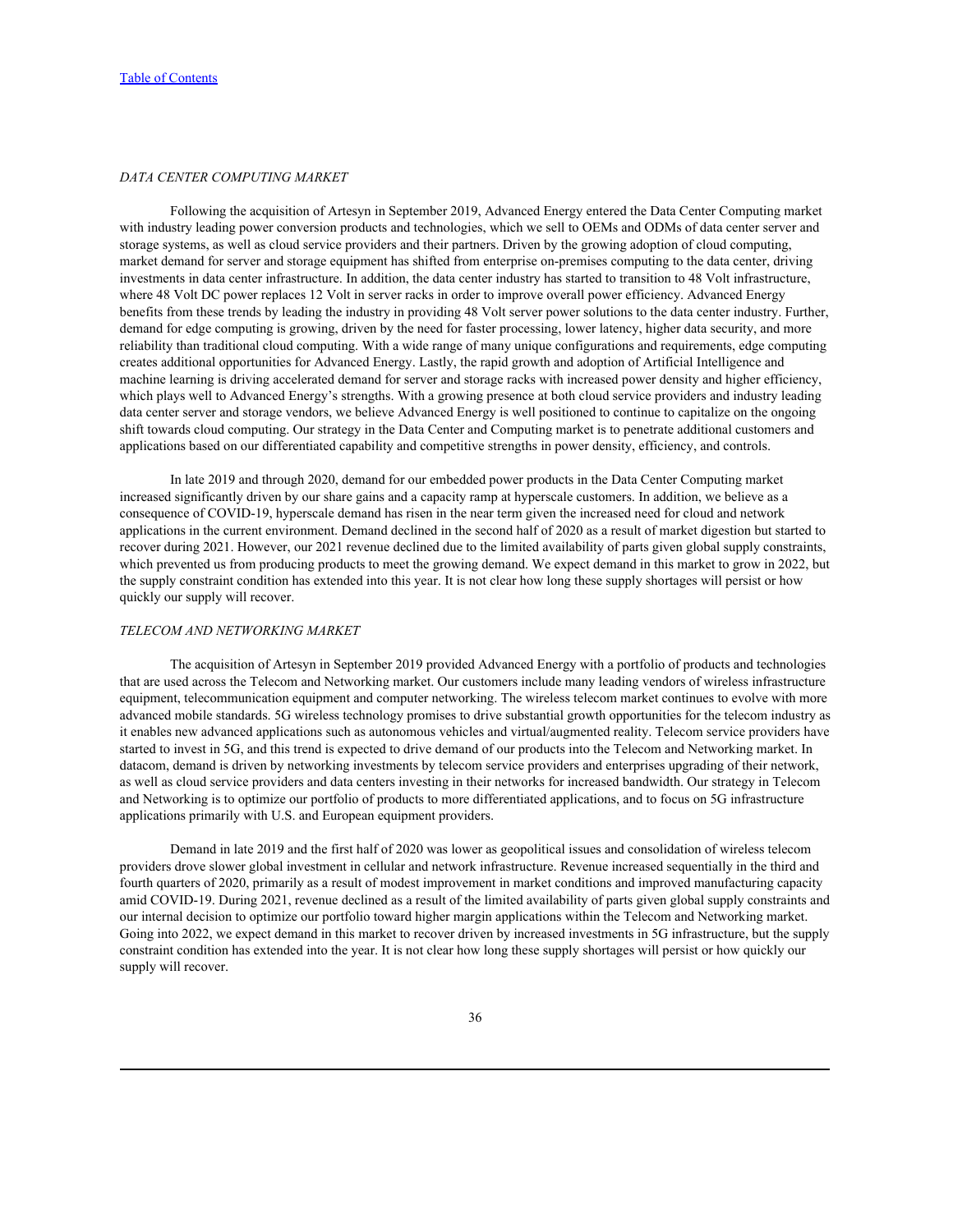*DATA CENTER COMPUTING MARKET*

Following the acquisition of Artesyn in September 2019, Advanced Energy entered the Data Center Computing market with industry leading power conversion products and technologies, which we sell to OEMs and ODMs of data center server and storage systems, as well as cloud service providers and their partners. Driven by the growing adoption of cloud computing, market demand for server and storage equipment has shifted from enterprise on-premises computing to the data center, driving investments in data center infrastructure. In addition, the data center industry has started to transition to 48 Volt infrastructure, where 48 Volt DC power replaces 12 Volt in server racks in order to improve overall power efficiency. Advanced Energy benefits from these trends by leading the industry in providing 48 Volt server power solutions to the data center industry. Further, demand for edge computing is growing, driven by the need for faster processing, lower latency, higher data security, and more reliability than traditional cloud computing. With a wide range of many unique configurations and requirements, edge computing creates additional opportunities for Advanced Energy. Lastly, the rapid growth and adoption of Artificial Intelligence and machine learning is driving accelerated demand for server and storage racks with increased power density and higher efficiency, which plays well to Advanced Energy's strengths. With a growing presence at both cloud service providers and industry leading data center server and storage vendors, we believe Advanced Energy is well positioned to continue to capitalize on the ongoing shift towards cloud computing. Our strategy in the Data Center and Computing market is to penetrate additional customers and applications based on our differentiated capability and competitive strengths in power density, efficiency, and controls.

In late 2019 and through 2020, demand for our embedded power products in the Data Center Computing market increased significantly driven by our share gains and a capacity ramp at hyperscale customers. In addition, we believe as a consequence of COVID-19, hyperscale demand has risen in the near term given the increased need for cloud and network applications in the current environment. Demand declined in the second half of 2020 as a result of market digestion but started to recover during 2021. However, our 2021 revenue declined due to the limited availability of parts given global supply constraints, which prevented us from producing products to meet the growing demand. We expect demand in this market to grow in 2022, but the supply constraint condition has extended into this year. It is not clear how long these supply shortages will persist or how quickly our supply will recover.

*TELECOM AND NETWORKING MARKET*

The acquisition of Artesyn in September 2019 provided Advanced Energy with a portfolio of products and technologies that are used across the Telecom and Networking market. Our customers include many leading vendors of wireless infrastructure equipment, telecommunication equipment and computer networking. The wireless telecom market continues to evolve with more advanced mobile standards. 5G wireless technology promises to drive substantial growth opportunities for the telecom industry as it enables new advanced applications such as autonomous vehicles and virtual/augmented reality. Telecom service providers have started to invest in 5G, and this trend is expected to drive demand of our products into the Telecom and Networking market. In datacom, demand is driven by networking investments by telecom service providers and enterprises upgrading of their network, as well as cloud service providers and data centers investing in their networks for increased bandwidth. Our strategy in Telecom and Networking is to optimize our portfolio of products to more differentiated applications, and to focus on 5G infrastructure applications primarily with U.S. and European equipment providers.

Demand in late 2019 and the first half of 2020 was lower as geopolitical issues and consolidation of wireless telecom providers drove slower global investment in cellular and network infrastructure. Revenue increased sequentially in the third and fourth quarters of 2020, primarily as a result of modest improvement in market conditions and improved manufacturing capacity amid COVID-19. During 2021, revenue declined as a result of the limited availability of parts given global supply constraints and our internal decision to optimize our portfolio toward higher margin applications within the Telecom and Networking market. Going into 2022, we expect demand in this market to recover driven by increased investments in 5G infrastructure, but the supply constraint condition has extended into the year. It is not clear how long these supply shortages will persist or how quickly our supply will recover.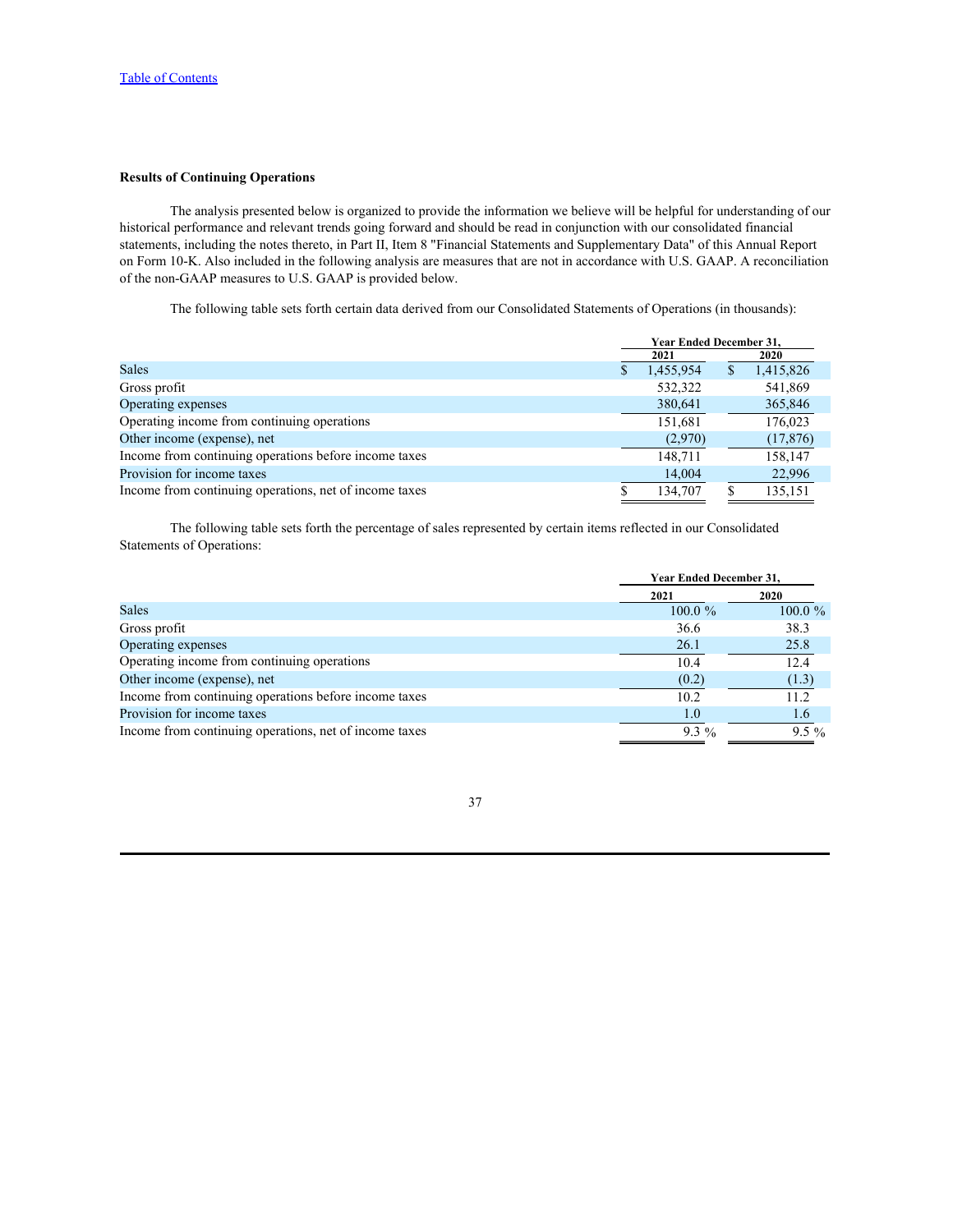[Table of Contents](#)

**Results of Continuing Operations**

The analysis presented below is organized to provide the information we believe will be helpful for understanding of our historical performance and relevant trends going forward and should be read in conjunction with our consolidated financial statements, including the notes thereto, in Part II, Item 8 "Financial Statements and Supplementary Data" of this Annual Report on Form 10-K. Also included in the following analysis are measures that are not in accordance with U.S. GAAP. A reconciliation of the non-GAAP measures to U.S. GAAP is provided below.

The following table sets forth certain data derived from our Consolidated Statements of Operations (in thousands):

| | Year Ended December 31, | |
|---|---|---|
| | 2021 | 2020 |
| Sales | $ 1,455,954 | $ 1,415,826 |
| Gross profit | 532,322 | 541,869 |
| Operating expenses | 380,641 | 365,846 |
| Operating income from continuing operations | 151,681 | 176,023 |
| Other income (expense), net | (2,970) | (17,876) |
| Income from continuing operations before income taxes | 148,711 | 158,147 |
| Provision for income taxes | 14,004 | 22,996 |
| Income from continuing operations, net of income taxes | $ 134,707 | $ 135,151 |

The following table sets forth the percentage of sales represented by certain items reflected in our Consolidated Statements of Operations:

| | Year Ended December 31, | |
|---|---|---|
| | 2021 | 2020 |
| Sales | 100.0 % | 100.0 % |
| Gross profit | 36.6 | 38.3 |
| Operating expenses | 26.1 | 25.8 |
| Operating income from continuing operations | 10.4 | 12.4 |
| Other income (expense), net | (0.2) | (1.3) |
| Income from continuing operations before income taxes | 10.2 | 11.2 |
| Provision for income taxes | 1.0 | 1.6 |
| Income from continuing operations, net of income taxes | 9.3 % | 9.5 % |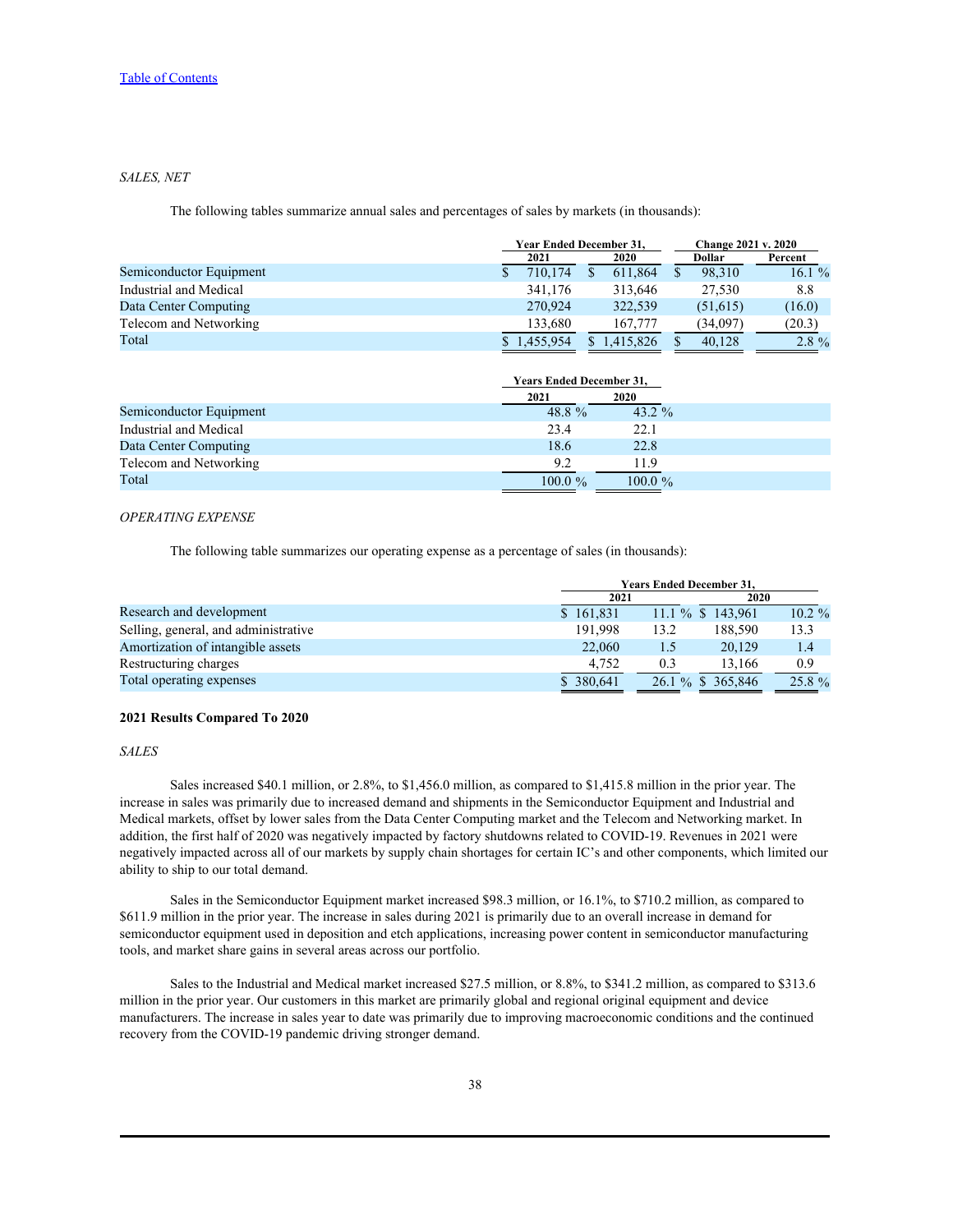[Table of Contents](#)

*SALES, NET*

The following tables summarize annual sales and percentages of sales by markets (in thousands):

| | Year Ended December 31, | | Change 2021 v. 2020 | |
|---|---|---|---|---|
| | 2021 | 2020 | Dollar | Percent |
| Semiconductor Equipment | $ 710,174 | $ 611,864 | $ 98,310 | 16.1 % |
| Industrial and Medical | 341,176 | 313,646 | 27,530 | 8.8 |
| Data Center Computing | 270,924 | 322,539 | (51,615) | (16.0) |
| Telecom and Networking | 133,680 | 167,777 | (34,097) | (20.3) |
| Total | $ 1,455,954 | $ 1,415,826 | $ 40,128 | 2.8 % |

| | Years Ended December 31, | |
|---|---|---|
| | 2021 | 2020 |
| Semiconductor Equipment | 48.8 % | 43.2 % |
| Industrial and Medical | 23.4 | 22.1 |
| Data Center Computing | 18.6 | 22.8 |
| Telecom and Networking | 9.2 | 11.9 |
| Total | 100.0 % | 100.0 % |

*OPERATING EXPENSE*

The following table summarizes our operating expense as a percentage of sales (in thousands):

| | Years Ended December 31, | | | |
|---|---|---|---|---|
| | 2021 | | 2020 | |
| Research and development | $ 161,831 | 11.1 % | $ 143,961 | 10.2 % |
| Selling, general, and administrative | 191,998 | 13.2 | 188,590 | 13.3 |
| Amortization of intangible assets | 22,060 | 1.5 | 20,129 | 1.4 |
| Restructuring charges | 4,752 | 0.3 | 13,166 | 0.9 |
| Total operating expenses | $ 380,641 | 26.1 % | $ 365,846 | 25.8 % |

**2021 Results Compared To 2020**

*SALES*

Sales increased $40.1 million, or 2.8%, to $1,456.0 million, as compared to $1,415.8 million in the prior year. The increase in sales was primarily due to increased demand and shipments in the Semiconductor Equipment and Industrial and Medical markets, offset by lower sales from the Data Center Computing market and the Telecom and Networking market. In addition, the first half of 2020 was negatively impacted by factory shutdowns related to COVID-19. Revenues in 2021 were negatively impacted across all of our markets by supply chain shortages for certain IC's and other components, which limited our ability to ship to our total demand.

Sales in the Semiconductor Equipment market increased $98.3 million, or 16.1%, to $710.2 million, as compared to $611.9 million in the prior year. The increase in sales during 2021 is primarily due to an overall increase in demand for semiconductor equipment used in deposition and etch applications, increasing power content in semiconductor manufacturing tools, and market share gains in several areas across our portfolio.

Sales to the Industrial and Medical market increased $27.5 million, or 8.8%, to $341.2 million, as compared to $313.6 million in the prior year. Our customers in this market are primarily global and regional original equipment and device manufacturers. The increase in sales year to date was primarily due to improving macroeconomic conditions and the continued recovery from the COVID-19 pandemic driving stronger demand.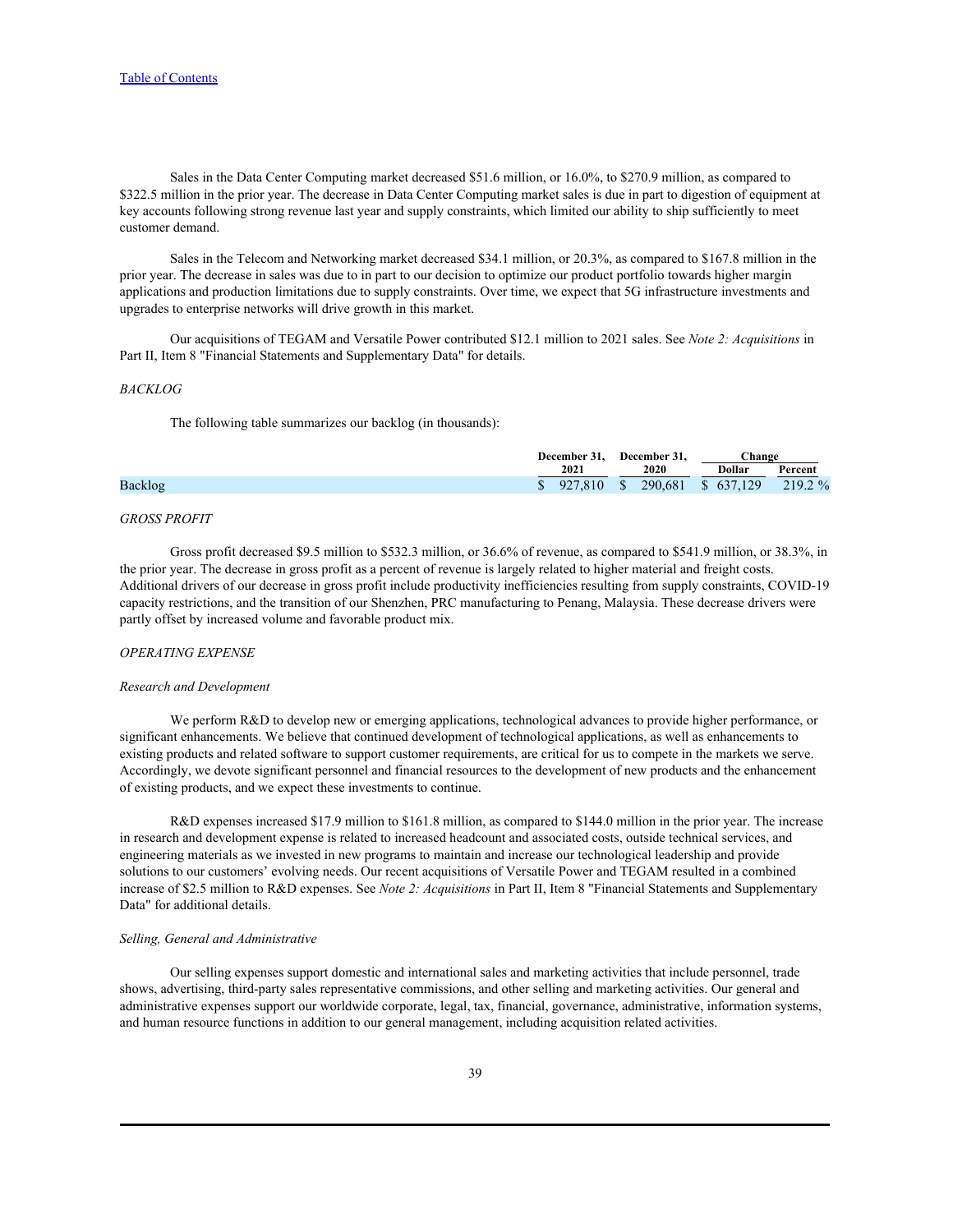Sales in the Data Center Computing market decreased $51.6 million, or 16.0%, to $270.9 million, as compared to $322.5 million in the prior year. The decrease in Data Center Computing market sales is due in part to digestion of equipment at key accounts following strong revenue last year and supply constraints, which limited our ability to ship sufficiently to meet customer demand.

Sales in the Telecom and Networking market decreased $34.1 million, or 20.3%, as compared to $167.8 million in the prior year. The decrease in sales was due to in part to our decision to optimize our product portfolio towards higher margin applications and production limitations due to supply constraints. Over time, we expect that 5G infrastructure investments and upgrades to enterprise networks will drive growth in this market.

Our acquisitions of TEGAM and Versatile Power contributed $12.1 million to 2021 sales. See *Note 2: Acquisitions* in Part II, Item 8 "Financial Statements and Supplementary Data" for details.

*BACKLOG*

The following table summarizes our backlog (in thousands):

| | December 31, 2021 | December 31, 2020 | Change Dollar | Change Percent |
|---|---|---|---|---|
| Backlog | $ 927,810 | $ 290,681 | $ 637,129 | 219.2 % |

*GROSS PROFIT*

Gross profit decreased $9.5 million to $532.3 million, or 36.6% of revenue, as compared to $541.9 million, or 38.3%, in the prior year. The decrease in gross profit as a percent of revenue is largely related to higher material and freight costs. Additional drivers of our decrease in gross profit include productivity inefficiencies resulting from supply constraints, COVID-19 capacity restrictions, and the transition of our Shenzhen, PRC manufacturing to Penang, Malaysia. These decrease drivers were partly offset by increased volume and favorable product mix.

*OPERATING EXPENSE*

*Research and Development*

We perform R&D to develop new or emerging applications, technological advances to provide higher performance, or significant enhancements. We believe that continued development of technological applications, as well as enhancements to existing products and related software to support customer requirements, are critical for us to compete in the markets we serve. Accordingly, we devote significant personnel and financial resources to the development of new products and the enhancement of existing products, and we expect these investments to continue.

R&D expenses increased $17.9 million to $161.8 million, as compared to $144.0 million in the prior year. The increase in research and development expense is related to increased headcount and associated costs, outside technical services, and engineering materials as we invested in new programs to maintain and increase our technological leadership and provide solutions to our customers' evolving needs. Our recent acquisitions of Versatile Power and TEGAM resulted in a combined increase of $2.5 million to R&D expenses. See *Note 2: Acquisitions* in Part II, Item 8 "Financial Statements and Supplementary Data" for additional details.

*Selling, General and Administrative*

Our selling expenses support domestic and international sales and marketing activities that include personnel, trade shows, advertising, third-party sales representative commissions, and other selling and marketing activities. Our general and administrative expenses support our worldwide corporate, legal, tax, financial, governance, administrative, information systems, and human resource functions in addition to our general management, including acquisition related activities.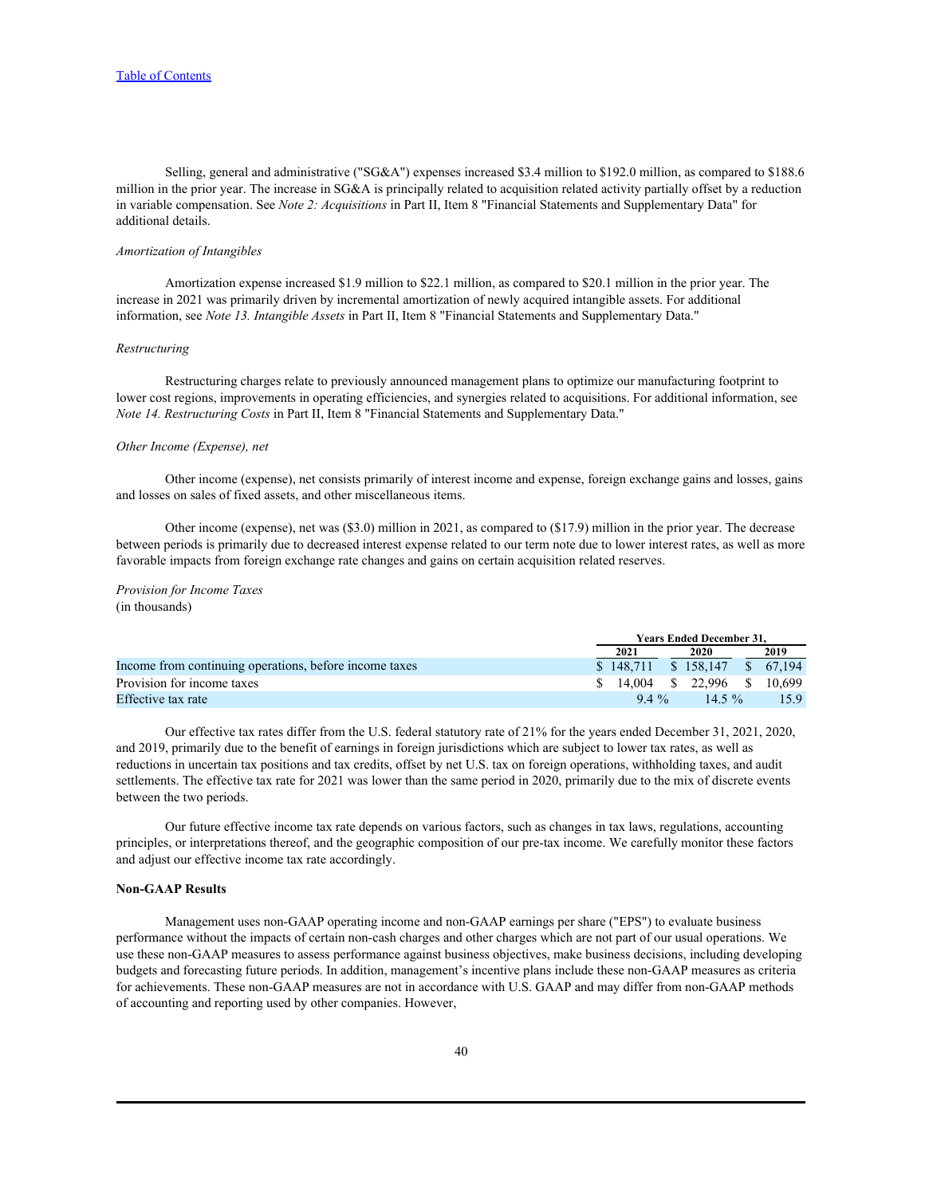Selling, general and administrative ("SG&A") expenses increased $3.4 million to $192.0 million, as compared to $188.6 million in the prior year. The increase in SG&A is principally related to acquisition related activity partially offset by a reduction in variable compensation. See *Note 2: Acquisitions* in Part II, Item 8 "Financial Statements and Supplementary Data" for additional details.

*Amortization of Intangibles*

Amortization expense increased $1.9 million to $22.1 million, as compared to $20.1 million in the prior year. The increase in 2021 was primarily driven by incremental amortization of newly acquired intangible assets. For additional information, see *Note 13. Intangible Assets* in Part II, Item 8 "Financial Statements and Supplementary Data."

*Restructuring*

Restructuring charges relate to previously announced management plans to optimize our manufacturing footprint to lower cost regions, improvements in operating efficiencies, and synergies related to acquisitions. For additional information, see *Note 14. Restructuring Costs* in Part II, Item 8 "Financial Statements and Supplementary Data."

*Other Income (Expense), net*

Other income (expense), net consists primarily of interest income and expense, foreign exchange gains and losses, gains and losses on sales of fixed assets, and other miscellaneous items.

Other income (expense), net was ($3.0) million in 2021, as compared to ($17.9) million in the prior year. The decrease between periods is primarily due to decreased interest expense related to our term note due to lower interest rates, as well as more favorable impacts from foreign exchange rate changes and gains on certain acquisition related reserves.

*Provision for Income Taxes*
(in thousands)

| | Years Ended December 31, | | |
|---|---|---|---|
| | 2021 | 2020 | 2019 |
| Income from continuing operations, before income taxes | $ 148,711 | $ 158,147 | $ 67,194 |
| Provision for income taxes | $ 14,004 | $ 22,996 | $ 10,699 |
| Effective tax rate | 9.4 % | 14.5 % | 15.9 |

Our effective tax rates differ from the U.S. federal statutory rate of 21% for the years ended December 31, 2021, 2020, and 2019, primarily due to the benefit of earnings in foreign jurisdictions which are subject to lower tax rates, as well as reductions in uncertain tax positions and tax credits, offset by net U.S. tax on foreign operations, withholding taxes, and audit settlements. The effective tax rate for 2021 was lower than the same period in 2020, primarily due to the mix of discrete events between the two periods.

Our future effective income tax rate depends on various factors, such as changes in tax laws, regulations, accounting principles, or interpretations thereof, and the geographic composition of our pre-tax income. We carefully monitor these factors and adjust our effective income tax rate accordingly.

**Non-GAAP Results**

Management uses non-GAAP operating income and non-GAAP earnings per share ("EPS") to evaluate business performance without the impacts of certain non-cash charges and other charges which are not part of our usual operations. We use these non-GAAP measures to assess performance against business objectives, make business decisions, including developing budgets and forecasting future periods. In addition, management's incentive plans include these non-GAAP measures as criteria for achievements. These non-GAAP measures are not in accordance with U.S. GAAP and may differ from non-GAAP methods of accounting and reporting used by other companies. However,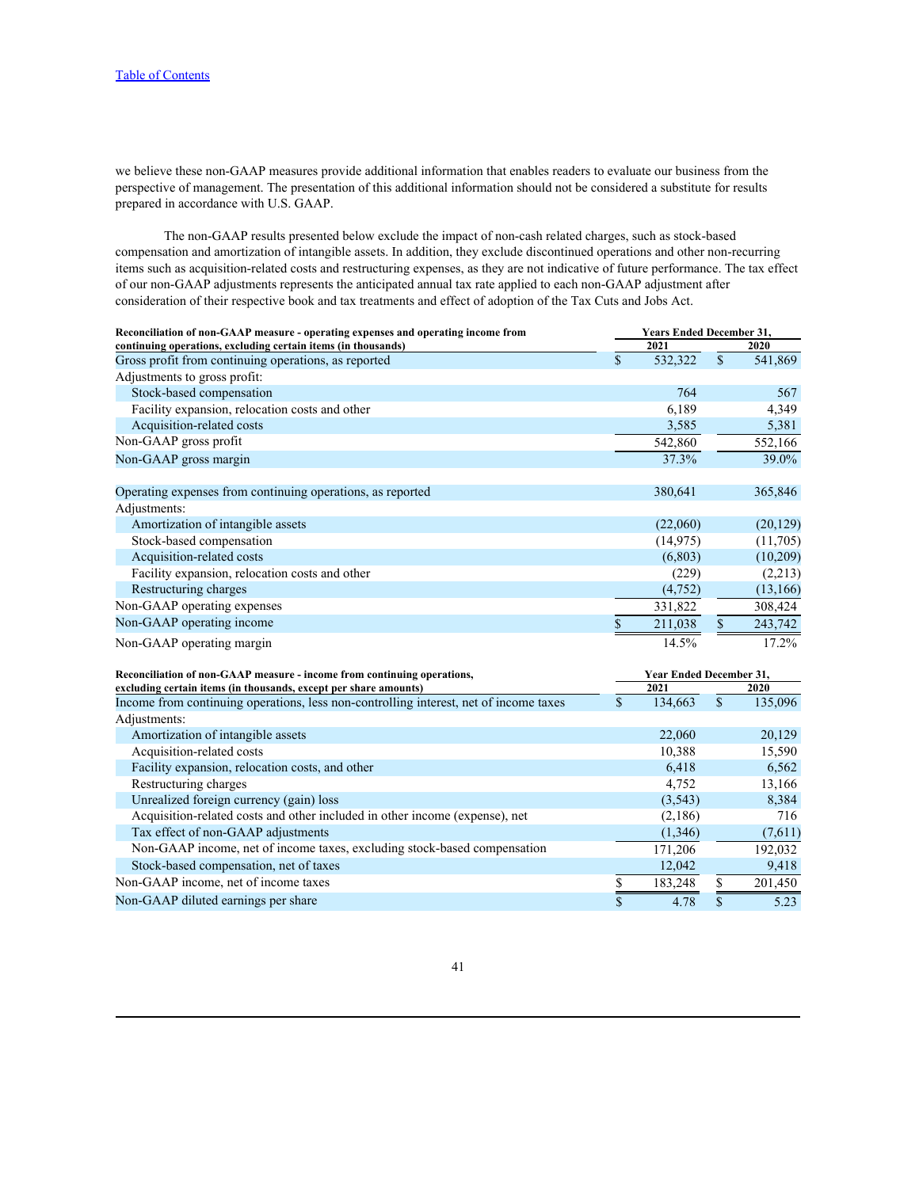we believe these non-GAAP measures provide additional information that enables readers to evaluate our business from the perspective of management. The presentation of this additional information should not be considered a substitute for results prepared in accordance with U.S. GAAP.

The non-GAAP results presented below exclude the impact of non-cash related charges, such as stock-based compensation and amortization of intangible assets. In addition, they exclude discontinued operations and other non-recurring items such as acquisition-related costs and restructuring expenses, as they are not indicative of future performance. The tax effect of our non-GAAP adjustments represents the anticipated annual tax rate applied to each non-GAAP adjustment after consideration of their respective book and tax treatments and effect of adoption of the Tax Cuts and Jobs Act.

| **Reconciliation of non-GAAP measure - operating expenses and operating income from continuing operations, excluding certain items (in thousands)** | **Years Ended December 31, 2021** | **2020** |
|---|---|---|
| Gross profit from continuing operations, as reported | $ 532,322 | $ 541,869 |
| Adjustments to gross profit: | | |
| Stock-based compensation | 764 | 567 |
| Facility expansion, relocation costs and other | 6,189 | 4,349 |
| Acquisition-related costs | 3,585 | 5,381 |
| Non-GAAP gross profit | 542,860 | 552,166 |
| Non-GAAP gross margin | 37.3% | 39.0% |
| | | |
| Operating expenses from continuing operations, as reported | 380,641 | 365,846 |
| Adjustments: | | |
| Amortization of intangible assets | (22,060) | (20,129) |
| Stock-based compensation | (14,975) | (11,705) |
| Acquisition-related costs | (6,803) | (10,209) |
| Facility expansion, relocation costs and other | (229) | (2,213) |
| Restructuring charges | (4,752) | (13,166) |
| Non-GAAP operating expenses | 331,822 | 308,424 |
| Non-GAAP operating income | $ 211,038 | $ 243,742 |
| Non-GAAP operating margin | 14.5% | 17.2% |

| **Reconciliation of non-GAAP measure - income from continuing operations, excluding certain items (in thousands, except per share amounts)** | **Year Ended December 31, 2021** | **2020** |
|---|---|---|
| Income from continuing operations, less non-controlling interest, net of income taxes | $ 134,663 | $ 135,096 |
| Adjustments: | | |
| Amortization of intangible assets | 22,060 | 20,129 |
| Acquisition-related costs | 10,388 | 15,590 |
| Facility expansion, relocation costs, and other | 6,418 | 6,562 |
| Restructuring charges | 4,752 | 13,166 |
| Unrealized foreign currency (gain) loss | (3,543) | 8,384 |
| Acquisition-related costs and other included in other income (expense), net | (2,186) | 716 |
| Tax effect of non-GAAP adjustments | (1,346) | (7,611) |
| Non-GAAP income, net of income taxes, excluding stock-based compensation | 171,206 | 192,032 |
| Stock-based compensation, net of taxes | 12,042 | 9,418 |
| Non-GAAP income, net of income taxes | $ 183,248 | $ 201,450 |
| Non-GAAP diluted earnings per share | $ 4.78 | $ 5.23 |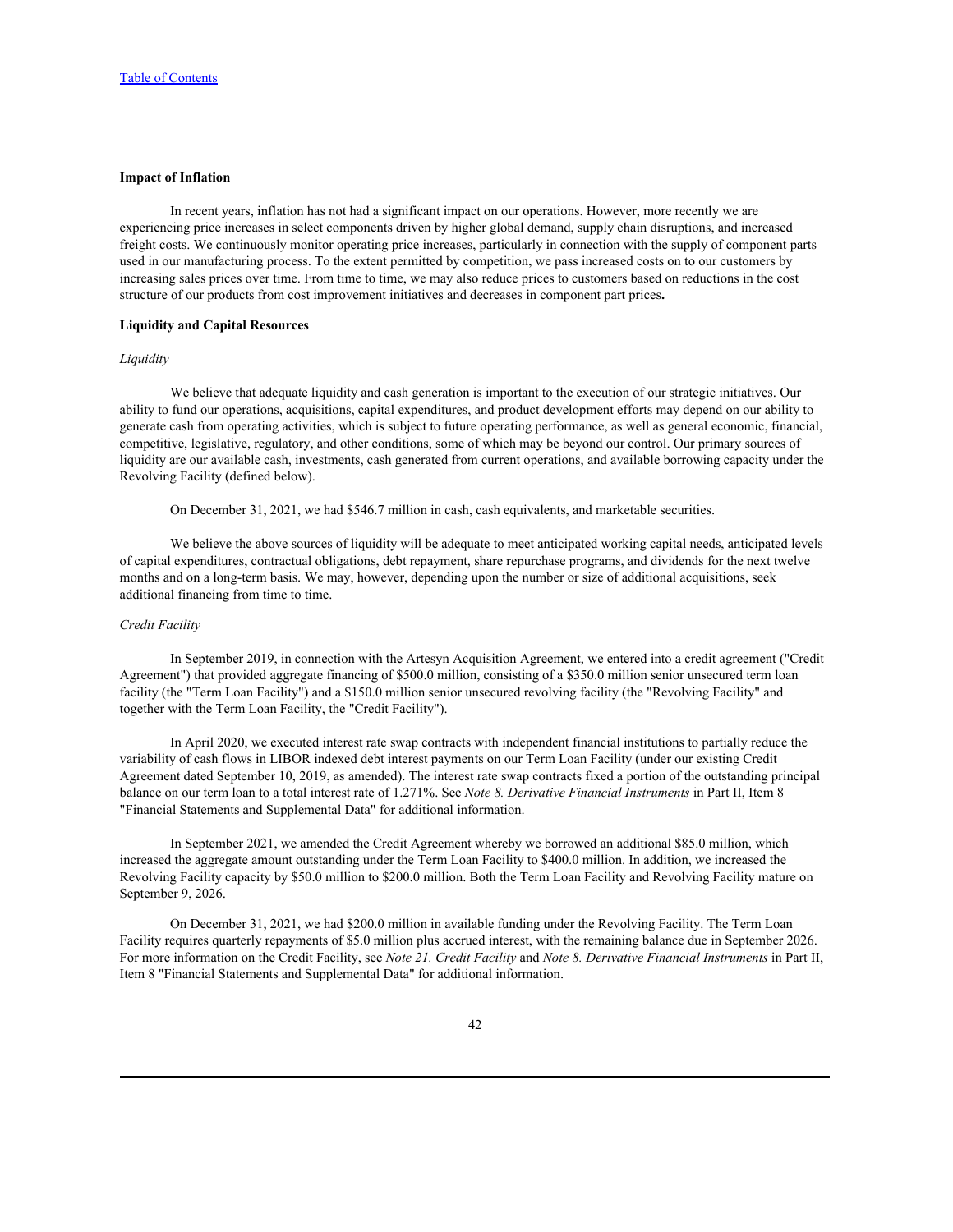**Impact of Inflation**

In recent years, inflation has not had a significant impact on our operations. However, more recently we are experiencing price increases in select components driven by higher global demand, supply chain disruptions, and increased freight costs. We continuously monitor operating price increases, particularly in connection with the supply of component parts used in our manufacturing process. To the extent permitted by competition, we pass increased costs on to our customers by increasing sales prices over time. From time to time, we may also reduce prices to customers based on reductions in the cost structure of our products from cost improvement initiatives and decreases in component part prices**.**

**Liquidity and Capital Resources**

*Liquidity*

We believe that adequate liquidity and cash generation is important to the execution of our strategic initiatives. Our ability to fund our operations, acquisitions, capital expenditures, and product development efforts may depend on our ability to generate cash from operating activities, which is subject to future operating performance, as well as general economic, financial, competitive, legislative, regulatory, and other conditions, some of which may be beyond our control. Our primary sources of liquidity are our available cash, investments, cash generated from current operations, and available borrowing capacity under the Revolving Facility (defined below).

On December 31, 2021, we had $546.7 million in cash, cash equivalents, and marketable securities.

We believe the above sources of liquidity will be adequate to meet anticipated working capital needs, anticipated levels of capital expenditures, contractual obligations, debt repayment, share repurchase programs, and dividends for the next twelve months and on a long-term basis. We may, however, depending upon the number or size of additional acquisitions, seek additional financing from time to time.

*Credit Facility*

In September 2019, in connection with the Artesyn Acquisition Agreement, we entered into a credit agreement ("Credit Agreement") that provided aggregate financing of $500.0 million, consisting of a $350.0 million senior unsecured term loan facility (the "Term Loan Facility") and a $150.0 million senior unsecured revolving facility (the "Revolving Facility" and together with the Term Loan Facility, the "Credit Facility").

In April 2020, we executed interest rate swap contracts with independent financial institutions to partially reduce the variability of cash flows in LIBOR indexed debt interest payments on our Term Loan Facility (under our existing Credit Agreement dated September 10, 2019, as amended). The interest rate swap contracts fixed a portion of the outstanding principal balance on our term loan to a total interest rate of 1.271%. See *Note 8. Derivative Financial Instruments* in Part II, Item 8 "Financial Statements and Supplemental Data" for additional information.

In September 2021, we amended the Credit Agreement whereby we borrowed an additional $85.0 million, which increased the aggregate amount outstanding under the Term Loan Facility to $400.0 million. In addition, we increased the Revolving Facility capacity by $50.0 million to $200.0 million. Both the Term Loan Facility and Revolving Facility mature on September 9, 2026.

On December 31, 2021, we had $200.0 million in available funding under the Revolving Facility. The Term Loan Facility requires quarterly repayments of $5.0 million plus accrued interest, with the remaining balance due in September 2026. For more information on the Credit Facility, see *Note 21. Credit Facility* and *Note 8. Derivative Financial Instruments* in Part II, Item 8 "Financial Statements and Supplemental Data" for additional information.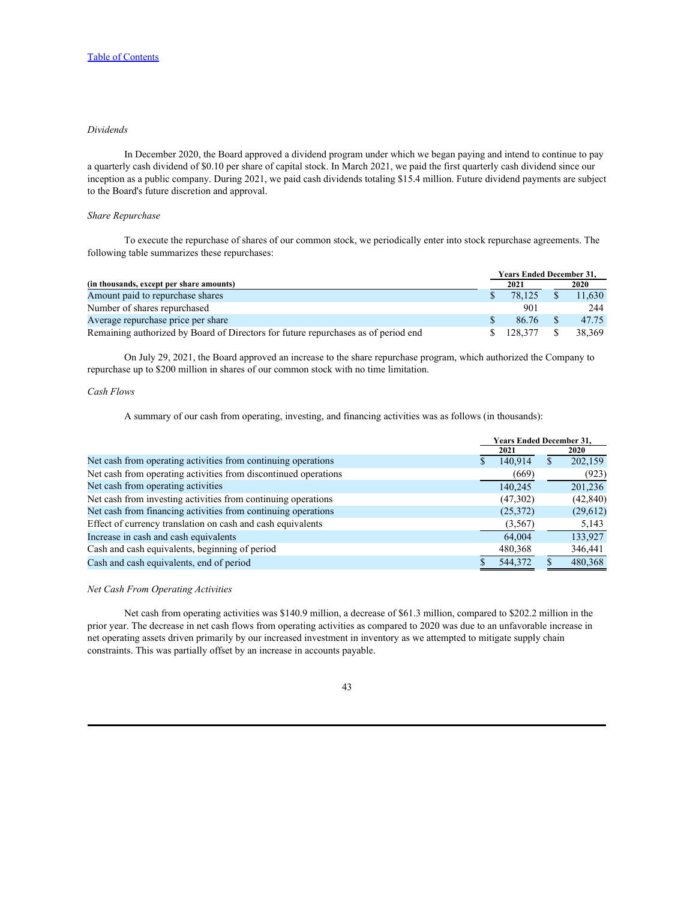*Dividends*

In December 2020, the Board approved a dividend program under which we began paying and intend to continue to pay a quarterly cash dividend of $0.10 per share of capital stock. In March 2021, we paid the first quarterly cash dividend since our inception as a public company. During 2021, we paid cash dividends totaling $15.4 million. Future dividend payments are subject to the Board's future discretion and approval.

*Share Repurchase*

To execute the repurchase of shares of our common stock, we periodically enter into stock repurchase agreements. The following table summarizes these repurchases:

| (in thousands, except per share amounts) | Years Ended December 31, 2021 | Years Ended December 31, 2020 |
|---|---|---|
| Amount paid to repurchase shares | $ 78,125 | $ 11,630 |
| Number of shares repurchased | 901 | 244 |
| Average repurchase price per share | $ 86.76 | $ 47.75 |
| Remaining authorized by Board of Directors for future repurchases as of period end | $ 128,377 | $ 38,369 |

On July 29, 2021, the Board approved an increase to the share repurchase program, which authorized the Company to repurchase up to $200 million in shares of our common stock with no time limitation.

*Cash Flows*

A summary of our cash from operating, investing, and financing activities was as follows (in thousands):

| | Years Ended December 31, 2021 | Years Ended December 31, 2020 |
|---|---|---|
| Net cash from operating activities from continuing operations | $ 140,914 | $ 202,159 |
| Net cash from operating activities from discontinued operations | (669) | (923) |
| Net cash from operating activities | 140,245 | 201,236 |
| Net cash from investing activities from continuing operations | (47,302) | (42,840) |
| Net cash from financing activities from continuing operations | (25,372) | (29,612) |
| Effect of currency translation on cash and cash equivalents | (3,567) | 5,143 |
| Increase in cash and cash equivalents | 64,004 | 133,927 |
| Cash and cash equivalents, beginning of period | 480,368 | 346,441 |
| Cash and cash equivalents, end of period | $ 544,372 | $ 480,368 |

*Net Cash From Operating Activities*

Net cash from operating activities was $140.9 million, a decrease of $61.3 million, compared to $202.2 million in the prior year. The decrease in net cash flows from operating activities as compared to 2020 was due to an unfavorable increase in net operating assets driven primarily by our increased investment in inventory as we attempted to mitigate supply chain constraints. This was partially offset by an increase in accounts payable.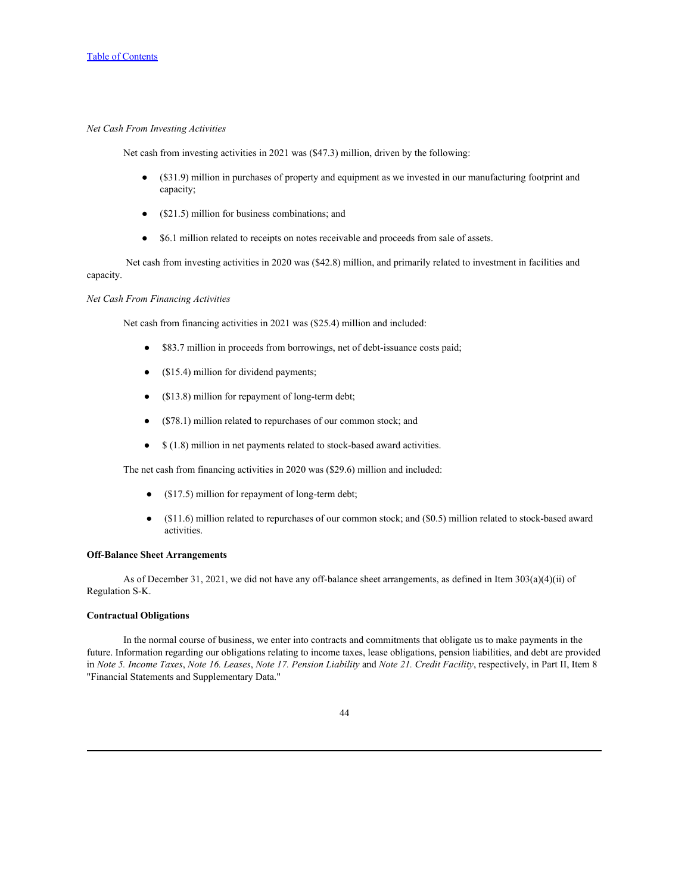*Net Cash From Investing Activities*

Net cash from investing activities in 2021 was ($47.3) million, driven by the following:

- ($31.9) million in purchases of property and equipment as we invested in our manufacturing footprint and capacity;
- ($21.5) million for business combinations; and
- $6.1 million related to receipts on notes receivable and proceeds from sale of assets.

Net cash from investing activities in 2020 was ($42.8) million, and primarily related to investment in facilities and capacity.

*Net Cash From Financing Activities*

Net cash from financing activities in 2021 was ($25.4) million and included:

- $83.7 million in proceeds from borrowings, net of debt-issuance costs paid;
- ($15.4) million for dividend payments;
- ($13.8) million for repayment of long-term debt;
- ($78.1) million related to repurchases of our common stock; and
- $ (1.8) million in net payments related to stock-based award activities.

The net cash from financing activities in 2020 was ($29.6) million and included:

- ($17.5) million for repayment of long-term debt;
- ($11.6) million related to repurchases of our common stock; and ($0.5) million related to stock-based award activities.

**Off-Balance Sheet Arrangements**

As of December 31, 2021, we did not have any off-balance sheet arrangements, as defined in Item 303(a)(4)(ii) of Regulation S-K.

**Contractual Obligations**

In the normal course of business, we enter into contracts and commitments that obligate us to make payments in the future. Information regarding our obligations relating to income taxes, lease obligations, pension liabilities, and debt are provided in *Note 5. Income Taxes*, *Note 16. Leases*, *Note 17. Pension Liability* and *Note 21. Credit Facility*, respectively, in Part II, Item 8 "Financial Statements and Supplementary Data."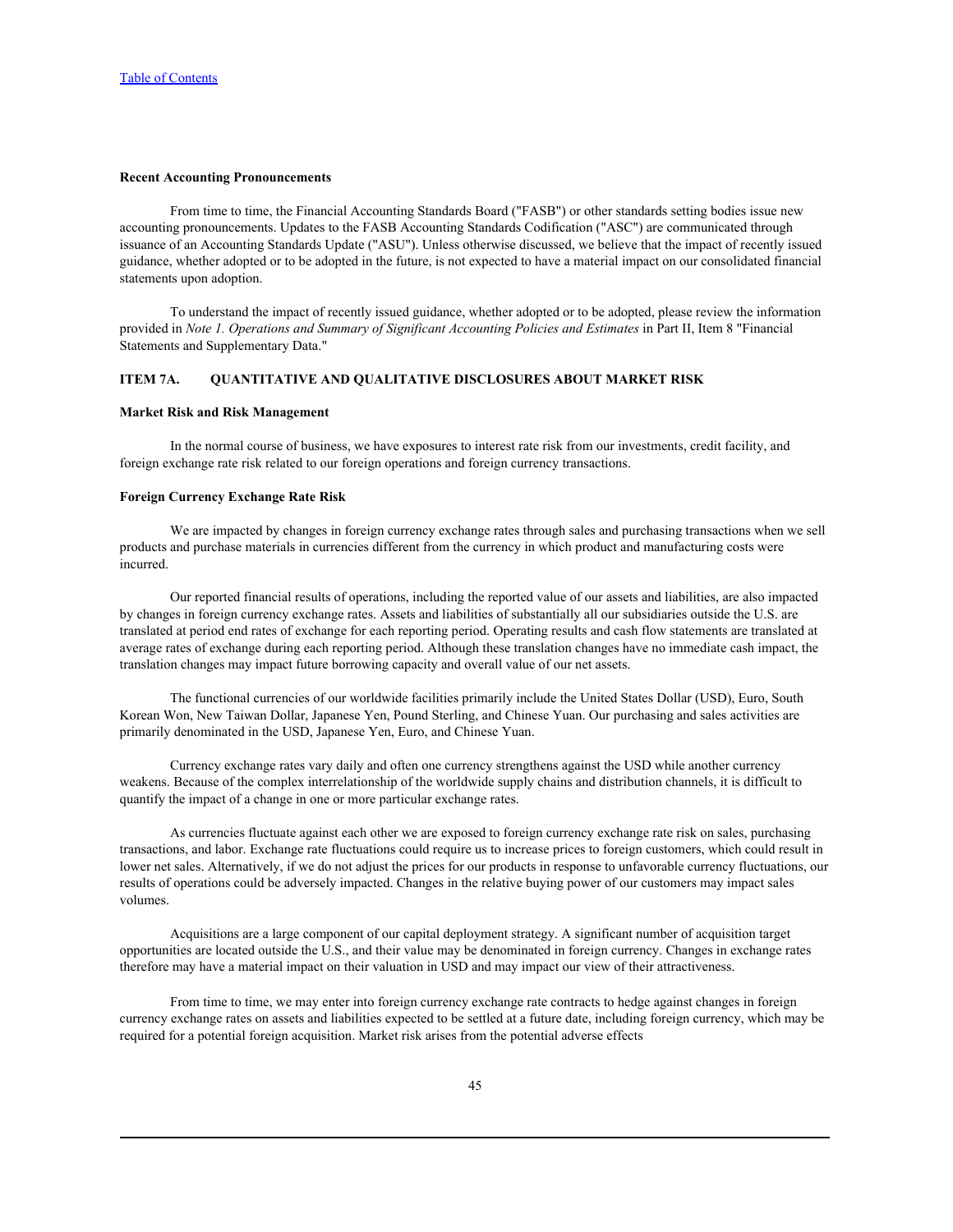**Recent Accounting Pronouncements**

From time to time, the Financial Accounting Standards Board ("FASB") or other standards setting bodies issue new accounting pronouncements. Updates to the FASB Accounting Standards Codification ("ASC") are communicated through issuance of an Accounting Standards Update ("ASU"). Unless otherwise discussed, we believe that the impact of recently issued guidance, whether adopted or to be adopted in the future, is not expected to have a material impact on our consolidated financial statements upon adoption.

To understand the impact of recently issued guidance, whether adopted or to be adopted, please review the information provided in *Note 1. Operations and Summary of Significant Accounting Policies and Estimates* in Part II, Item 8 "Financial Statements and Supplementary Data."

## ITEM 7A. QUANTITATIVE AND QUALITATIVE DISCLOSURES ABOUT MARKET RISK

**Market Risk and Risk Management**

In the normal course of business, we have exposures to interest rate risk from our investments, credit facility, and foreign exchange rate risk related to our foreign operations and foreign currency transactions.

**Foreign Currency Exchange Rate Risk**

We are impacted by changes in foreign currency exchange rates through sales and purchasing transactions when we sell products and purchase materials in currencies different from the currency in which product and manufacturing costs were incurred.

Our reported financial results of operations, including the reported value of our assets and liabilities, are also impacted by changes in foreign currency exchange rates. Assets and liabilities of substantially all our subsidiaries outside the U.S. are translated at period end rates of exchange for each reporting period. Operating results and cash flow statements are translated at average rates of exchange during each reporting period. Although these translation changes have no immediate cash impact, the translation changes may impact future borrowing capacity and overall value of our net assets.

The functional currencies of our worldwide facilities primarily include the United States Dollar (USD), Euro, South Korean Won, New Taiwan Dollar, Japanese Yen, Pound Sterling, and Chinese Yuan. Our purchasing and sales activities are primarily denominated in the USD, Japanese Yen, Euro, and Chinese Yuan.

Currency exchange rates vary daily and often one currency strengthens against the USD while another currency weakens. Because of the complex interrelationship of the worldwide supply chains and distribution channels, it is difficult to quantify the impact of a change in one or more particular exchange rates.

As currencies fluctuate against each other we are exposed to foreign currency exchange rate risk on sales, purchasing transactions, and labor. Exchange rate fluctuations could require us to increase prices to foreign customers, which could result in lower net sales. Alternatively, if we do not adjust the prices for our products in response to unfavorable currency fluctuations, our results of operations could be adversely impacted. Changes in the relative buying power of our customers may impact sales volumes.

Acquisitions are a large component of our capital deployment strategy. A significant number of acquisition target opportunities are located outside the U.S., and their value may be denominated in foreign currency. Changes in exchange rates therefore may have a material impact on their valuation in USD and may impact our view of their attractiveness.

From time to time, we may enter into foreign currency exchange rate contracts to hedge against changes in foreign currency exchange rates on assets and liabilities expected to be settled at a future date, including foreign currency, which may be required for a potential foreign acquisition. Market risk arises from the potential adverse effects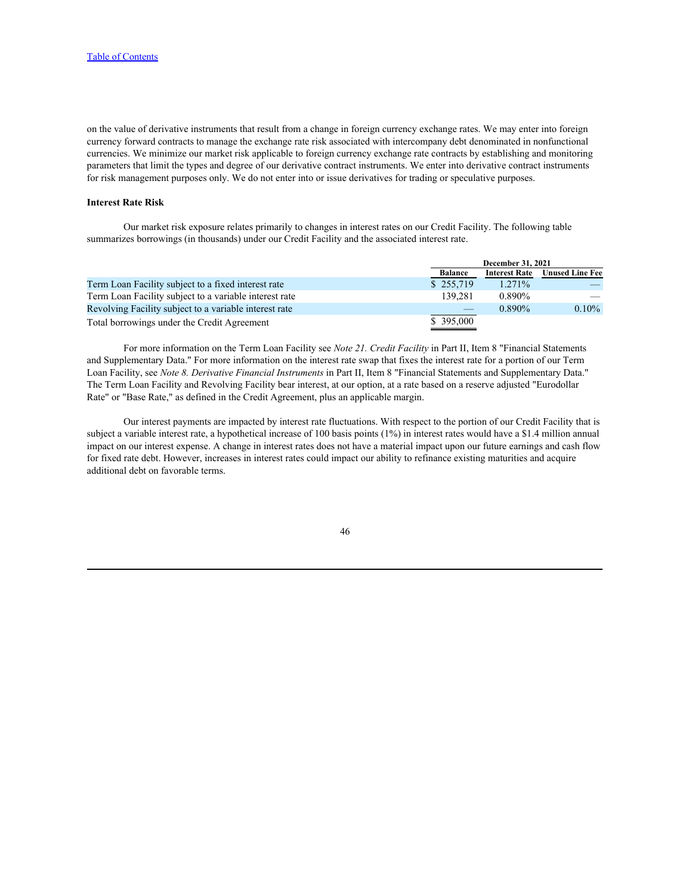on the value of derivative instruments that result from a change in foreign currency exchange rates. We may enter into foreign currency forward contracts to manage the exchange rate risk associated with intercompany debt denominated in nonfunctional currencies. We minimize our market risk applicable to foreign currency exchange rate contracts by establishing and monitoring parameters that limit the types and degree of our derivative contract instruments. We enter into derivative contract instruments for risk management purposes only. We do not enter into or issue derivatives for trading or speculative purposes.

**Interest Rate Risk**

Our market risk exposure relates primarily to changes in interest rates on our Credit Facility. The following table summarizes borrowings (in thousands) under our Credit Facility and the associated interest rate.

| | December 31, 2021 | | |
|---|---|---|---|
| | **Balance** | **Interest Rate** | **Unused Line Fee** |
| Term Loan Facility subject to a fixed interest rate | $ 255,719 | 1.271% | — |
| Term Loan Facility subject to a variable interest rate | 139,281 | 0.890% | — |
| Revolving Facility subject to a variable interest rate | — | 0.890% | 0.10% |
| Total borrowings under the Credit Agreement | $ 395,000 | | |

For more information on the Term Loan Facility see *Note 21. Credit Facility* in Part II, Item 8 "Financial Statements and Supplementary Data." For more information on the interest rate swap that fixes the interest rate for a portion of our Term Loan Facility, see *Note 8. Derivative Financial Instruments* in Part II, Item 8 "Financial Statements and Supplementary Data." The Term Loan Facility and Revolving Facility bear interest, at our option, at a rate based on a reserve adjusted "Eurodollar Rate" or "Base Rate," as defined in the Credit Agreement, plus an applicable margin.

Our interest payments are impacted by interest rate fluctuations. With respect to the portion of our Credit Facility that is subject a variable interest rate, a hypothetical increase of 100 basis points (1%) in interest rates would have a $1.4 million annual impact on our interest expense. A change in interest rates does not have a material impact upon our future earnings and cash flow for fixed rate debt. However, increases in interest rates could impact our ability to refinance existing maturities and acquire additional debt on favorable terms.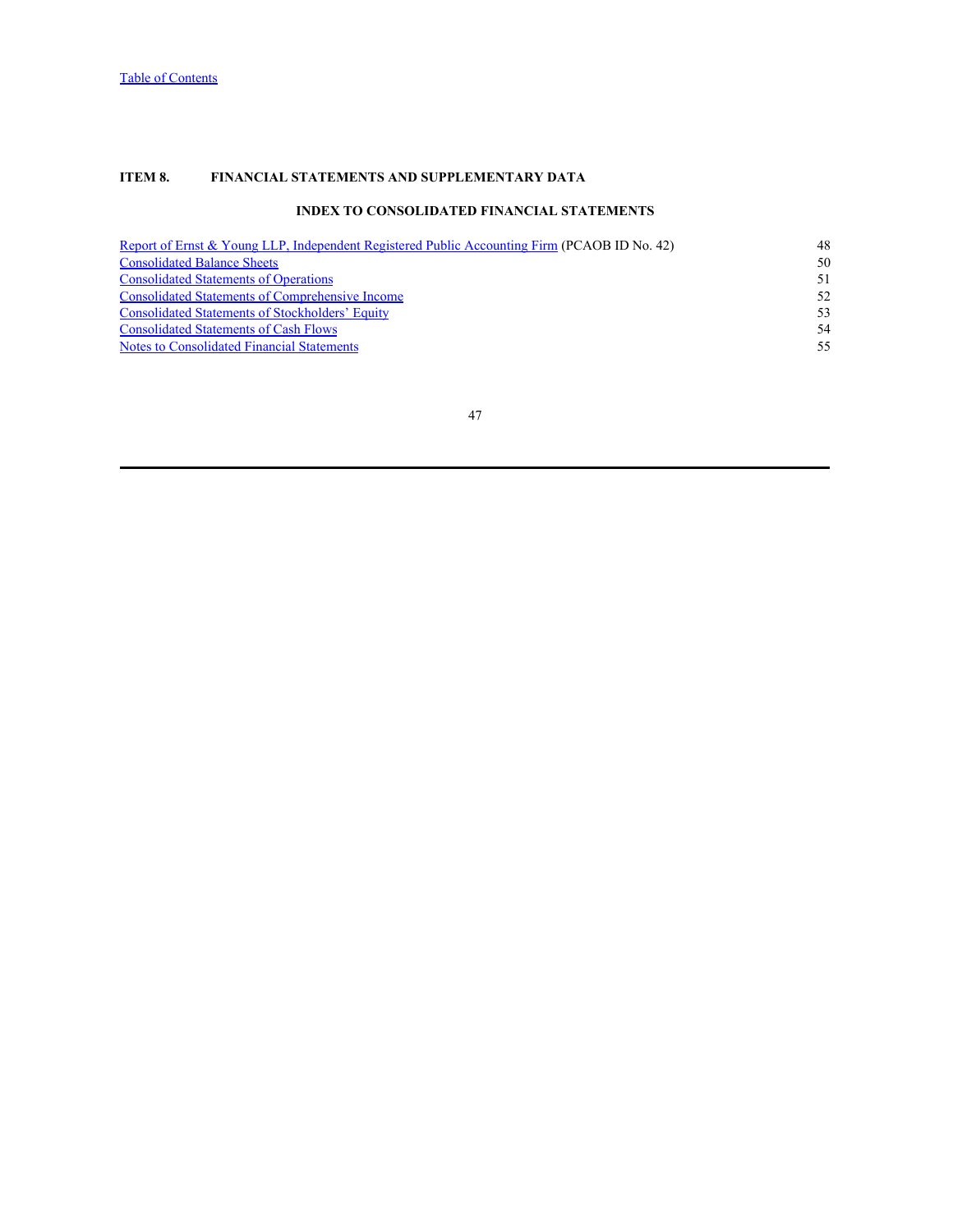## ITEM 8. FINANCIAL STATEMENTS AND SUPPLEMENTARY DATA

### INDEX TO CONSOLIDATED FINANCIAL STATEMENTS

| | |
|---|---|
| Report of Ernst & Young LLP, Independent Registered Public Accounting Firm (PCAOB ID No. 42) | 48 |
| Consolidated Balance Sheets | 50 |
| Consolidated Statements of Operations | 51 |
| Consolidated Statements of Comprehensive Income | 52 |
| Consolidated Statements of Stockholders' Equity | 53 |
| Consolidated Statements of Cash Flows | 54 |
| Notes to Consolidated Financial Statements | 55 |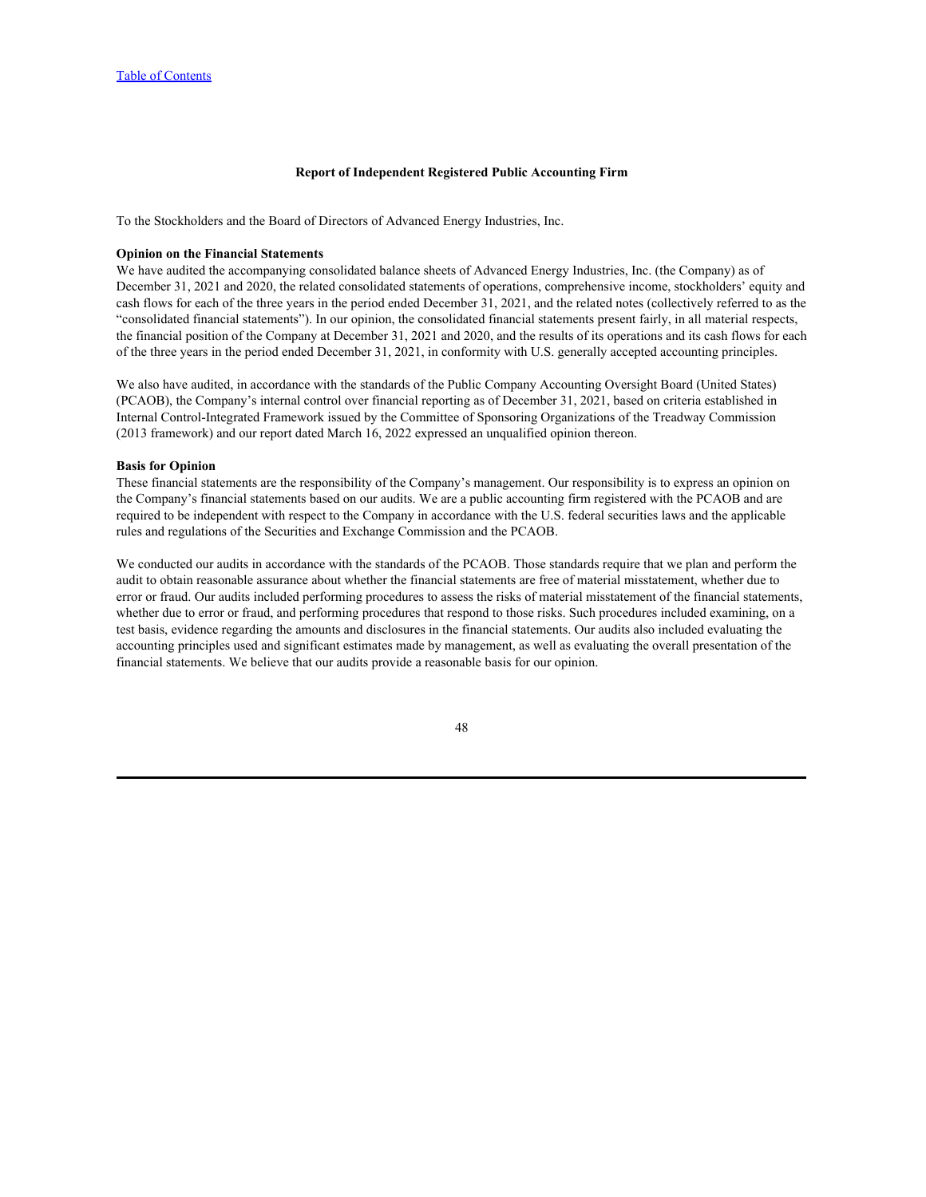## Report of Independent Registered Public Accounting Firm

To the Stockholders and the Board of Directors of Advanced Energy Industries, Inc.

**Opinion on the Financial Statements**

We have audited the accompanying consolidated balance sheets of Advanced Energy Industries, Inc. (the Company) as of December 31, 2021 and 2020, the related consolidated statements of operations, comprehensive income, stockholders' equity and cash flows for each of the three years in the period ended December 31, 2021, and the related notes (collectively referred to as the "consolidated financial statements"). In our opinion, the consolidated financial statements present fairly, in all material respects, the financial position of the Company at December 31, 2021 and 2020, and the results of its operations and its cash flows for each of the three years in the period ended December 31, 2021, in conformity with U.S. generally accepted accounting principles.

We also have audited, in accordance with the standards of the Public Company Accounting Oversight Board (United States) (PCAOB), the Company's internal control over financial reporting as of December 31, 2021, based on criteria established in Internal Control-Integrated Framework issued by the Committee of Sponsoring Organizations of the Treadway Commission (2013 framework) and our report dated March 16, 2022 expressed an unqualified opinion thereon.

**Basis for Opinion**

These financial statements are the responsibility of the Company's management. Our responsibility is to express an opinion on the Company's financial statements based on our audits. We are a public accounting firm registered with the PCAOB and are required to be independent with respect to the Company in accordance with the U.S. federal securities laws and the applicable rules and regulations of the Securities and Exchange Commission and the PCAOB.

We conducted our audits in accordance with the standards of the PCAOB. Those standards require that we plan and perform the audit to obtain reasonable assurance about whether the financial statements are free of material misstatement, whether due to error or fraud. Our audits included performing procedures to assess the risks of material misstatement of the financial statements, whether due to error or fraud, and performing procedures that respond to those risks. Such procedures included examining, on a test basis, evidence regarding the amounts and disclosures in the financial statements. Our audits also included evaluating the accounting principles used and significant estimates made by management, as well as evaluating the overall presentation of the financial statements. We believe that our audits provide a reasonable basis for our opinion.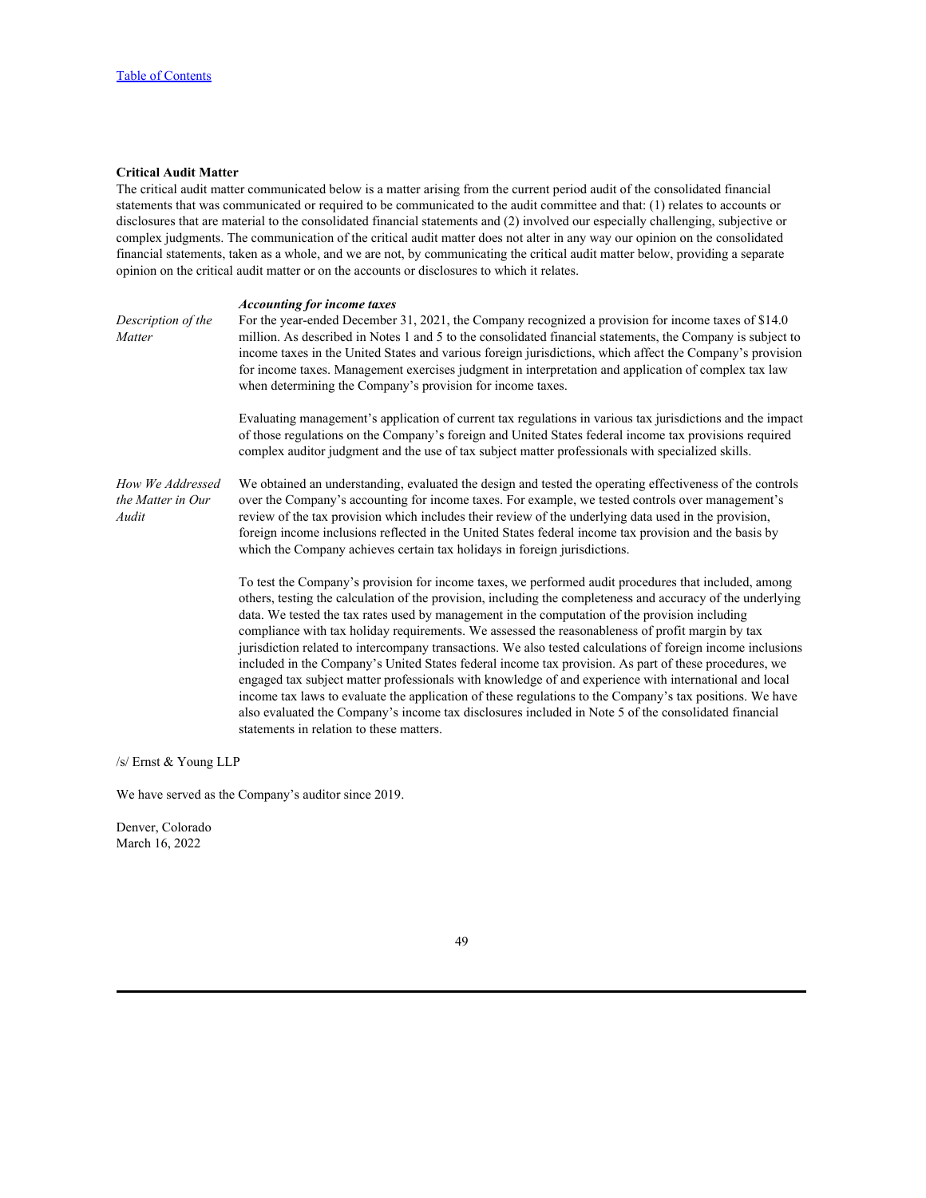**Critical Audit Matter**

The critical audit matter communicated below is a matter arising from the current period audit of the consolidated financial statements that was communicated or required to be communicated to the audit committee and that: (1) relates to accounts or disclosures that are material to the consolidated financial statements and (2) involved our especially challenging, subjective or complex judgments. The communication of the critical audit matter does not alter in any way our opinion on the consolidated financial statements, taken as a whole, and we are not, by communicating the critical audit matter below, providing a separate opinion on the critical audit matter or on the accounts or disclosures to which it relates.

| | ***Accounting for income taxes*** |
|---|---|
| *Description of the Matter* | For the year-ended December 31, 2021, the Company recognized a provision for income taxes of $14.0 million. As described in Notes 1 and 5 to the consolidated financial statements, the Company is subject to income taxes in the United States and various foreign jurisdictions, which affect the Company's provision for income taxes. Management exercises judgment in interpretation and application of complex tax law when determining the Company's provision for income taxes.<br><br>Evaluating management's application of current tax regulations in various tax jurisdictions and the impact of those regulations on the Company's foreign and United States federal income tax provisions required complex auditor judgment and the use of tax subject matter professionals with specialized skills. |
| *How We Addressed the Matter in Our Audit* | We obtained an understanding, evaluated the design and tested the operating effectiveness of the controls over the Company's accounting for income taxes. For example, we tested controls over management's review of the tax provision which includes their review of the underlying data used in the provision, foreign income inclusions reflected in the United States federal income tax provision and the basis by which the Company achieves certain tax holidays in foreign jurisdictions.<br><br>To test the Company's provision for income taxes, we performed audit procedures that included, among others, testing the calculation of the provision, including the completeness and accuracy of the underlying data. We tested the tax rates used by management in the computation of the provision including compliance with tax holiday requirements. We assessed the reasonableness of profit margin by tax jurisdiction related to intercompany transactions. We also tested calculations of foreign income inclusions included in the Company's United States federal income tax provision. As part of these procedures, we engaged tax subject matter professionals with knowledge of and experience with international and local income tax laws to evaluate the application of these regulations to the Company's tax positions. We have also evaluated the Company's income tax disclosures included in Note 5 of the consolidated financial statements in relation to these matters. |

/s/ Ernst & Young LLP

We have served as the Company's auditor since 2019.

Denver, Colorado
March 16, 2022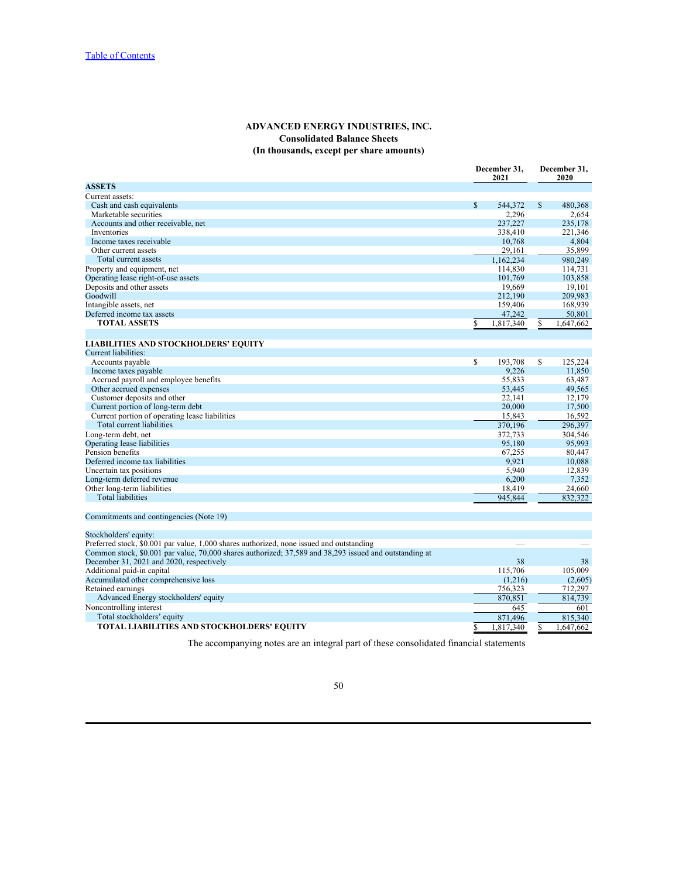[Table of Contents](#)

**ADVANCED ENERGY INDUSTRIES, INC.**
**Consolidated Balance Sheets**
**(In thousands, except per share amounts)**

| | December 31, 2021 | December 31, 2020 |
|---|---|---|
| **ASSETS** | | |
| Current assets: | | |
| Cash and cash equivalents | $ 544,372 | $ 480,368 |
| Marketable securities | 2,296 | 2,654 |
| Accounts and other receivable, net | 237,227 | 235,178 |
| Inventories | 338,410 | 221,346 |
| Income taxes receivable | 10,768 | 4,804 |
| Other current assets | 29,161 | 35,899 |
| Total current assets | 1,162,234 | 980,249 |
| Property and equipment, net | 114,830 | 114,731 |
| Operating lease right-of-use assets | 101,769 | 103,858 |
| Deposits and other assets | 19,669 | 19,101 |
| Goodwill | 212,190 | 209,983 |
| Intangible assets, net | 159,406 | 168,939 |
| Deferred income tax assets | 47,242 | 50,801 |
| **TOTAL ASSETS** | $ 1,817,340 | $ 1,647,662 |
| | | |
| **LIABILITIES AND STOCKHOLDERS' EQUITY** | | |
| Current liabilities: | | |
| Accounts payable | $ 193,708 | $ 125,224 |
| Income taxes payable | 9,226 | 11,850 |
| Accrued payroll and employee benefits | 55,833 | 63,487 |
| Other accrued expenses | 53,445 | 49,565 |
| Customer deposits and other | 22,141 | 12,179 |
| Current portion of long-term debt | 20,000 | 17,500 |
| Current portion of operating lease liabilities | 15,843 | 16,592 |
| Total current liabilities | 370,196 | 296,397 |
| Long-term debt, net | 372,733 | 304,546 |
| Operating lease liabilities | 95,180 | 95,993 |
| Pension benefits | 67,255 | 80,447 |
| Deferred income tax liabilities | 9,921 | 10,088 |
| Uncertain tax positions | 5,940 | 12,839 |
| Long-term deferred revenue | 6,200 | 7,352 |
| Other long-term liabilities | 18,419 | 24,660 |
| Total liabilities | 945,844 | 832,322 |
| | | |
| Commitments and contingencies (Note 19) | | |
| | | |
| Stockholders' equity: | | |
| Preferred stock, $0.001 par value, 1,000 shares authorized, none issued and outstanding | — | — |
| Common stock, $0.001 par value, 70,000 shares authorized; 37,589 and 38,293 issued and outstanding at December 31, 2021 and 2020, respectively | 38 | 38 |
| Additional paid-in capital | 115,706 | 105,009 |
| Accumulated other comprehensive loss | (1,216) | (2,605) |
| Retained earnings | 756,323 | 712,297 |
| Advanced Energy stockholders' equity | 870,851 | 814,739 |
| Noncontrolling interest | 645 | 601 |
| Total stockholders' equity | 871,496 | 815,340 |
| **TOTAL LIABILITIES AND STOCKHOLDERS' EQUITY** | $ 1,817,340 | $ 1,647,662 |

The accompanying notes are an integral part of these consolidated financial statements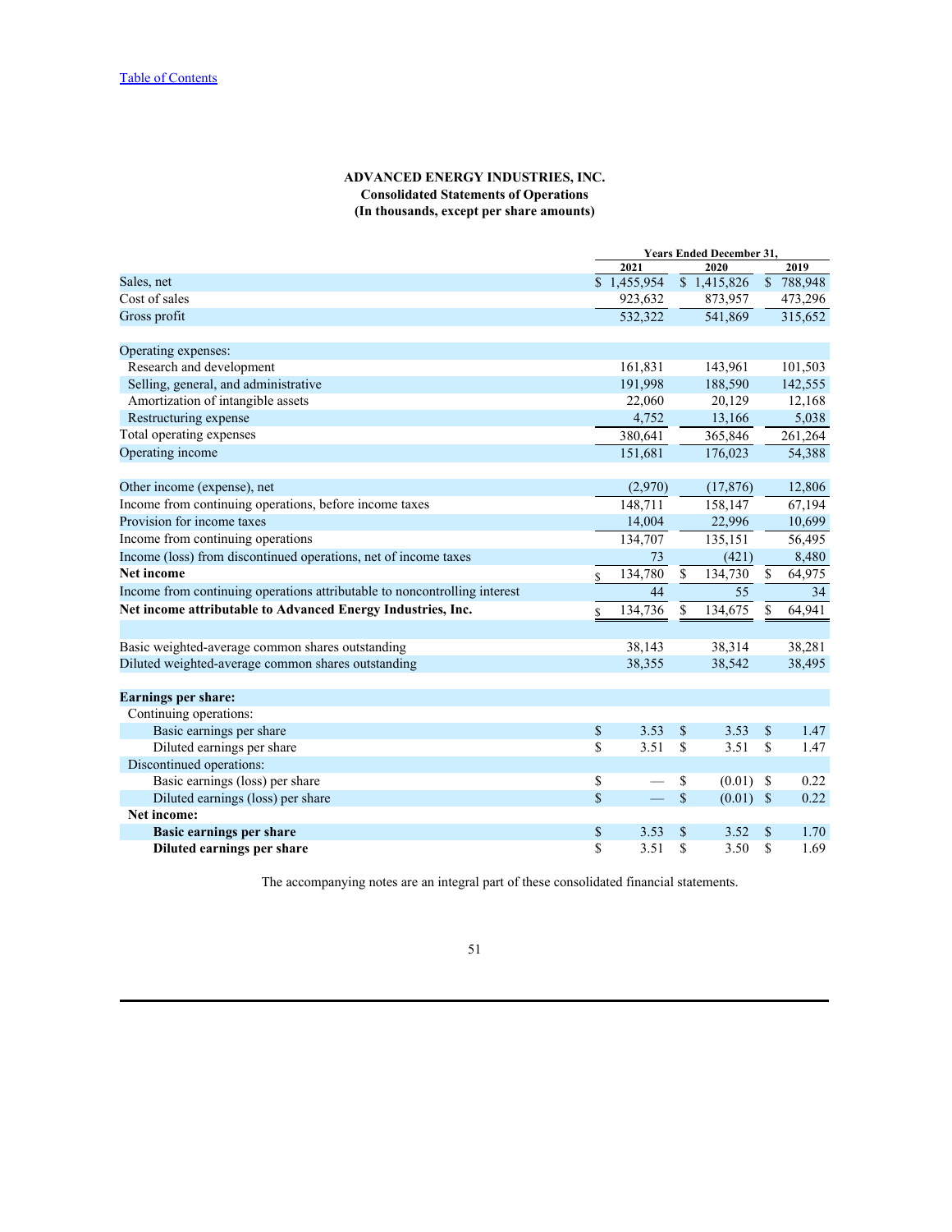**ADVANCED ENERGY INDUSTRIES, INC.**
**Consolidated Statements of Operations**
**(In thousands, except per share amounts)**

| | Years Ended December 31, | | |
|---|---|---|---|
| | 2021 | 2020 | 2019 |
| Sales, net | $ 1,455,954 | $ 1,415,826 | $ 788,948 |
| Cost of sales | 923,632 | 873,957 | 473,296 |
| Gross profit | 532,322 | 541,869 | 315,652 |
| Operating expenses: | | | |
| Research and development | 161,831 | 143,961 | 101,503 |
| Selling, general, and administrative | 191,998 | 188,590 | 142,555 |
| Amortization of intangible assets | 22,060 | 20,129 | 12,168 |
| Restructuring expense | 4,752 | 13,166 | 5,038 |
| Total operating expenses | 380,641 | 365,846 | 261,264 |
| Operating income | 151,681 | 176,023 | 54,388 |
| Other income (expense), net | (2,970) | (17,876) | 12,806 |
| Income from continuing operations, before income taxes | 148,711 | 158,147 | 67,194 |
| Provision for income taxes | 14,004 | 22,996 | 10,699 |
| Income from continuing operations | 134,707 | 135,151 | 56,495 |
| Income (loss) from discontinued operations, net of income taxes | 73 | (421) | 8,480 |
| **Net income** | $ 134,780 | $ 134,730 | $ 64,975 |
| Income from continuing operations attributable to noncontrolling interest | 44 | 55 | 34 |
| **Net income attributable to Advanced Energy Industries, Inc.** | $ 134,736 | $ 134,675 | $ 64,941 |
| Basic weighted-average common shares outstanding | 38,143 | 38,314 | 38,281 |
| Diluted weighted-average common shares outstanding | 38,355 | 38,542 | 38,495 |
| **Earnings per share:** | | | |
| Continuing operations: | | | |
| Basic earnings per share | $ 3.53 | $ 3.53 | $ 1.47 |
| Diluted earnings per share | $ 3.51 | $ 3.51 | $ 1.47 |
| Discontinued operations: | | | |
| Basic earnings (loss) per share | $ — | $ (0.01) | $ 0.22 |
| Diluted earnings (loss) per share | $ — | $ (0.01) | $ 0.22 |
| **Net income:** | | | |
| **Basic earnings per share** | $ 3.53 | $ 3.52 | $ 1.70 |
| **Diluted earnings per share** | $ 3.51 | $ 3.50 | $ 1.69 |

The accompanying notes are an integral part of these consolidated financial statements.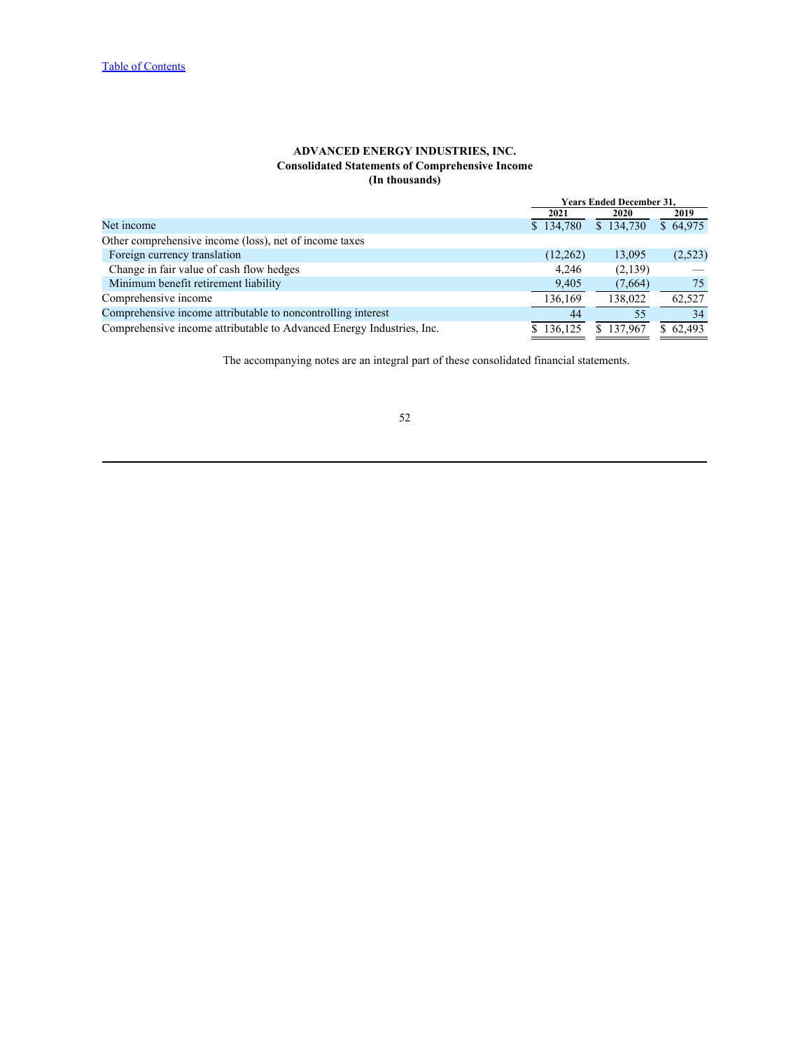**ADVANCED ENERGY INDUSTRIES, INC.**
**Consolidated Statements of Comprehensive Income**
**(In thousands)**

| | Years Ended December 31, | | |
|---|---|---|---|
| | 2021 | 2020 | 2019 |
| Net income | $ 134,780 | $ 134,730 | $ 64,975 |
| Other comprehensive income (loss), net of income taxes | | | |
| Foreign currency translation | (12,262) | 13,095 | (2,523) |
| Change in fair value of cash flow hedges | 4,246 | (2,139) | — |
| Minimum benefit retirement liability | 9,405 | (7,664) | 75 |
| Comprehensive income | 136,169 | 138,022 | 62,527 |
| Comprehensive income attributable to noncontrolling interest | 44 | 55 | 34 |
| Comprehensive income attributable to Advanced Energy Industries, Inc. | $ 136,125 | $ 137,967 | $ 62,493 |

The accompanying notes are an integral part of these consolidated financial statements.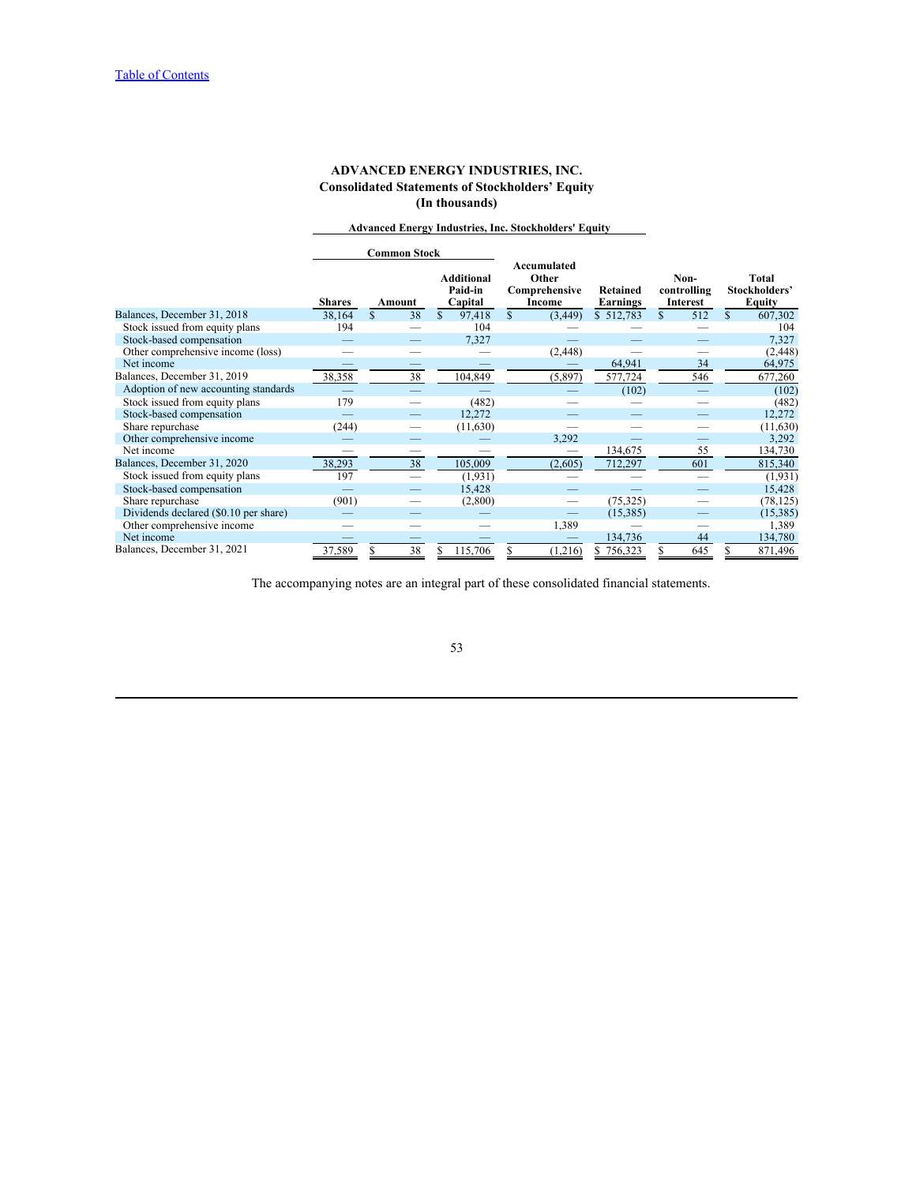[Table of Contents](#)

# ADVANCED ENERGY INDUSTRIES, INC.

## Consolidated Statements of Stockholders' Equity

### (In thousands)

| | Advanced Energy Industries, Inc. Stockholders' Equity | | | | | | |
|---|---|---|---|---|---|---|---|
| | Common Stock | | | | | | |
| | Shares | Amount | Additional Paid-in Capital | Accumulated Other Comprehensive Income | Retained Earnings | Non-controlling Interest | Total Stockholders' Equity |
| Balances, December 31, 2018 | 38,164 | $ 38 | $ 97,418 | $ (3,449) | $ 512,783 | $ 512 | $ 607,302 |
| Stock issued from equity plans | 194 | — | 104 | — | — | — | 104 |
| Stock-based compensation | — | — | 7,327 | — | — | — | 7,327 |
| Other comprehensive income (loss) | — | — | — | (2,448) | — | — | (2,448) |
| Net income | — | — | — | — | 64,941 | 34 | 64,975 |
| Balances, December 31, 2019 | 38,358 | 38 | 104,849 | (5,897) | 577,724 | 546 | 677,260 |
| Adoption of new accounting standards | — | — | — | — | (102) | — | (102) |
| Stock issued from equity plans | 179 | — | (482) | — | — | — | (482) |
| Stock-based compensation | — | — | 12,272 | — | — | — | 12,272 |
| Share repurchase | (244) | — | (11,630) | — | — | — | (11,630) |
| Other comprehensive income | — | — | — | 3,292 | — | — | 3,292 |
| Net income | — | — | — | — | 134,675 | 55 | 134,730 |
| Balances, December 31, 2020 | 38,293 | 38 | 105,009 | (2,605) | 712,297 | 601 | 815,340 |
| Stock issued from equity plans | 197 | — | (1,931) | — | — | — | (1,931) |
| Stock-based compensation | — | — | 15,428 | — | — | — | 15,428 |
| Share repurchase | (901) | — | (2,800) | — | (75,325) | — | (78,125) |
| Dividends declared ($0.10 per share) | — | — | — | — | (15,385) | — | (15,385) |
| Other comprehensive income | — | — | — | 1,389 | — | — | 1,389 |
| Net income | — | — | — | — | 134,736 | 44 | 134,780 |
| Balances, December 31, 2021 | 37,589 | $ 38 | $ 115,706 | $ (1,216) | $ 756,323 | $ 645 | $ 871,496 |

The accompanying notes are an integral part of these consolidated financial statements.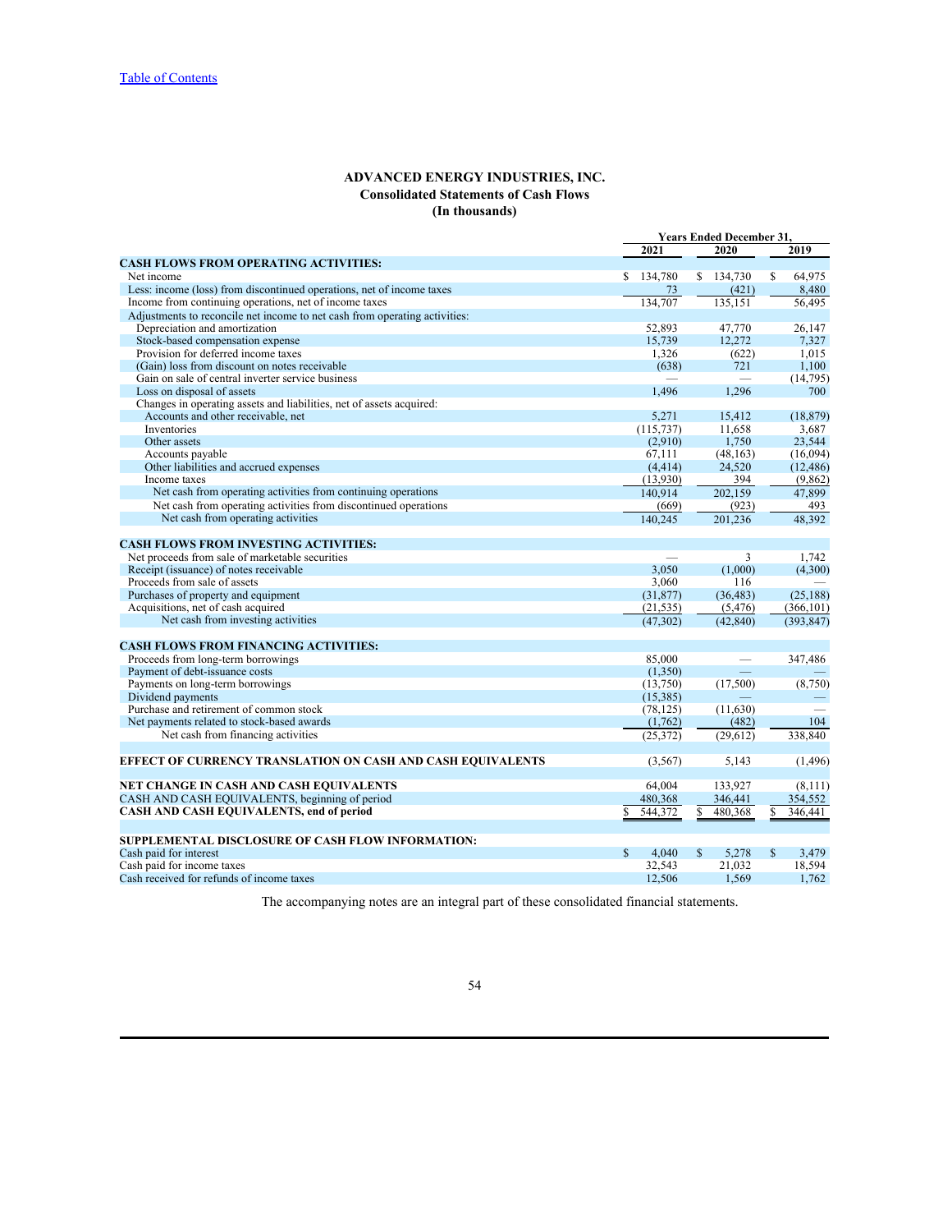[Table of Contents](#)

# ADVANCED ENERGY INDUSTRIES, INC.
## Consolidated Statements of Cash Flows
### (In thousands)

| | Years Ended December 31, | | |
|---|---|---|---|
| | 2021 | 2020 | 2019 |
| **CASH FLOWS FROM OPERATING ACTIVITIES:** | | | |
| Net income | $ 134,780 | $ 134,730 | $ 64,975 |
| Less: income (loss) from discontinued operations, net of income taxes | 73 | (421) | 8,480 |
| Income from continuing operations, net of income taxes | 134,707 | 135,151 | 56,495 |
| Adjustments to reconcile net income to net cash from operating activities: | | | |
| Depreciation and amortization | 52,893 | 47,770 | 26,147 |
| Stock-based compensation expense | 15,739 | 12,272 | 7,327 |
| Provision for deferred income taxes | 1,326 | (622) | 1,015 |
| (Gain) loss from discount on notes receivable | (638) | 721 | 1,100 |
| Gain on sale of central inverter service business | — | — | (14,795) |
| Loss on disposal of assets | 1,496 | 1,296 | 700 |
| Changes in operating assets and liabilities, net of assets acquired: | | | |
| Accounts and other receivable, net | 5,271 | 15,412 | (18,879) |
| Inventories | (115,737) | 11,658 | 3,687 |
| Other assets | (2,910) | 1,750 | 23,544 |
| Accounts payable | 67,111 | (48,163) | (16,094) |
| Other liabilities and accrued expenses | (4,414) | 24,520 | (12,486) |
| Income taxes | (13,930) | 394 | (9,862) |
| Net cash from operating activities from continuing operations | 140,914 | 202,159 | 47,899 |
| Net cash from operating activities from discontinued operations | (669) | (923) | 493 |
| Net cash from operating activities | 140,245 | 201,236 | 48,392 |
| | | | |
| **CASH FLOWS FROM INVESTING ACTIVITIES:** | | | |
| Net proceeds from sale of marketable securities | — | 3 | 1,742 |
| Receipt (issuance) of notes receivable | 3,050 | (1,000) | (4,300) |
| Proceeds from sale of assets | 3,060 | 116 | — |
| Purchases of property and equipment | (31,877) | (36,483) | (25,188) |
| Acquisitions, net of cash acquired | (21,535) | (5,476) | (366,101) |
| Net cash from investing activities | (47,302) | (42,840) | (393,847) |
| | | | |
| **CASH FLOWS FROM FINANCING ACTIVITIES:** | | | |
| Proceeds from long-term borrowings | 85,000 | — | 347,486 |
| Payment of debt-issuance costs | (1,350) | — | — |
| Payments on long-term borrowings | (13,750) | (17,500) | (8,750) |
| Dividend payments | (15,385) | — | — |
| Purchase and retirement of common stock | (78,125) | (11,630) | — |
| Net payments related to stock-based awards | (1,762) | (482) | 104 |
| Net cash from financing activities | (25,372) | (29,612) | 338,840 |
| | | | |
| **EFFECT OF CURRENCY TRANSLATION ON CASH AND CASH EQUIVALENTS** | (3,567) | 5,143 | (1,496) |
| | | | |
| **NET CHANGE IN CASH AND CASH EQUIVALENTS** | 64,004 | 133,927 | (8,111) |
| CASH AND CASH EQUIVALENTS, beginning of period | 480,368 | 346,441 | 354,552 |
| **CASH AND CASH EQUIVALENTS, end of period** | $ 544,372 | $ 480,368 | $ 346,441 |
| | | | |
| **SUPPLEMENTAL DISCLOSURE OF CASH FLOW INFORMATION:** | | | |
| Cash paid for interest | $ 4,040 | $ 5,278 | $ 3,479 |
| Cash paid for income taxes | 32,543 | 21,032 | 18,594 |
| Cash received for refunds of income taxes | 12,506 | 1,569 | 1,762 |

The accompanying notes are an integral part of these consolidated financial statements.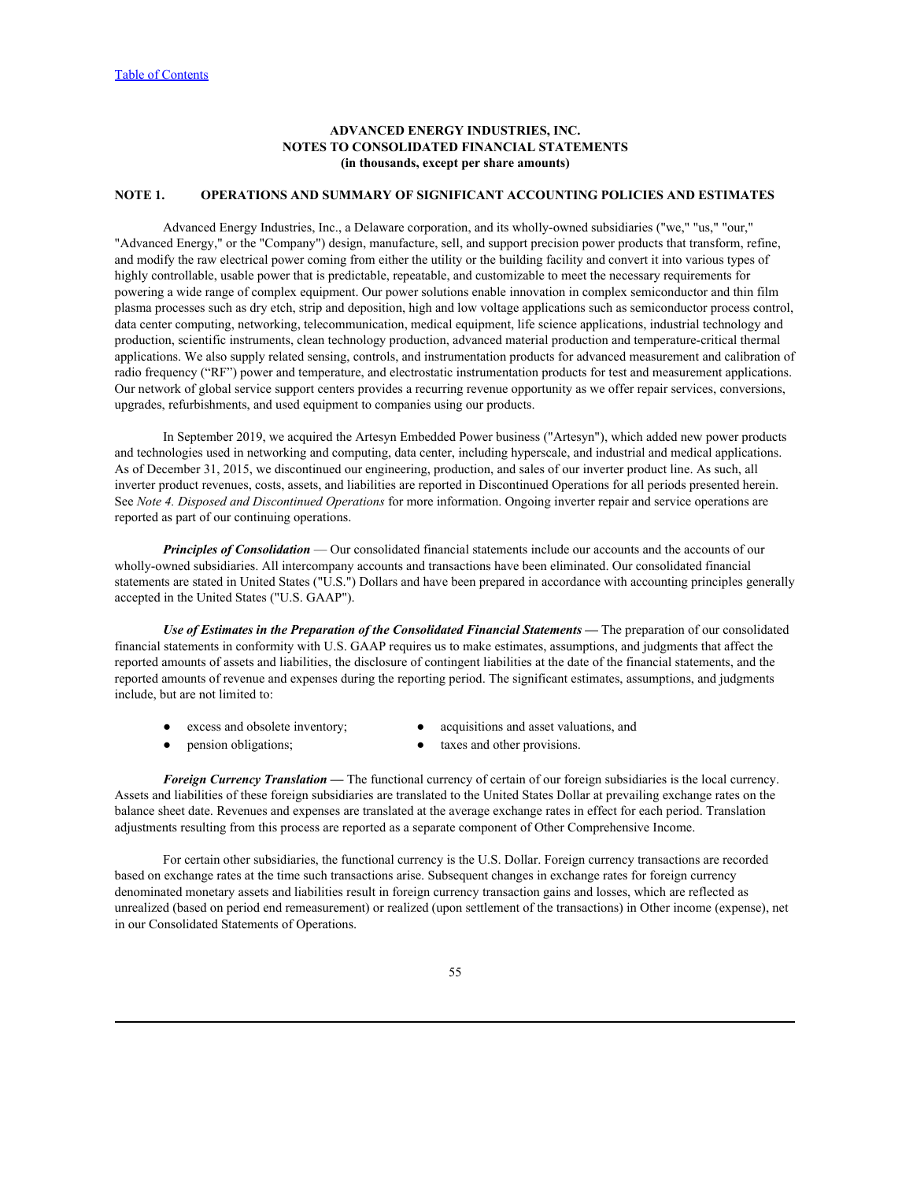**ADVANCED ENERGY INDUSTRIES, INC.**
**NOTES TO CONSOLIDATED FINANCIAL STATEMENTS**
**(in thousands, except per share amounts)**

## NOTE 1. OPERATIONS AND SUMMARY OF SIGNIFICANT ACCOUNTING POLICIES AND ESTIMATES

Advanced Energy Industries, Inc., a Delaware corporation, and its wholly-owned subsidiaries ("we," "us," "our," "Advanced Energy," or the "Company") design, manufacture, sell, and support precision power products that transform, refine, and modify the raw electrical power coming from either the utility or the building facility and convert it into various types of highly controllable, usable power that is predictable, repeatable, and customizable to meet the necessary requirements for powering a wide range of complex equipment. Our power solutions enable innovation in complex semiconductor and thin film plasma processes such as dry etch, strip and deposition, high and low voltage applications such as semiconductor process control, data center computing, networking, telecommunication, medical equipment, life science applications, industrial technology and production, scientific instruments, clean technology production, advanced material production and temperature-critical thermal applications. We also supply related sensing, controls, and instrumentation products for advanced measurement and calibration of radio frequency ("RF") power and temperature, and electrostatic instrumentation products for test and measurement applications. Our network of global service support centers provides a recurring revenue opportunity as we offer repair services, conversions, upgrades, refurbishments, and used equipment to companies using our products.

In September 2019, we acquired the Artesyn Embedded Power business ("Artesyn"), which added new power products and technologies used in networking and computing, data center, including hyperscale, and industrial and medical applications. As of December 31, 2015, we discontinued our engineering, production, and sales of our inverter product line. As such, all inverter product revenues, costs, assets, and liabilities are reported in Discontinued Operations for all periods presented herein. See *Note 4. Disposed and Discontinued Operations* for more information. Ongoing inverter repair and service operations are reported as part of our continuing operations.

***Principles of Consolidation*** — Our consolidated financial statements include our accounts and the accounts of our wholly-owned subsidiaries. All intercompany accounts and transactions have been eliminated. Our consolidated financial statements are stated in United States ("U.S.") Dollars and have been prepared in accordance with accounting principles generally accepted in the United States ("U.S. GAAP").

***Use of Estimates in the Preparation of the Consolidated Financial Statements* —** The preparation of our consolidated financial statements in conformity with U.S. GAAP requires us to make estimates, assumptions, and judgments that affect the reported amounts of assets and liabilities, the disclosure of contingent liabilities at the date of the financial statements, and the reported amounts of revenue and expenses during the reporting period. The significant estimates, assumptions, and judgments include, but are not limited to:

- excess and obsolete inventory;
- pension obligations;
- acquisitions and asset valuations, and
- taxes and other provisions.

***Foreign Currency Translation* —** The functional currency of certain of our foreign subsidiaries is the local currency. Assets and liabilities of these foreign subsidiaries are translated to the United States Dollar at prevailing exchange rates on the balance sheet date. Revenues and expenses are translated at the average exchange rates in effect for each period. Translation adjustments resulting from this process are reported as a separate component of Other Comprehensive Income.

For certain other subsidiaries, the functional currency is the U.S. Dollar. Foreign currency transactions are recorded based on exchange rates at the time such transactions arise. Subsequent changes in exchange rates for foreign currency denominated monetary assets and liabilities result in foreign currency transaction gains and losses, which are reflected as unrealized (based on period end remeasurement) or realized (upon settlement of the transactions) in Other income (expense), net in our Consolidated Statements of Operations.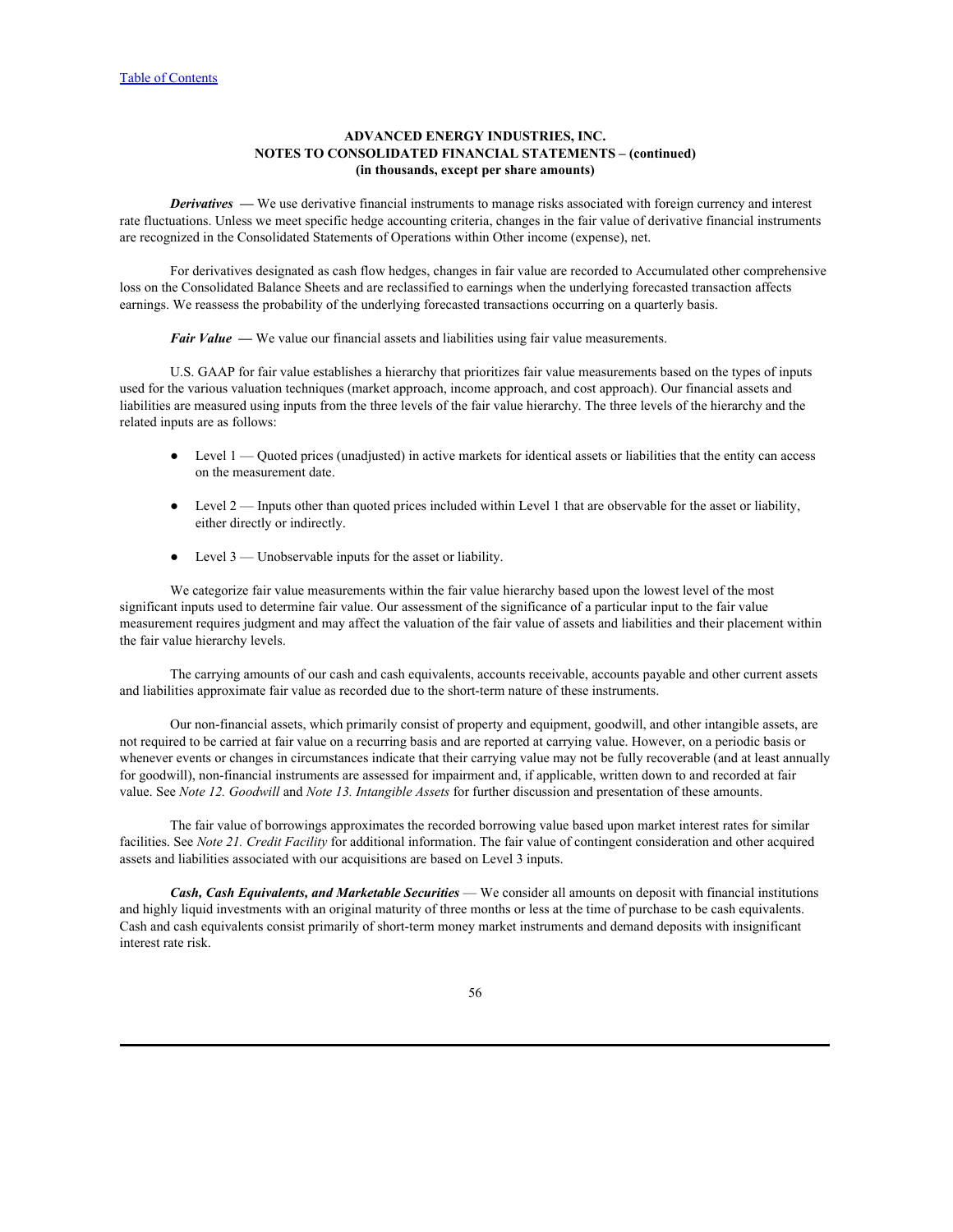**ADVANCED ENERGY INDUSTRIES, INC.**
**NOTES TO CONSOLIDATED FINANCIAL STATEMENTS – (continued)**
**(in thousands, except per share amounts)**

***Derivatives*** **—** We use derivative financial instruments to manage risks associated with foreign currency and interest rate fluctuations. Unless we meet specific hedge accounting criteria, changes in the fair value of derivative financial instruments are recognized in the Consolidated Statements of Operations within Other income (expense), net.

For derivatives designated as cash flow hedges, changes in fair value are recorded to Accumulated other comprehensive loss on the Consolidated Balance Sheets and are reclassified to earnings when the underlying forecasted transaction affects earnings. We reassess the probability of the underlying forecasted transactions occurring on a quarterly basis.

***Fair Value*** **—** We value our financial assets and liabilities using fair value measurements.

U.S. GAAP for fair value establishes a hierarchy that prioritizes fair value measurements based on the types of inputs used for the various valuation techniques (market approach, income approach, and cost approach). Our financial assets and liabilities are measured using inputs from the three levels of the fair value hierarchy. The three levels of the hierarchy and the related inputs are as follows:

- Level 1 — Quoted prices (unadjusted) in active markets for identical assets or liabilities that the entity can access on the measurement date.
- Level 2 — Inputs other than quoted prices included within Level 1 that are observable for the asset or liability, either directly or indirectly.
- Level 3 — Unobservable inputs for the asset or liability.

We categorize fair value measurements within the fair value hierarchy based upon the lowest level of the most significant inputs used to determine fair value. Our assessment of the significance of a particular input to the fair value measurement requires judgment and may affect the valuation of the fair value of assets and liabilities and their placement within the fair value hierarchy levels.

The carrying amounts of our cash and cash equivalents, accounts receivable, accounts payable and other current assets and liabilities approximate fair value as recorded due to the short-term nature of these instruments.

Our non-financial assets, which primarily consist of property and equipment, goodwill, and other intangible assets, are not required to be carried at fair value on a recurring basis and are reported at carrying value. However, on a periodic basis or whenever events or changes in circumstances indicate that their carrying value may not be fully recoverable (and at least annually for goodwill), non-financial instruments are assessed for impairment and, if applicable, written down to and recorded at fair value. See *Note 12. Goodwill* and *Note 13. Intangible Assets* for further discussion and presentation of these amounts.

The fair value of borrowings approximates the recorded borrowing value based upon market interest rates for similar facilities. See *Note 21. Credit Facility* for additional information. The fair value of contingent consideration and other acquired assets and liabilities associated with our acquisitions are based on Level 3 inputs.

***Cash, Cash Equivalents, and Marketable Securities*** — We consider all amounts on deposit with financial institutions and highly liquid investments with an original maturity of three months or less at the time of purchase to be cash equivalents. Cash and cash equivalents consist primarily of short-term money market instruments and demand deposits with insignificant interest rate risk.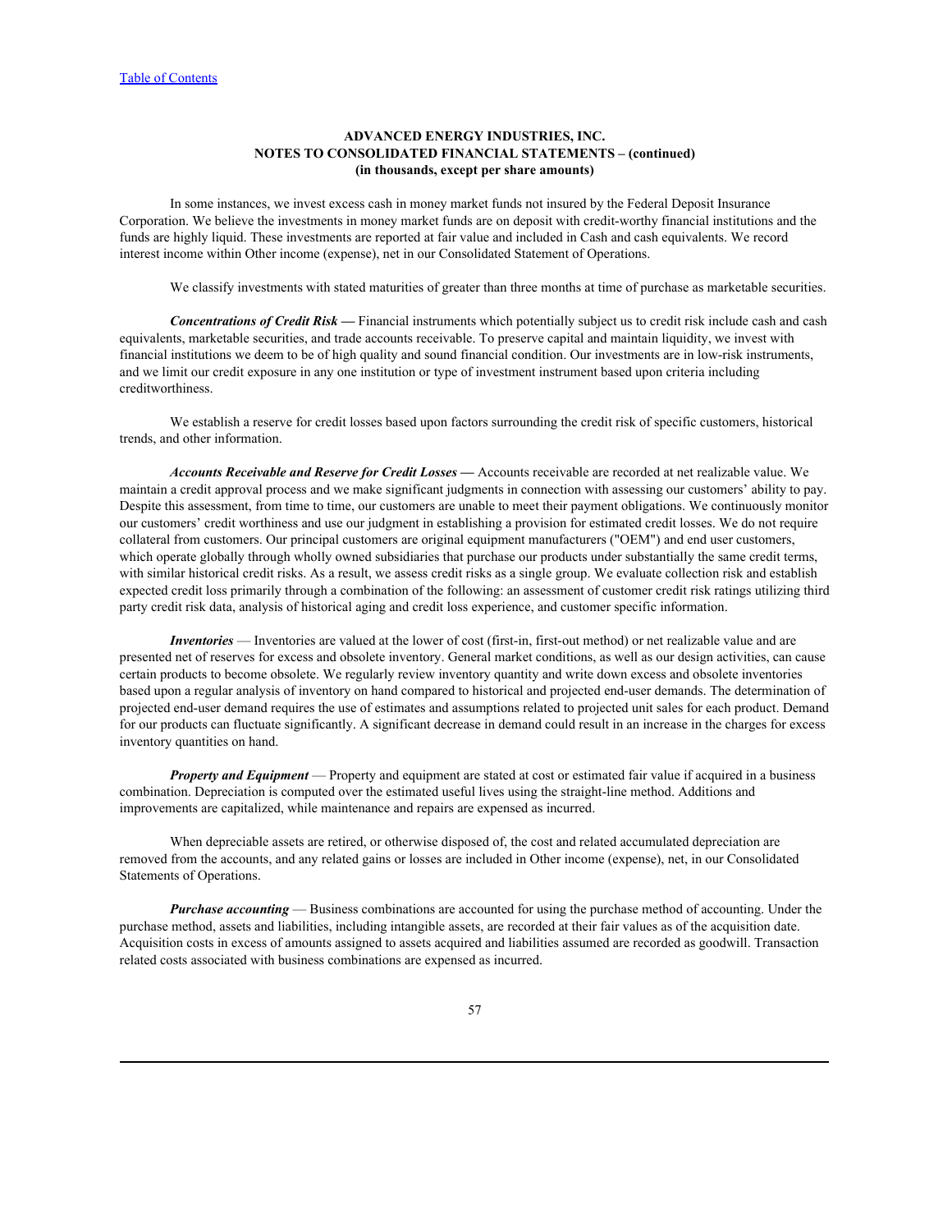**ADVANCED ENERGY INDUSTRIES, INC.**
**NOTES TO CONSOLIDATED FINANCIAL STATEMENTS – (continued)**
**(in thousands, except per share amounts)**

In some instances, we invest excess cash in money market funds not insured by the Federal Deposit Insurance Corporation. We believe the investments in money market funds are on deposit with credit-worthy financial institutions and the funds are highly liquid. These investments are reported at fair value and included in Cash and cash equivalents. We record interest income within Other income (expense), net in our Consolidated Statement of Operations.

We classify investments with stated maturities of greater than three months at time of purchase as marketable securities.

***Concentrations of Credit Risk —*** Financial instruments which potentially subject us to credit risk include cash and cash equivalents, marketable securities, and trade accounts receivable. To preserve capital and maintain liquidity, we invest with financial institutions we deem to be of high quality and sound financial condition. Our investments are in low-risk instruments, and we limit our credit exposure in any one institution or type of investment instrument based upon criteria including creditworthiness.

We establish a reserve for credit losses based upon factors surrounding the credit risk of specific customers, historical trends, and other information.

***Accounts Receivable and Reserve for Credit Losses —*** Accounts receivable are recorded at net realizable value. We maintain a credit approval process and we make significant judgments in connection with assessing our customers' ability to pay. Despite this assessment, from time to time, our customers are unable to meet their payment obligations. We continuously monitor our customers' credit worthiness and use our judgment in establishing a provision for estimated credit losses. We do not require collateral from customers. Our principal customers are original equipment manufacturers ("OEM") and end user customers, which operate globally through wholly owned subsidiaries that purchase our products under substantially the same credit terms, with similar historical credit risks. As a result, we assess credit risks as a single group. We evaluate collection risk and establish expected credit loss primarily through a combination of the following: an assessment of customer credit risk ratings utilizing third party credit risk data, analysis of historical aging and credit loss experience, and customer specific information.

***Inventories*** — Inventories are valued at the lower of cost (first-in, first-out method) or net realizable value and are presented net of reserves for excess and obsolete inventory. General market conditions, as well as our design activities, can cause certain products to become obsolete. We regularly review inventory quantity and write down excess and obsolete inventories based upon a regular analysis of inventory on hand compared to historical and projected end-user demands. The determination of projected end-user demand requires the use of estimates and assumptions related to projected unit sales for each product. Demand for our products can fluctuate significantly. A significant decrease in demand could result in an increase in the charges for excess inventory quantities on hand.

***Property and Equipment*** — Property and equipment are stated at cost or estimated fair value if acquired in a business combination. Depreciation is computed over the estimated useful lives using the straight-line method. Additions and improvements are capitalized, while maintenance and repairs are expensed as incurred.

When depreciable assets are retired, or otherwise disposed of, the cost and related accumulated depreciation are removed from the accounts, and any related gains or losses are included in Other income (expense), net, in our Consolidated Statements of Operations.

***Purchase accounting*** — Business combinations are accounted for using the purchase method of accounting. Under the purchase method, assets and liabilities, including intangible assets, are recorded at their fair values as of the acquisition date. Acquisition costs in excess of amounts assigned to assets acquired and liabilities assumed are recorded as goodwill. Transaction related costs associated with business combinations are expensed as incurred.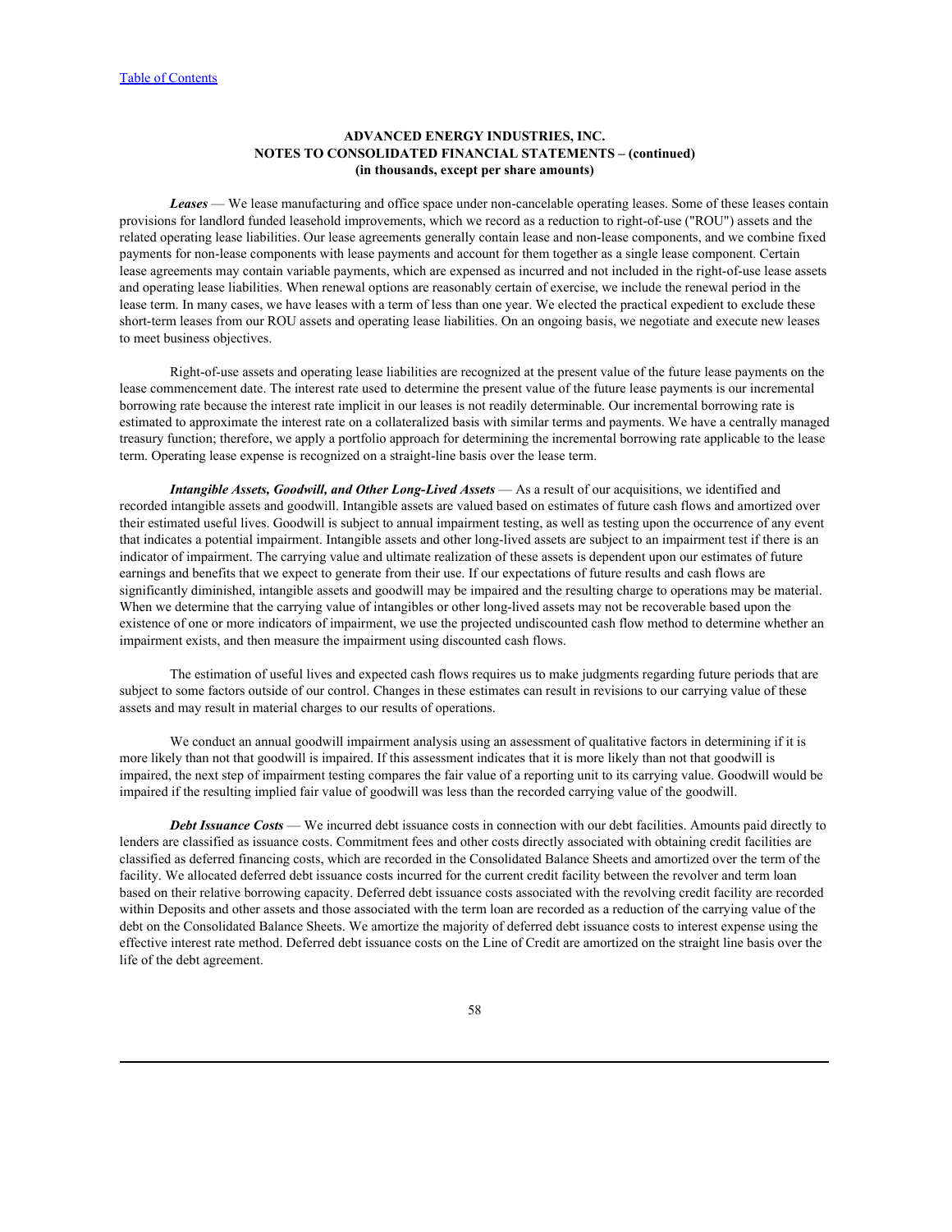**ADVANCED ENERGY INDUSTRIES, INC.**
**NOTES TO CONSOLIDATED FINANCIAL STATEMENTS – (continued)**
**(in thousands, except per share amounts)**

***Leases*** — We lease manufacturing and office space under non-cancelable operating leases. Some of these leases contain provisions for landlord funded leasehold improvements, which we record as a reduction to right-of-use ("ROU") assets and the related operating lease liabilities. Our lease agreements generally contain lease and non-lease components, and we combine fixed payments for non-lease components with lease payments and account for them together as a single lease component. Certain lease agreements may contain variable payments, which are expensed as incurred and not included in the right-of-use lease assets and operating lease liabilities. When renewal options are reasonably certain of exercise, we include the renewal period in the lease term. In many cases, we have leases with a term of less than one year. We elected the practical expedient to exclude these short-term leases from our ROU assets and operating lease liabilities. On an ongoing basis, we negotiate and execute new leases to meet business objectives.

Right-of-use assets and operating lease liabilities are recognized at the present value of the future lease payments on the lease commencement date. The interest rate used to determine the present value of the future lease payments is our incremental borrowing rate because the interest rate implicit in our leases is not readily determinable. Our incremental borrowing rate is estimated to approximate the interest rate on a collateralized basis with similar terms and payments. We have a centrally managed treasury function; therefore, we apply a portfolio approach for determining the incremental borrowing rate applicable to the lease term. Operating lease expense is recognized on a straight-line basis over the lease term.

***Intangible Assets, Goodwill, and Other Long-Lived Assets*** — As a result of our acquisitions, we identified and recorded intangible assets and goodwill. Intangible assets are valued based on estimates of future cash flows and amortized over their estimated useful lives. Goodwill is subject to annual impairment testing, as well as testing upon the occurrence of any event that indicates a potential impairment. Intangible assets and other long-lived assets are subject to an impairment test if there is an indicator of impairment. The carrying value and ultimate realization of these assets is dependent upon our estimates of future earnings and benefits that we expect to generate from their use. If our expectations of future results and cash flows are significantly diminished, intangible assets and goodwill may be impaired and the resulting charge to operations may be material. When we determine that the carrying value of intangibles or other long-lived assets may not be recoverable based upon the existence of one or more indicators of impairment, we use the projected undiscounted cash flow method to determine whether an impairment exists, and then measure the impairment using discounted cash flows.

The estimation of useful lives and expected cash flows requires us to make judgments regarding future periods that are subject to some factors outside of our control. Changes in these estimates can result in revisions to our carrying value of these assets and may result in material charges to our results of operations.

We conduct an annual goodwill impairment analysis using an assessment of qualitative factors in determining if it is more likely than not that goodwill is impaired. If this assessment indicates that it is more likely than not that goodwill is impaired, the next step of impairment testing compares the fair value of a reporting unit to its carrying value. Goodwill would be impaired if the resulting implied fair value of goodwill was less than the recorded carrying value of the goodwill.

***Debt Issuance Costs*** — We incurred debt issuance costs in connection with our debt facilities. Amounts paid directly to lenders are classified as issuance costs. Commitment fees and other costs directly associated with obtaining credit facilities are classified as deferred financing costs, which are recorded in the Consolidated Balance Sheets and amortized over the term of the facility. We allocated deferred debt issuance costs incurred for the current credit facility between the revolver and term loan based on their relative borrowing capacity. Deferred debt issuance costs associated with the revolving credit facility are recorded within Deposits and other assets and those associated with the term loan are recorded as a reduction of the carrying value of the debt on the Consolidated Balance Sheets. We amortize the majority of deferred debt issuance costs to interest expense using the effective interest rate method. Deferred debt issuance costs on the Line of Credit are amortized on the straight line basis over the life of the debt agreement.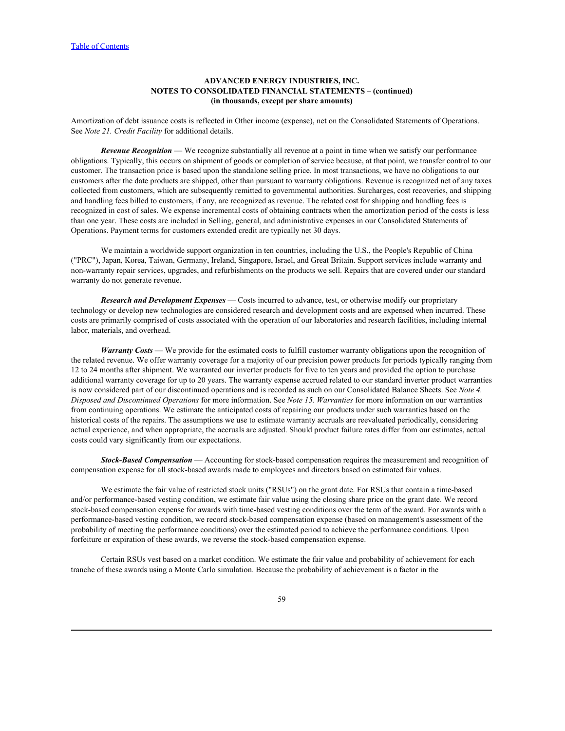Amortization of debt issuance costs is reflected in Other income (expense), net on the Consolidated Statements of Operations. See *Note 21. Credit Facility* for additional details.

***Revenue Recognition*** — We recognize substantially all revenue at a point in time when we satisfy our performance obligations. Typically, this occurs on shipment of goods or completion of service because, at that point, we transfer control to our customer. The transaction price is based upon the standalone selling price. In most transactions, we have no obligations to our customers after the date products are shipped, other than pursuant to warranty obligations. Revenue is recognized net of any taxes collected from customers, which are subsequently remitted to governmental authorities. Surcharges, cost recoveries, and shipping and handling fees billed to customers, if any, are recognized as revenue. The related cost for shipping and handling fees is recognized in cost of sales. We expense incremental costs of obtaining contracts when the amortization period of the costs is less than one year. These costs are included in Selling, general, and administrative expenses in our Consolidated Statements of Operations. Payment terms for customers extended credit are typically net 30 days.

We maintain a worldwide support organization in ten countries, including the U.S., the People's Republic of China ("PRC"), Japan, Korea, Taiwan, Germany, Ireland, Singapore, Israel, and Great Britain. Support services include warranty and non-warranty repair services, upgrades, and refurbishments on the products we sell. Repairs that are covered under our standard warranty do not generate revenue.

***Research and Development Expenses*** — Costs incurred to advance, test, or otherwise modify our proprietary technology or develop new technologies are considered research and development costs and are expensed when incurred. These costs are primarily comprised of costs associated with the operation of our laboratories and research facilities, including internal labor, materials, and overhead.

***Warranty Costs*** — We provide for the estimated costs to fulfill customer warranty obligations upon the recognition of the related revenue. We offer warranty coverage for a majority of our precision power products for periods typically ranging from 12 to 24 months after shipment. We warranted our inverter products for five to ten years and provided the option to purchase additional warranty coverage for up to 20 years. The warranty expense accrued related to our standard inverter product warranties is now considered part of our discontinued operations and is recorded as such on our Consolidated Balance Sheets. See *Note 4. Disposed and Discontinued Operations* for more information. See *Note 15. Warranties* for more information on our warranties from continuing operations. We estimate the anticipated costs of repairing our products under such warranties based on the historical costs of the repairs. The assumptions we use to estimate warranty accruals are reevaluated periodically, considering actual experience, and when appropriate, the accruals are adjusted. Should product failure rates differ from our estimates, actual costs could vary significantly from our expectations.

***Stock-Based Compensation*** — Accounting for stock-based compensation requires the measurement and recognition of compensation expense for all stock-based awards made to employees and directors based on estimated fair values.

We estimate the fair value of restricted stock units ("RSUs") on the grant date. For RSUs that contain a time-based and/or performance-based vesting condition, we estimate fair value using the closing share price on the grant date. We record stock-based compensation expense for awards with time-based vesting conditions over the term of the award. For awards with a performance-based vesting condition, we record stock-based compensation expense (based on management's assessment of the probability of meeting the performance conditions) over the estimated period to achieve the performance conditions. Upon forfeiture or expiration of these awards, we reverse the stock-based compensation expense.

Certain RSUs vest based on a market condition. We estimate the fair value and probability of achievement for each tranche of these awards using a Monte Carlo simulation. Because the probability of achievement is a factor in the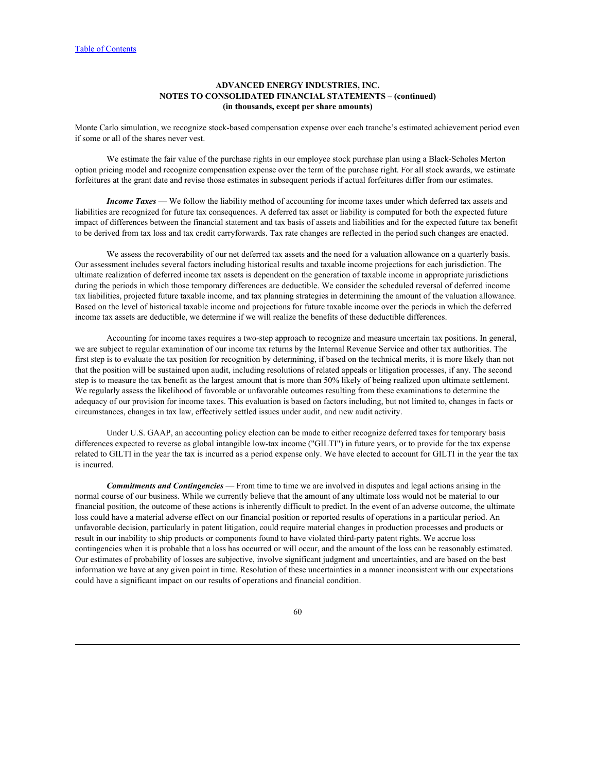Monte Carlo simulation, we recognize stock-based compensation expense over each tranche's estimated achievement period even if some or all of the shares never vest.

We estimate the fair value of the purchase rights in our employee stock purchase plan using a Black-Scholes Merton option pricing model and recognize compensation expense over the term of the purchase right. For all stock awards, we estimate forfeitures at the grant date and revise those estimates in subsequent periods if actual forfeitures differ from our estimates.

***Income Taxes*** — We follow the liability method of accounting for income taxes under which deferred tax assets and liabilities are recognized for future tax consequences. A deferred tax asset or liability is computed for both the expected future impact of differences between the financial statement and tax basis of assets and liabilities and for the expected future tax benefit to be derived from tax loss and tax credit carryforwards. Tax rate changes are reflected in the period such changes are enacted.

We assess the recoverability of our net deferred tax assets and the need for a valuation allowance on a quarterly basis. Our assessment includes several factors including historical results and taxable income projections for each jurisdiction. The ultimate realization of deferred income tax assets is dependent on the generation of taxable income in appropriate jurisdictions during the periods in which those temporary differences are deductible. We consider the scheduled reversal of deferred income tax liabilities, projected future taxable income, and tax planning strategies in determining the amount of the valuation allowance. Based on the level of historical taxable income and projections for future taxable income over the periods in which the deferred income tax assets are deductible, we determine if we will realize the benefits of these deductible differences.

Accounting for income taxes requires a two-step approach to recognize and measure uncertain tax positions. In general, we are subject to regular examination of our income tax returns by the Internal Revenue Service and other tax authorities. The first step is to evaluate the tax position for recognition by determining, if based on the technical merits, it is more likely than not that the position will be sustained upon audit, including resolutions of related appeals or litigation processes, if any. The second step is to measure the tax benefit as the largest amount that is more than 50% likely of being realized upon ultimate settlement. We regularly assess the likelihood of favorable or unfavorable outcomes resulting from these examinations to determine the adequacy of our provision for income taxes. This evaluation is based on factors including, but not limited to, changes in facts or circumstances, changes in tax law, effectively settled issues under audit, and new audit activity.

Under U.S. GAAP, an accounting policy election can be made to either recognize deferred taxes for temporary basis differences expected to reverse as global intangible low-tax income ("GILTI") in future years, or to provide for the tax expense related to GILTI in the year the tax is incurred as a period expense only. We have elected to account for GILTI in the year the tax is incurred.

***Commitments and Contingencies*** — From time to time we are involved in disputes and legal actions arising in the normal course of our business. While we currently believe that the amount of any ultimate loss would not be material to our financial position, the outcome of these actions is inherently difficult to predict. In the event of an adverse outcome, the ultimate loss could have a material adverse effect on our financial position or reported results of operations in a particular period. An unfavorable decision, particularly in patent litigation, could require material changes in production processes and products or result in our inability to ship products or components found to have violated third-party patent rights. We accrue loss contingencies when it is probable that a loss has occurred or will occur, and the amount of the loss can be reasonably estimated. Our estimates of probability of losses are subjective, involve significant judgment and uncertainties, and are based on the best information we have at any given point in time. Resolution of these uncertainties in a manner inconsistent with our expectations could have a significant impact on our results of operations and financial condition.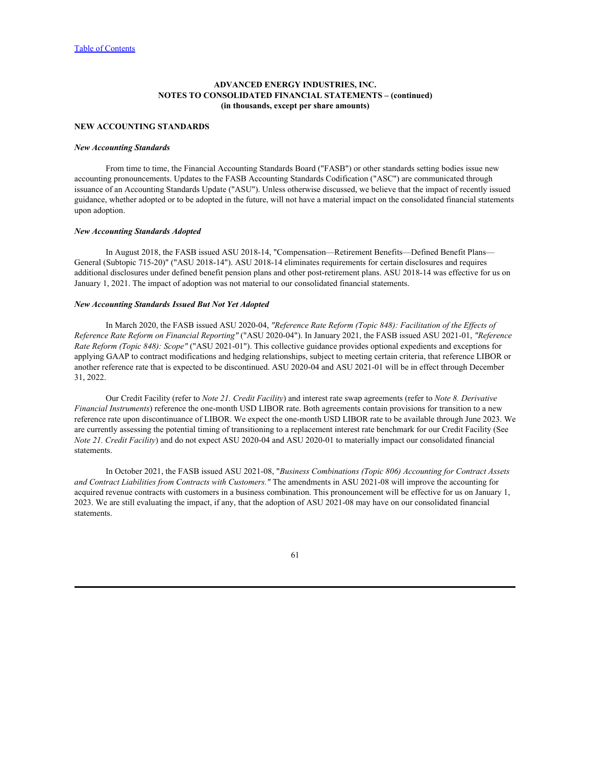## NEW ACCOUNTING STANDARDS

### *New Accounting Standards*

From time to time, the Financial Accounting Standards Board ("FASB") or other standards setting bodies issue new accounting pronouncements. Updates to the FASB Accounting Standards Codification ("ASC") are communicated through issuance of an Accounting Standards Update ("ASU"). Unless otherwise discussed, we believe that the impact of recently issued guidance, whether adopted or to be adopted in the future, will not have a material impact on the consolidated financial statements upon adoption.

### *New Accounting Standards Adopted*

In August 2018, the FASB issued ASU 2018-14, "Compensation—Retirement Benefits—Defined Benefit Plans—General (Subtopic 715-20)" ("ASU 2018-14"). ASU 2018-14 eliminates requirements for certain disclosures and requires additional disclosures under defined benefit pension plans and other post-retirement plans. ASU 2018-14 was effective for us on January 1, 2021. The impact of adoption was not material to our consolidated financial statements.

### *New Accounting Standards Issued But Not Yet Adopted*

In March 2020, the FASB issued ASU 2020-04, *"Reference Rate Reform (Topic 848): Facilitation of the Effects of Reference Rate Reform on Financial Reporting"* ("ASU 2020-04"). In January 2021, the FASB issued ASU 2021-01, *"Reference Rate Reform (Topic 848): Scope"* ("ASU 2021-01"). This collective guidance provides optional expedients and exceptions for applying GAAP to contract modifications and hedging relationships, subject to meeting certain criteria, that reference LIBOR or another reference rate that is expected to be discontinued. ASU 2020-04 and ASU 2021-01 will be in effect through December 31, 2022.

Our Credit Facility (refer to *Note 21. Credit Facility*) and interest rate swap agreements (refer to *Note 8. Derivative Financial Instruments*) reference the one-month USD LIBOR rate. Both agreements contain provisions for transition to a new reference rate upon discontinuance of LIBOR. We expect the one-month USD LIBOR rate to be available through June 2023. We are currently assessing the potential timing of transitioning to a replacement interest rate benchmark for our Credit Facility (See *Note 21. Credit Facility*) and do not expect ASU 2020-04 and ASU 2020-01 to materially impact our consolidated financial statements.

In October 2021, the FASB issued ASU 2021-08, "*Business Combinations (Topic 806) Accounting for Contract Assets and Contract Liabilities from Contracts with Customers."* The amendments in ASU 2021-08 will improve the accounting for acquired revenue contracts with customers in a business combination. This pronouncement will be effective for us on January 1, 2023. We are still evaluating the impact, if any, that the adoption of ASU 2021-08 may have on our consolidated financial statements.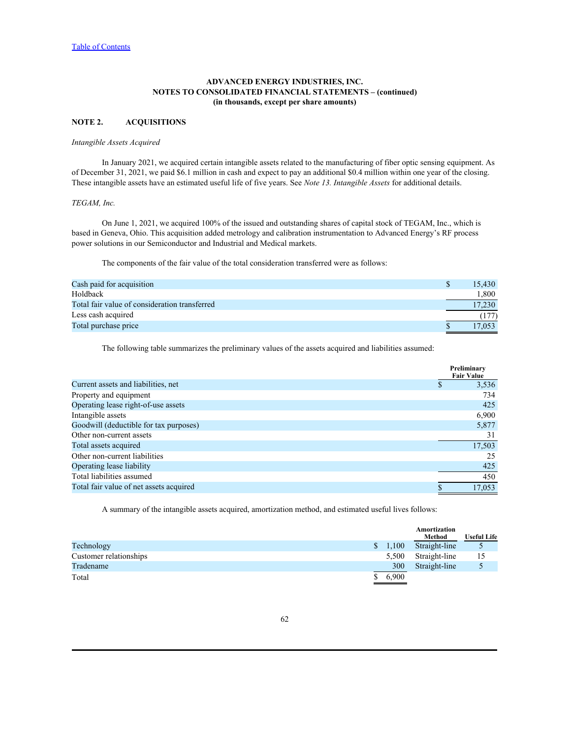**ADVANCED ENERGY INDUSTRIES, INC.**
**NOTES TO CONSOLIDATED FINANCIAL STATEMENTS – (continued)**
**(in thousands, except per share amounts)**

## NOTE 2. ACQUISITIONS

*Intangible Assets Acquired*

In January 2021, we acquired certain intangible assets related to the manufacturing of fiber optic sensing equipment. As of December 31, 2021, we paid $6.1 million in cash and expect to pay an additional $0.4 million within one year of the closing. These intangible assets have an estimated useful life of five years. See *Note 13. Intangible Assets* for additional details.

*TEGAM, Inc.*

On June 1, 2021, we acquired 100% of the issued and outstanding shares of capital stock of TEGAM, Inc., which is based in Geneva, Ohio. This acquisition added metrology and calibration instrumentation to Advanced Energy's RF process power solutions in our Semiconductor and Industrial and Medical markets.

The components of the fair value of the total consideration transferred were as follows:

| | |
|---|---|
| Cash paid for acquisition | $ 15,430 |
| Holdback | 1,800 |
| Total fair value of consideration transferred | 17,230 |
| Less cash acquired | (177) |
| Total purchase price | $ 17,053 |

The following table summarizes the preliminary values of the assets acquired and liabilities assumed:

| | Preliminary Fair Value |
|---|---|
| Current assets and liabilities, net | $ 3,536 |
| Property and equipment | 734 |
| Operating lease right-of-use assets | 425 |
| Intangible assets | 6,900 |
| Goodwill (deductible for tax purposes) | 5,877 |
| Other non-current assets | 31 |
| Total assets acquired | 17,503 |
| Other non-current liabilities | 25 |
| Operating lease liability | 425 |
| Total liabilities assumed | 450 |
| Total fair value of net assets acquired | $ 17,053 |

A summary of the intangible assets acquired, amortization method, and estimated useful lives follows:

| | | Amortization Method | Useful Life |
|---|---|---|---|
| Technology | $ 1,100 | Straight-line | 5 |
| Customer relationships | 5,500 | Straight-line | 15 |
| Tradename | 300 | Straight-line | 5 |
| Total | $ 6,900 | | |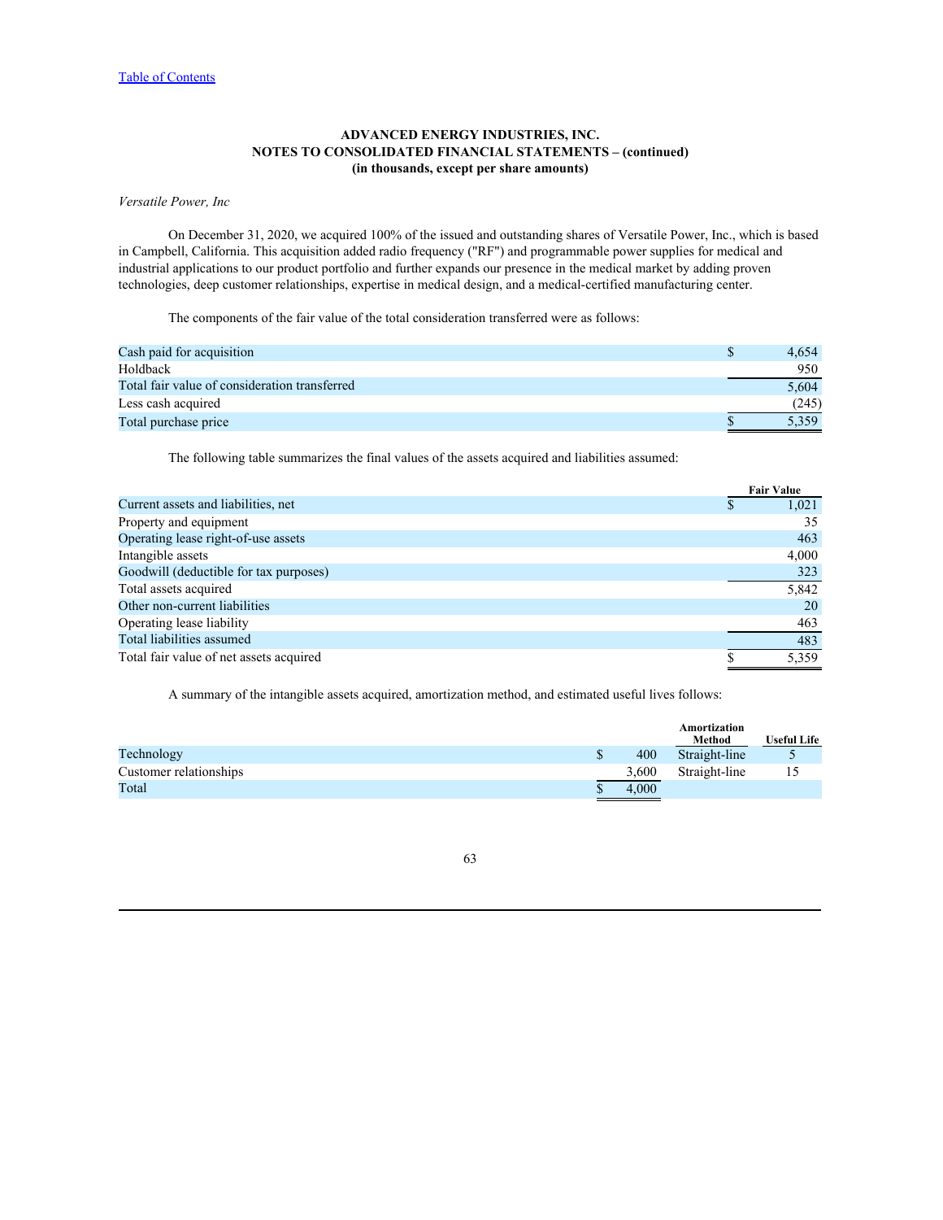**ADVANCED ENERGY INDUSTRIES, INC.**
**NOTES TO CONSOLIDATED FINANCIAL STATEMENTS – (continued)**
**(in thousands, except per share amounts)**

*Versatile Power, Inc*

On December 31, 2020, we acquired 100% of the issued and outstanding shares of Versatile Power, Inc., which is based in Campbell, California. This acquisition added radio frequency ("RF") and programmable power supplies for medical and industrial applications to our product portfolio and further expands our presence in the medical market by adding proven technologies, deep customer relationships, expertise in medical design, and a medical-certified manufacturing center.

The components of the fair value of the total consideration transferred were as follows:

| | |
|---|---|
| Cash paid for acquisition | $ 4,654 |
| Holdback | 950 |
| Total fair value of consideration transferred | 5,604 |
| Less cash acquired | (245) |
| Total purchase price | $ 5,359 |

The following table summarizes the final values of the assets acquired and liabilities assumed:

| | Fair Value |
|---|---|
| Current assets and liabilities, net | $ 1,021 |
| Property and equipment | 35 |
| Operating lease right-of-use assets | 463 |
| Intangible assets | 4,000 |
| Goodwill (deductible for tax purposes) | 323 |
| Total assets acquired | 5,842 |
| Other non-current liabilities | 20 |
| Operating lease liability | 463 |
| Total liabilities assumed | 483 |
| Total fair value of net assets acquired | $ 5,359 |

A summary of the intangible assets acquired, amortization method, and estimated useful lives follows:

| | | Amortization Method | Useful Life |
|---|---|---|---|
| Technology | $ 400 | Straight-line | 5 |
| Customer relationships | 3,600 | Straight-line | 15 |
| Total | $ 4,000 | | |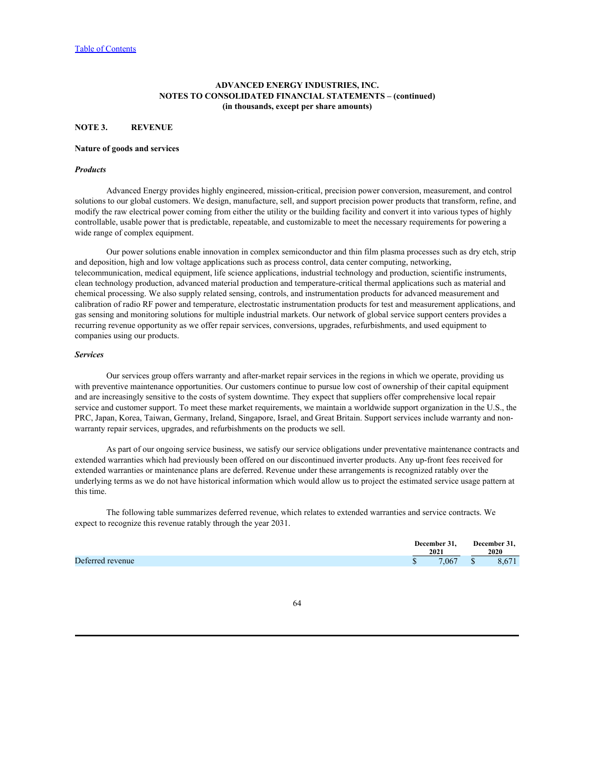[Table of Contents](#)

**ADVANCED ENERGY INDUSTRIES, INC.**
**NOTES TO CONSOLIDATED FINANCIAL STATEMENTS – (continued)**
**(in thousands, except per share amounts)**

## NOTE 3. REVENUE

### Nature of goods and services

***Products***

Advanced Energy provides highly engineered, mission-critical, precision power conversion, measurement, and control solutions to our global customers. We design, manufacture, sell, and support precision power products that transform, refine, and modify the raw electrical power coming from either the utility or the building facility and convert it into various types of highly controllable, usable power that is predictable, repeatable, and customizable to meet the necessary requirements for powering a wide range of complex equipment.

Our power solutions enable innovation in complex semiconductor and thin film plasma processes such as dry etch, strip and deposition, high and low voltage applications such as process control, data center computing, networking, telecommunication, medical equipment, life science applications, industrial technology and production, scientific instruments, clean technology production, advanced material production and temperature-critical thermal applications such as material and chemical processing. We also supply related sensing, controls, and instrumentation products for advanced measurement and calibration of radio RF power and temperature, electrostatic instrumentation products for test and measurement applications, and gas sensing and monitoring solutions for multiple industrial markets. Our network of global service support centers provides a recurring revenue opportunity as we offer repair services, conversions, upgrades, refurbishments, and used equipment to companies using our products.

***Services***

Our services group offers warranty and after-market repair services in the regions in which we operate, providing us with preventive maintenance opportunities. Our customers continue to pursue low cost of ownership of their capital equipment and are increasingly sensitive to the costs of system downtime. They expect that suppliers offer comprehensive local repair service and customer support. To meet these market requirements, we maintain a worldwide support organization in the U.S., the PRC, Japan, Korea, Taiwan, Germany, Ireland, Singapore, Israel, and Great Britain. Support services include warranty and non-warranty repair services, upgrades, and refurbishments on the products we sell.

As part of our ongoing service business, we satisfy our service obligations under preventative maintenance contracts and extended warranties which had previously been offered on our discontinued inverter products. Any up-front fees received for extended warranties or maintenance plans are deferred. Revenue under these arrangements is recognized ratably over the underlying terms as we do not have historical information which would allow us to project the estimated service usage pattern at this time.

The following table summarizes deferred revenue, which relates to extended warranties and service contracts. We expect to recognize this revenue ratably through the year 2031.

| | December 31, 2021 | December 31, 2020 |
|---|---|---|
| Deferred revenue | $ 7,067 | $ 8,671 |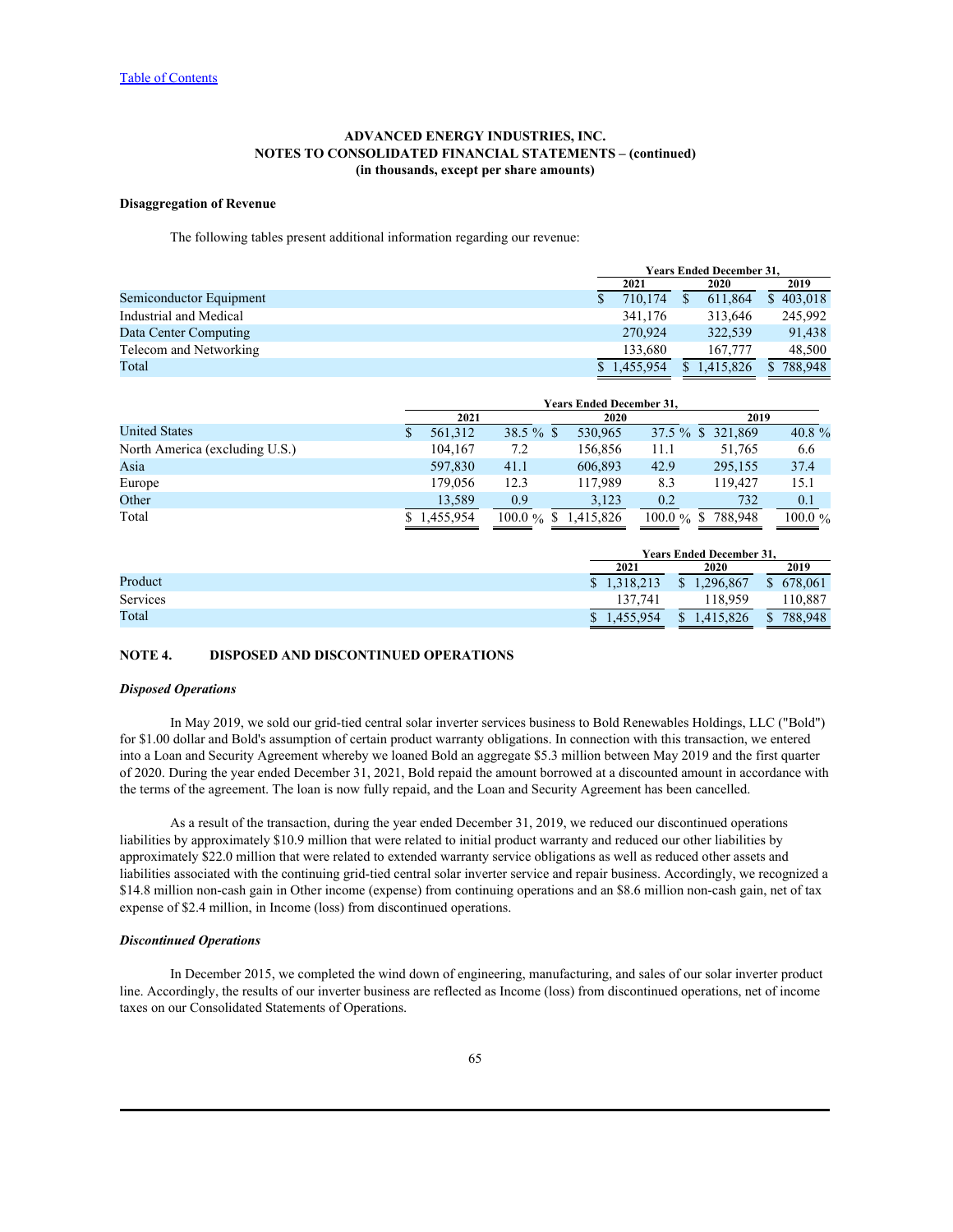ADVANCED ENERGY INDUSTRIES, INC.
NOTES TO CONSOLIDATED FINANCIAL STATEMENTS – (continued)
(in thousands, except per share amounts)

**Disaggregation of Revenue**

The following tables present additional information regarding our revenue:

| | Years Ended December 31, | | |
|---|---|---|---|
| | 2021 | 2020 | 2019 |
| Semiconductor Equipment | $ 710,174 | $ 611,864 | $ 403,018 |
| Industrial and Medical | 341,176 | 313,646 | 245,992 |
| Data Center Computing | 270,924 | 322,539 | 91,438 |
| Telecom and Networking | 133,680 | 167,777 | 48,500 |
| Total | $ 1,455,954 | $ 1,415,826 | $ 788,948 |

| | Years Ended December 31, | | | | | |
|---|---|---|---|---|---|---|
| | 2021 | | 2020 | | 2019 | |
| United States | $ 561,312 | 38.5 % | $ 530,965 | 37.5 % | $ 321,869 | 40.8 % |
| North America (excluding U.S.) | 104,167 | 7.2 | 156,856 | 11.1 | 51,765 | 6.6 |
| Asia | 597,830 | 41.1 | 606,893 | 42.9 | 295,155 | 37.4 |
| Europe | 179,056 | 12.3 | 117,989 | 8.3 | 119,427 | 15.1 |
| Other | 13,589 | 0.9 | 3,123 | 0.2 | 732 | 0.1 |
| Total | $ 1,455,954 | 100.0 % | $ 1,415,826 | 100.0 % | $ 788,948 | 100.0 % |

| | Years Ended December 31, | | |
|---|---|---|---|
| | 2021 | 2020 | 2019 |
| Product | $ 1,318,213 | $ 1,296,867 | $ 678,061 |
| Services | 137,741 | 118,959 | 110,887 |
| Total | $ 1,455,954 | $ 1,415,826 | $ 788,948 |

## NOTE 4. DISPOSED AND DISCONTINUED OPERATIONS

***Disposed Operations***

In May 2019, we sold our grid-tied central solar inverter services business to Bold Renewables Holdings, LLC ("Bold") for $1.00 dollar and Bold's assumption of certain product warranty obligations. In connection with this transaction, we entered into a Loan and Security Agreement whereby we loaned Bold an aggregate $5.3 million between May 2019 and the first quarter of 2020. During the year ended December 31, 2021, Bold repaid the amount borrowed at a discounted amount in accordance with the terms of the agreement. The loan is now fully repaid, and the Loan and Security Agreement has been cancelled.

As a result of the transaction, during the year ended December 31, 2019, we reduced our discontinued operations liabilities by approximately $10.9 million that were related to initial product warranty and reduced our other liabilities by approximately $22.0 million that were related to extended warranty service obligations as well as reduced other assets and liabilities associated with the continuing grid-tied central solar inverter service and repair business. Accordingly, we recognized a $14.8 million non-cash gain in Other income (expense) from continuing operations and an $8.6 million non-cash gain, net of tax expense of $2.4 million, in Income (loss) from discontinued operations.

***Discontinued Operations***

In December 2015, we completed the wind down of engineering, manufacturing, and sales of our solar inverter product line. Accordingly, the results of our inverter business are reflected as Income (loss) from discontinued operations, net of income taxes on our Consolidated Statements of Operations.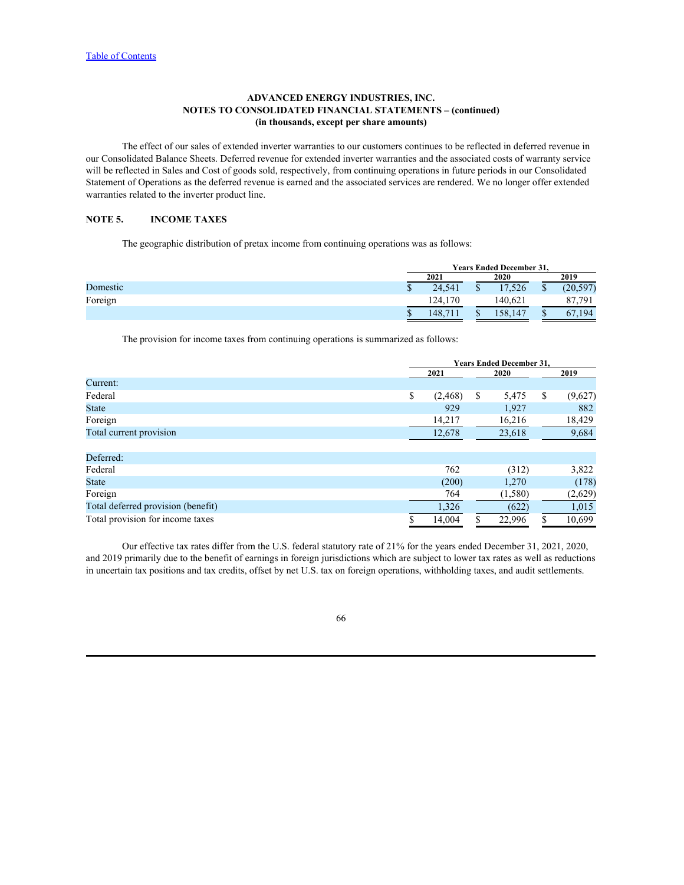[Table of Contents](#)

**ADVANCED ENERGY INDUSTRIES, INC.**
**NOTES TO CONSOLIDATED FINANCIAL STATEMENTS – (continued)**
**(in thousands, except per share amounts)**

The effect of our sales of extended inverter warranties to our customers continues to be reflected in deferred revenue in our Consolidated Balance Sheets. Deferred revenue for extended inverter warranties and the associated costs of warranty service will be reflected in Sales and Cost of goods sold, respectively, from continuing operations in future periods in our Consolidated Statement of Operations as the deferred revenue is earned and the associated services are rendered. We no longer offer extended warranties related to the inverter product line.

## NOTE 5. INCOME TAXES

The geographic distribution of pretax income from continuing operations was as follows:

| | Years Ended December 31, | | |
|---|---|---|---|
| | 2021 | 2020 | 2019 |
| Domestic | $ 24,541 | $ 17,526 | $ (20,597) |
| Foreign | 124,170 | 140,621 | 87,791 |
| | $ 148,711 | $ 158,147 | $ 67,194 |

The provision for income taxes from continuing operations is summarized as follows:

| | Years Ended December 31, | | |
|---|---|---|---|
| | 2021 | 2020 | 2019 |
| Current: | | | |
| Federal | $ (2,468) | $ 5,475 | $ (9,627) |
| State | 929 | 1,927 | 882 |
| Foreign | 14,217 | 16,216 | 18,429 |
| Total current provision | 12,678 | 23,618 | 9,684 |
| | | | |
| Deferred: | | | |
| Federal | 762 | (312) | 3,822 |
| State | (200) | 1,270 | (178) |
| Foreign | 764 | (1,580) | (2,629) |
| Total deferred provision (benefit) | 1,326 | (622) | 1,015 |
| Total provision for income taxes | $ 14,004 | $ 22,996 | $ 10,699 |

Our effective tax rates differ from the U.S. federal statutory rate of 21% for the years ended December 31, 2021, 2020, and 2019 primarily due to the benefit of earnings in foreign jurisdictions which are subject to lower tax rates as well as reductions in uncertain tax positions and tax credits, offset by net U.S. tax on foreign operations, withholding taxes, and audit settlements.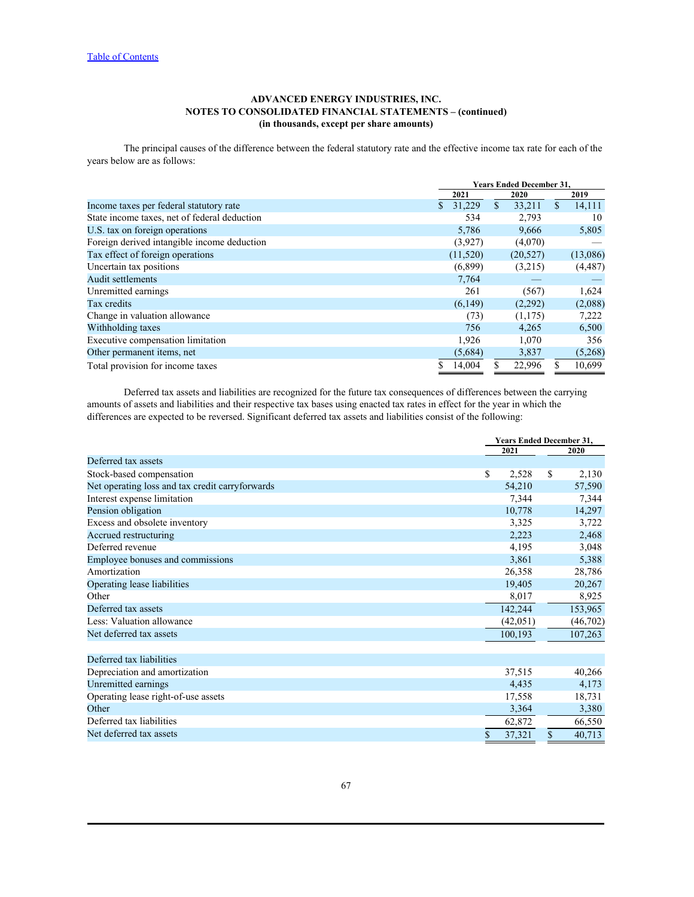**ADVANCED ENERGY INDUSTRIES, INC.**
**NOTES TO CONSOLIDATED FINANCIAL STATEMENTS – (continued)**
**(in thousands, except per share amounts)**

The principal causes of the difference between the federal statutory rate and the effective income tax rate for each of the years below are as follows:

| | Years Ended December 31, | | |
|---|---|---|---|
| | 2021 | 2020 | 2019 |
| Income taxes per federal statutory rate | $ 31,229 | $ 33,211 | $ 14,111 |
| State income taxes, net of federal deduction | 534 | 2,793 | 10 |
| U.S. tax on foreign operations | 5,786 | 9,666 | 5,805 |
| Foreign derived intangible income deduction | (3,927) | (4,070) | — |
| Tax effect of foreign operations | (11,520) | (20,527) | (13,086) |
| Uncertain tax positions | (6,899) | (3,215) | (4,487) |
| Audit settlements | 7,764 | — | — |
| Unremitted earnings | 261 | (567) | 1,624 |
| Tax credits | (6,149) | (2,292) | (2,088) |
| Change in valuation allowance | (73) | (1,175) | 7,222 |
| Withholding taxes | 756 | 4,265 | 6,500 |
| Executive compensation limitation | 1,926 | 1,070 | 356 |
| Other permanent items, net | (5,684) | 3,837 | (5,268) |
| Total provision for income taxes | $ 14,004 | $ 22,996 | $ 10,699 |

Deferred tax assets and liabilities are recognized for the future tax consequences of differences between the carrying amounts of assets and liabilities and their respective tax bases using enacted tax rates in effect for the year in which the differences are expected to be reversed. Significant deferred tax assets and liabilities consist of the following:

| | Years Ended December 31, | |
|---|---|---|
| | 2021 | 2020 |
| Deferred tax assets | | |
| Stock-based compensation | $ 2,528 | $ 2,130 |
| Net operating loss and tax credit carryforwards | 54,210 | 57,590 |
| Interest expense limitation | 7,344 | 7,344 |
| Pension obligation | 10,778 | 14,297 |
| Excess and obsolete inventory | 3,325 | 3,722 |
| Accrued restructuring | 2,223 | 2,468 |
| Deferred revenue | 4,195 | 3,048 |
| Employee bonuses and commissions | 3,861 | 5,388 |
| Amortization | 26,358 | 28,786 |
| Operating lease liabilities | 19,405 | 20,267 |
| Other | 8,017 | 8,925 |
| Deferred tax assets | 142,244 | 153,965 |
| Less: Valuation allowance | (42,051) | (46,702) |
| Net deferred tax assets | 100,193 | 107,263 |
| | | |
| Deferred tax liabilities | | |
| Depreciation and amortization | 37,515 | 40,266 |
| Unremitted earnings | 4,435 | 4,173 |
| Operating lease right-of-use assets | 17,558 | 18,731 |
| Other | 3,364 | 3,380 |
| Deferred tax liabilities | 62,872 | 66,550 |
| Net deferred tax assets | $ 37,321 | $ 40,713 |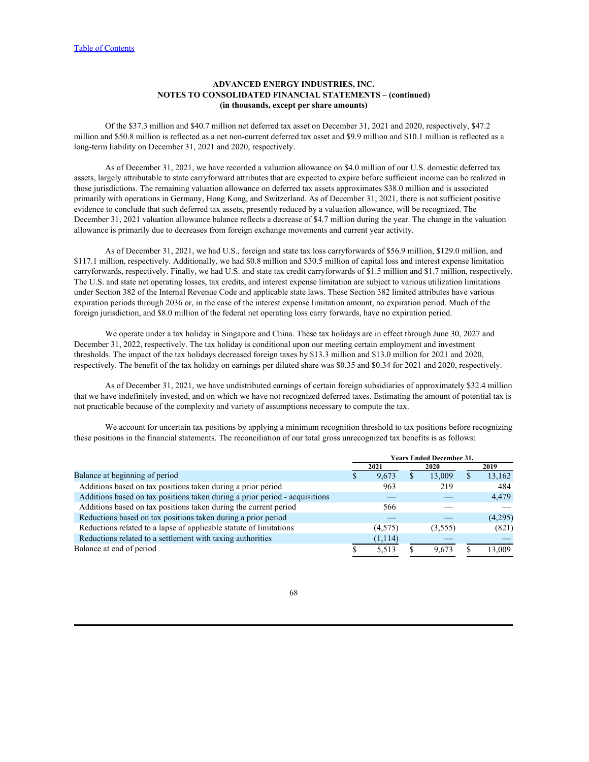**ADVANCED ENERGY INDUSTRIES, INC.**
**NOTES TO CONSOLIDATED FINANCIAL STATEMENTS – (continued)**
**(in thousands, except per share amounts)**

Of the $37.3 million and $40.7 million net deferred tax asset on December 31, 2021 and 2020, respectively, $47.2 million and $50.8 million is reflected as a net non-current deferred tax asset and $9.9 million and $10.1 million is reflected as a long-term liability on December 31, 2021 and 2020, respectively.

As of December 31, 2021, we have recorded a valuation allowance on $4.0 million of our U.S. domestic deferred tax assets, largely attributable to state carryforward attributes that are expected to expire before sufficient income can be realized in those jurisdictions. The remaining valuation allowance on deferred tax assets approximates $38.0 million and is associated primarily with operations in Germany, Hong Kong, and Switzerland. As of December 31, 2021, there is not sufficient positive evidence to conclude that such deferred tax assets, presently reduced by a valuation allowance, will be recognized. The December 31, 2021 valuation allowance balance reflects a decrease of $4.7 million during the year. The change in the valuation allowance is primarily due to decreases from foreign exchange movements and current year activity.

As of December 31, 2021, we had U.S., foreign and state tax loss carryforwards of $56.9 million, $129.0 million, and $117.1 million, respectively. Additionally, we had $0.8 million and $30.5 million of capital loss and interest expense limitation carryforwards, respectively. Finally, we had U.S. and state tax credit carryforwards of $1.5 million and $1.7 million, respectively. The U.S. and state net operating losses, tax credits, and interest expense limitation are subject to various utilization limitations under Section 382 of the Internal Revenue Code and applicable state laws. These Section 382 limited attributes have various expiration periods through 2036 or, in the case of the interest expense limitation amount, no expiration period. Much of the foreign jurisdiction, and $8.0 million of the federal net operating loss carry forwards, have no expiration period.

We operate under a tax holiday in Singapore and China. These tax holidays are in effect through June 30, 2027 and December 31, 2022, respectively. The tax holiday is conditional upon our meeting certain employment and investment thresholds. The impact of the tax holidays decreased foreign taxes by $13.3 million and $13.0 million for 2021 and 2020, respectively. The benefit of the tax holiday on earnings per diluted share was $0.35 and $0.34 for 2021 and 2020, respectively.

As of December 31, 2021, we have undistributed earnings of certain foreign subsidiaries of approximately $32.4 million that we have indefinitely invested, and on which we have not recognized deferred taxes. Estimating the amount of potential tax is not practicable because of the complexity and variety of assumptions necessary to compute the tax.

We account for uncertain tax positions by applying a minimum recognition threshold to tax positions before recognizing these positions in the financial statements. The reconciliation of our total gross unrecognized tax benefits is as follows:

| | Years Ended December 31, | | |
|---|---|---|---|
| | 2021 | 2020 | 2019 |
| Balance at beginning of period | $ 9,673 | $ 13,009 | $ 13,162 |
| Additions based on tax positions taken during a prior period | 963 | 219 | 484 |
| Additions based on tax positions taken during a prior period - acquisitions | — | — | 4,479 |
| Additions based on tax positions taken during the current period | 566 | — | — |
| Reductions based on tax positions taken during a prior period | — | — | (4,295) |
| Reductions related to a lapse of applicable statute of limitations | (4,575) | (3,555) | (821) |
| Reductions related to a settlement with taxing authorities | (1,114) | — | — |
| Balance at end of period | $ 5,513 | $ 9,673 | $ 13,009 |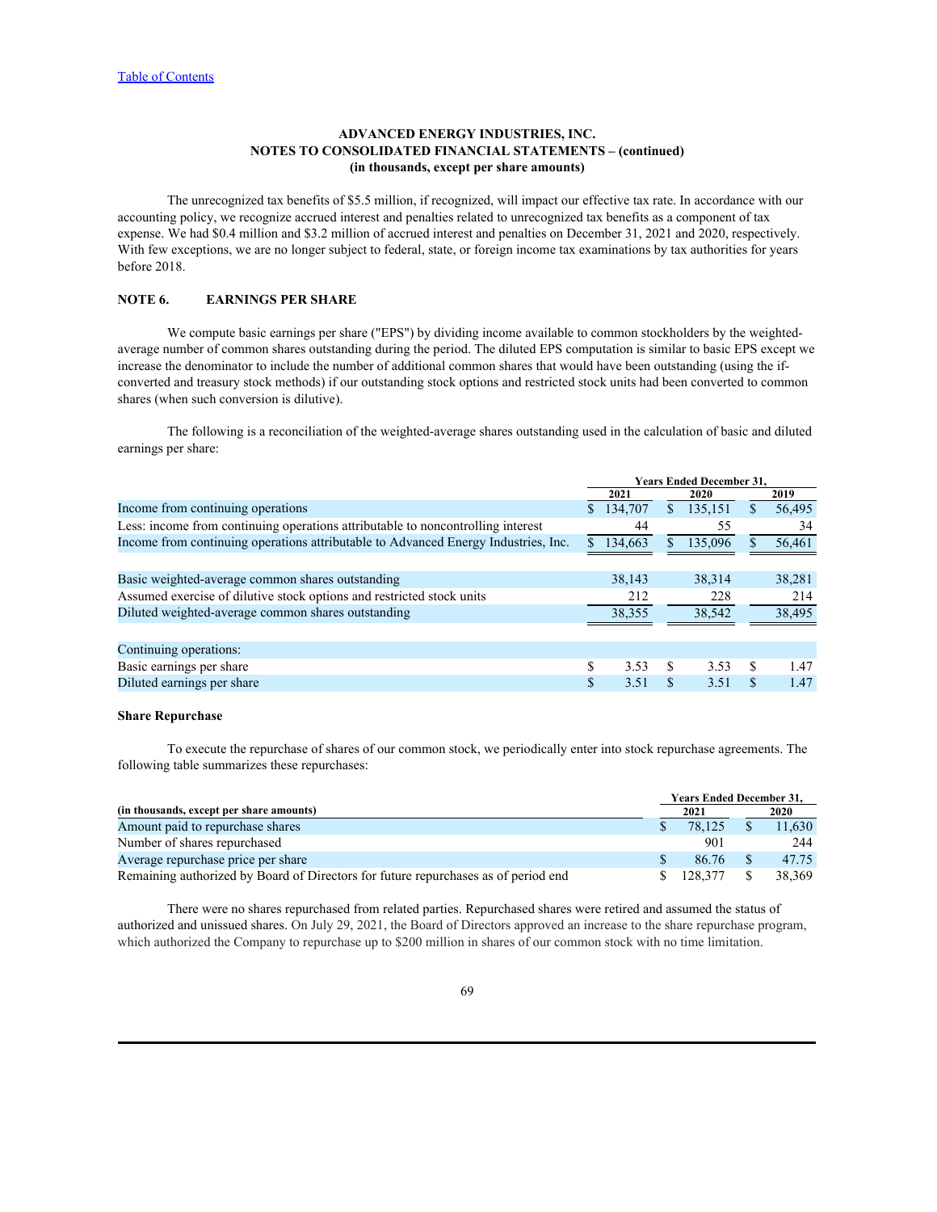ADVANCED ENERGY INDUSTRIES, INC.
NOTES TO CONSOLIDATED FINANCIAL STATEMENTS – (continued)
(in thousands, except per share amounts)

The unrecognized tax benefits of $5.5 million, if recognized, will impact our effective tax rate. In accordance with our accounting policy, we recognize accrued interest and penalties related to unrecognized tax benefits as a component of tax expense. We had $0.4 million and $3.2 million of accrued interest and penalties on December 31, 2021 and 2020, respectively. With few exceptions, we are no longer subject to federal, state, or foreign income tax examinations by tax authorities for years before 2018.

## NOTE 6. EARNINGS PER SHARE

We compute basic earnings per share ("EPS") by dividing income available to common stockholders by the weighted-average number of common shares outstanding during the period. The diluted EPS computation is similar to basic EPS except we increase the denominator to include the number of additional common shares that would have been outstanding (using the if-converted and treasury stock methods) if our outstanding stock options and restricted stock units had been converted to common shares (when such conversion is dilutive).

The following is a reconciliation of the weighted-average shares outstanding used in the calculation of basic and diluted earnings per share:

| | Years Ended December 31, | | |
|---|---|---|---|
| | 2021 | 2020 | 2019 |
| Income from continuing operations | $ 134,707 | $ 135,151 | $ 56,495 |
| Less: income from continuing operations attributable to noncontrolling interest | 44 | 55 | 34 |
| Income from continuing operations attributable to Advanced Energy Industries, Inc. | $ 134,663 | $ 135,096 | $ 56,461 |
| | | | |
| Basic weighted-average common shares outstanding | 38,143 | 38,314 | 38,281 |
| Assumed exercise of dilutive stock options and restricted stock units | 212 | 228 | 214 |
| Diluted weighted-average common shares outstanding | 38,355 | 38,542 | 38,495 |
| | | | |
| Continuing operations: | | | |
| Basic earnings per share | $ 3.53 | $ 3.53 | $ 1.47 |
| Diluted earnings per share | $ 3.51 | $ 3.51 | $ 1.47 |

### Share Repurchase

To execute the repurchase of shares of our common stock, we periodically enter into stock repurchase agreements. The following table summarizes these repurchases:

| (in thousands, except per share amounts) | Years Ended December 31, | |
|---|---|---|
| | 2021 | 2020 |
| Amount paid to repurchase shares | $ 78,125 | $ 11,630 |
| Number of shares repurchased | 901 | 244 |
| Average repurchase price per share | $ 86.76 | $ 47.75 |
| Remaining authorized by Board of Directors for future repurchases as of period end | $ 128,377 | $ 38,369 |

There were no shares repurchased from related parties. Repurchased shares were retired and assumed the status of authorized and unissued shares. On July 29, 2021, the Board of Directors approved an increase to the share repurchase program, which authorized the Company to repurchase up to $200 million in shares of our common stock with no time limitation.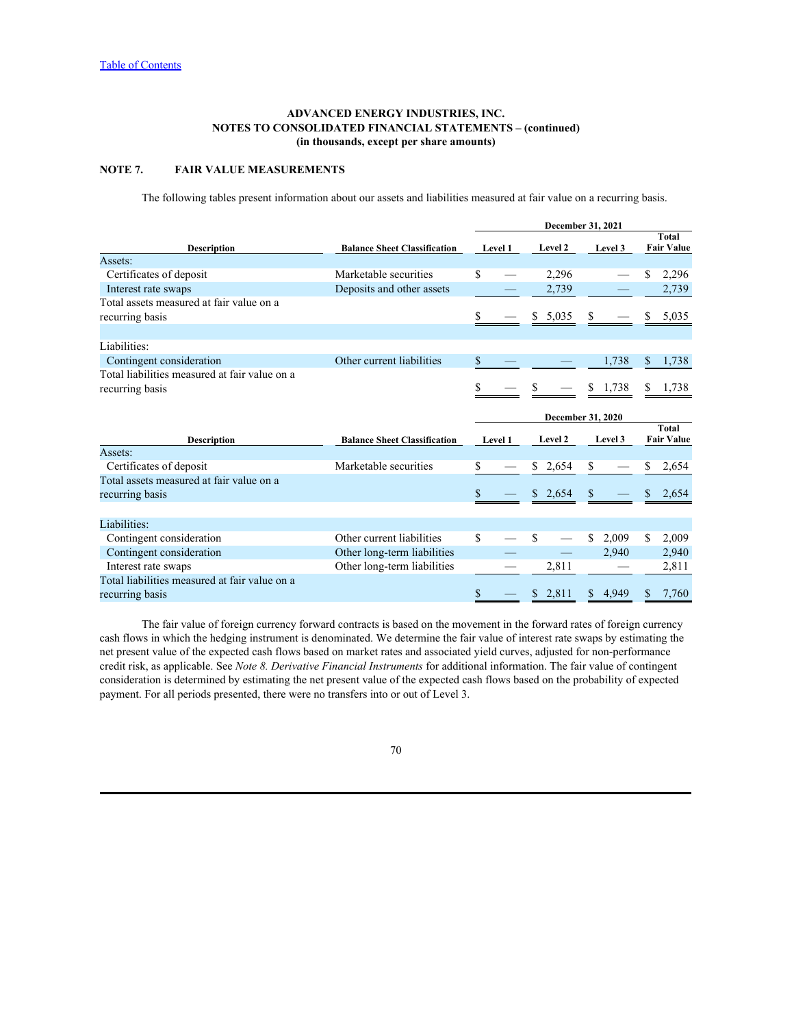[Table of Contents](#)

**ADVANCED ENERGY INDUSTRIES, INC.**
**NOTES TO CONSOLIDATED FINANCIAL STATEMENTS – (continued)**
**(in thousands, except per share amounts)**

## NOTE 7. FAIR VALUE MEASUREMENTS

The following tables present information about our assets and liabilities measured at fair value on a recurring basis.

| | | December 31, 2021 | | | |
|---|---|---|---|---|---|
| **Description** | **Balance Sheet Classification** | **Level 1** | **Level 2** | **Level 3** | **Total Fair Value** |
| Assets: | | | | | |
| Certificates of deposit | Marketable securities | $ — | 2,296 | — | $ 2,296 |
| Interest rate swaps | Deposits and other assets | — | 2,739 | — | 2,739 |
| Total assets measured at fair value on a recurring basis | | $ — | $ 5,035 | $ — | $ 5,035 |
| | | | | | |
| Liabilities: | | | | | |
| Contingent consideration | Other current liabilities | $ — | — | 1,738 | $ 1,738 |
| Total liabilities measured at fair value on a recurring basis | | $ — | $ — | $ 1,738 | $ 1,738 |

| | | December 31, 2020 | | | |
|---|---|---|---|---|---|
| **Description** | **Balance Sheet Classification** | **Level 1** | **Level 2** | **Level 3** | **Total Fair Value** |
| Assets: | | | | | |
| Certificates of deposit | Marketable securities | $ — | $ 2,654 | $ — | $ 2,654 |
| Total assets measured at fair value on a recurring basis | | $ — | $ 2,654 | $ — | $ 2,654 |
| | | | | | |
| Liabilities: | | | | | |
| Contingent consideration | Other current liabilities | $ — | $ — | $ 2,009 | $ 2,009 |
| Contingent consideration | Other long-term liabilities | — | — | 2,940 | 2,940 |
| Interest rate swaps | Other long-term liabilities | — | 2,811 | — | 2,811 |
| Total liabilities measured at fair value on a recurring basis | | $ — | $ 2,811 | $ 4,949 | $ 7,760 |

The fair value of foreign currency forward contracts is based on the movement in the forward rates of foreign currency cash flows in which the hedging instrument is denominated. We determine the fair value of interest rate swaps by estimating the net present value of the expected cash flows based on market rates and associated yield curves, adjusted for non-performance credit risk, as applicable. See *Note 8. Derivative Financial Instruments* for additional information. The fair value of contingent consideration is determined by estimating the net present value of the expected cash flows based on the probability of expected payment. For all periods presented, there were no transfers into or out of Level 3.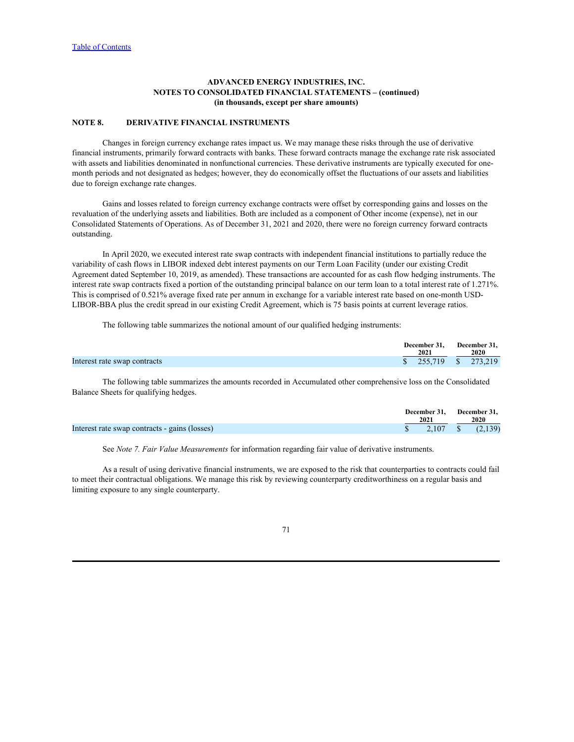[Table of Contents](#)

**ADVANCED ENERGY INDUSTRIES, INC.**
**NOTES TO CONSOLIDATED FINANCIAL STATEMENTS – (continued)**
**(in thousands, except per share amounts)**

## NOTE 8. DERIVATIVE FINANCIAL INSTRUMENTS

Changes in foreign currency exchange rates impact us. We may manage these risks through the use of derivative financial instruments, primarily forward contracts with banks. These forward contracts manage the exchange rate risk associated with assets and liabilities denominated in nonfunctional currencies. These derivative instruments are typically executed for one-month periods and not designated as hedges; however, they do economically offset the fluctuations of our assets and liabilities due to foreign exchange rate changes.

Gains and losses related to foreign currency exchange contracts were offset by corresponding gains and losses on the revaluation of the underlying assets and liabilities. Both are included as a component of Other income (expense), net in our Consolidated Statements of Operations. As of December 31, 2021 and 2020, there were no foreign currency forward contracts outstanding.

In April 2020, we executed interest rate swap contracts with independent financial institutions to partially reduce the variability of cash flows in LIBOR indexed debt interest payments on our Term Loan Facility (under our existing Credit Agreement dated September 10, 2019, as amended). These transactions are accounted for as cash flow hedging instruments. The interest rate swap contracts fixed a portion of the outstanding principal balance on our term loan to a total interest rate of 1.271%. This is comprised of 0.521% average fixed rate per annum in exchange for a variable interest rate based on one-month USD-LIBOR-BBA plus the credit spread in our existing Credit Agreement, which is 75 basis points at current leverage ratios.

The following table summarizes the notional amount of our qualified hedging instruments:

| | December 31, 2021 | December 31, 2020 |
|---|---|---|
| Interest rate swap contracts | $ 255,719 | $ 273,219 |

The following table summarizes the amounts recorded in Accumulated other comprehensive loss on the Consolidated Balance Sheets for qualifying hedges.

| | December 31, 2021 | December 31, 2020 |
|---|---|---|
| Interest rate swap contracts - gains (losses) | $ 2,107 | $ (2,139) |

See *Note 7. Fair Value Measurements* for information regarding fair value of derivative instruments.

As a result of using derivative financial instruments, we are exposed to the risk that counterparties to contracts could fail to meet their contractual obligations. We manage this risk by reviewing counterparty creditworthiness on a regular basis and limiting exposure to any single counterparty.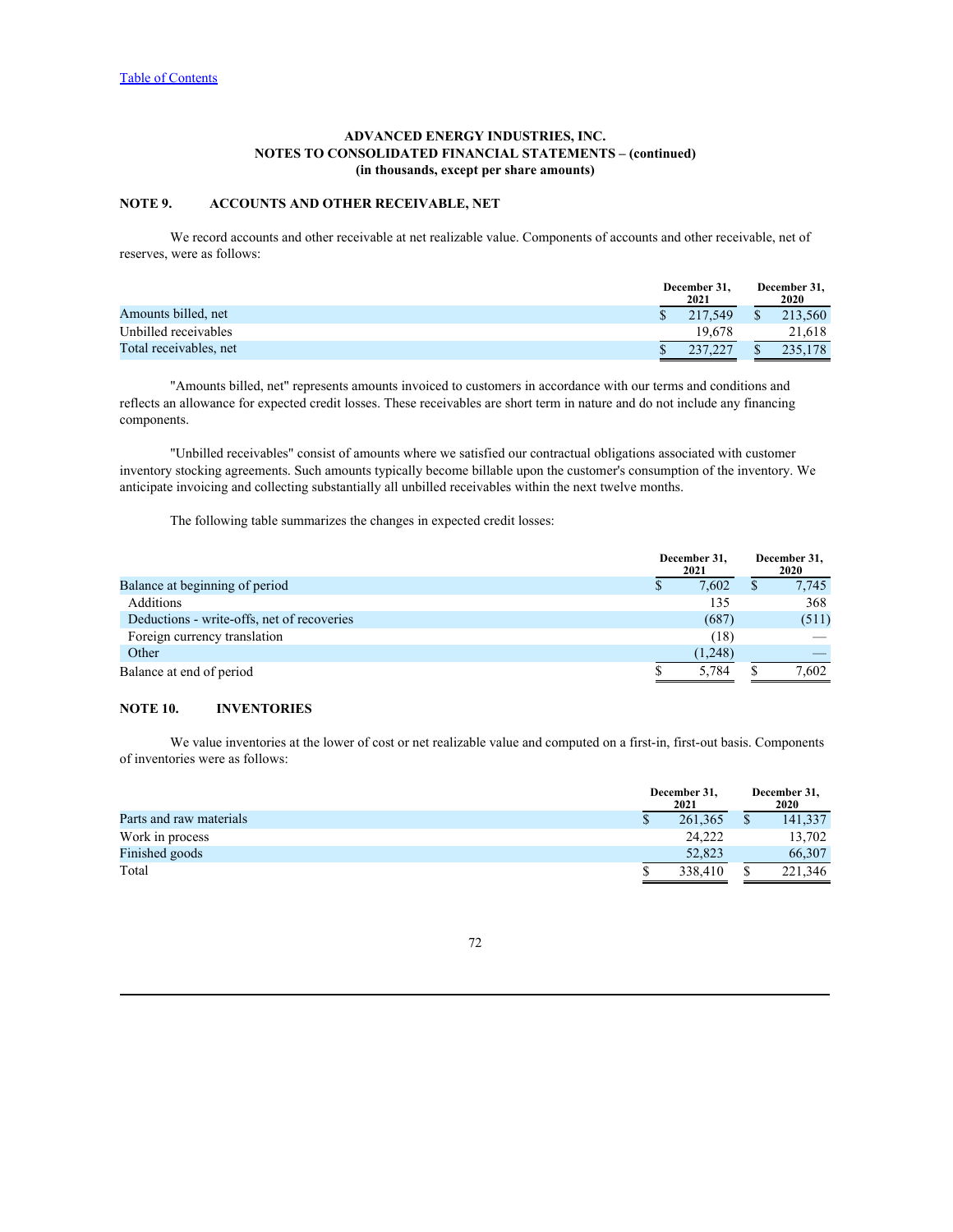**ADVANCED ENERGY INDUSTRIES, INC.**
**NOTES TO CONSOLIDATED FINANCIAL STATEMENTS – (continued)**
**(in thousands, except per share amounts)**

## NOTE 9. ACCOUNTS AND OTHER RECEIVABLE, NET

We record accounts and other receivable at net realizable value. Components of accounts and other receivable, net of reserves, were as follows:

| | December 31, 2021 | December 31, 2020 |
|---|---|---|
| Amounts billed, net | $ 217,549 | $ 213,560 |
| Unbilled receivables | 19,678 | 21,618 |
| Total receivables, net | $ 237,227 | $ 235,178 |

"Amounts billed, net" represents amounts invoiced to customers in accordance with our terms and conditions and reflects an allowance for expected credit losses. These receivables are short term in nature and do not include any financing components.

"Unbilled receivables" consist of amounts where we satisfied our contractual obligations associated with customer inventory stocking agreements. Such amounts typically become billable upon the customer's consumption of the inventory. We anticipate invoicing and collecting substantially all unbilled receivables within the next twelve months.

The following table summarizes the changes in expected credit losses:

| | December 31, 2021 | December 31, 2020 |
|---|---|---|
| Balance at beginning of period | $ 7,602 | $ 7,745 |
| Additions | 135 | 368 |
| Deductions - write-offs, net of recoveries | (687) | (511) |
| Foreign currency translation | (18) | — |
| Other | (1,248) | — |
| Balance at end of period | $ 5,784 | $ 7,602 |

## NOTE 10. INVENTORIES

We value inventories at the lower of cost or net realizable value and computed on a first-in, first-out basis. Components of inventories were as follows:

| | December 31, 2021 | December 31, 2020 |
|---|---|---|
| Parts and raw materials | $ 261,365 | $ 141,337 |
| Work in process | 24,222 | 13,702 |
| Finished goods | 52,823 | 66,307 |
| Total | $ 338,410 | $ 221,346 |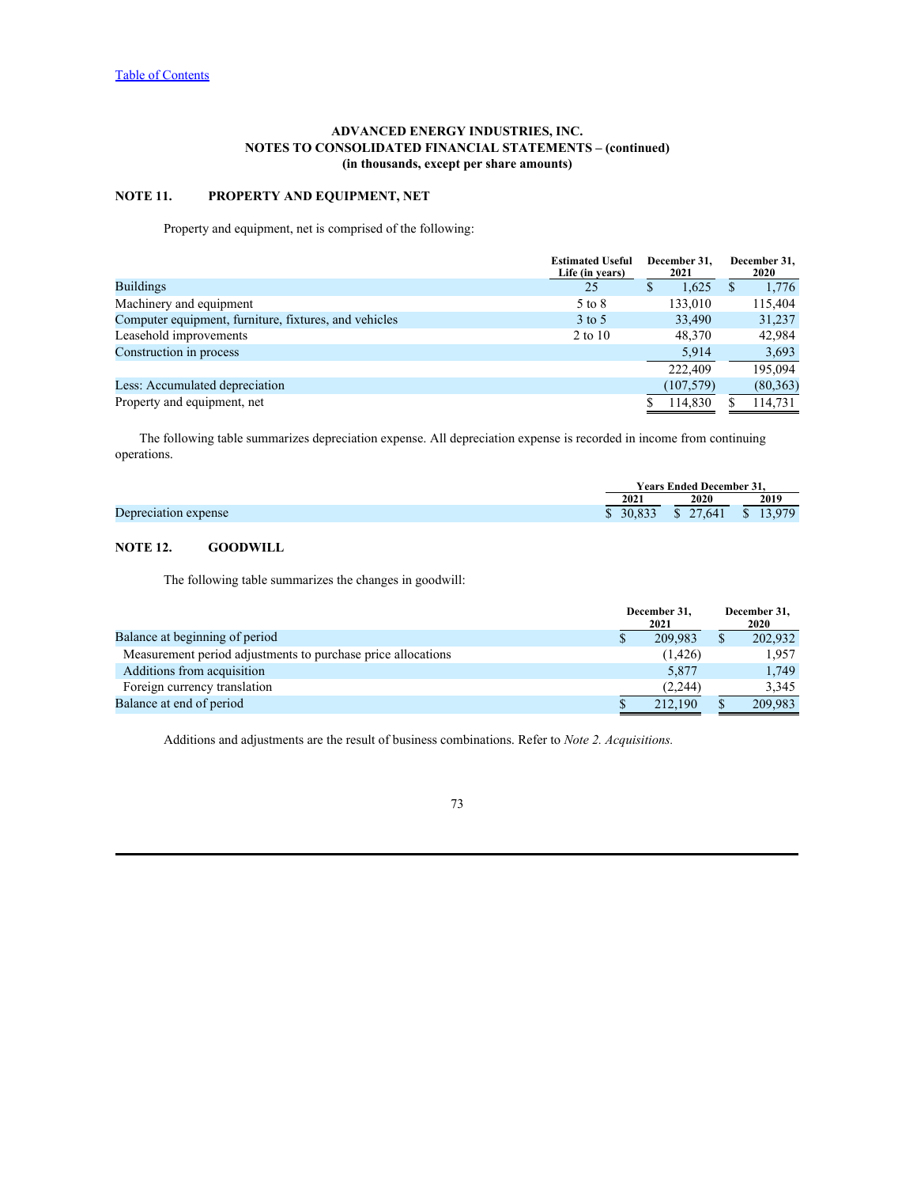[Table of Contents](#)

**ADVANCED ENERGY INDUSTRIES, INC.**
**NOTES TO CONSOLIDATED FINANCIAL STATEMENTS – (continued)**
**(in thousands, except per share amounts)**

## NOTE 11. PROPERTY AND EQUIPMENT, NET

Property and equipment, net is comprised of the following:

| | Estimated Useful Life (in years) | December 31, 2021 | December 31, 2020 |
|---|---|---|---|
| Buildings | 25 | $ 1,625 | $ 1,776 |
| Machinery and equipment | 5 to 8 | 133,010 | 115,404 |
| Computer equipment, furniture, fixtures, and vehicles | 3 to 5 | 33,490 | 31,237 |
| Leasehold improvements | 2 to 10 | 48,370 | 42,984 |
| Construction in process | | 5,914 | 3,693 |
| | | 222,409 | 195,094 |
| Less: Accumulated depreciation | | (107,579) | (80,363) |
| Property and equipment, net | | $ 114,830 | $ 114,731 |

The following table summarizes depreciation expense. All depreciation expense is recorded in income from continuing operations.

| | Years Ended December 31, | | |
|---|---|---|---|
| | 2021 | 2020 | 2019 |
| Depreciation expense | $ 30,833 | $ 27,641 | $ 13,979 |

## NOTE 12. GOODWILL

The following table summarizes the changes in goodwill:

| | December 31, 2021 | December 31, 2020 |
|---|---|---|
| Balance at beginning of period | $ 209,983 | $ 202,932 |
| Measurement period adjustments to purchase price allocations | (1,426) | 1,957 |
| Additions from acquisition | 5,877 | 1,749 |
| Foreign currency translation | (2,244) | 3,345 |
| Balance at end of period | $ 212,190 | $ 209,983 |

Additions and adjustments are the result of business combinations. Refer to *Note 2. Acquisitions.*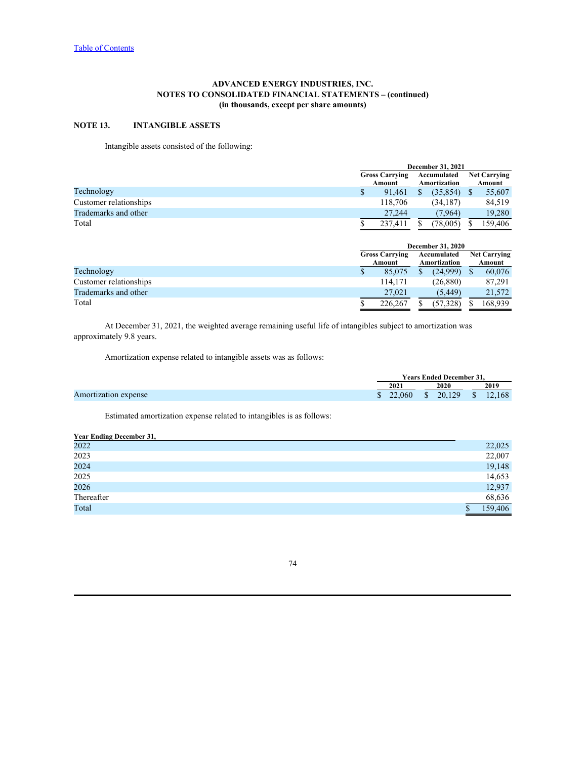[Table of Contents](#)

**ADVANCED ENERGY INDUSTRIES, INC.**
**NOTES TO CONSOLIDATED FINANCIAL STATEMENTS – (continued)**
**(in thousands, except per share amounts)**

## NOTE 13. INTANGIBLE ASSETS

Intangible assets consisted of the following:

| | December 31, 2021 | | |
|---|---|---|---|
| | Gross Carrying Amount | Accumulated Amortization | Net Carrying Amount |
| Technology | $ 91,461 | $ (35,854) | $ 55,607 |
| Customer relationships | 118,706 | (34,187) | 84,519 |
| Trademarks and other | 27,244 | (7,964) | 19,280 |
| Total | $ 237,411 | $ (78,005) | $ 159,406 |

| | December 31, 2020 | | |
|---|---|---|---|
| | Gross Carrying Amount | Accumulated Amortization | Net Carrying Amount |
| Technology | $ 85,075 | $ (24,999) | $ 60,076 |
| Customer relationships | 114,171 | (26,880) | 87,291 |
| Trademarks and other | 27,021 | (5,449) | 21,572 |
| Total | $ 226,267 | $ (57,328) | $ 168,939 |

At December 31, 2021, the weighted average remaining useful life of intangibles subject to amortization was approximately 9.8 years.

Amortization expense related to intangible assets was as follows:

| | Years Ended December 31, | | |
|---|---|---|---|
| | 2021 | 2020 | 2019 |
| Amortization expense | $ 22,060 | $ 20,129 | $ 12,168 |

Estimated amortization expense related to intangibles is as follows:

| Year Ending December 31, | |
|---|---|
| 2022 | 22,025 |
| 2023 | 22,007 |
| 2024 | 19,148 |
| 2025 | 14,653 |
| 2026 | 12,937 |
| Thereafter | 68,636 |
| Total | $ 159,406 |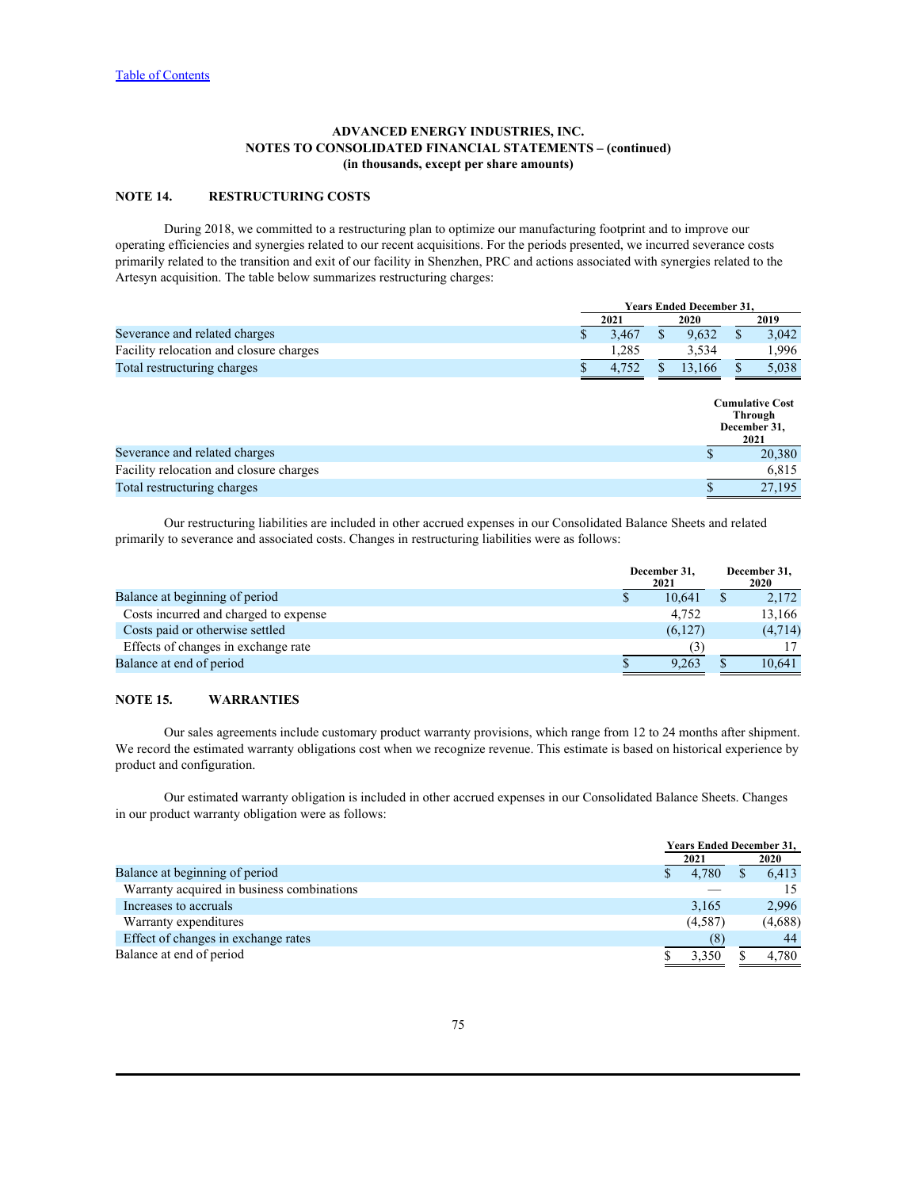[Table of Contents](#)

**ADVANCED ENERGY INDUSTRIES, INC.**
**NOTES TO CONSOLIDATED FINANCIAL STATEMENTS – (continued)**
**(in thousands, except per share amounts)**

## NOTE 14. RESTRUCTURING COSTS

During 2018, we committed to a restructuring plan to optimize our manufacturing footprint and to improve our operating efficiencies and synergies related to our recent acquisitions. For the periods presented, we incurred severance costs primarily related to the transition and exit of our facility in Shenzhen, PRC and actions associated with synergies related to the Artesyn acquisition. The table below summarizes restructuring charges:

| | Years Ended December 31, | | |
|---|---|---|---|
| | 2021 | 2020 | 2019 |
| Severance and related charges | $ 3,467 | $ 9,632 | $ 3,042 |
| Facility relocation and closure charges | 1,285 | 3,534 | 1,996 |
| Total restructuring charges | $ 4,752 | $ 13,166 | $ 5,038 |

| | Cumulative Cost Through December 31, 2021 |
|---|---|
| Severance and related charges | $ 20,380 |
| Facility relocation and closure charges | 6,815 |
| Total restructuring charges | $ 27,195 |

Our restructuring liabilities are included in other accrued expenses in our Consolidated Balance Sheets and related primarily to severance and associated costs. Changes in restructuring liabilities were as follows:

| | December 31, 2021 | December 31, 2020 |
|---|---|---|
| Balance at beginning of period | $ 10,641 | $ 2,172 |
| Costs incurred and charged to expense | 4,752 | 13,166 |
| Costs paid or otherwise settled | (6,127) | (4,714) |
| Effects of changes in exchange rate | (3) | 17 |
| Balance at end of period | $ 9,263 | $ 10,641 |

## NOTE 15. WARRANTIES

Our sales agreements include customary product warranty provisions, which range from 12 to 24 months after shipment. We record the estimated warranty obligations cost when we recognize revenue. This estimate is based on historical experience by product and configuration.

Our estimated warranty obligation is included in other accrued expenses in our Consolidated Balance Sheets. Changes in our product warranty obligation were as follows:

| | Years Ended December 31, | |
|---|---|---|
| | 2021 | 2020 |
| Balance at beginning of period | $ 4,780 | $ 6,413 |
| Warranty acquired in business combinations | — | 15 |
| Increases to accruals | 3,165 | 2,996 |
| Warranty expenditures | (4,587) | (4,688) |
| Effect of changes in exchange rates | (8) | 44 |
| Balance at end of period | $ 3,350 | $ 4,780 |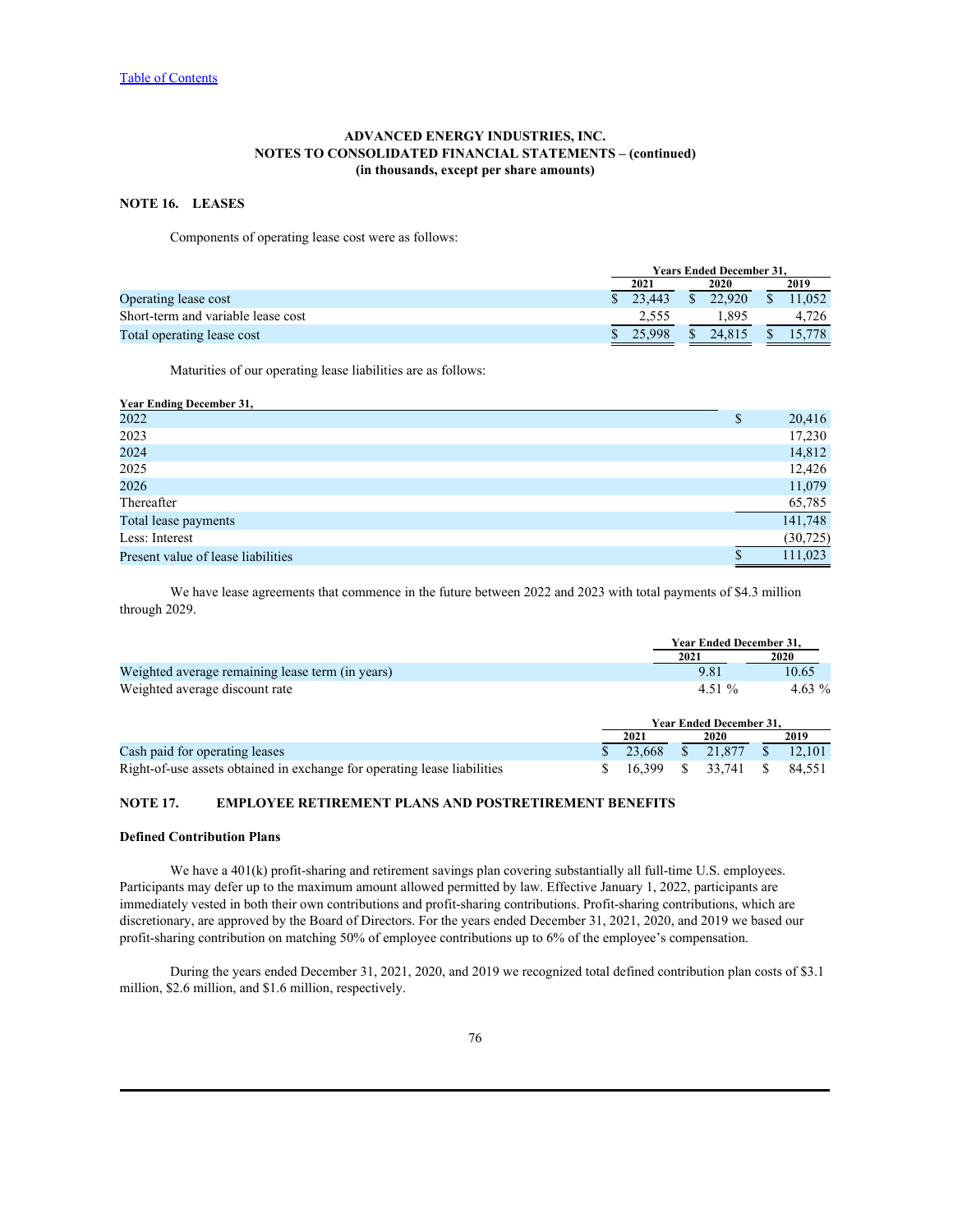ADVANCED ENERGY INDUSTRIES, INC.
NOTES TO CONSOLIDATED FINANCIAL STATEMENTS – (continued)
(in thousands, except per share amounts)

## NOTE 16. LEASES

Components of operating lease cost were as follows:

| | Years Ended December 31, | | |
|---|---|---|---|
| | 2021 | 2020 | 2019 |
| Operating lease cost | $ 23,443 | $ 22,920 | $ 11,052 |
| Short-term and variable lease cost | 2,555 | 1,895 | 4,726 |
| Total operating lease cost | $ 25,998 | $ 24,815 | $ 15,778 |

Maturities of our operating lease liabilities are as follows:

| Year Ending December 31, | |
|---|---|
| 2022 | $ 20,416 |
| 2023 | 17,230 |
| 2024 | 14,812 |
| 2025 | 12,426 |
| 2026 | 11,079 |
| Thereafter | 65,785 |
| Total lease payments | 141,748 |
| Less: Interest | (30,725) |
| Present value of lease liabilities | $ 111,023 |

We have lease agreements that commence in the future between 2022 and 2023 with total payments of $4.3 million through 2029.

| | Year Ended December 31, | |
|---|---|---|
| | 2021 | 2020 |
| Weighted average remaining lease term (in years) | 9.81 | 10.65 |
| Weighted average discount rate | 4.51 % | 4.63 % |

| | Year Ended December 31, | | |
|---|---|---|---|
| | 2021 | 2020 | 2019 |
| Cash paid for operating leases | $ 23,668 | $ 21,877 | $ 12,101 |
| Right-of-use assets obtained in exchange for operating lease liabilities | $ 16,399 | $ 33,741 | $ 84,551 |

## NOTE 17. EMPLOYEE RETIREMENT PLANS AND POSTRETIREMENT BENEFITS

### Defined Contribution Plans

We have a 401(k) profit-sharing and retirement savings plan covering substantially all full-time U.S. employees. Participants may defer up to the maximum amount allowed permitted by law. Effective January 1, 2022, participants are immediately vested in both their own contributions and profit-sharing contributions. Profit-sharing contributions, which are discretionary, are approved by the Board of Directors. For the years ended December 31, 2021, 2020, and 2019 we based our profit-sharing contribution on matching 50% of employee contributions up to 6% of the employee's compensation.

During the years ended December 31, 2021, 2020, and 2019 we recognized total defined contribution plan costs of $3.1 million, $2.6 million, and $1.6 million, respectively.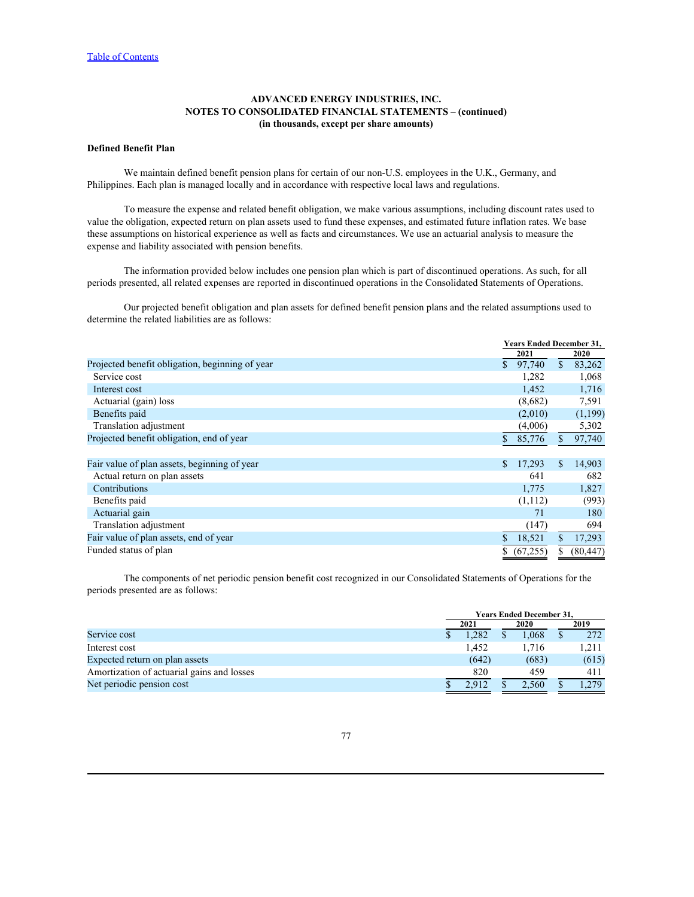[Table of Contents](#)

**ADVANCED ENERGY INDUSTRIES, INC.**
**NOTES TO CONSOLIDATED FINANCIAL STATEMENTS – (continued)**
**(in thousands, except per share amounts)**

**Defined Benefit Plan**

We maintain defined benefit pension plans for certain of our non-U.S. employees in the U.K., Germany, and Philippines. Each plan is managed locally and in accordance with respective local laws and regulations.

To measure the expense and related benefit obligation, we make various assumptions, including discount rates used to value the obligation, expected return on plan assets used to fund these expenses, and estimated future inflation rates. We base these assumptions on historical experience as well as facts and circumstances. We use an actuarial analysis to measure the expense and liability associated with pension benefits.

The information provided below includes one pension plan which is part of discontinued operations. As such, for all periods presented, all related expenses are reported in discontinued operations in the Consolidated Statements of Operations.

Our projected benefit obligation and plan assets for defined benefit pension plans and the related assumptions used to determine the related liabilities are as follows:

| | Years Ended December 31, | |
|---|---|---|
| | 2021 | 2020 |
| Projected benefit obligation, beginning of year | $ 97,740 | $ 83,262 |
| Service cost | 1,282 | 1,068 |
| Interest cost | 1,452 | 1,716 |
| Actuarial (gain) loss | (8,682) | 7,591 |
| Benefits paid | (2,010) | (1,199) |
| Translation adjustment | (4,006) | 5,302 |
| Projected benefit obligation, end of year | $ 85,776 | $ 97,740 |
| | | |
| Fair value of plan assets, beginning of year | $ 17,293 | $ 14,903 |
| Actual return on plan assets | 641 | 682 |
| Contributions | 1,775 | 1,827 |
| Benefits paid | (1,112) | (993) |
| Actuarial gain | 71 | 180 |
| Translation adjustment | (147) | 694 |
| Fair value of plan assets, end of year | $ 18,521 | $ 17,293 |
| Funded status of plan | $ (67,255) | $ (80,447) |

The components of net periodic pension benefit cost recognized in our Consolidated Statements of Operations for the periods presented are as follows:

| | Years Ended December 31, | | |
|---|---|---|---|
| | 2021 | 2020 | 2019 |
| Service cost | $ 1,282 | $ 1,068 | $ 272 |
| Interest cost | 1,452 | 1,716 | 1,211 |
| Expected return on plan assets | (642) | (683) | (615) |
| Amortization of actuarial gains and losses | 820 | 459 | 411 |
| Net periodic pension cost | $ 2,912 | $ 2,560 | $ 1,279 |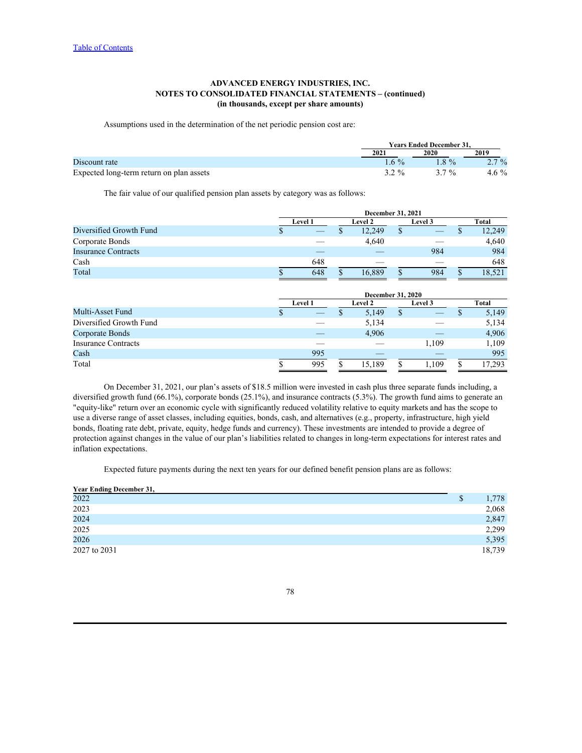**ADVANCED ENERGY INDUSTRIES, INC.**
**NOTES TO CONSOLIDATED FINANCIAL STATEMENTS – (continued)**
**(in thousands, except per share amounts)**

Assumptions used in the determination of the net periodic pension cost are:

| | Years Ended December 31, | | |
|---|---|---|---|
| | 2021 | 2020 | 2019 |
| Discount rate | 1.6 % | 1.8 % | 2.7 % |
| Expected long-term return on plan assets | 3.2 % | 3.7 % | 4.6 % |

The fair value of our qualified pension plan assets by category was as follows:

| | December 31, 2021 | | | |
|---|---|---|---|---|
| | Level 1 | Level 2 | Level 3 | Total |
| Diversified Growth Fund | $ — | $ 12,249 | $ — | $ 12,249 |
| Corporate Bonds | — | 4,640 | — | 4,640 |
| Insurance Contracts | — | — | 984 | 984 |
| Cash | 648 | — | — | 648 |
| Total | $ 648 | $ 16,889 | $ 984 | $ 18,521 |

| | December 31, 2020 | | | |
|---|---|---|---|---|
| | Level 1 | Level 2 | Level 3 | Total |
| Multi-Asset Fund | $ — | $ 5,149 | $ — | $ 5,149 |
| Diversified Growth Fund | — | 5,134 | — | 5,134 |
| Corporate Bonds | — | 4,906 | — | 4,906 |
| Insurance Contracts | — | — | 1,109 | 1,109 |
| Cash | 995 | — | — | 995 |
| Total | $ 995 | $ 15,189 | $ 1,109 | $ 17,293 |

On December 31, 2021, our plan's assets of $18.5 million were invested in cash plus three separate funds including, a diversified growth fund (66.1%), corporate bonds (25.1%), and insurance contracts (5.3%). The growth fund aims to generate an "equity-like" return over an economic cycle with significantly reduced volatility relative to equity markets and has the scope to use a diverse range of asset classes, including equities, bonds, cash, and alternatives (e.g., property, infrastructure, high yield bonds, floating rate debt, private, equity, hedge funds and currency). These investments are intended to provide a degree of protection against changes in the value of our plan's liabilities related to changes in long-term expectations for interest rates and inflation expectations.

Expected future payments during the next ten years for our defined benefit pension plans are as follows:

| Year Ending December 31, | |
|---|---|
| 2022 | $ 1,778 |
| 2023 | 2,068 |
| 2024 | 2,847 |
| 2025 | 2,299 |
| 2026 | 5,395 |
| 2027 to 2031 | 18,739 |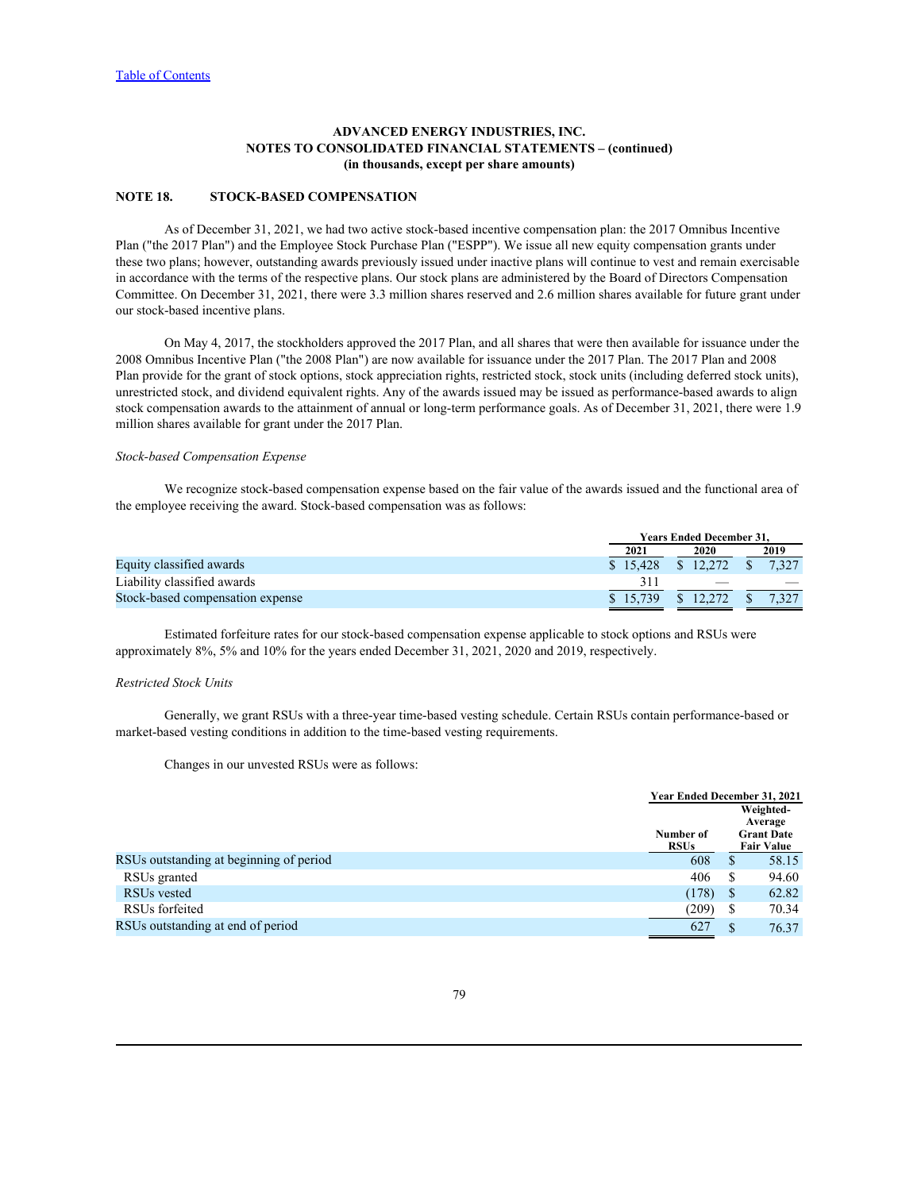[Table of Contents](#)

**ADVANCED ENERGY INDUSTRIES, INC.**
**NOTES TO CONSOLIDATED FINANCIAL STATEMENTS – (continued)**
**(in thousands, except per share amounts)**

## NOTE 18. STOCK-BASED COMPENSATION

As of December 31, 2021, we had two active stock-based incentive compensation plan: the 2017 Omnibus Incentive Plan ("the 2017 Plan") and the Employee Stock Purchase Plan ("ESPP"). We issue all new equity compensation grants under these two plans; however, outstanding awards previously issued under inactive plans will continue to vest and remain exercisable in accordance with the terms of the respective plans. Our stock plans are administered by the Board of Directors Compensation Committee. On December 31, 2021, there were 3.3 million shares reserved and 2.6 million shares available for future grant under our stock-based incentive plans.

On May 4, 2017, the stockholders approved the 2017 Plan, and all shares that were then available for issuance under the 2008 Omnibus Incentive Plan ("the 2008 Plan") are now available for issuance under the 2017 Plan. The 2017 Plan and 2008 Plan provide for the grant of stock options, stock appreciation rights, restricted stock, stock units (including deferred stock units), unrestricted stock, and dividend equivalent rights. Any of the awards issued may be issued as performance-based awards to align stock compensation awards to the attainment of annual or long-term performance goals. As of December 31, 2021, there were 1.9 million shares available for grant under the 2017 Plan.

*Stock-based Compensation Expense*

We recognize stock-based compensation expense based on the fair value of the awards issued and the functional area of the employee receiving the award. Stock-based compensation was as follows:

| | Years Ended December 31, | | |
|---|---|---|---|
| | 2021 | 2020 | 2019 |
| Equity classified awards | $ 15,428 | $ 12,272 | $ 7,327 |
| Liability classified awards | 311 | — | — |
| Stock-based compensation expense | $ 15,739 | $ 12,272 | $ 7,327 |

Estimated forfeiture rates for our stock-based compensation expense applicable to stock options and RSUs were approximately 8%, 5% and 10% for the years ended December 31, 2021, 2020 and 2019, respectively.

*Restricted Stock Units*

Generally, we grant RSUs with a three-year time-based vesting schedule. Certain RSUs contain performance-based or market-based vesting conditions in addition to the time-based vesting requirements.

Changes in our unvested RSUs were as follows:

| | Year Ended December 31, 2021 | |
|---|---|---|
| | Number of RSUs | Weighted-Average Grant Date Fair Value |
| RSUs outstanding at beginning of period | 608 | $ 58.15 |
| RSUs granted | 406 | $ 94.60 |
| RSUs vested | (178) | $ 62.82 |
| RSUs forfeited | (209) | $ 70.34 |
| RSUs outstanding at end of period | 627 | $ 76.37 |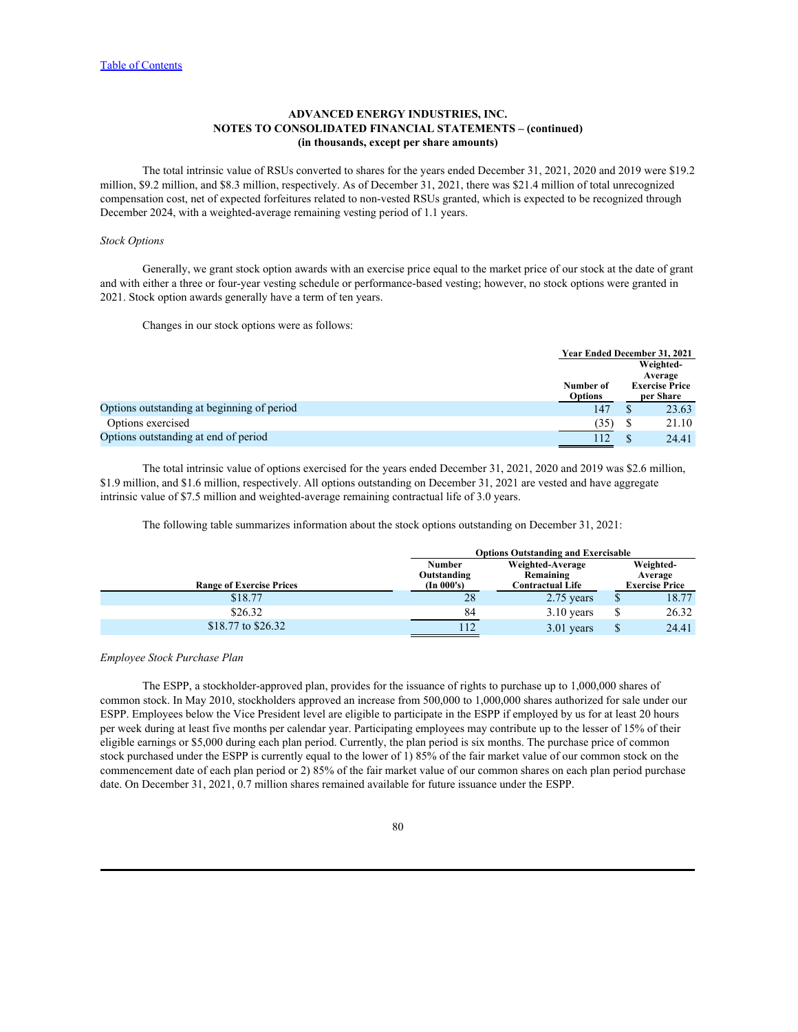**ADVANCED ENERGY INDUSTRIES, INC.**
**NOTES TO CONSOLIDATED FINANCIAL STATEMENTS – (continued)**
**(in thousands, except per share amounts)**

The total intrinsic value of RSUs converted to shares for the years ended December 31, 2021, 2020 and 2019 were $19.2 million, $9.2 million, and $8.3 million, respectively. As of December 31, 2021, there was $21.4 million of total unrecognized compensation cost, net of expected forfeitures related to non-vested RSUs granted, which is expected to be recognized through December 2024, with a weighted-average remaining vesting period of 1.1 years.

*Stock Options*

Generally, we grant stock option awards with an exercise price equal to the market price of our stock at the date of grant and with either a three or four-year vesting schedule or performance-based vesting; however, no stock options were granted in 2021. Stock option awards generally have a term of ten years.

Changes in our stock options were as follows:

| | Year Ended December 31, 2021 | |
|---|---|---|
| | Number of Options | Weighted-Average Exercise Price per Share |
| Options outstanding at beginning of period | 147 | $ 23.63 |
| Options exercised | (35) | $ 21.10 |
| Options outstanding at end of period | 112 | $ 24.41 |

The total intrinsic value of options exercised for the years ended December 31, 2021, 2020 and 2019 was $2.6 million, $1.9 million, and $1.6 million, respectively. All options outstanding on December 31, 2021 are vested and have aggregate intrinsic value of $7.5 million and weighted-average remaining contractual life of 3.0 years.

The following table summarizes information about the stock options outstanding on December 31, 2021:

| | Options Outstanding and Exercisable | | |
|---|---|---|---|
| Range of Exercise Prices | Number Outstanding (In 000's) | Weighted-Average Remaining Contractual Life | Weighted-Average Exercise Price |
| $18.77 | 28 | 2.75 years | $ 18.77 |
| $26.32 | 84 | 3.10 years | $ 26.32 |
| $18.77 to $26.32 | 112 | 3.01 years | $ 24.41 |

*Employee Stock Purchase Plan*

The ESPP, a stockholder-approved plan, provides for the issuance of rights to purchase up to 1,000,000 shares of common stock. In May 2010, stockholders approved an increase from 500,000 to 1,000,000 shares authorized for sale under our ESPP. Employees below the Vice President level are eligible to participate in the ESPP if employed by us for at least 20 hours per week during at least five months per calendar year. Participating employees may contribute up to the lesser of 15% of their eligible earnings or $5,000 during each plan period. Currently, the plan period is six months. The purchase price of common stock purchased under the ESPP is currently equal to the lower of 1) 85% of the fair market value of our common stock on the commencement date of each plan period or 2) 85% of the fair market value of our common shares on each plan period purchase date. On December 31, 2021, 0.7 million shares remained available for future issuance under the ESPP.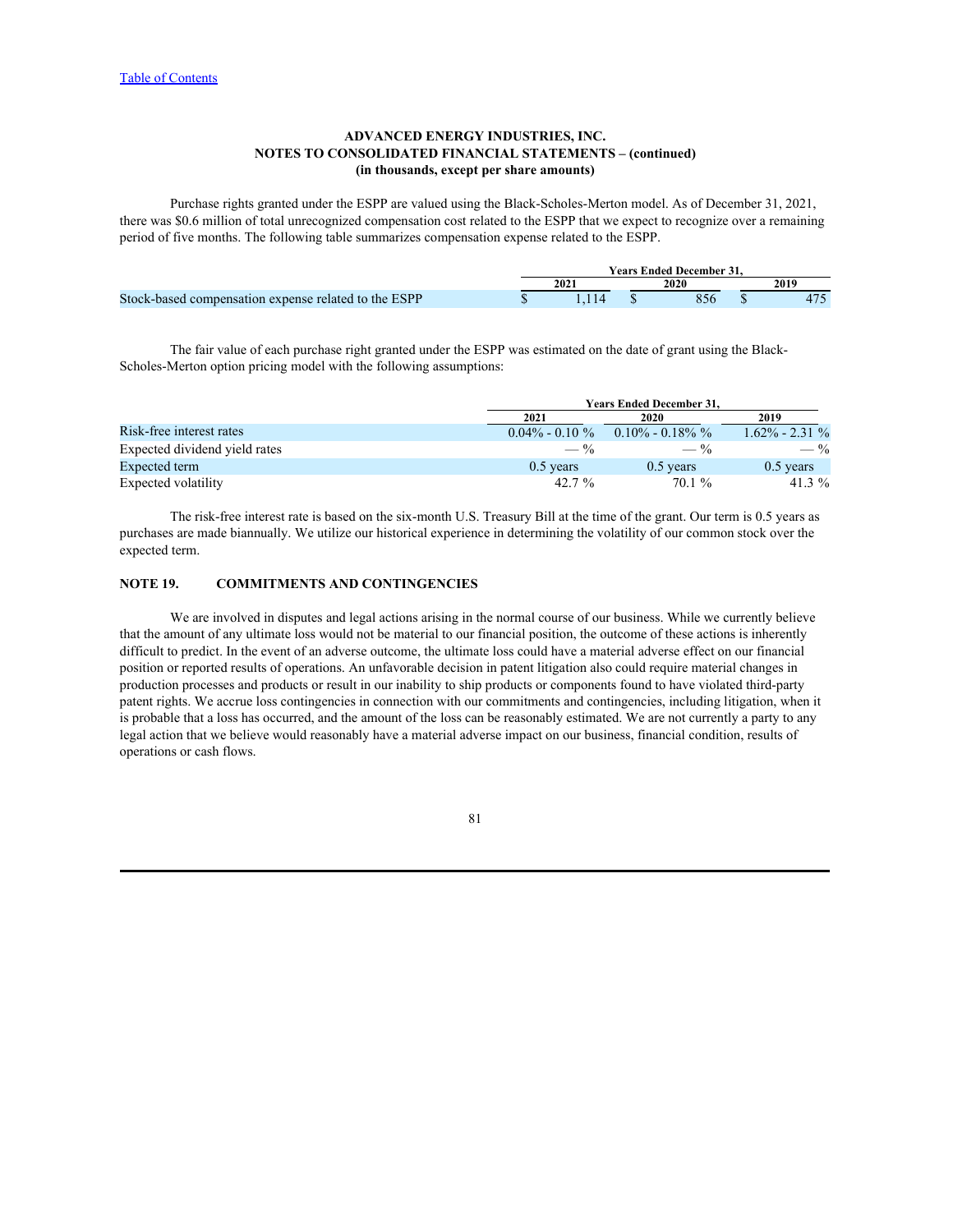**ADVANCED ENERGY INDUSTRIES, INC.**
**NOTES TO CONSOLIDATED FINANCIAL STATEMENTS – (continued)**
**(in thousands, except per share amounts)**

Purchase rights granted under the ESPP are valued using the Black-Scholes-Merton model. As of December 31, 2021, there was $0.6 million of total unrecognized compensation cost related to the ESPP that we expect to recognize over a remaining period of five months. The following table summarizes compensation expense related to the ESPP.

| | Years Ended December 31, | | |
|---|---|---|---|
| | 2021 | 2020 | 2019 |
| Stock-based compensation expense related to the ESPP | $ 1,114 | $ 856 | $ 475 |

The fair value of each purchase right granted under the ESPP was estimated on the date of grant using the Black-Scholes-Merton option pricing model with the following assumptions:

| | Years Ended December 31, | | |
|---|---|---|---|
| | 2021 | 2020 | 2019 |
| Risk-free interest rates | 0.04% - 0.10 % | 0.10% - 0.18% % | 1.62% - 2.31 % |
| Expected dividend yield rates | — % | — % | — % |
| Expected term | 0.5 years | 0.5 years | 0.5 years |
| Expected volatility | 42.7 % | 70.1 % | 41.3 % |

The risk-free interest rate is based on the six-month U.S. Treasury Bill at the time of the grant. Our term is 0.5 years as purchases are made biannually. We utilize our historical experience in determining the volatility of our common stock over the expected term.

## NOTE 19. COMMITMENTS AND CONTINGENCIES

We are involved in disputes and legal actions arising in the normal course of our business. While we currently believe that the amount of any ultimate loss would not be material to our financial position, the outcome of these actions is inherently difficult to predict. In the event of an adverse outcome, the ultimate loss could have a material adverse effect on our financial position or reported results of operations. An unfavorable decision in patent litigation also could require material changes in production processes and products or result in our inability to ship products or components found to have violated third-party patent rights. We accrue loss contingencies in connection with our commitments and contingencies, including litigation, when it is probable that a loss has occurred, and the amount of the loss can be reasonably estimated. We are not currently a party to any legal action that we believe would reasonably have a material adverse impact on our business, financial condition, results of operations or cash flows.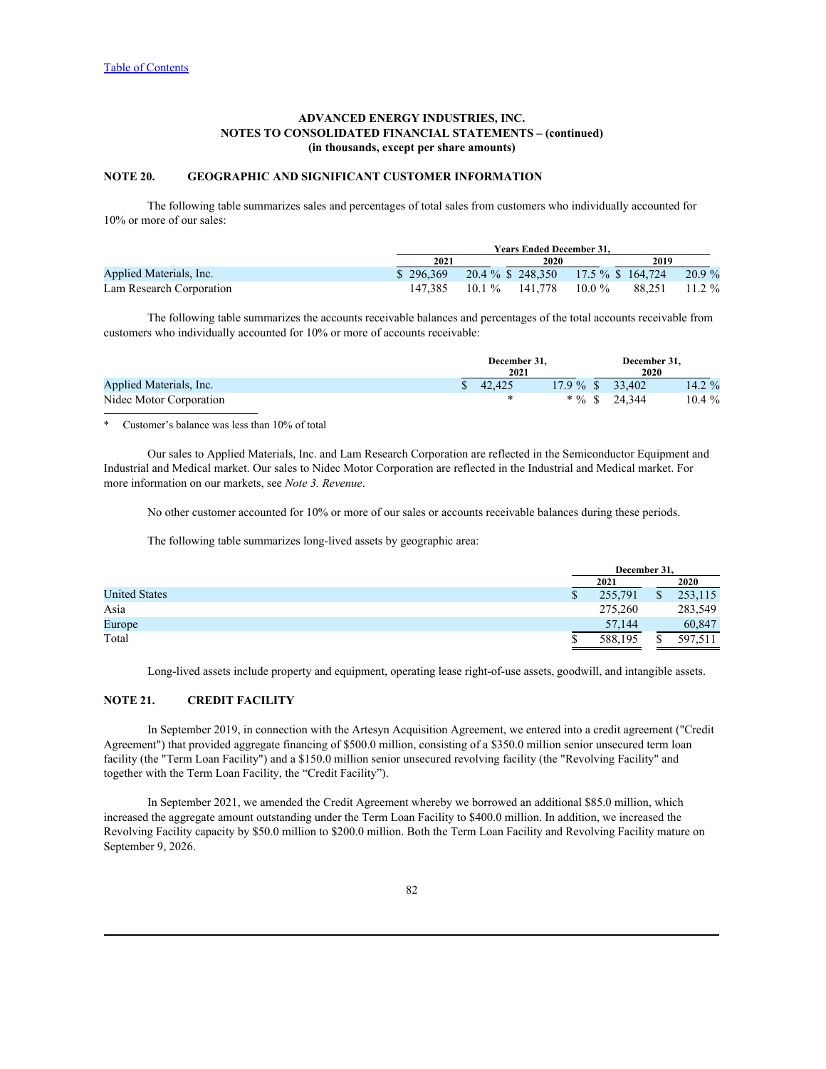ADVANCED ENERGY INDUSTRIES, INC.
NOTES TO CONSOLIDATED FINANCIAL STATEMENTS – (continued)
(in thousands, except per share amounts)

## NOTE 20. GEOGRAPHIC AND SIGNIFICANT CUSTOMER INFORMATION

The following table summarizes sales and percentages of total sales from customers who individually accounted for 10% or more of our sales:

| | Years Ended December 31, | | | | | |
|---|---|---|---|---|---|---|
| | 2021 | | 2020 | | 2019 | |
| Applied Materials, Inc. | $ 296,369 | 20.4 % | $ 248,350 | 17.5 % | $ 164,724 | 20.9 % |
| Lam Research Corporation | 147,385 | 10.1 % | 141,778 | 10.0 % | 88,251 | 11.2 % |

The following table summarizes the accounts receivable balances and percentages of the total accounts receivable from customers who individually accounted for 10% or more of accounts receivable:

| | December 31, 2021 | | December 31, 2020 | |
|---|---|---|---|---|
| Applied Materials, Inc. | $ 42,425 | 17.9 % | $ 33,402 | 14.2 % |
| Nidec Motor Corporation | * | * % | $ 24,344 | 10.4 % |

\* Customer's balance was less than 10% of total

Our sales to Applied Materials, Inc. and Lam Research Corporation are reflected in the Semiconductor Equipment and Industrial and Medical market. Our sales to Nidec Motor Corporation are reflected in the Industrial and Medical market. For more information on our markets, see *Note 3. Revenue*.

No other customer accounted for 10% or more of our sales or accounts receivable balances during these periods.

The following table summarizes long-lived assets by geographic area:

| | December 31, | |
|---|---|---|
| | 2021 | 2020 |
| United States | $ 255,791 | $ 253,115 |
| Asia | 275,260 | 283,549 |
| Europe | 57,144 | 60,847 |
| Total | $ 588,195 | $ 597,511 |

Long-lived assets include property and equipment, operating lease right-of-use assets, goodwill, and intangible assets.

## NOTE 21. CREDIT FACILITY

In September 2019, in connection with the Artesyn Acquisition Agreement, we entered into a credit agreement ("Credit Agreement") that provided aggregate financing of $500.0 million, consisting of a $350.0 million senior unsecured term loan facility (the "Term Loan Facility") and a $150.0 million senior unsecured revolving facility (the "Revolving Facility" and together with the Term Loan Facility, the "Credit Facility").

In September 2021, we amended the Credit Agreement whereby we borrowed an additional $85.0 million, which increased the aggregate amount outstanding under the Term Loan Facility to $400.0 million. In addition, we increased the Revolving Facility capacity by $50.0 million to $200.0 million. Both the Term Loan Facility and Revolving Facility mature on September 9, 2026.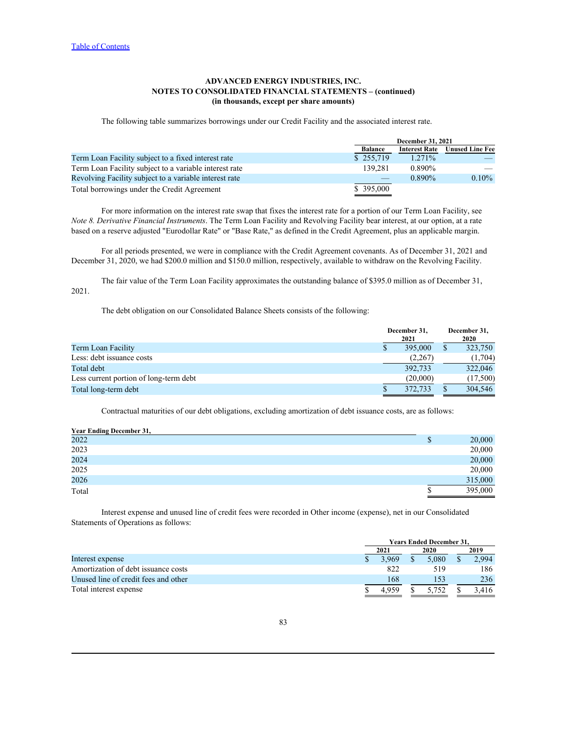Table of Contents

**ADVANCED ENERGY INDUSTRIES, INC.**
**NOTES TO CONSOLIDATED FINANCIAL STATEMENTS – (continued)**
**(in thousands, except per share amounts)**

The following table summarizes borrowings under our Credit Facility and the associated interest rate.

| | December 31, 2021 | | |
|---|---|---|---|
| | Balance | Interest Rate | Unused Line Fee |
| Term Loan Facility subject to a fixed interest rate | $ 255,719 | 1.271% | — |
| Term Loan Facility subject to a variable interest rate | 139,281 | 0.890% | — |
| Revolving Facility subject to a variable interest rate | — | 0.890% | 0.10% |
| Total borrowings under the Credit Agreement | $ 395,000 | | |

For more information on the interest rate swap that fixes the interest rate for a portion of our Term Loan Facility, see *Note 8. Derivative Financial Instruments*. The Term Loan Facility and Revolving Facility bear interest, at our option, at a rate based on a reserve adjusted "Eurodollar Rate" or "Base Rate," as defined in the Credit Agreement, plus an applicable margin.

For all periods presented, we were in compliance with the Credit Agreement covenants. As of December 31, 2021 and December 31, 2020, we had $200.0 million and $150.0 million, respectively, available to withdraw on the Revolving Facility.

The fair value of the Term Loan Facility approximates the outstanding balance of $395.0 million as of December 31, 2021.

The debt obligation on our Consolidated Balance Sheets consists of the following:

| | December 31, 2021 | December 31, 2020 |
|---|---|---|
| Term Loan Facility | $ 395,000 | $ 323,750 |
| Less: debt issuance costs | (2,267) | (1,704) |
| Total debt | 392,733 | 322,046 |
| Less current portion of long-term debt | (20,000) | (17,500) |
| Total long-term debt | $ 372,733 | $ 304,546 |

Contractual maturities of our debt obligations, excluding amortization of debt issuance costs, are as follows:

| Year Ending December 31, | |
|---|---|
| 2022 | $ 20,000 |
| 2023 | 20,000 |
| 2024 | 20,000 |
| 2025 | 20,000 |
| 2026 | 315,000 |
| Total | $ 395,000 |

Interest expense and unused line of credit fees were recorded in Other income (expense), net in our Consolidated Statements of Operations as follows:

| | Years Ended December 31, | | |
|---|---|---|---|
| | 2021 | 2020 | 2019 |
| Interest expense | $ 3,969 | $ 5,080 | $ 2,994 |
| Amortization of debt issuance costs | 822 | 519 | 186 |
| Unused line of credit fees and other | 168 | 153 | 236 |
| Total interest expense | $ 4,959 | $ 5,752 | $ 3,416 |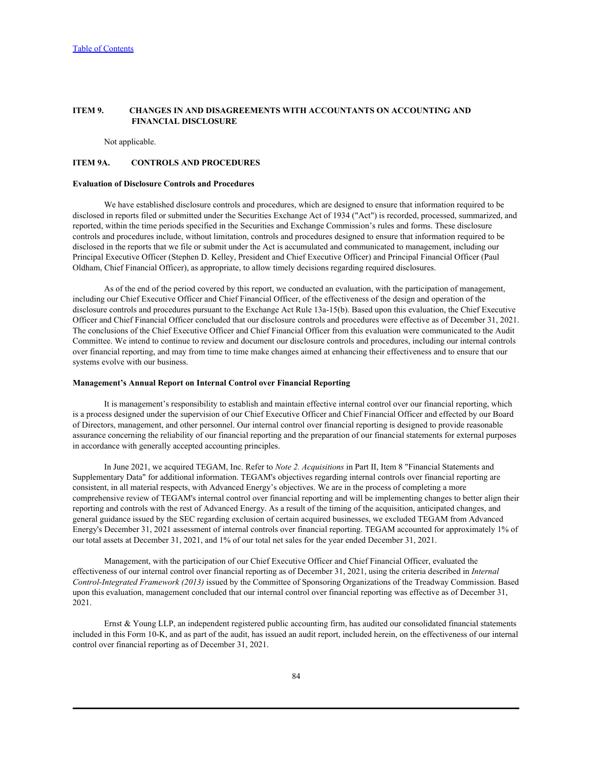## ITEM 9. CHANGES IN AND DISAGREEMENTS WITH ACCOUNTANTS ON ACCOUNTING AND FINANCIAL DISCLOSURE

Not applicable.

## ITEM 9A. CONTROLS AND PROCEDURES

### Evaluation of Disclosure Controls and Procedures

We have established disclosure controls and procedures, which are designed to ensure that information required to be disclosed in reports filed or submitted under the Securities Exchange Act of 1934 ("Act") is recorded, processed, summarized, and reported, within the time periods specified in the Securities and Exchange Commission's rules and forms. These disclosure controls and procedures include, without limitation, controls and procedures designed to ensure that information required to be disclosed in the reports that we file or submit under the Act is accumulated and communicated to management, including our Principal Executive Officer (Stephen D. Kelley, President and Chief Executive Officer) and Principal Financial Officer (Paul Oldham, Chief Financial Officer), as appropriate, to allow timely decisions regarding required disclosures.

As of the end of the period covered by this report, we conducted an evaluation, with the participation of management, including our Chief Executive Officer and Chief Financial Officer, of the effectiveness of the design and operation of the disclosure controls and procedures pursuant to the Exchange Act Rule 13a-15(b). Based upon this evaluation, the Chief Executive Officer and Chief Financial Officer concluded that our disclosure controls and procedures were effective as of December 31, 2021. The conclusions of the Chief Executive Officer and Chief Financial Officer from this evaluation were communicated to the Audit Committee. We intend to continue to review and document our disclosure controls and procedures, including our internal controls over financial reporting, and may from time to time make changes aimed at enhancing their effectiveness and to ensure that our systems evolve with our business.

### Management's Annual Report on Internal Control over Financial Reporting

It is management's responsibility to establish and maintain effective internal control over our financial reporting, which is a process designed under the supervision of our Chief Executive Officer and Chief Financial Officer and effected by our Board of Directors, management, and other personnel. Our internal control over financial reporting is designed to provide reasonable assurance concerning the reliability of our financial reporting and the preparation of our financial statements for external purposes in accordance with generally accepted accounting principles.

In June 2021, we acquired TEGAM, Inc. Refer to *Note 2. Acquisitions* in Part II, Item 8 "Financial Statements and Supplementary Data" for additional information. TEGAM's objectives regarding internal controls over financial reporting are consistent, in all material respects, with Advanced Energy's objectives. We are in the process of completing a more comprehensive review of TEGAM's internal control over financial reporting and will be implementing changes to better align their reporting and controls with the rest of Advanced Energy. As a result of the timing of the acquisition, anticipated changes, and general guidance issued by the SEC regarding exclusion of certain acquired businesses, we excluded TEGAM from Advanced Energy's December 31, 2021 assessment of internal controls over financial reporting. TEGAM accounted for approximately 1% of our total assets at December 31, 2021, and 1% of our total net sales for the year ended December 31, 2021.

Management, with the participation of our Chief Executive Officer and Chief Financial Officer, evaluated the effectiveness of our internal control over financial reporting as of December 31, 2021, using the criteria described in *Internal Control-Integrated Framework (2013)* issued by the Committee of Sponsoring Organizations of the Treadway Commission. Based upon this evaluation, management concluded that our internal control over financial reporting was effective as of December 31, 2021.

Ernst & Young LLP, an independent registered public accounting firm, has audited our consolidated financial statements included in this Form 10-K, and as part of the audit, has issued an audit report, included herein, on the effectiveness of our internal control over financial reporting as of December 31, 2021.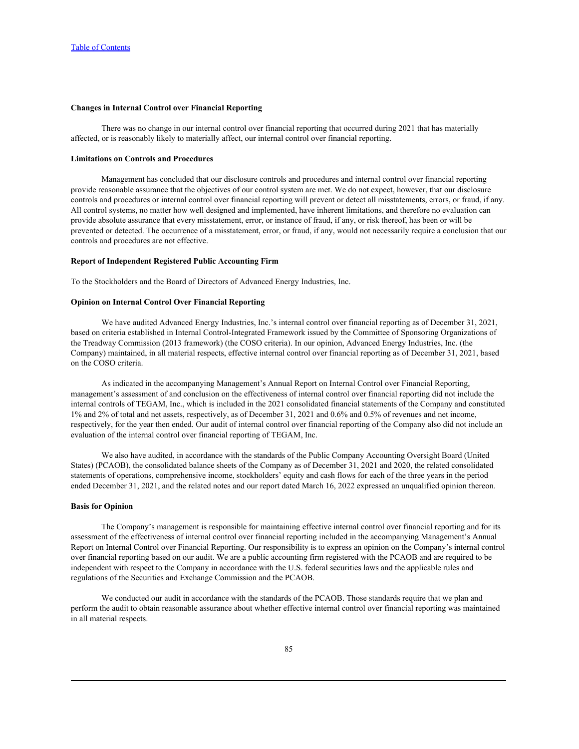**Changes in Internal Control over Financial Reporting**

There was no change in our internal control over financial reporting that occurred during 2021 that has materially affected, or is reasonably likely to materially affect, our internal control over financial reporting.

**Limitations on Controls and Procedures**

Management has concluded that our disclosure controls and procedures and internal control over financial reporting provide reasonable assurance that the objectives of our control system are met. We do not expect, however, that our disclosure controls and procedures or internal control over financial reporting will prevent or detect all misstatements, errors, or fraud, if any. All control systems, no matter how well designed and implemented, have inherent limitations, and therefore no evaluation can provide absolute assurance that every misstatement, error, or instance of fraud, if any, or risk thereof, has been or will be prevented or detected. The occurrence of a misstatement, error, or fraud, if any, would not necessarily require a conclusion that our controls and procedures are not effective.

**Report of Independent Registered Public Accounting Firm**

To the Stockholders and the Board of Directors of Advanced Energy Industries, Inc.

**Opinion on Internal Control Over Financial Reporting**

We have audited Advanced Energy Industries, Inc.'s internal control over financial reporting as of December 31, 2021, based on criteria established in Internal Control-Integrated Framework issued by the Committee of Sponsoring Organizations of the Treadway Commission (2013 framework) (the COSO criteria). In our opinion, Advanced Energy Industries, Inc. (the Company) maintained, in all material respects, effective internal control over financial reporting as of December 31, 2021, based on the COSO criteria.

As indicated in the accompanying Management's Annual Report on Internal Control over Financial Reporting, management's assessment of and conclusion on the effectiveness of internal control over financial reporting did not include the internal controls of TEGAM, Inc., which is included in the 2021 consolidated financial statements of the Company and constituted 1% and 2% of total and net assets, respectively, as of December 31, 2021 and 0.6% and 0.5% of revenues and net income, respectively, for the year then ended. Our audit of internal control over financial reporting of the Company also did not include an evaluation of the internal control over financial reporting of TEGAM, Inc.

We also have audited, in accordance with the standards of the Public Company Accounting Oversight Board (United States) (PCAOB), the consolidated balance sheets of the Company as of December 31, 2021 and 2020, the related consolidated statements of operations, comprehensive income, stockholders' equity and cash flows for each of the three years in the period ended December 31, 2021, and the related notes and our report dated March 16, 2022 expressed an unqualified opinion thereon.

**Basis for Opinion**

The Company's management is responsible for maintaining effective internal control over financial reporting and for its assessment of the effectiveness of internal control over financial reporting included in the accompanying Management's Annual Report on Internal Control over Financial Reporting. Our responsibility is to express an opinion on the Company's internal control over financial reporting based on our audit. We are a public accounting firm registered with the PCAOB and are required to be independent with respect to the Company in accordance with the U.S. federal securities laws and the applicable rules and regulations of the Securities and Exchange Commission and the PCAOB.

We conducted our audit in accordance with the standards of the PCAOB. Those standards require that we plan and perform the audit to obtain reasonable assurance about whether effective internal control over financial reporting was maintained in all material respects.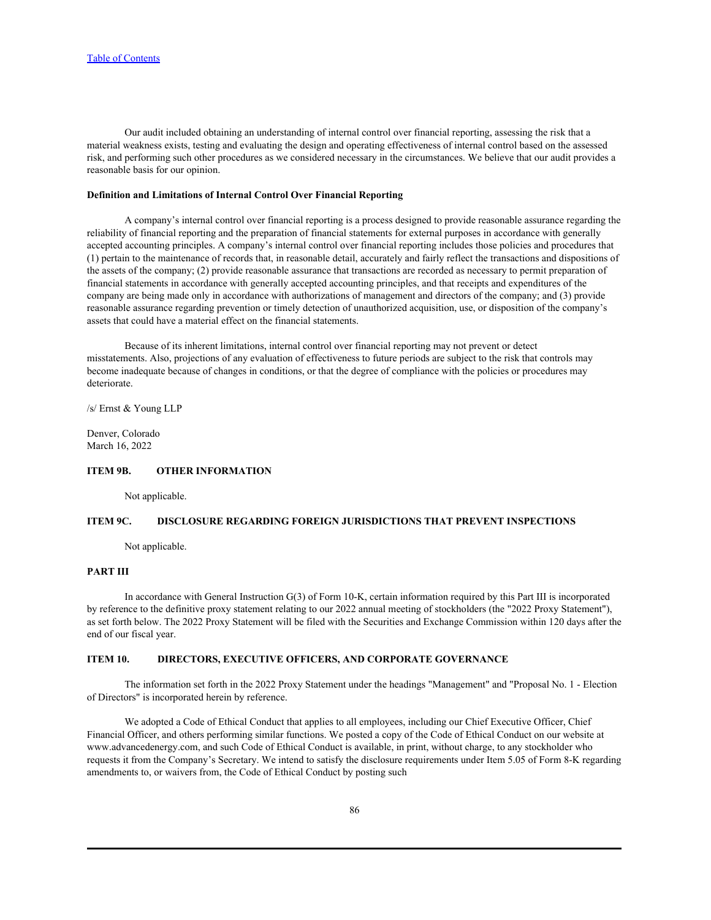Our audit included obtaining an understanding of internal control over financial reporting, assessing the risk that a material weakness exists, testing and evaluating the design and operating effectiveness of internal control based on the assessed risk, and performing such other procedures as we considered necessary in the circumstances. We believe that our audit provides a reasonable basis for our opinion.

**Definition and Limitations of Internal Control Over Financial Reporting**

A company's internal control over financial reporting is a process designed to provide reasonable assurance regarding the reliability of financial reporting and the preparation of financial statements for external purposes in accordance with generally accepted accounting principles. A company's internal control over financial reporting includes those policies and procedures that (1) pertain to the maintenance of records that, in reasonable detail, accurately and fairly reflect the transactions and dispositions of the assets of the company; (2) provide reasonable assurance that transactions are recorded as necessary to permit preparation of financial statements in accordance with generally accepted accounting principles, and that receipts and expenditures of the company are being made only in accordance with authorizations of management and directors of the company; and (3) provide reasonable assurance regarding prevention or timely detection of unauthorized acquisition, use, or disposition of the company's assets that could have a material effect on the financial statements.

Because of its inherent limitations, internal control over financial reporting may not prevent or detect misstatements. Also, projections of any evaluation of effectiveness to future periods are subject to the risk that controls may become inadequate because of changes in conditions, or that the degree of compliance with the policies or procedures may deteriorate.

/s/ Ernst & Young LLP

Denver, Colorado
March 16, 2022

## ITEM 9B. OTHER INFORMATION

Not applicable.

## ITEM 9C. DISCLOSURE REGARDING FOREIGN JURISDICTIONS THAT PREVENT INSPECTIONS

Not applicable.

# PART III

In accordance with General Instruction G(3) of Form 10-K, certain information required by this Part III is incorporated by reference to the definitive proxy statement relating to our 2022 annual meeting of stockholders (the "2022 Proxy Statement"), as set forth below. The 2022 Proxy Statement will be filed with the Securities and Exchange Commission within 120 days after the end of our fiscal year.

## ITEM 10. DIRECTORS, EXECUTIVE OFFICERS, AND CORPORATE GOVERNANCE

The information set forth in the 2022 Proxy Statement under the headings "Management" and "Proposal No. 1 - Election of Directors" is incorporated herein by reference.

We adopted a Code of Ethical Conduct that applies to all employees, including our Chief Executive Officer, Chief Financial Officer, and others performing similar functions. We posted a copy of the Code of Ethical Conduct on our website at www.advancedenergy.com, and such Code of Ethical Conduct is available, in print, without charge, to any stockholder who requests it from the Company's Secretary. We intend to satisfy the disclosure requirements under Item 5.05 of Form 8-K regarding amendments to, or waivers from, the Code of Ethical Conduct by posting such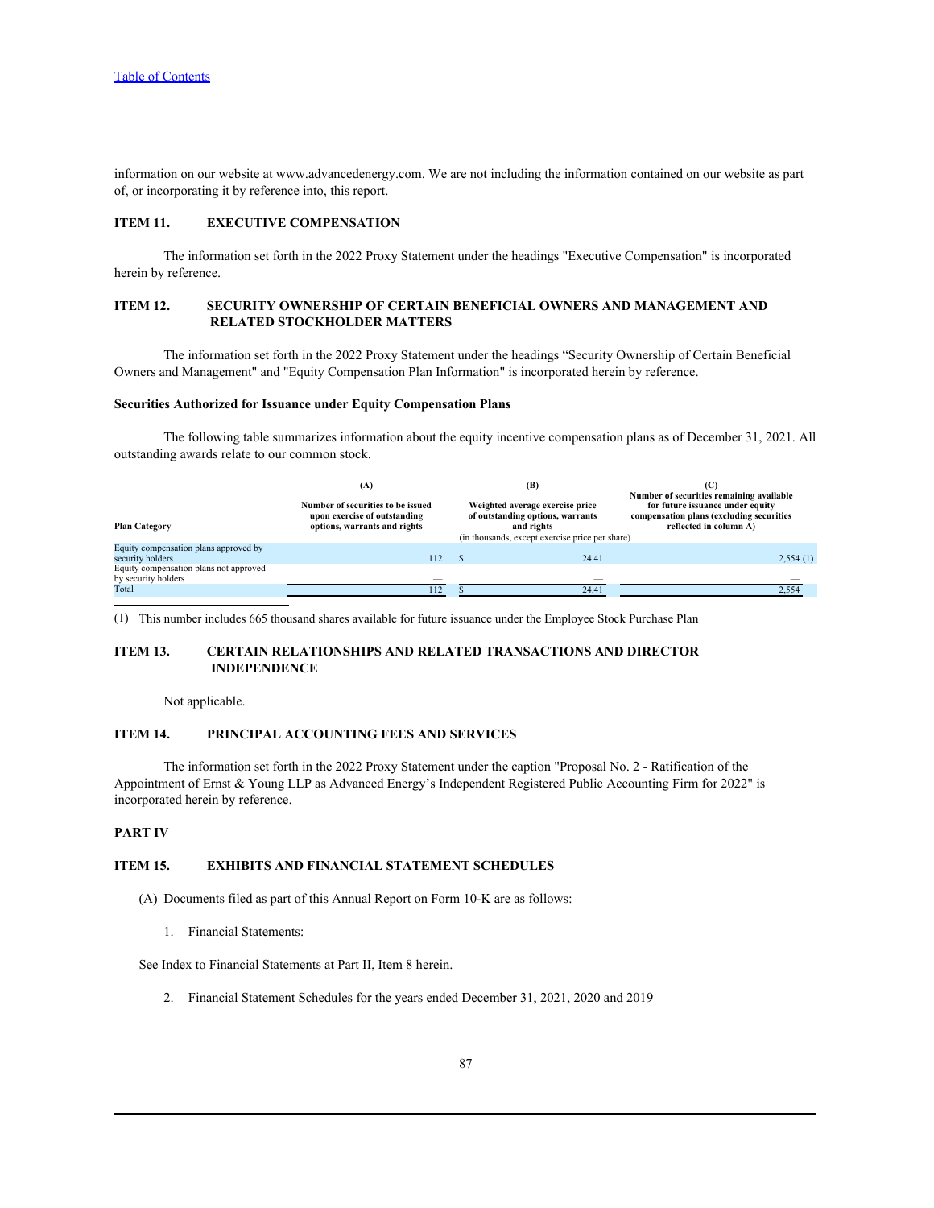information on our website at www.advancedenergy.com. We are not including the information contained on our website as part of, or incorporating it by reference into, this report.

## ITEM 11. EXECUTIVE COMPENSATION

The information set forth in the 2022 Proxy Statement under the headings "Executive Compensation" is incorporated herein by reference.

## ITEM 12. SECURITY OWNERSHIP OF CERTAIN BENEFICIAL OWNERS AND MANAGEMENT AND RELATED STOCKHOLDER MATTERS

The information set forth in the 2022 Proxy Statement under the headings “Security Ownership of Certain Beneficial Owners and Management" and "Equity Compensation Plan Information" is incorporated herein by reference.

### Securities Authorized for Issuance under Equity Compensation Plans

The following table summarizes information about the equity incentive compensation plans as of December 31, 2021. All outstanding awards relate to our common stock.

| Plan Category | (A) Number of securities to be issued upon exercise of outstanding options, warrants and rights | (B) Weighted average exercise price of outstanding options, warrants and rights | (C) Number of securities remaining available for future issuance under equity compensation plans (excluding securities reflected in column A) |
|---|---|---|---|
| | (in thousands, except exercise price per share) | | |
| Equity compensation plans approved by security holders | 112 | $ 24.41 | 2,554 (1) |
| Equity compensation plans not approved by security holders | — | — | — |
| Total | 112 | $ 24.41 | 2,554 |

(1) This number includes 665 thousand shares available for future issuance under the Employee Stock Purchase Plan

## ITEM 13. CERTAIN RELATIONSHIPS AND RELATED TRANSACTIONS AND DIRECTOR INDEPENDENCE

Not applicable.

## ITEM 14. PRINCIPAL ACCOUNTING FEES AND SERVICES

The information set forth in the 2022 Proxy Statement under the caption "Proposal No. 2 - Ratification of the Appointment of Ernst & Young LLP as Advanced Energy’s Independent Registered Public Accounting Firm for 2022" is incorporated herein by reference.

# PART IV

## ITEM 15. EXHIBITS AND FINANCIAL STATEMENT SCHEDULES

(A) Documents filed as part of this Annual Report on Form 10-K are as follows:

1. Financial Statements:

See Index to Financial Statements at Part II, Item 8 herein.

2. Financial Statement Schedules for the years ended December 31, 2021, 2020 and 2019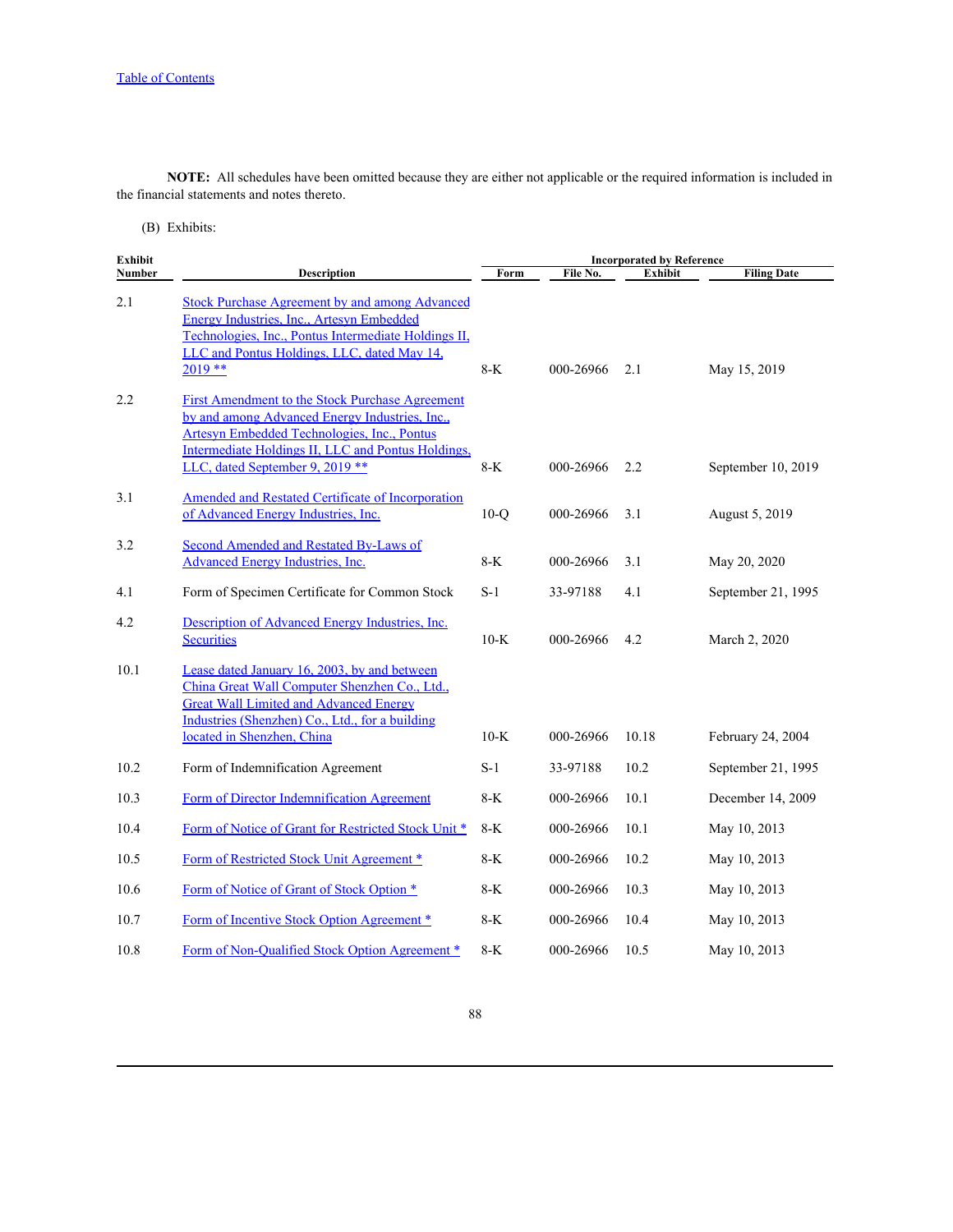Table of Contents

**NOTE:** All schedules have been omitted because they are either not applicable or the required information is included in the financial statements and notes thereto.

(B) Exhibits:

| Exhibit Number | Description | Incorporated by Reference | | | |
|---|---|---|---|---|---|
| | | Form | File No. | Exhibit | Filing Date |
| 2.1 | Stock Purchase Agreement by and among Advanced Energy Industries, Inc., Artesyn Embedded Technologies, Inc., Pontus Intermediate Holdings II, LLC and Pontus Holdings, LLC, dated May 14, 2019 ** | 8-K | 000-26966 | 2.1 | May 15, 2019 |
| 2.2 | First Amendment to the Stock Purchase Agreement by and among Advanced Energy Industries, Inc., Artesyn Embedded Technologies, Inc., Pontus Intermediate Holdings II, LLC and Pontus Holdings, LLC, dated September 9, 2019 ** | 8-K | 000-26966 | 2.2 | September 10, 2019 |
| 3.1 | Amended and Restated Certificate of Incorporation of Advanced Energy Industries, Inc. | 10-Q | 000-26966 | 3.1 | August 5, 2019 |
| 3.2 | Second Amended and Restated By-Laws of Advanced Energy Industries, Inc. | 8-K | 000-26966 | 3.1 | May 20, 2020 |
| 4.1 | Form of Specimen Certificate for Common Stock | S-1 | 33-97188 | 4.1 | September 21, 1995 |
| 4.2 | Description of Advanced Energy Industries, Inc. Securities | 10-K | 000-26966 | 4.2 | March 2, 2020 |
| 10.1 | Lease dated January 16, 2003, by and between China Great Wall Computer Shenzhen Co., Ltd., Great Wall Limited and Advanced Energy Industries (Shenzhen) Co., Ltd., for a building located in Shenzhen, China | 10-K | 000-26966 | 10.18 | February 24, 2004 |
| 10.2 | Form of Indemnification Agreement | S-1 | 33-97188 | 10.2 | September 21, 1995 |
| 10.3 | Form of Director Indemnification Agreement | 8-K | 000-26966 | 10.1 | December 14, 2009 |
| 10.4 | Form of Notice of Grant for Restricted Stock Unit * | 8-K | 000-26966 | 10.1 | May 10, 2013 |
| 10.5 | Form of Restricted Stock Unit Agreement * | 8-K | 000-26966 | 10.2 | May 10, 2013 |
| 10.6 | Form of Notice of Grant of Stock Option * | 8-K | 000-26966 | 10.3 | May 10, 2013 |
| 10.7 | Form of Incentive Stock Option Agreement * | 8-K | 000-26966 | 10.4 | May 10, 2013 |
| 10.8 | Form of Non-Qualified Stock Option Agreement * | 8-K | 000-26966 | 10.5 | May 10, 2013 |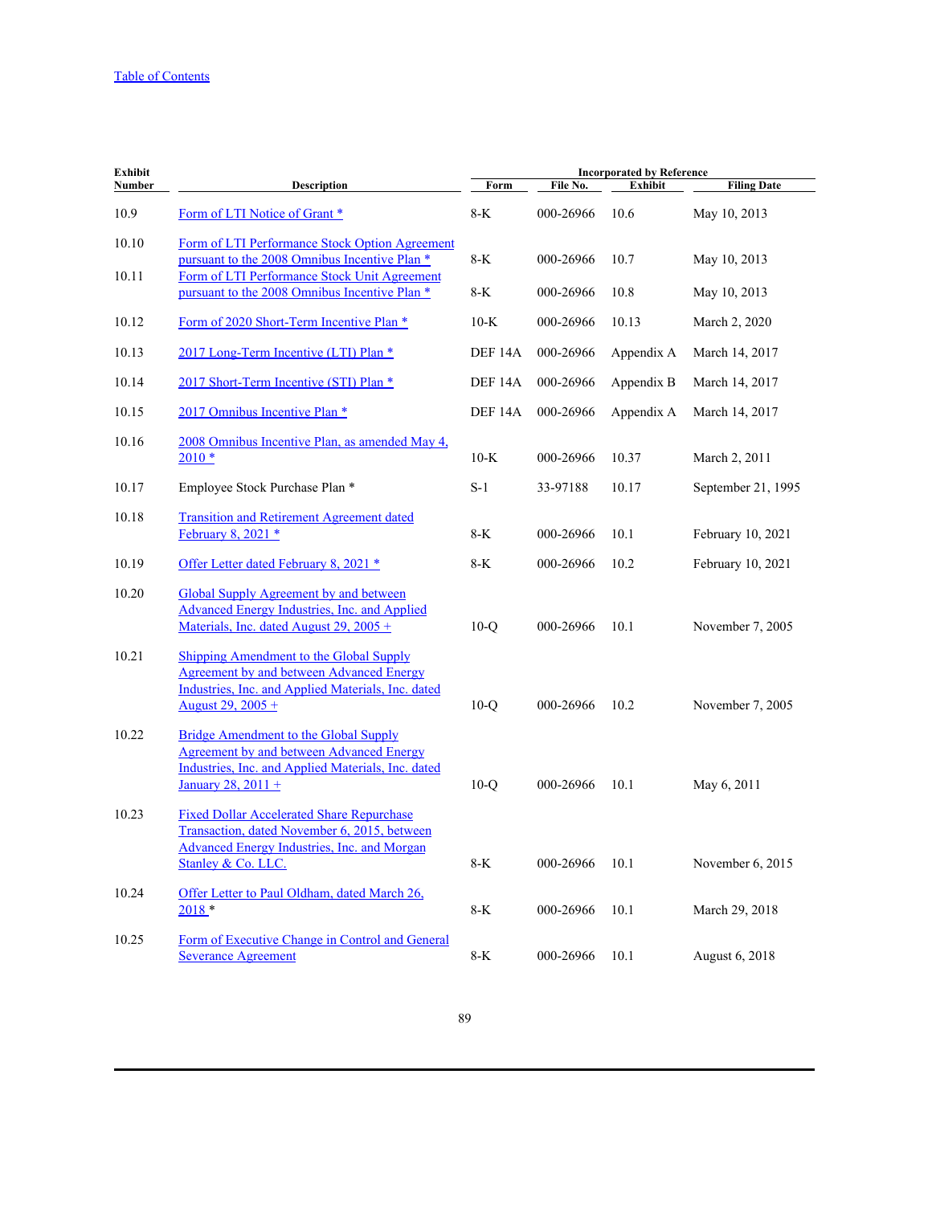| Exhibit Number | Description | Incorporated by Reference | | | |
|---|---|---|---|---|---|
| | | Form | File No. | Exhibit | Filing Date |
| 10.9 | Form of LTI Notice of Grant * | 8-K | 000-26966 | 10.6 | May 10, 2013 |
| 10.10 | Form of LTI Performance Stock Option Agreement pursuant to the 2008 Omnibus Incentive Plan * | 8-K | 000-26966 | 10.7 | May 10, 2013 |
| 10.11 | Form of LTI Performance Stock Unit Agreement pursuant to the 2008 Omnibus Incentive Plan * | 8-K | 000-26966 | 10.8 | May 10, 2013 |
| 10.12 | Form of 2020 Short-Term Incentive Plan * | 10-K | 000-26966 | 10.13 | March 2, 2020 |
| 10.13 | 2017 Long-Term Incentive (LTI) Plan * | DEF 14A | 000-26966 | Appendix A | March 14, 2017 |
| 10.14 | 2017 Short-Term Incentive (STI) Plan * | DEF 14A | 000-26966 | Appendix B | March 14, 2017 |
| 10.15 | 2017 Omnibus Incentive Plan * | DEF 14A | 000-26966 | Appendix A | March 14, 2017 |
| 10.16 | 2008 Omnibus Incentive Plan, as amended May 4, 2010 * | 10-K | 000-26966 | 10.37 | March 2, 2011 |
| 10.17 | Employee Stock Purchase Plan * | S-1 | 33-97188 | 10.17 | September 21, 1995 |
| 10.18 | Transition and Retirement Agreement dated February 8, 2021 * | 8-K | 000-26966 | 10.1 | February 10, 2021 |
| 10.19 | Offer Letter dated February 8, 2021 * | 8-K | 000-26966 | 10.2 | February 10, 2021 |
| 10.20 | Global Supply Agreement by and between Advanced Energy Industries, Inc. and Applied Materials, Inc. dated August 29, 2005 + | 10-Q | 000-26966 | 10.1 | November 7, 2005 |
| 10.21 | Shipping Amendment to the Global Supply Agreement by and between Advanced Energy Industries, Inc. and Applied Materials, Inc. dated August 29, 2005 + | 10-Q | 000-26966 | 10.2 | November 7, 2005 |
| 10.22 | Bridge Amendment to the Global Supply Agreement by and between Advanced Energy Industries, Inc. and Applied Materials, Inc. dated January 28, 2011 + | 10-Q | 000-26966 | 10.1 | May 6, 2011 |
| 10.23 | Fixed Dollar Accelerated Share Repurchase Transaction, dated November 6, 2015, between Advanced Energy Industries, Inc. and Morgan Stanley & Co. LLC. | 8-K | 000-26966 | 10.1 | November 6, 2015 |
| 10.24 | Offer Letter to Paul Oldham, dated March 26, 2018 * | 8-K | 000-26966 | 10.1 | March 29, 2018 |
| 10.25 | Form of Executive Change in Control and General Severance Agreement | 8-K | 000-26966 | 10.1 | August 6, 2018 |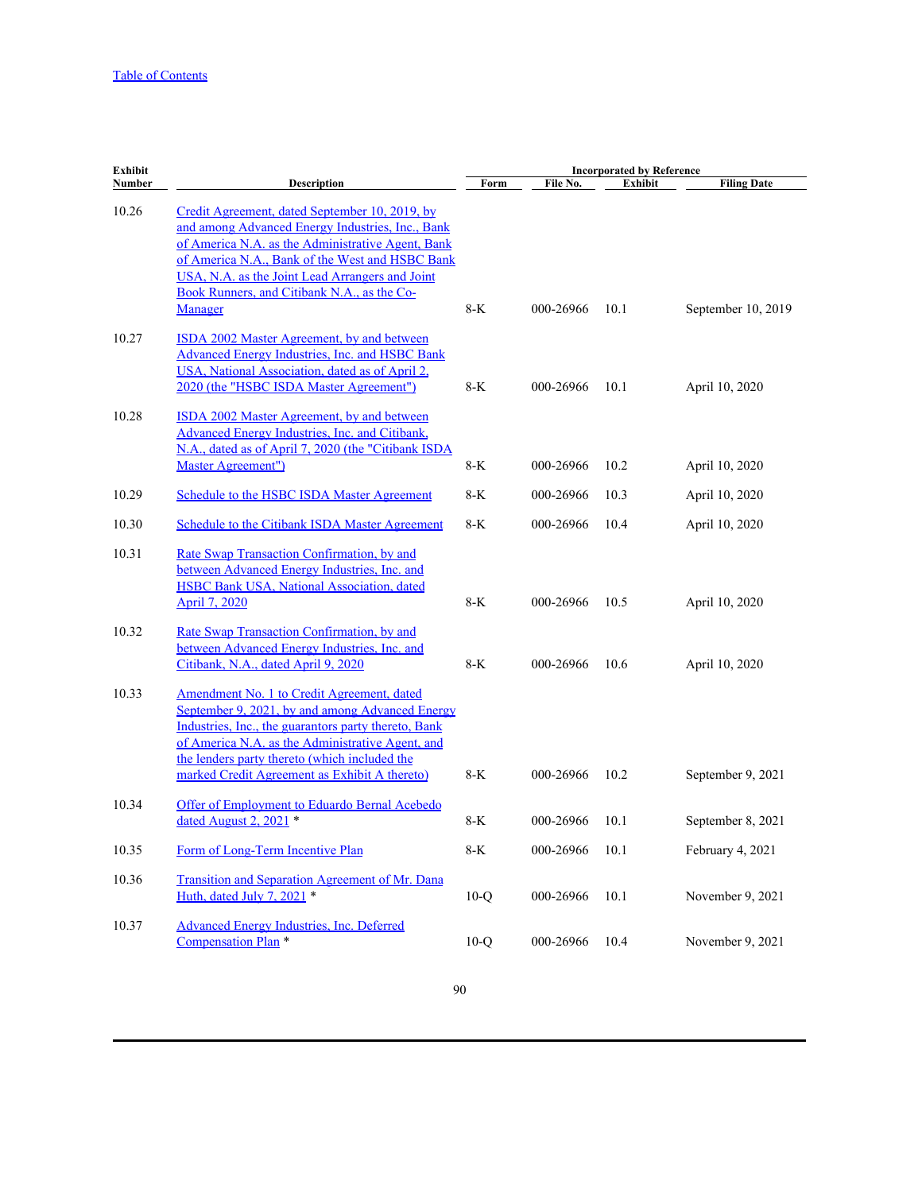[Table of Contents](#)

| Exhibit Number | Description | Incorporated by Reference | | | |
|---|---|---|---|---|---|
| | | Form | File No. | Exhibit | Filing Date |
| 10.26 | Credit Agreement, dated September 10, 2019, by and among Advanced Energy Industries, Inc., Bank of America N.A. as the Administrative Agent, Bank of America N.A., Bank of the West and HSBC Bank USA, N.A. as the Joint Lead Arrangers and Joint Book Runners, and Citibank N.A., as the Co-Manager | 8-K | 000-26966 | 10.1 | September 10, 2019 |
| 10.27 | ISDA 2002 Master Agreement, by and between Advanced Energy Industries, Inc. and HSBC Bank USA, National Association, dated as of April 2, 2020 (the "HSBC ISDA Master Agreement") | 8-K | 000-26966 | 10.1 | April 10, 2020 |
| 10.28 | ISDA 2002 Master Agreement, by and between Advanced Energy Industries, Inc. and Citibank, N.A., dated as of April 7, 2020 (the "Citibank ISDA Master Agreement") | 8-K | 000-26966 | 10.2 | April 10, 2020 |
| 10.29 | Schedule to the HSBC ISDA Master Agreement | 8-K | 000-26966 | 10.3 | April 10, 2020 |
| 10.30 | Schedule to the Citibank ISDA Master Agreement | 8-K | 000-26966 | 10.4 | April 10, 2020 |
| 10.31 | Rate Swap Transaction Confirmation, by and between Advanced Energy Industries, Inc. and HSBC Bank USA, National Association, dated April 7, 2020 | 8-K | 000-26966 | 10.5 | April 10, 2020 |
| 10.32 | Rate Swap Transaction Confirmation, by and between Advanced Energy Industries, Inc. and Citibank, N.A., dated April 9, 2020 | 8-K | 000-26966 | 10.6 | April 10, 2020 |
| 10.33 | Amendment No. 1 to Credit Agreement, dated September 9, 2021, by and among Advanced Energy Industries, Inc., the guarantors party thereto, Bank of America N.A. as the Administrative Agent, and the lenders party thereto (which included the marked Credit Agreement as Exhibit A thereto) | 8-K | 000-26966 | 10.2 | September 9, 2021 |
| 10.34 | Offer of Employment to Eduardo Bernal Acebedo dated August 2, 2021 * | 8-K | 000-26966 | 10.1 | September 8, 2021 |
| 10.35 | Form of Long-Term Incentive Plan | 8-K | 000-26966 | 10.1 | February 4, 2021 |
| 10.36 | Transition and Separation Agreement of Mr. Dana Huth, dated July 7, 2021 * | 10-Q | 000-26966 | 10.1 | November 9, 2021 |
| 10.37 | Advanced Energy Industries, Inc. Deferred Compensation Plan * | 10-Q | 000-26966 | 10.4 | November 9, 2021 |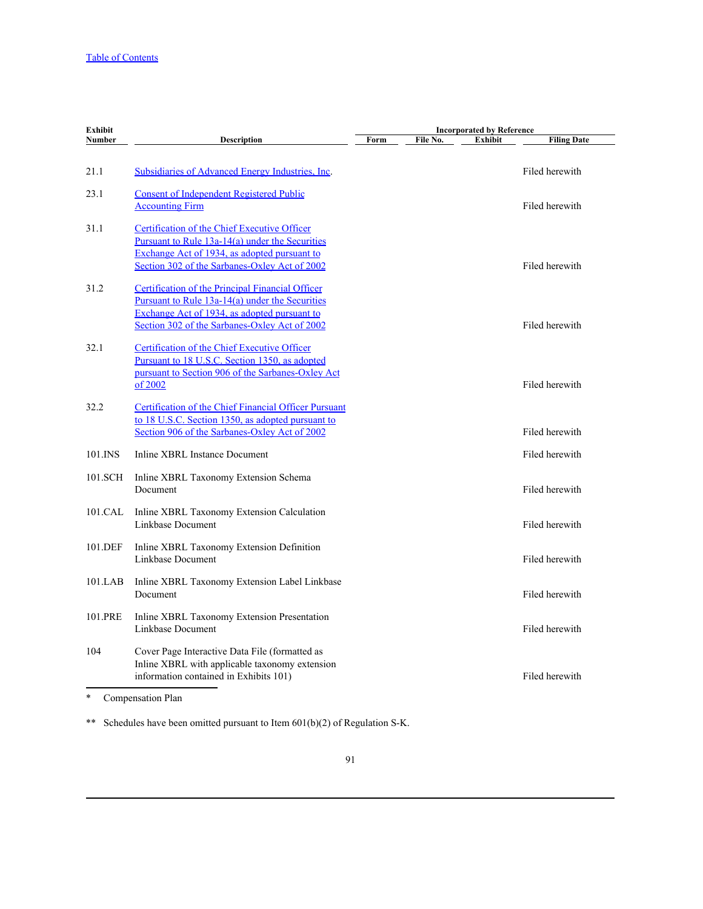| Exhibit Number | Description | Incorporated by Reference | | | |
|---|---|---|---|---|---|
| | | Form | File No. | Exhibit | Filing Date |
| 21.1 | Subsidiaries of Advanced Energy Industries, Inc. | | | | Filed herewith |
| 23.1 | Consent of Independent Registered Public Accounting Firm | | | | Filed herewith |
| 31.1 | Certification of the Chief Executive Officer Pursuant to Rule 13a-14(a) under the Securities Exchange Act of 1934, as adopted pursuant to Section 302 of the Sarbanes-Oxley Act of 2002 | | | | Filed herewith |
| 31.2 | Certification of the Principal Financial Officer Pursuant to Rule 13a-14(a) under the Securities Exchange Act of 1934, as adopted pursuant to Section 302 of the Sarbanes-Oxley Act of 2002 | | | | Filed herewith |
| 32.1 | Certification of the Chief Executive Officer Pursuant to 18 U.S.C. Section 1350, as adopted pursuant to Section 906 of the Sarbanes-Oxley Act of 2002 | | | | Filed herewith |
| 32.2 | Certification of the Chief Financial Officer Pursuant to 18 U.S.C. Section 1350, as adopted pursuant to Section 906 of the Sarbanes-Oxley Act of 2002 | | | | Filed herewith |
| 101.INS | Inline XBRL Instance Document | | | | Filed herewith |
| 101.SCH | Inline XBRL Taxonomy Extension Schema Document | | | | Filed herewith |
| 101.CAL | Inline XBRL Taxonomy Extension Calculation Linkbase Document | | | | Filed herewith |
| 101.DEF | Inline XBRL Taxonomy Extension Definition Linkbase Document | | | | Filed herewith |
| 101.LAB | Inline XBRL Taxonomy Extension Label Linkbase Document | | | | Filed herewith |
| 101.PRE | Inline XBRL Taxonomy Extension Presentation Linkbase Document | | | | Filed herewith |
| 104 | Cover Page Interactive Data File (formatted as Inline XBRL with applicable taxonomy extension information contained in Exhibits 101) | | | | Filed herewith |

\* Compensation Plan

\*\* Schedules have been omitted pursuant to Item 601(b)(2) of Regulation S-K.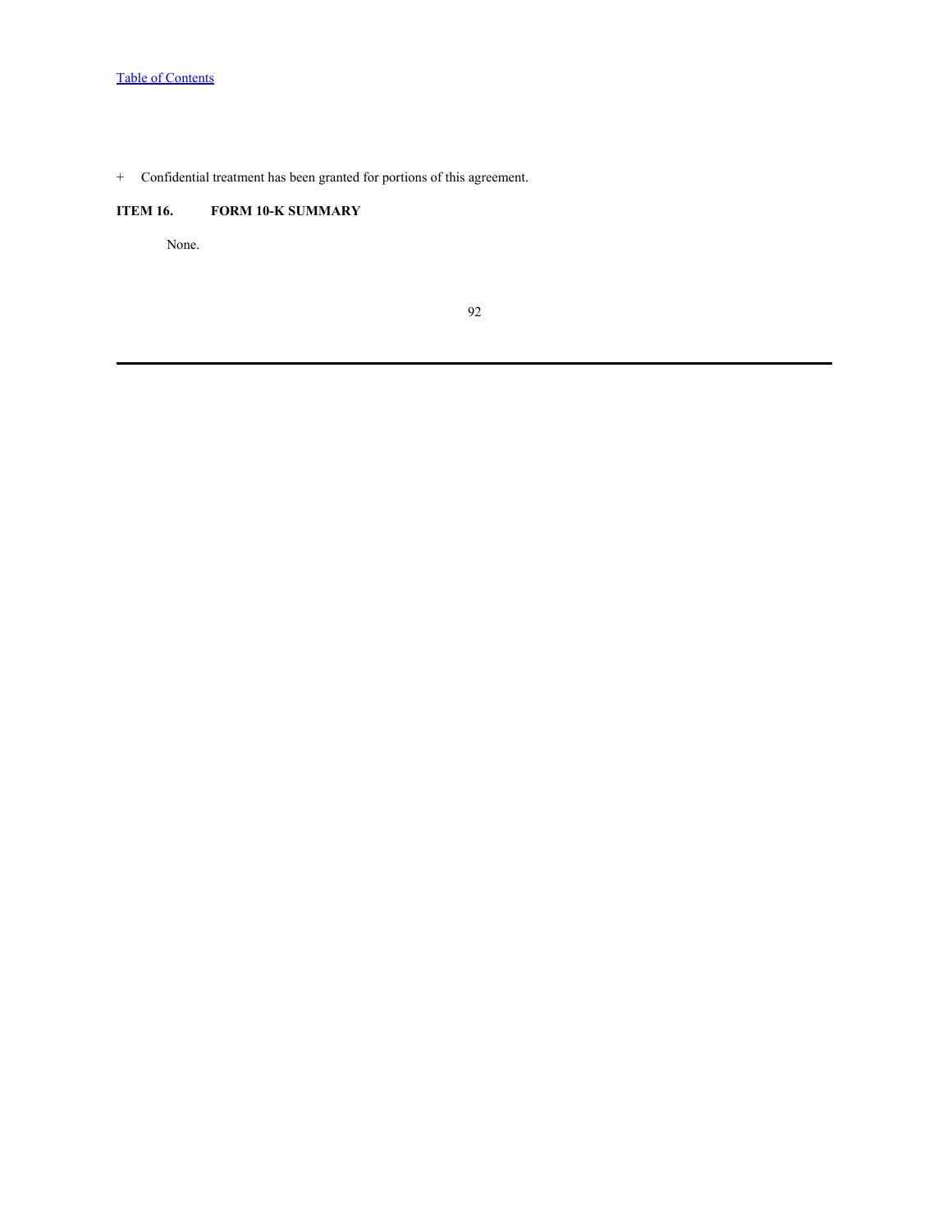+ Confidential treatment has been granted for portions of this agreement.

**ITEM 16. FORM 10-K SUMMARY**

None.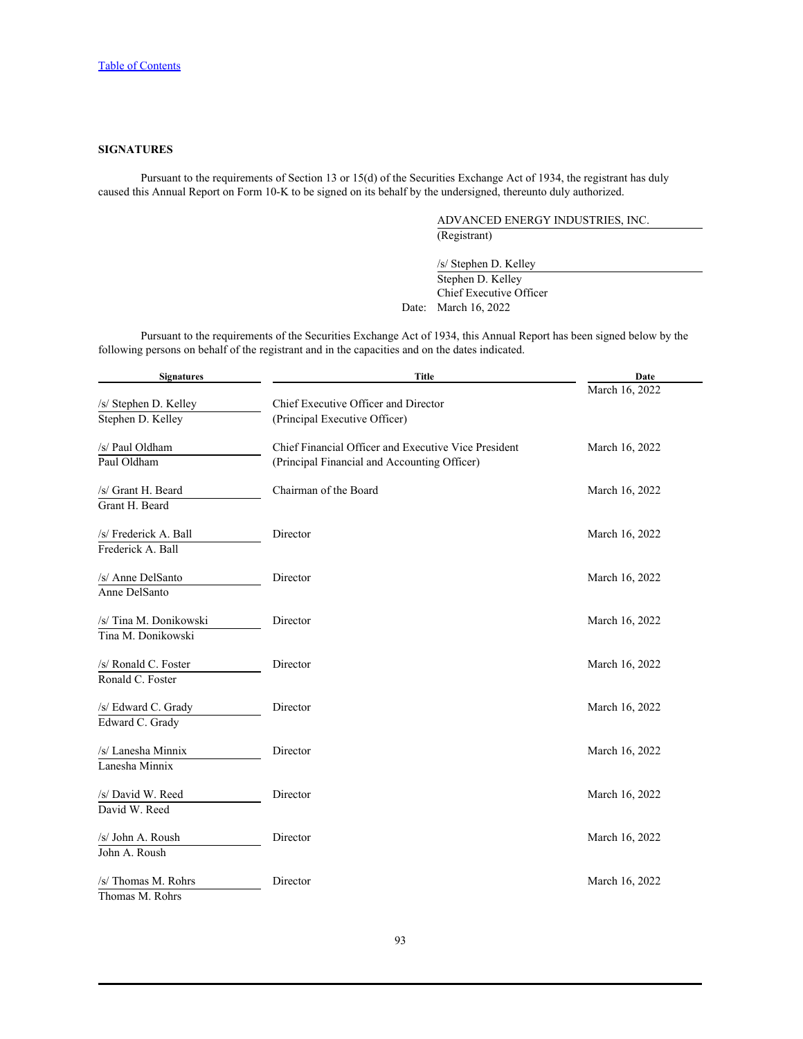[Table of Contents]

**SIGNATURES**

Pursuant to the requirements of Section 13 or 15(d) of the Securities Exchange Act of 1934, the registrant has duly caused this Annual Report on Form 10-K to be signed on its behalf by the undersigned, thereunto duly authorized.

ADVANCED ENERGY INDUSTRIES, INC.
(Registrant)

/s/ Stephen D. Kelley
Stephen D. Kelley
Chief Executive Officer
Date: March 16, 2022

Pursuant to the requirements of the Securities Exchange Act of 1934, this Annual Report has been signed below by the following persons on behalf of the registrant and in the capacities and on the dates indicated.

| Signatures | Title | Date |
|---|---|---|
| /s/ Stephen D. Kelley<br>Stephen D. Kelley | Chief Executive Officer and Director<br>(Principal Executive Officer) | March 16, 2022 |
| /s/ Paul Oldham<br>Paul Oldham | Chief Financial Officer and Executive Vice President<br>(Principal Financial and Accounting Officer) | March 16, 2022 |
| /s/ Grant H. Beard<br>Grant H. Beard | Chairman of the Board | March 16, 2022 |
| /s/ Frederick A. Ball<br>Frederick A. Ball | Director | March 16, 2022 |
| /s/ Anne DelSanto<br>Anne DelSanto | Director | March 16, 2022 |
| /s/ Tina M. Donikowski<br>Tina M. Donikowski | Director | March 16, 2022 |
| /s/ Ronald C. Foster<br>Ronald C. Foster | Director | March 16, 2022 |
| /s/ Edward C. Grady<br>Edward C. Grady | Director | March 16, 2022 |
| /s/ Lanesha Minnix<br>Lanesha Minnix | Director | March 16, 2022 |
| /s/ David W. Reed<br>David W. Reed | Director | March 16, 2022 |
| /s/ John A. Roush<br>John A. Roush | Director | March 16, 2022 |
| /s/ Thomas M. Rohrs<br>Thomas M. Rohrs | Director | March 16, 2022 |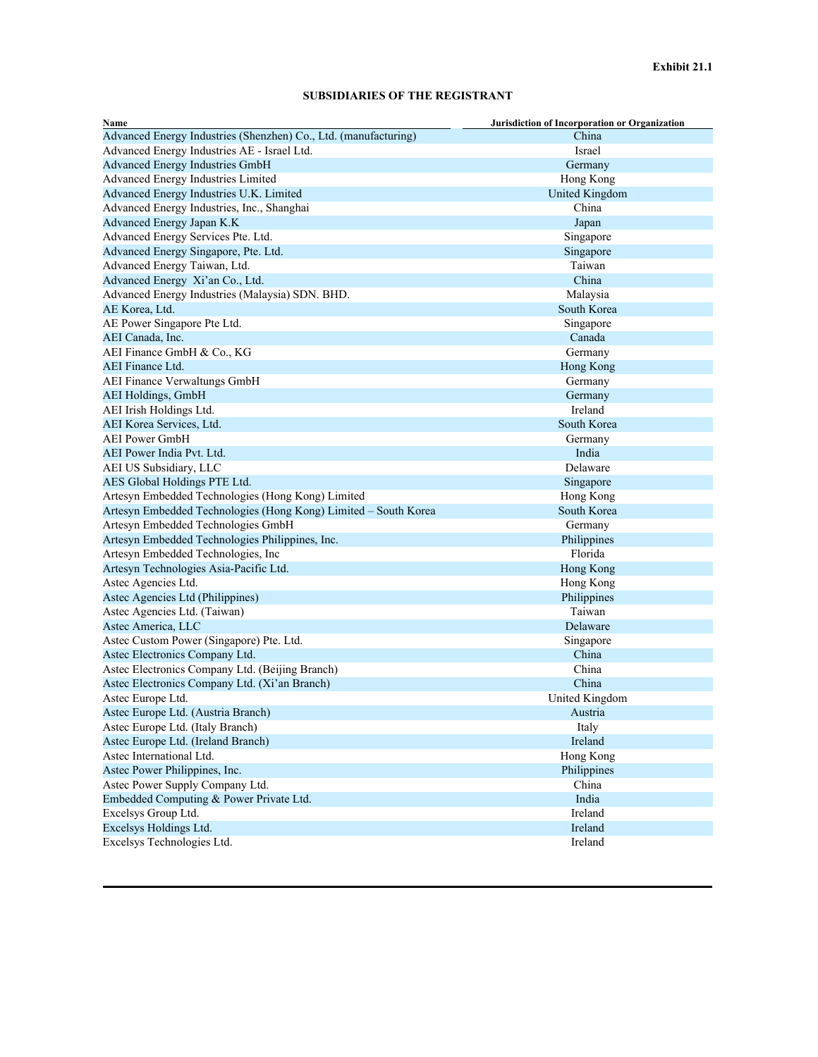**Exhibit 21.1**

**SUBSIDIARIES OF THE REGISTRANT**

| Name | Jurisdiction of Incorporation or Organization |
|---|---|
| Advanced Energy Industries (Shenzhen) Co., Ltd. (manufacturing) | China |
| Advanced Energy Industries AE - Israel Ltd. | Israel |
| Advanced Energy Industries GmbH | Germany |
| Advanced Energy Industries Limited | Hong Kong |
| Advanced Energy Industries U.K. Limited | United Kingdom |
| Advanced Energy Industries, Inc., Shanghai | China |
| Advanced Energy Japan K.K | Japan |
| Advanced Energy Services Pte. Ltd. | Singapore |
| Advanced Energy Singapore, Pte. Ltd. | Singapore |
| Advanced Energy Taiwan, Ltd. | Taiwan |
| Advanced Energy  Xi'an Co., Ltd. | China |
| Advanced Energy Industries (Malaysia) SDN. BHD. | Malaysia |
| AE Korea, Ltd. | South Korea |
| AE Power Singapore Pte Ltd. | Singapore |
| AEI Canada, Inc. | Canada |
| AEI Finance GmbH & Co., KG | Germany |
| AEI Finance Ltd. | Hong Kong |
| AEI Finance Verwaltungs GmbH | Germany |
| AEI Holdings, GmbH | Germany |
| AEI Irish Holdings Ltd. | Ireland |
| AEI Korea Services, Ltd. | South Korea |
| AEI Power GmbH | Germany |
| AEI Power India Pvt. Ltd. | India |
| AEI US Subsidiary, LLC | Delaware |
| AES Global Holdings PTE Ltd. | Singapore |
| Artesyn Embedded Technologies (Hong Kong) Limited | Hong Kong |
| Artesyn Embedded Technologies (Hong Kong) Limited – South Korea | South Korea |
| Artesyn Embedded Technologies GmbH | Germany |
| Artesyn Embedded Technologies Philippines, Inc. | Philippines |
| Artesyn Embedded Technologies, Inc | Florida |
| Artesyn Technologies Asia-Pacific Ltd. | Hong Kong |
| Astec Agencies Ltd. | Hong Kong |
| Astec Agencies Ltd (Philippines) | Philippines |
| Astec Agencies Ltd. (Taiwan) | Taiwan |
| Astec America, LLC | Delaware |
| Astec Custom Power (Singapore) Pte. Ltd. | Singapore |
| Astec Electronics Company Ltd. | China |
| Astec Electronics Company Ltd. (Beijing Branch) | China |
| Astec Electronics Company Ltd. (Xi'an Branch) | China |
| Astec Europe Ltd. | United Kingdom |
| Astec Europe Ltd. (Austria Branch) | Austria |
| Astec Europe Ltd. (Italy Branch) | Italy |
| Astec Europe Ltd. (Ireland Branch) | Ireland |
| Astec International Ltd. | Hong Kong |
| Astec Power Philippines, Inc. | Philippines |
| Astec Power Supply Company Ltd. | China |
| Embedded Computing & Power Private Ltd. | India |
| Excelsys Group Ltd. | Ireland |
| Excelsys Holdings Ltd. | Ireland |
| Excelsys Technologies Ltd. | Ireland |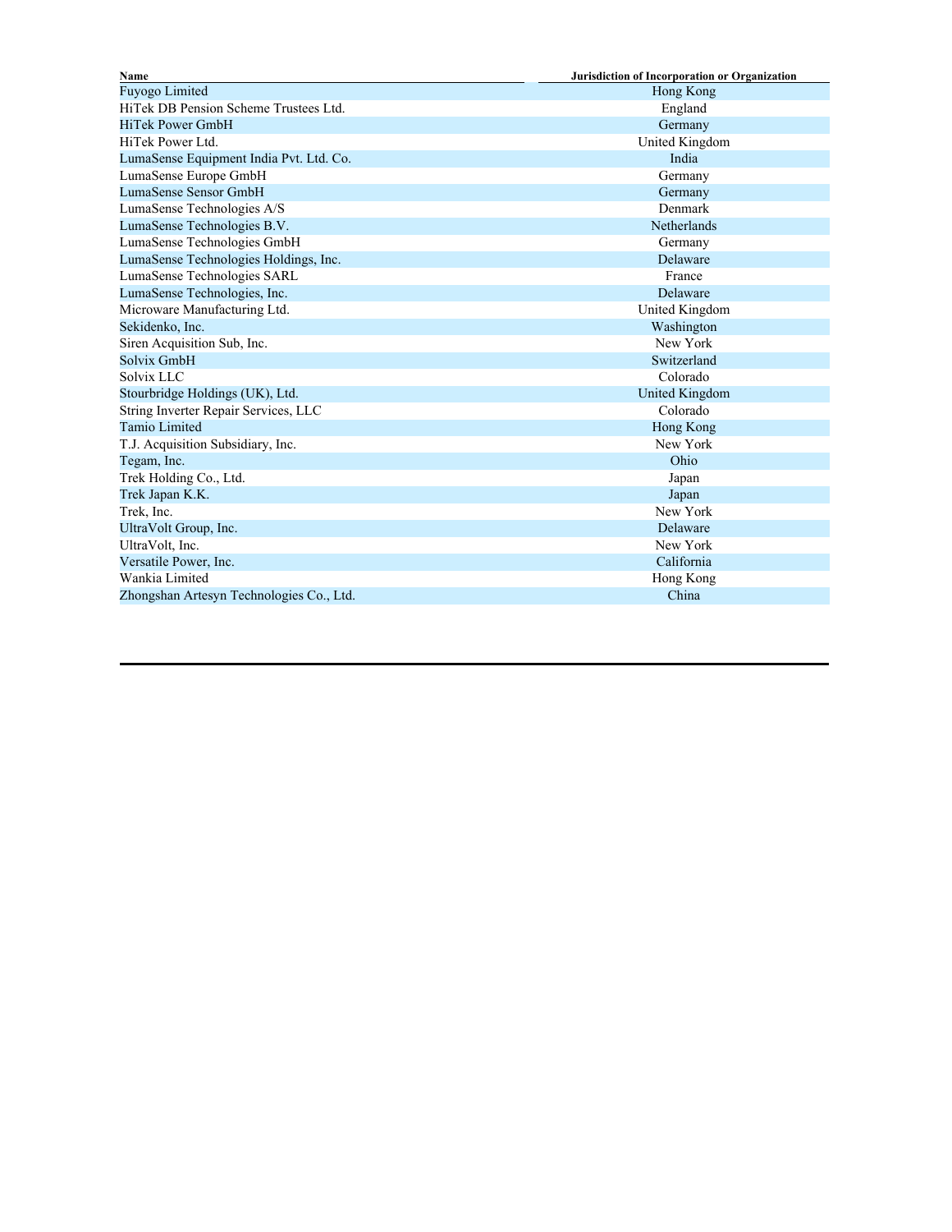| Name | Jurisdiction of Incorporation or Organization |
| --- | --- |
| Fuyogo Limited | Hong Kong |
| HiTek DB Pension Scheme Trustees Ltd. | England |
| HiTek Power GmbH | Germany |
| HiTek Power Ltd. | United Kingdom |
| LumaSense Equipment India Pvt. Ltd. Co. | India |
| LumaSense Europe GmbH | Germany |
| LumaSense Sensor GmbH | Germany |
| LumaSense Technologies A/S | Denmark |
| LumaSense Technologies B.V. | Netherlands |
| LumaSense Technologies GmbH | Germany |
| LumaSense Technologies Holdings, Inc. | Delaware |
| LumaSense Technologies SARL | France |
| LumaSense Technologies, Inc. | Delaware |
| Microware Manufacturing Ltd. | United Kingdom |
| Sekidenko, Inc. | Washington |
| Siren Acquisition Sub, Inc. | New York |
| Solvix GmbH | Switzerland |
| Solvix LLC | Colorado |
| Stourbridge Holdings (UK), Ltd. | United Kingdom |
| String Inverter Repair Services, LLC | Colorado |
| Tamio Limited | Hong Kong |
| T.J. Acquisition Subsidiary, Inc. | New York |
| Tegam, Inc. | Ohio |
| Trek Holding Co., Ltd. | Japan |
| Trek Japan K.K. | Japan |
| Trek, Inc. | New York |
| UltraVolt Group, Inc. | Delaware |
| UltraVolt, Inc. | New York |
| Versatile Power, Inc. | California |
| Wankia Limited | Hong Kong |
| Zhongshan Artesyn Technologies Co., Ltd. | China |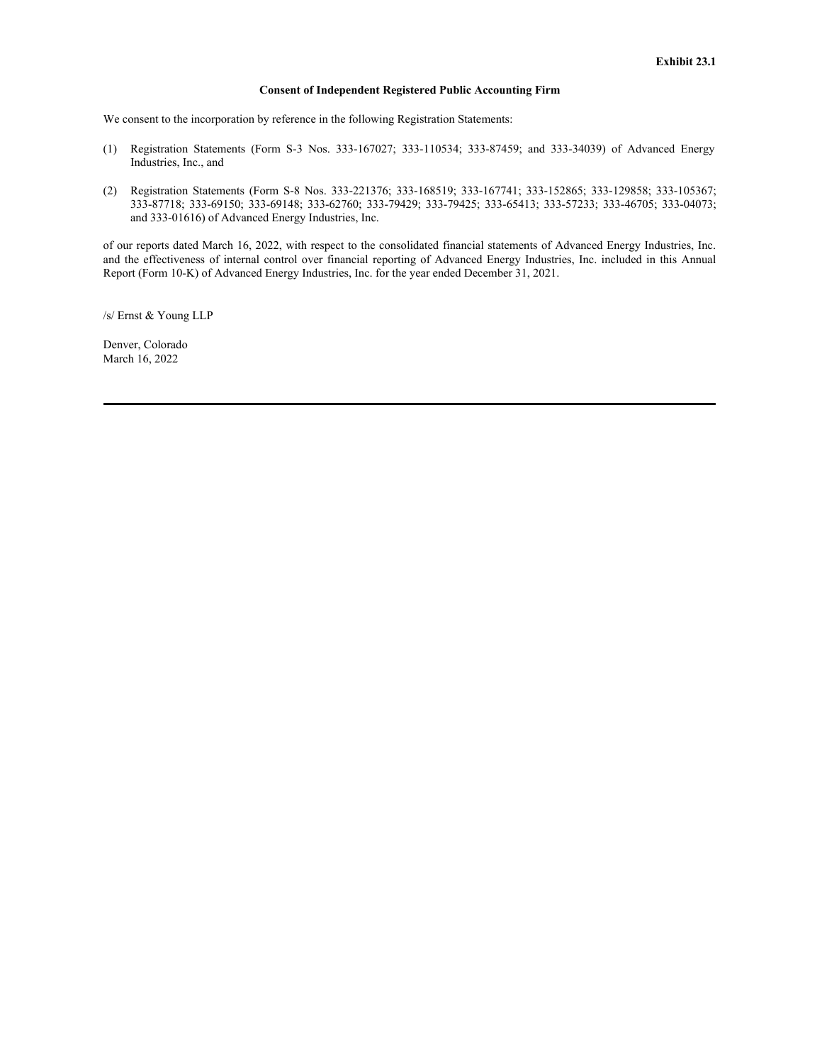**Exhibit 23.1**

**Consent of Independent Registered Public Accounting Firm**

We consent to the incorporation by reference in the following Registration Statements:

(1) Registration Statements (Form S-3 Nos. 333-167027; 333-110534; 333-87459; and 333-34039) of Advanced Energy Industries, Inc., and

(2) Registration Statements (Form S-8 Nos. 333-221376; 333-168519; 333-167741; 333-152865; 333-129858; 333-105367; 333-87718; 333-69150; 333-69148; 333-62760; 333-79429; 333-79425; 333-65413; 333-57233; 333-46705; 333-04073; and 333-01616) of Advanced Energy Industries, Inc.

of our reports dated March 16, 2022, with respect to the consolidated financial statements of Advanced Energy Industries, Inc. and the effectiveness of internal control over financial reporting of Advanced Energy Industries, Inc. included in this Annual Report (Form 10-K) of Advanced Energy Industries, Inc. for the year ended December 31, 2021.

/s/ Ernst & Young LLP

Denver, Colorado
March 16, 2022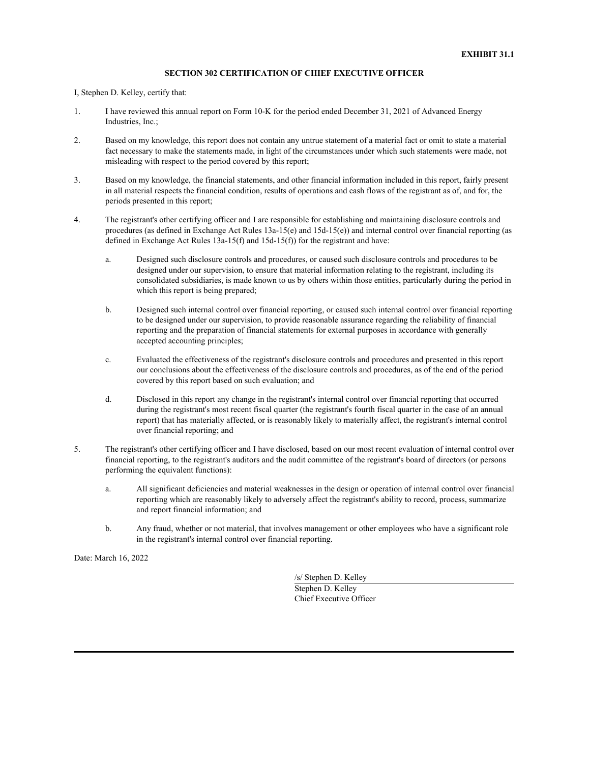**EXHIBIT 31.1**

## SECTION 302 CERTIFICATION OF CHIEF EXECUTIVE OFFICER

I, Stephen D. Kelley, certify that:

1. I have reviewed this annual report on Form 10-K for the period ended December 31, 2021 of Advanced Energy Industries, Inc.;

2. Based on my knowledge, this report does not contain any untrue statement of a material fact or omit to state a material fact necessary to make the statements made, in light of the circumstances under which such statements were made, not misleading with respect to the period covered by this report;

3. Based on my knowledge, the financial statements, and other financial information included in this report, fairly present in all material respects the financial condition, results of operations and cash flows of the registrant as of, and for, the periods presented in this report;

4. The registrant's other certifying officer and I are responsible for establishing and maintaining disclosure controls and procedures (as defined in Exchange Act Rules 13a-15(e) and 15d-15(e)) and internal control over financial reporting (as defined in Exchange Act Rules 13a-15(f) and 15d-15(f)) for the registrant and have:

   a. Designed such disclosure controls and procedures, or caused such disclosure controls and procedures to be designed under our supervision, to ensure that material information relating to the registrant, including its consolidated subsidiaries, is made known to us by others within those entities, particularly during the period in which this report is being prepared;

   b. Designed such internal control over financial reporting, or caused such internal control over financial reporting to be designed under our supervision, to provide reasonable assurance regarding the reliability of financial reporting and the preparation of financial statements for external purposes in accordance with generally accepted accounting principles;

   c. Evaluated the effectiveness of the registrant's disclosure controls and procedures and presented in this report our conclusions about the effectiveness of the disclosure controls and procedures, as of the end of the period covered by this report based on such evaluation; and

   d. Disclosed in this report any change in the registrant's internal control over financial reporting that occurred during the registrant's most recent fiscal quarter (the registrant's fourth fiscal quarter in the case of an annual report) that has materially affected, or is reasonably likely to materially affect, the registrant's internal control over financial reporting; and

5. The registrant's other certifying officer and I have disclosed, based on our most recent evaluation of internal control over financial reporting, to the registrant's auditors and the audit committee of the registrant's board of directors (or persons performing the equivalent functions):

   a. All significant deficiencies and material weaknesses in the design or operation of internal control over financial reporting which are reasonably likely to adversely affect the registrant's ability to record, process, summarize and report financial information; and

   b. Any fraud, whether or not material, that involves management or other employees who have a significant role in the registrant's internal control over financial reporting.

Date: March 16, 2022

/s/ Stephen D. Kelley
Stephen D. Kelley
Chief Executive Officer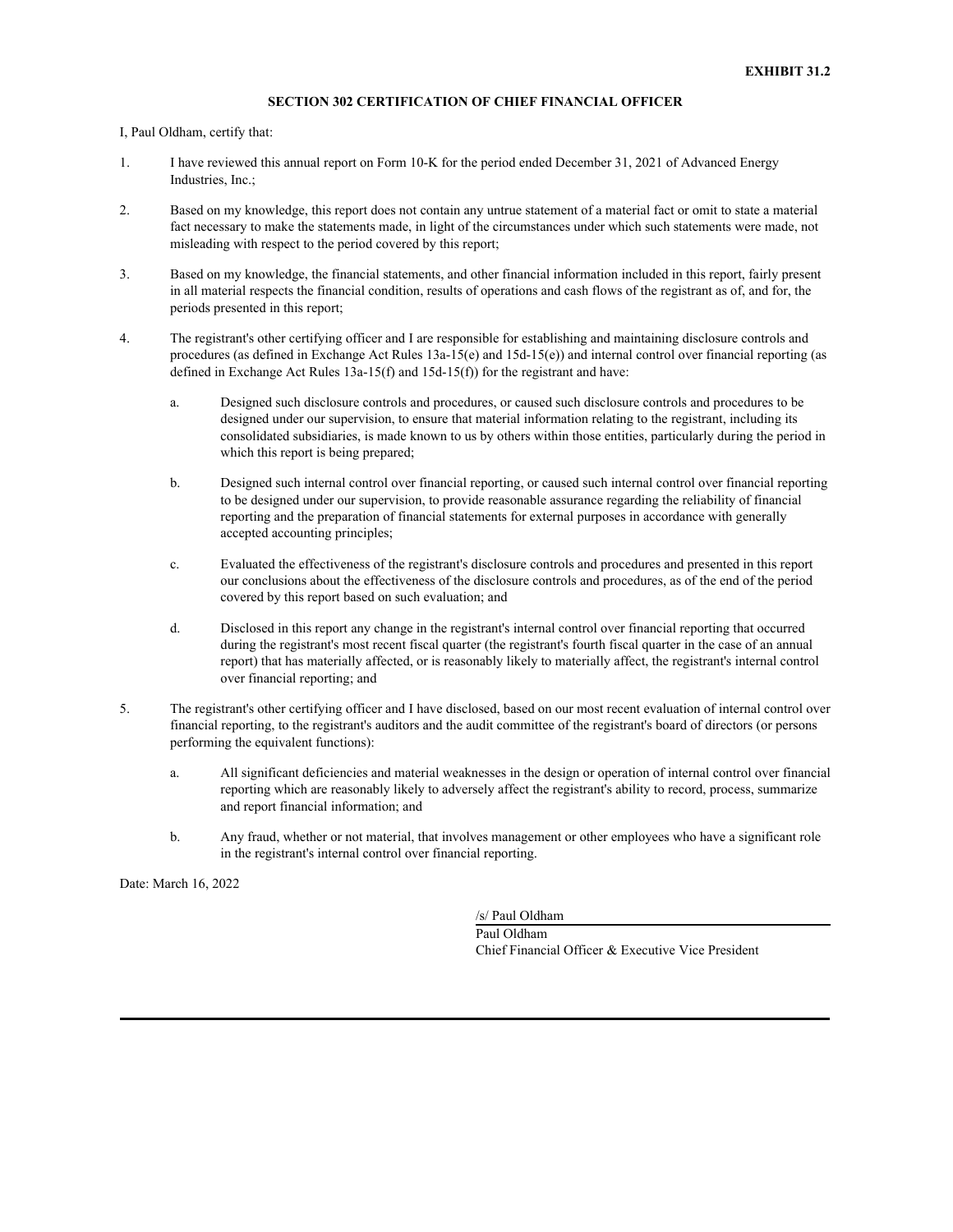**EXHIBIT 31.2**

**SECTION 302 CERTIFICATION OF CHIEF FINANCIAL OFFICER**

I, Paul Oldham, certify that:

1. I have reviewed this annual report on Form 10-K for the period ended December 31, 2021 of Advanced Energy Industries, Inc.;

2. Based on my knowledge, this report does not contain any untrue statement of a material fact or omit to state a material fact necessary to make the statements made, in light of the circumstances under which such statements were made, not misleading with respect to the period covered by this report;

3. Based on my knowledge, the financial statements, and other financial information included in this report, fairly present in all material respects the financial condition, results of operations and cash flows of the registrant as of, and for, the periods presented in this report;

4. The registrant's other certifying officer and I are responsible for establishing and maintaining disclosure controls and procedures (as defined in Exchange Act Rules 13a-15(e) and 15d-15(e)) and internal control over financial reporting (as defined in Exchange Act Rules 13a-15(f) and 15d-15(f)) for the registrant and have:

   a. Designed such disclosure controls and procedures, or caused such disclosure controls and procedures to be designed under our supervision, to ensure that material information relating to the registrant, including its consolidated subsidiaries, is made known to us by others within those entities, particularly during the period in which this report is being prepared;

   b. Designed such internal control over financial reporting, or caused such internal control over financial reporting to be designed under our supervision, to provide reasonable assurance regarding the reliability of financial reporting and the preparation of financial statements for external purposes in accordance with generally accepted accounting principles;

   c. Evaluated the effectiveness of the registrant's disclosure controls and procedures and presented in this report our conclusions about the effectiveness of the disclosure controls and procedures, as of the end of the period covered by this report based on such evaluation; and

   d. Disclosed in this report any change in the registrant's internal control over financial reporting that occurred during the registrant's most recent fiscal quarter (the registrant's fourth fiscal quarter in the case of an annual report) that has materially affected, or is reasonably likely to materially affect, the registrant's internal control over financial reporting; and

5. The registrant's other certifying officer and I have disclosed, based on our most recent evaluation of internal control over financial reporting, to the registrant's auditors and the audit committee of the registrant's board of directors (or persons performing the equivalent functions):

   a. All significant deficiencies and material weaknesses in the design or operation of internal control over financial reporting which are reasonably likely to adversely affect the registrant's ability to record, process, summarize and report financial information; and

   b. Any fraud, whether or not material, that involves management or other employees who have a significant role in the registrant's internal control over financial reporting.

Date: March 16, 2022

/s/ Paul Oldham

Paul Oldham

Chief Financial Officer & Executive Vice President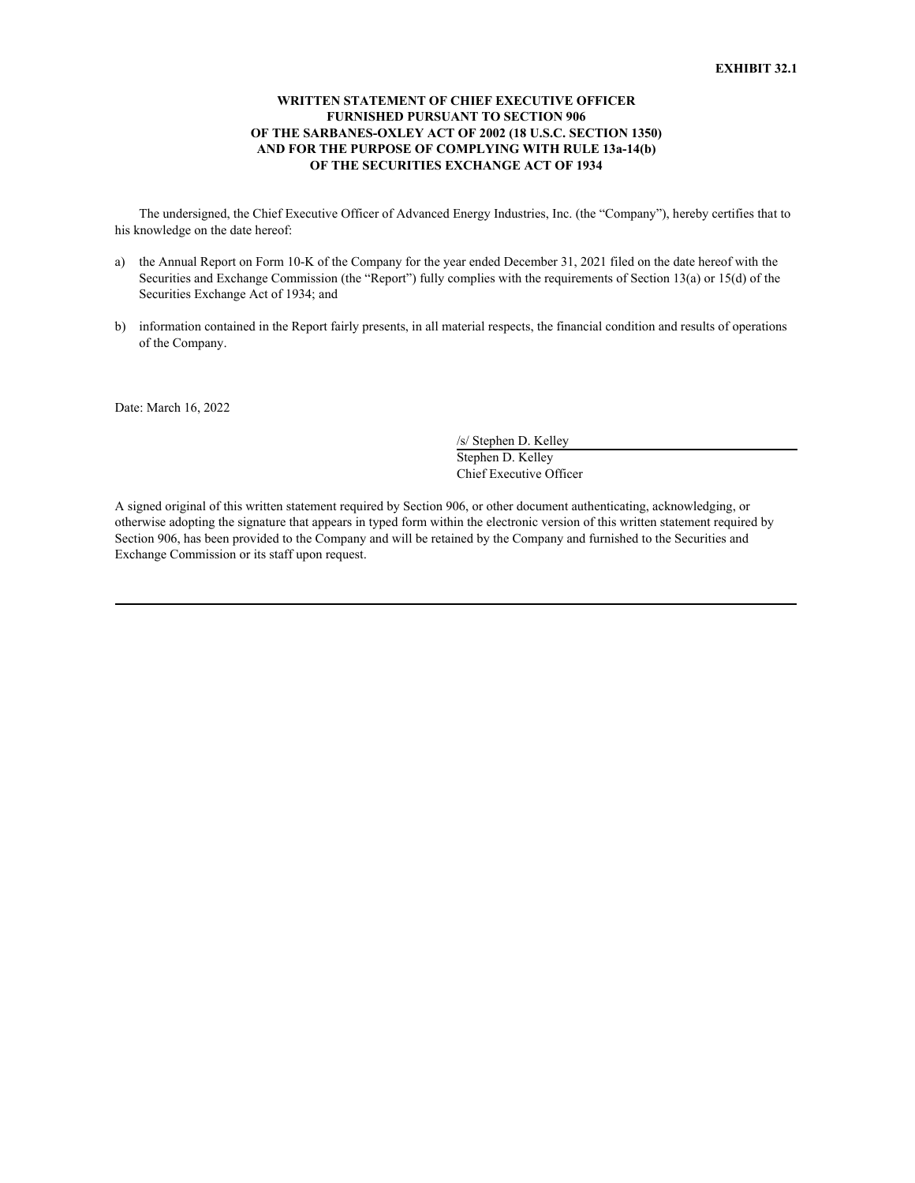**EXHIBIT 32.1**

**WRITTEN STATEMENT OF CHIEF EXECUTIVE OFFICER
FURNISHED PURSUANT TO SECTION 906
OF THE SARBANES-OXLEY ACT OF 2002 (18 U.S.C. SECTION 1350)
AND FOR THE PURPOSE OF COMPLYING WITH RULE 13a-14(b)
OF THE SECURITIES EXCHANGE ACT OF 1934**

The undersigned, the Chief Executive Officer of Advanced Energy Industries, Inc. (the "Company"), hereby certifies that to his knowledge on the date hereof:

a) the Annual Report on Form 10-K of the Company for the year ended December 31, 2021 filed on the date hereof with the Securities and Exchange Commission (the "Report") fully complies with the requirements of Section 13(a) or 15(d) of the Securities Exchange Act of 1934; and

b) information contained in the Report fairly presents, in all material respects, the financial condition and results of operations of the Company.

Date: March 16, 2022

/s/ Stephen D. Kelley
Stephen D. Kelley
Chief Executive Officer

A signed original of this written statement required by Section 906, or other document authenticating, acknowledging, or otherwise adopting the signature that appears in typed form within the electronic version of this written statement required by Section 906, has been provided to the Company and will be retained by the Company and furnished to the Securities and Exchange Commission or its staff upon request.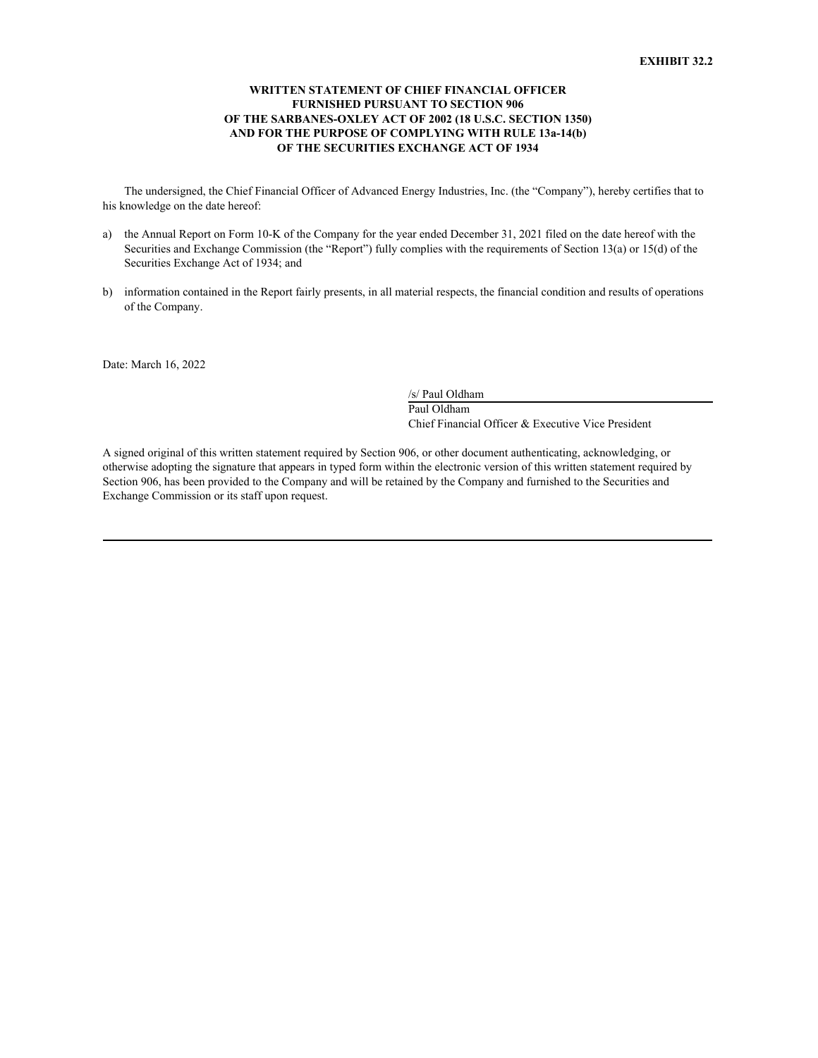**EXHIBIT 32.2**

**WRITTEN STATEMENT OF CHIEF FINANCIAL OFFICER
FURNISHED PURSUANT TO SECTION 906
OF THE SARBANES-OXLEY ACT OF 2002 (18 U.S.C. SECTION 1350)
AND FOR THE PURPOSE OF COMPLYING WITH RULE 13a-14(b)
OF THE SECURITIES EXCHANGE ACT OF 1934**

The undersigned, the Chief Financial Officer of Advanced Energy Industries, Inc. (the "Company"), hereby certifies that to his knowledge on the date hereof:

a) the Annual Report on Form 10-K of the Company for the year ended December 31, 2021 filed on the date hereof with the Securities and Exchange Commission (the "Report") fully complies with the requirements of Section 13(a) or 15(d) of the Securities Exchange Act of 1934; and

b) information contained in the Report fairly presents, in all material respects, the financial condition and results of operations of the Company.

Date: March 16, 2022

/s/ Paul Oldham
Paul Oldham
Chief Financial Officer & Executive Vice President

A signed original of this written statement required by Section 906, or other document authenticating, acknowledging, or otherwise adopting the signature that appears in typed form within the electronic version of this written statement required by Section 906, has been provided to the Company and will be retained by the Company and furnished to the Securities and Exchange Commission or its staff upon request.